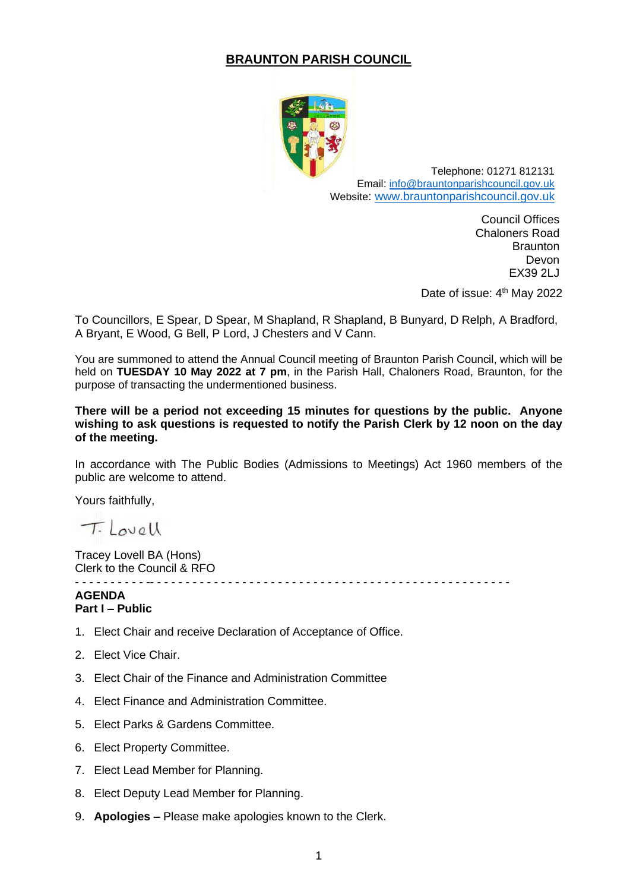# BRAUNTON PARISH COUNCIL

Telephone: 01271 812131
Email: info@brauntonparishcouncil.gov.uk
Website: www.brauntonparishcouncil.gov.uk

Council Offices
Chaloners Road
Braunton
Devon
EX39 2LJ

Date of issue: 4th May 2022

To Councillors, E Spear, D Spear, M Shapland, R Shapland, B Bunyard, D Relph, A Bradford, A Bryant, E Wood, G Bell, P Lord, J Chesters and V Cann.

You are summoned to attend the Annual Council meeting of Braunton Parish Council, which will be held on **TUESDAY 10 May 2022 at 7 pm**, in the Parish Hall, Chaloners Road, Braunton, for the purpose of transacting the undermentioned business.

**There will be a period not exceeding 15 minutes for questions by the public. Anyone wishing to ask questions is requested to notify the Parish Clerk by 12 noon on the day of the meeting.**

In accordance with The Public Bodies (Admissions to Meetings) Act 1960 members of the public are welcome to attend.

Yours faithfully,

T. Lovell

Tracey Lovell BA (Hons)
Clerk to the Council & RFO

---

**AGENDA**
**Part I – Public**

1. Elect Chair and receive Declaration of Acceptance of Office.
2. Elect Vice Chair.
3. Elect Chair of the Finance and Administration Committee
4. Elect Finance and Administration Committee.
5. Elect Parks & Gardens Committee.
6. Elect Property Committee.
7. Elect Lead Member for Planning.
8. Elect Deputy Lead Member for Planning.
9. **Apologies –** Please make apologies known to the Clerk.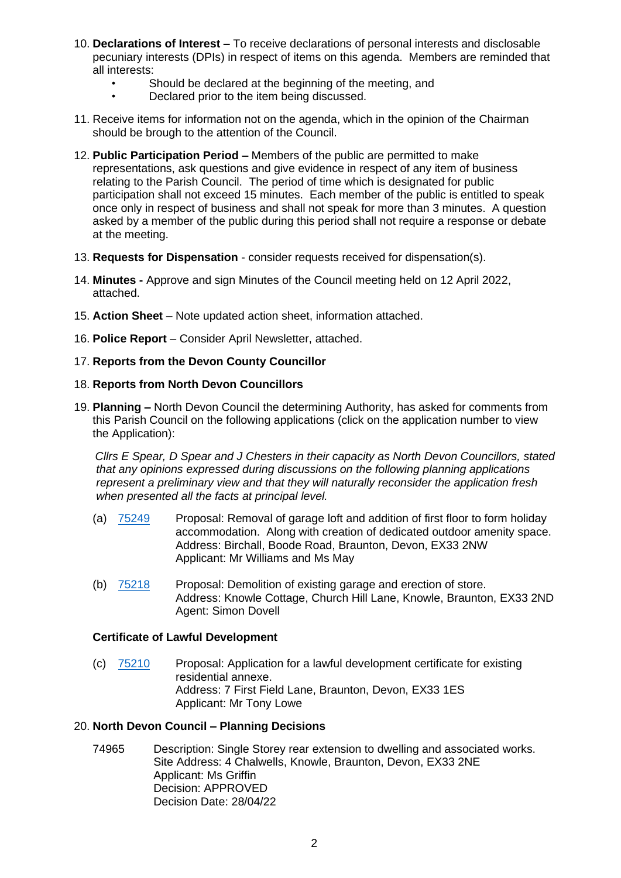10. **Declarations of Interest –** To receive declarations of personal interests and disclosable pecuniary interests (DPIs) in respect of items on this agenda. Members are reminded that all interests:
    - Should be declared at the beginning of the meeting, and
    - Declared prior to the item being discussed.

11. Receive items for information not on the agenda, which in the opinion of the Chairman should be brough to the attention of the Council.

12. **Public Participation Period –** Members of the public are permitted to make representations, ask questions and give evidence in respect of any item of business relating to the Parish Council. The period of time which is designated for public participation shall not exceed 15 minutes. Each member of the public is entitled to speak once only in respect of business and shall not speak for more than 3 minutes. A question asked by a member of the public during this period shall not require a response or debate at the meeting.

13. **Requests for Dispensation** - consider requests received for dispensation(s).

14. **Minutes -** Approve and sign Minutes of the Council meeting held on 12 April 2022, attached.

15. **Action Sheet** – Note updated action sheet, information attached.

16. **Police Report** – Consider April Newsletter, attached.

17. **Reports from the Devon County Councillor**

18. **Reports from North Devon Councillors**

19. **Planning –** North Devon Council the determining Authority, has asked for comments from this Parish Council on the following applications (click on the application number to view the Application):

    *Cllrs E Spear, D Spear and J Chesters in their capacity as North Devon Councillors, stated that any opinions expressed during discussions on the following planning applications represent a preliminary view and that they will naturally reconsider the application fresh when presented all the facts at principal level.*

    (a) 75249 Proposal: Removal of garage loft and addition of first floor to form holiday accommodation. Along with creation of dedicated outdoor amenity space.
    Address: Birchall, Boode Road, Braunton, Devon, EX33 2NW
    Applicant: Mr Williams and Ms May

    (b) 75218 Proposal: Demolition of existing garage and erection of store.
    Address: Knowle Cottage, Church Hill Lane, Knowle, Braunton, EX33 2ND
    Agent: Simon Dovell

    **Certificate of Lawful Development**

    (c) 75210 Proposal: Application for a lawful development certificate for existing residential annexe.
    Address: 7 First Field Lane, Braunton, Devon, EX33 1ES
    Applicant: Mr Tony Lowe

20. **North Devon Council – Planning Decisions**

    74965 Description: Single Storey rear extension to dwelling and associated works.
    Site Address: 4 Chalwells, Knowle, Braunton, Devon, EX33 2NE
    Applicant: Ms Griffin
    Decision: APPROVED
    Decision Date: 28/04/22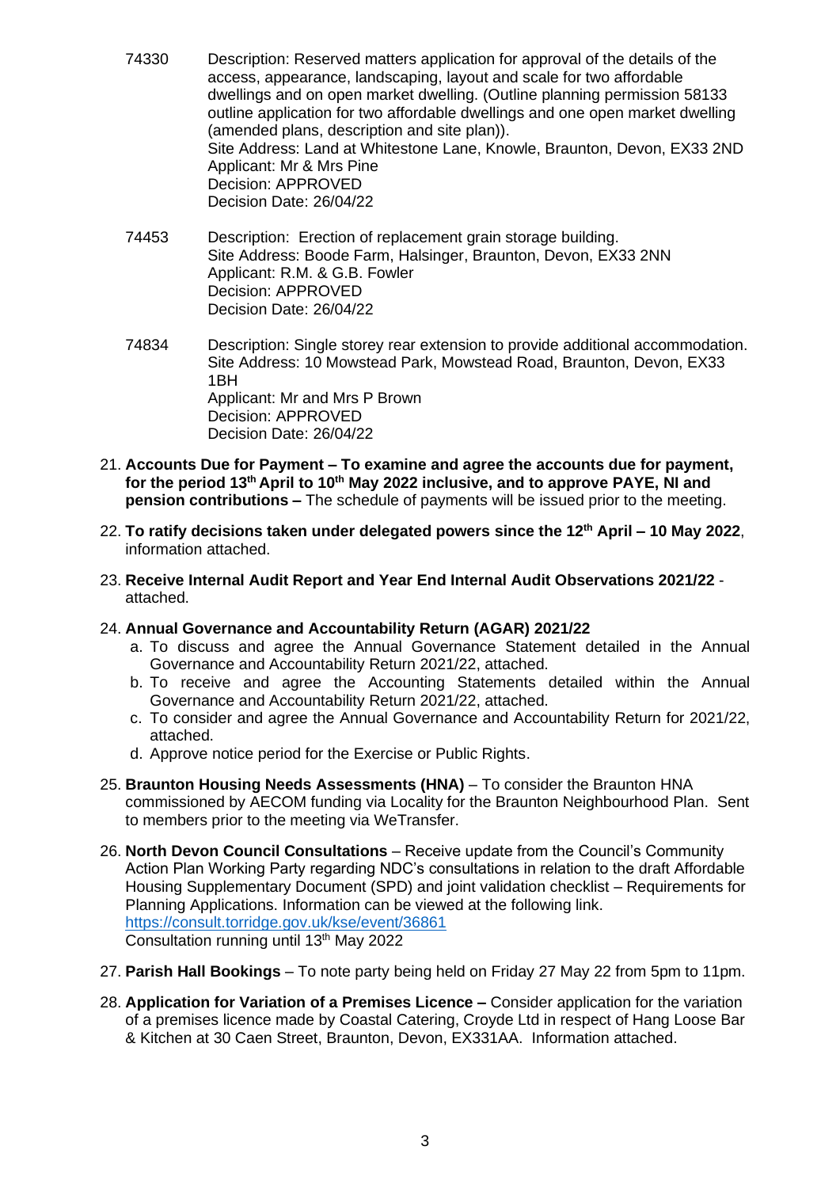74330 Description: Reserved matters application for approval of the details of the access, appearance, landscaping, layout and scale for two affordable dwellings and on open market dwelling. (Outline planning permission 58133 outline application for two affordable dwellings and one open market dwelling (amended plans, description and site plan)).
Site Address: Land at Whitestone Lane, Knowle, Braunton, Devon, EX33 2ND
Applicant: Mr & Mrs Pine
Decision: APPROVED
Decision Date: 26/04/22

74453 Description: Erection of replacement grain storage building.
Site Address: Boode Farm, Halsinger, Braunton, Devon, EX33 2NN
Applicant: R.M. & G.B. Fowler
Decision: APPROVED
Decision Date: 26/04/22

74834 Description: Single storey rear extension to provide additional accommodation.
Site Address: 10 Mowstead Park, Mowstead Road, Braunton, Devon, EX33 1BH
Applicant: Mr and Mrs P Brown
Decision: APPROVED
Decision Date: 26/04/22

21. **Accounts Due for Payment – To examine and agree the accounts due for payment, for the period 13th April to 10th May 2022 inclusive, and to approve PAYE, NI and pension contributions –** The schedule of payments will be issued prior to the meeting.

22. **To ratify decisions taken under delegated powers since the 12th April – 10 May 2022**, information attached.

23. **Receive Internal Audit Report and Year End Internal Audit Observations 2021/22** - attached.

24. **Annual Governance and Accountability Return (AGAR) 2021/22**
    a. To discuss and agree the Annual Governance Statement detailed in the Annual Governance and Accountability Return 2021/22, attached.
    b. To receive and agree the Accounting Statements detailed within the Annual Governance and Accountability Return 2021/22, attached.
    c. To consider and agree the Annual Governance and Accountability Return for 2021/22, attached.
    d. Approve notice period for the Exercise or Public Rights.

25. **Braunton Housing Needs Assessments (HNA)** – To consider the Braunton HNA commissioned by AECOM funding via Locality for the Braunton Neighbourhood Plan. Sent to members prior to the meeting via WeTransfer.

26. **North Devon Council Consultations** – Receive update from the Council's Community Action Plan Working Party regarding NDC's consultations in relation to the draft Affordable Housing Supplementary Document (SPD) and joint validation checklist – Requirements for Planning Applications. Information can be viewed at the following link.
    https://consult.torridge.gov.uk/kse/event/36861
    Consultation running until 13th May 2022

27. **Parish Hall Bookings** – To note party being held on Friday 27 May 22 from 5pm to 11pm.

28. **Application for Variation of a Premises Licence –** Consider application for the variation of a premises licence made by Coastal Catering, Croyde Ltd in respect of Hang Loose Bar & Kitchen at 30 Caen Street, Braunton, Devon, EX331AA. Information attached.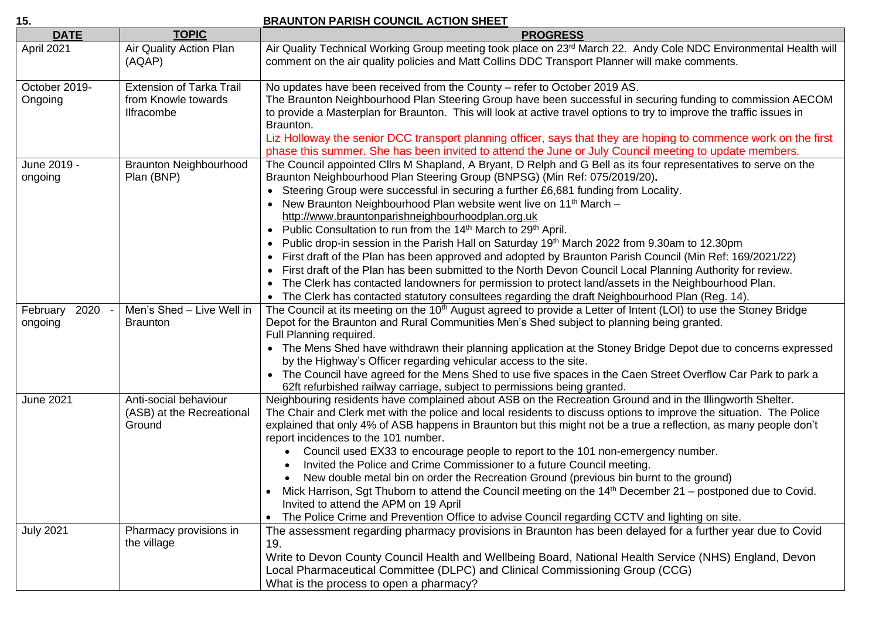**15.**

## BRAUNTON PARISH COUNCIL ACTION SHEET

| DATE | TOPIC | PROGRESS |
|---|---|---|
| April 2021 | Air Quality Action Plan (AQAP) | Air Quality Technical Working Group meeting took place on 23rd March 22. Andy Cole NDC Environmental Health will comment on the air quality policies and Matt Collins DDC Transport Planner will make comments. |
| October 2019- Ongoing | Extension of Tarka Trail from Knowle towards Ilfracombe | No updates have been received from the County – refer to October 2019 AS.<br>The Braunton Neighbourhood Plan Steering Group have been successful in securing funding to commission AECOM to provide a Masterplan for Braunton. This will look at active travel options to try to improve the traffic issues in Braunton.<br>Liz Holloway the senior DCC transport planning officer, says that they are hoping to commence work on the first phase this summer. She has been invited to attend the June or July Council meeting to update members. |
| June 2019 - ongoing | Braunton Neighbourhood Plan (BNP) | The Council appointed Cllrs M Shapland, A Bryant, D Relph and G Bell as its four representatives to serve on the Braunton Neighbourhood Plan Steering Group (BNPSG) (Min Ref: 075/2019/20).<br>• Steering Group were successful in securing a further £6,681 funding from Locality.<br>• New Braunton Neighbourhood Plan website went live on 11th March – http://www.brauntonparishneighbourhoodplan.org.uk<br>• Public Consultation to run from the 14th March to 29th April.<br>• Public drop-in session in the Parish Hall on Saturday 19th March 2022 from 9.30am to 12.30pm<br>• First draft of the Plan has been approved and adopted by Braunton Parish Council (Min Ref: 169/2021/22)<br>• First draft of the Plan has been submitted to the North Devon Council Local Planning Authority for review.<br>• The Clerk has contacted landowners for permission to protect land/assets in the Neighbourhood Plan.<br>• The Clerk has contacted statutory consultees regarding the draft Neighbourhood Plan (Reg. 14). |
| February 2020 - ongoing | Men's Shed – Live Well in Braunton | The Council at its meeting on the 10th August agreed to provide a Letter of Intent (LOI) to use the Stoney Bridge Depot for the Braunton and Rural Communities Men's Shed subject to planning being granted.<br>Full Planning required.<br>• The Mens Shed have withdrawn their planning application at the Stoney Bridge Depot due to concerns expressed by the Highway's Officer regarding vehicular access to the site.<br>• The Council have agreed for the Mens Shed to use five spaces in the Caen Street Overflow Car Park to park a 62ft refurbished railway carriage, subject to permissions being granted. |
| June 2021 | Anti-social behaviour (ASB) at the Recreational Ground | Neighbouring residents have complained about ASB on the Recreation Ground and in the Illingworth Shelter.<br>The Chair and Clerk met with the police and local residents to discuss options to improve the situation. The Police explained that only 4% of ASB happens in Braunton but this might not be a true a reflection, as many people don't report incidences to the 101 number.<br>• Council used EX33 to encourage people to report to the 101 non-emergency number.<br>• Invited the Police and Crime Commissioner to a future Council meeting.<br>• New double metal bin on order the Recreation Ground (previous bin burnt to the ground)<br>• Mick Harrison, Sgt Thuborn to attend the Council meeting on the 14th December 21 – postponed due to Covid. Invited to attend the APM on 19 April<br>• The Police Crime and Prevention Office to advise Council regarding CCTV and lighting on site. |
| July 2021 | Pharmacy provisions in the village | The assessment regarding pharmacy provisions in Braunton has been delayed for a further year due to Covid 19.<br>Write to Devon County Council Health and Wellbeing Board, National Health Service (NHS) England, Devon Local Pharmaceutical Committee (DLPC) and Clinical Commissioning Group (CCG)<br>What is the process to open a pharmacy? |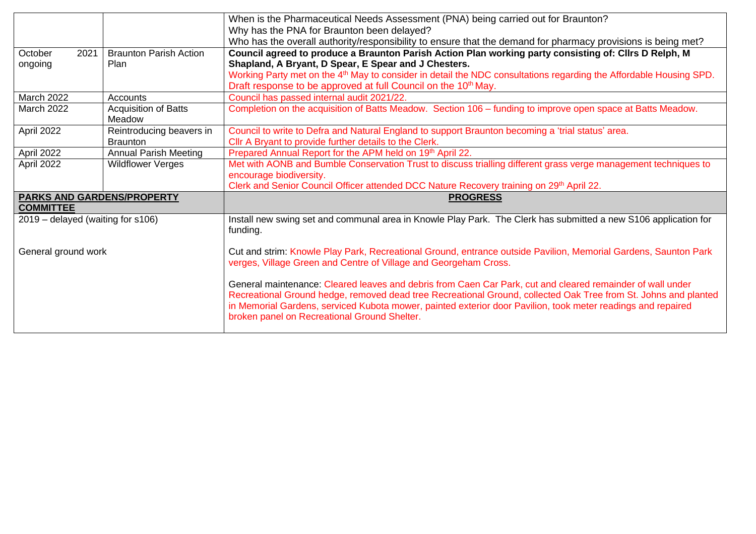| | | |
|---|---|---|
| | | When is the Pharmaceutical Needs Assessment (PNA) being carried out for Braunton?<br>Why has the PNA for Braunton been delayed?<br>Who has the overall authority/responsibility to ensure that the demand for pharmacy provisions is being met? |
| October 2021 ongoing | Braunton Parish Action Plan | **Council agreed to produce a Braunton Parish Action Plan working party consisting of: Cllrs D Relph, M Shapland, A Bryant, D Spear, E Spear and J Chesters.**<br>Working Party met on the 4th May to consider in detail the NDC consultations regarding the Affordable Housing SPD. Draft response to be approved at full Council on the 10th May. |
| March 2022 | Accounts | Council has passed internal audit 2021/22. |
| March 2022 | Acquisition of Batts Meadow | Completion on the acquisition of Batts Meadow. Section 106 – funding to improve open space at Batts Meadow. |
| April 2022 | Reintroducing beavers in Braunton | Council to write to Defra and Natural England to support Braunton becoming a 'trial status' area.<br>Cllr A Bryant to provide further details to the Clerk. |
| April 2022 | Annual Parish Meeting | Prepared Annual Report for the APM held on 19th April 22. |
| April 2022 | Wildflower Verges | Met with AONB and Bumble Conservation Trust to discuss trialling different grass verge management techniques to encourage biodiversity.<br>Clerk and Senior Council Officer attended DCC Nature Recovery training on 29th April 22. |

| **PARKS AND GARDENS/PROPERTY COMMITTEE** | **PROGRESS** |
|---|---|
| 2019 – delayed (waiting for s106) | Install new swing set and communal area in Knowle Play Park. The Clerk has submitted a new S106 application for funding. |
| General ground work | Cut and strim: Knowle Play Park, Recreational Ground, entrance outside Pavilion, Memorial Gardens, Saunton Park verges, Village Green and Centre of Village and Georgeham Cross.<br><br>General maintenance: Cleared leaves and debris from Caen Car Park, cut and cleared remainder of wall under Recreational Ground hedge, removed dead tree Recreational Ground, collected Oak Tree from St. Johns and planted in Memorial Gardens, serviced Kubota mower, painted exterior door Pavilion, took meter readings and repaired broken panel on Recreational Ground Shelter. |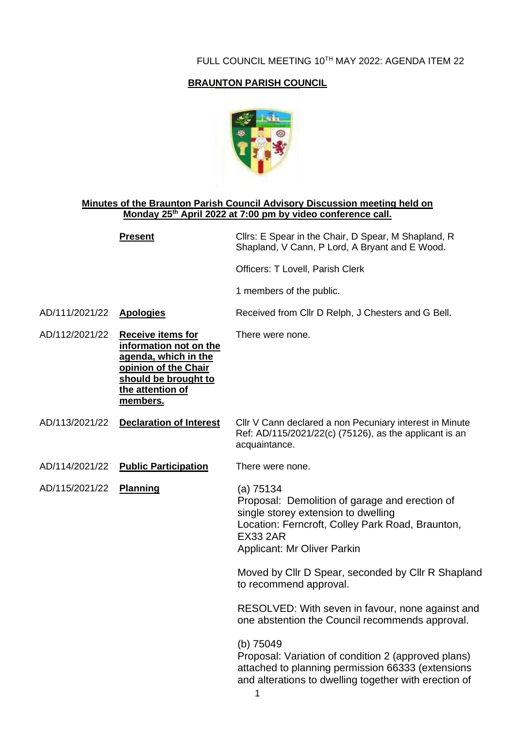FULL COUNCIL MEETING 10TH MAY 2022: AGENDA ITEM 22

**BRAUNTON PARISH COUNCIL**

**Minutes of the Braunton Parish Council Advisory Discussion meeting held on Monday 25th April 2022 at 7:00 pm by video conference call.**

| | | |
|---|---|---|
| | **Present** | Cllrs: E Spear in the Chair, D Spear, M Shapland, R Shapland, V Cann, P Lord, A Bryant and E Wood. |
| | | Officers: T Lovell, Parish Clerk |
| | | 1 members of the public. |
| AD/111/2021/22 | **Apologies** | Received from Cllr D Relph, J Chesters and G Bell. |
| AD/112/2021/22 | **Receive items for information not on the agenda, which in the opinion of the Chair should be brought to the attention of members.** | There were none. |
| AD/113/2021/22 | **Declaration of Interest** | Cllr V Cann declared a non Pecuniary interest in Minute Ref: AD/115/2021/22(c) (75126), as the applicant is an acquaintance. |
| AD/114/2021/22 | **Public Participation** | There were none. |
| AD/115/2021/22 | **Planning** | (a) 75134<br>Proposal: Demolition of garage and erection of single storey extension to dwelling<br>Location: Ferncroft, Colley Park Road, Braunton, EX33 2AR<br>Applicant: Mr Oliver Parkin<br><br>Moved by Cllr D Spear, seconded by Cllr R Shapland to recommend approval.<br><br>RESOLVED: With seven in favour, none against and one abstention the Council recommends approval.<br><br>(b) 75049<br>Proposal: Variation of condition 2 (approved plans) attached to planning permission 66333 (extensions and alterations to dwelling together with erection of |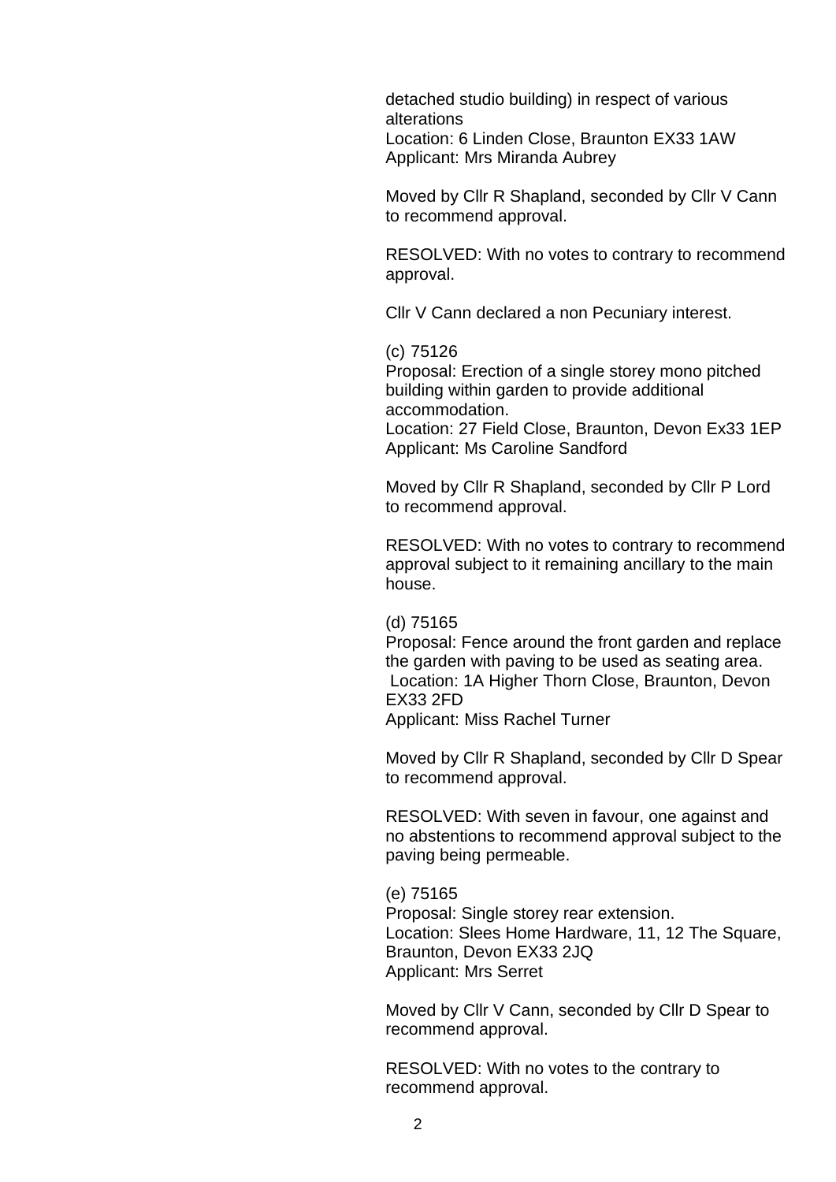detached studio building) in respect of various alterations
Location: 6 Linden Close, Braunton EX33 1AW
Applicant: Mrs Miranda Aubrey

Moved by Cllr R Shapland, seconded by Cllr V Cann to recommend approval.

RESOLVED: With no votes to contrary to recommend approval.

Cllr V Cann declared a non Pecuniary interest.

(c) 75126
Proposal: Erection of a single storey mono pitched building within garden to provide additional accommodation.
Location: 27 Field Close, Braunton, Devon Ex33 1EP
Applicant: Ms Caroline Sandford

Moved by Cllr R Shapland, seconded by Cllr P Lord to recommend approval.

RESOLVED: With no votes to contrary to recommend approval subject to it remaining ancillary to the main house.

(d) 75165
Proposal: Fence around the front garden and replace the garden with paving to be used as seating area.
Location: 1A Higher Thorn Close, Braunton, Devon EX33 2FD
Applicant: Miss Rachel Turner

Moved by Cllr R Shapland, seconded by Cllr D Spear to recommend approval.

RESOLVED: With seven in favour, one against and no abstentions to recommend approval subject to the paving being permeable.

(e) 75165
Proposal: Single storey rear extension.
Location: Slees Home Hardware, 11, 12 The Square, Braunton, Devon EX33 2JQ
Applicant: Mrs Serret

Moved by Cllr V Cann, seconded by Cllr D Spear to recommend approval.

RESOLVED: With no votes to the contrary to recommend approval.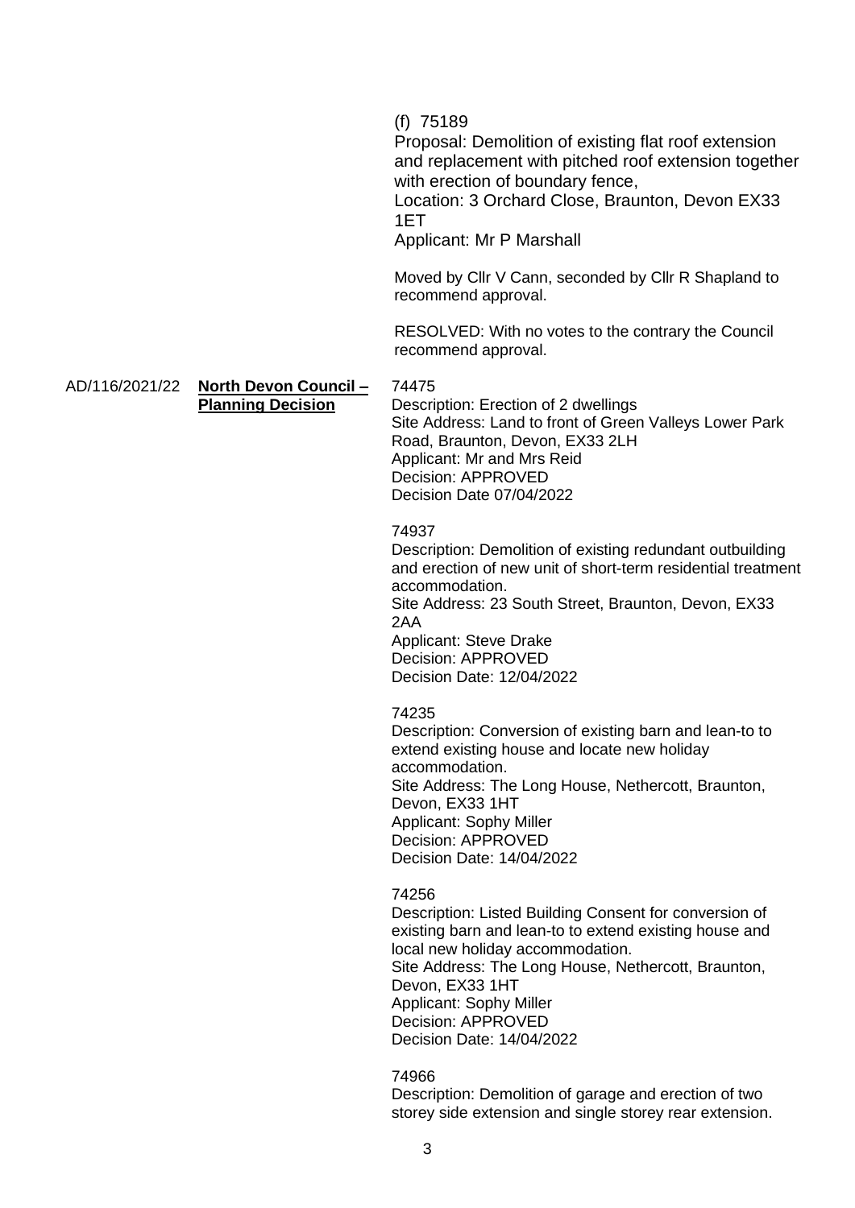(f) 75189
Proposal: Demolition of existing flat roof extension and replacement with pitched roof extension together with erection of boundary fence,
Location: 3 Orchard Close, Braunton, Devon EX33 1ET
Applicant: Mr P Marshall

Moved by Cllr V Cann, seconded by Cllr R Shapland to recommend approval.

RESOLVED: With no votes to the contrary the Council recommend approval.

AD/116/2021/22 **North Devon Council – Planning Decision**

74475
Description: Erection of 2 dwellings
Site Address: Land to front of Green Valleys Lower Park Road, Braunton, Devon, EX33 2LH
Applicant: Mr and Mrs Reid
Decision: APPROVED
Decision Date 07/04/2022

74937
Description: Demolition of existing redundant outbuilding and erection of new unit of short-term residential treatment accommodation.
Site Address: 23 South Street, Braunton, Devon, EX33 2AA
Applicant: Steve Drake
Decision: APPROVED
Decision Date: 12/04/2022

74235
Description: Conversion of existing barn and lean-to to extend existing house and locate new holiday accommodation.
Site Address: The Long House, Nethercott, Braunton, Devon, EX33 1HT
Applicant: Sophy Miller
Decision: APPROVED
Decision Date: 14/04/2022

74256
Description: Listed Building Consent for conversion of existing barn and lean-to to extend existing house and local new holiday accommodation.
Site Address: The Long House, Nethercott, Braunton, Devon, EX33 1HT
Applicant: Sophy Miller
Decision: APPROVED
Decision Date: 14/04/2022

74966
Description: Demolition of garage and erection of two storey side extension and single storey rear extension.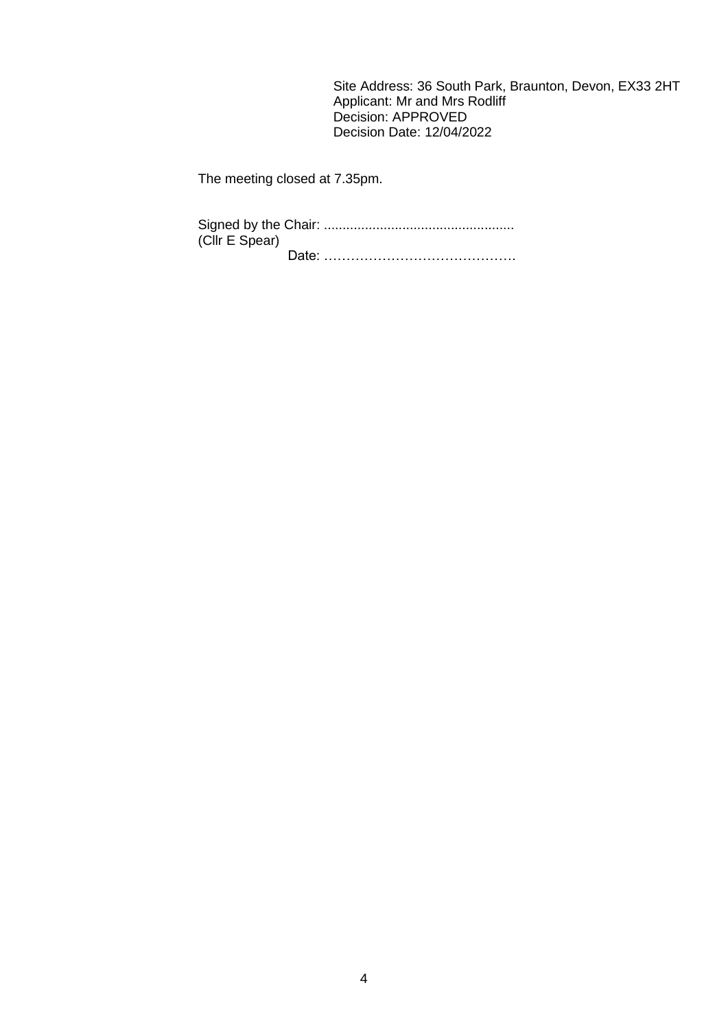Site Address: 36 South Park, Braunton, Devon, EX33 2HT
Applicant: Mr and Mrs Rodliff
Decision: APPROVED
Decision Date: 12/04/2022

The meeting closed at 7.35pm.

Signed by the Chair: ...................................................
(Cllr E Spear)
Date: …………………………………….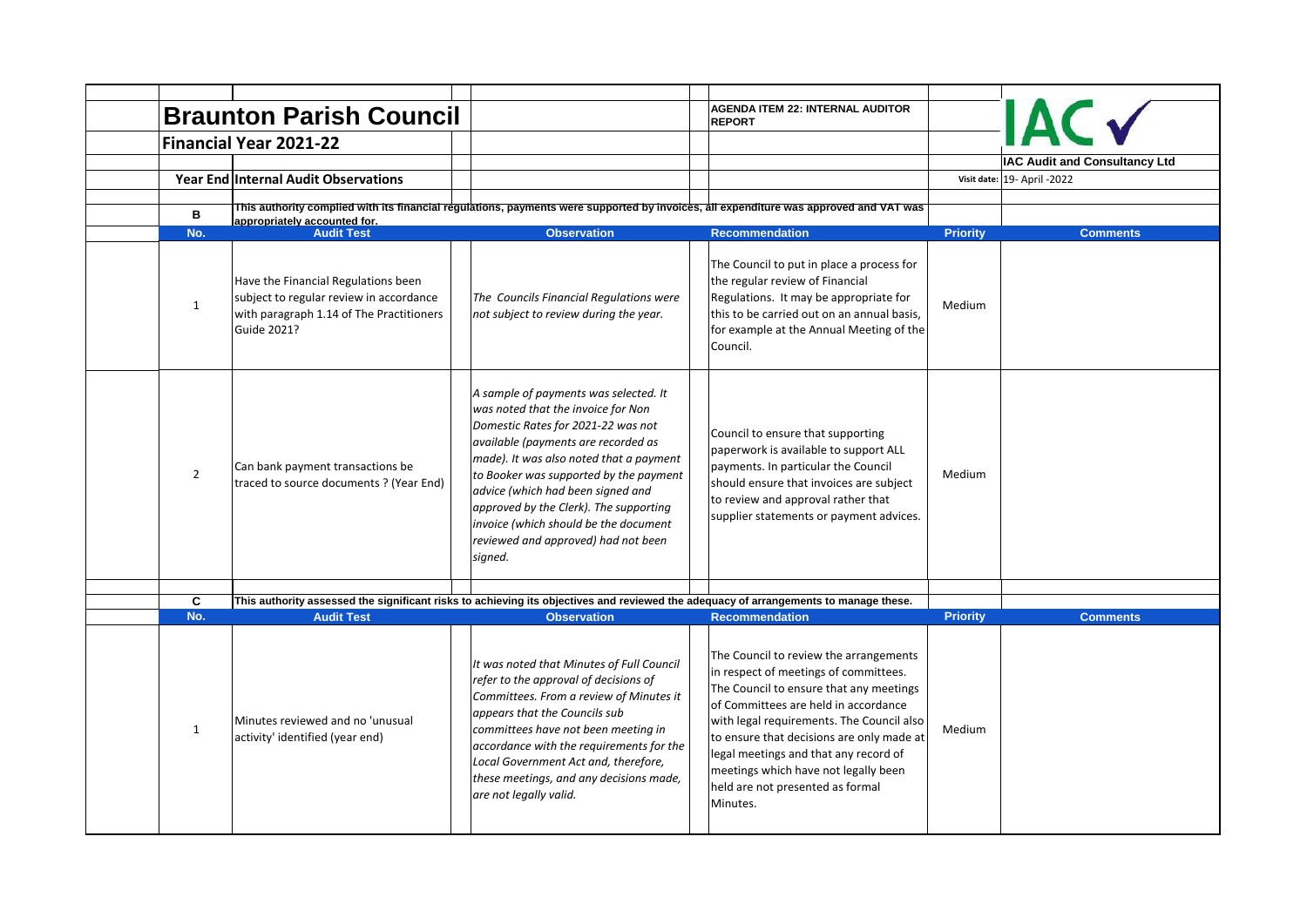# Braunton Parish Council

**AGENDA ITEM 22: INTERNAL AUDITOR REPORT**

**IAC ✓**

**IAC Audit and Consultancy Ltd**

## Financial Year 2021-22

**Year End Internal Audit Observations**

Visit date: 19- April -2022

| B | This authority complied with its financial regulations, payments were supported by invoices, all expenditure was approved and VAT was appropriately accounted for. | | | |
|---|---|---|---|---|---|
| **No.** | **Audit Test** | **Observation** | **Recommendation** | **Priority** | **Comments** |
| 1 | Have the Financial Regulations been subject to regular review in accordance with paragraph 1.14 of The Practitioners Guide 2021? | *The Councils Financial Regulations were not subject to review during the year.* | The Council to put in place a process for the regular review of Financial Regulations. It may be appropriate for this to be carried out on an annual basis, for example at the Annual Meeting of the Council. | Medium | |
| 2 | Can bank payment transactions be traced to source documents ? (Year End) | *A sample of payments was selected. It was noted that the invoice for Non Domestic Rates for 2021-22 was not available (payments are recorded as made). It was also noted that a payment to Booker was supported by the payment advice (which had been signed and approved by the Clerk). The supporting invoice (which should be the document reviewed and approved) had not been signed.* | Council to ensure that supporting paperwork is available to support ALL payments. In particular the Council should ensure that invoices are subject to review and approval rather that supplier statements or payment advices. | Medium | |

| C | This authority assessed the significant risks to achieving its objectives and reviewed the adequacy of arrangements to manage these. | | | | |
|---|---|---|---|---|---|
| **No.** | **Audit Test** | **Observation** | **Recommendation** | **Priority** | **Comments** |
| 1 | Minutes reviewed and no 'unusual activity' identified (year end) | *It was noted that Minutes of Full Council refer to the approval of decisions of Committees. From a review of Minutes it appears that the Councils sub committees have not been meeting in accordance with the requirements for the Local Government Act and, therefore, these meetings, and any decisions made, are not legally valid.* | The Council to review the arrangements in respect of meetings of committees. The Council to ensure that any meetings of Committees are held in accordance with legal requirements. The Council also to ensure that decisions are only made at legal meetings and that any record of meetings which have not legally been held are not presented as formal Minutes. | Medium | |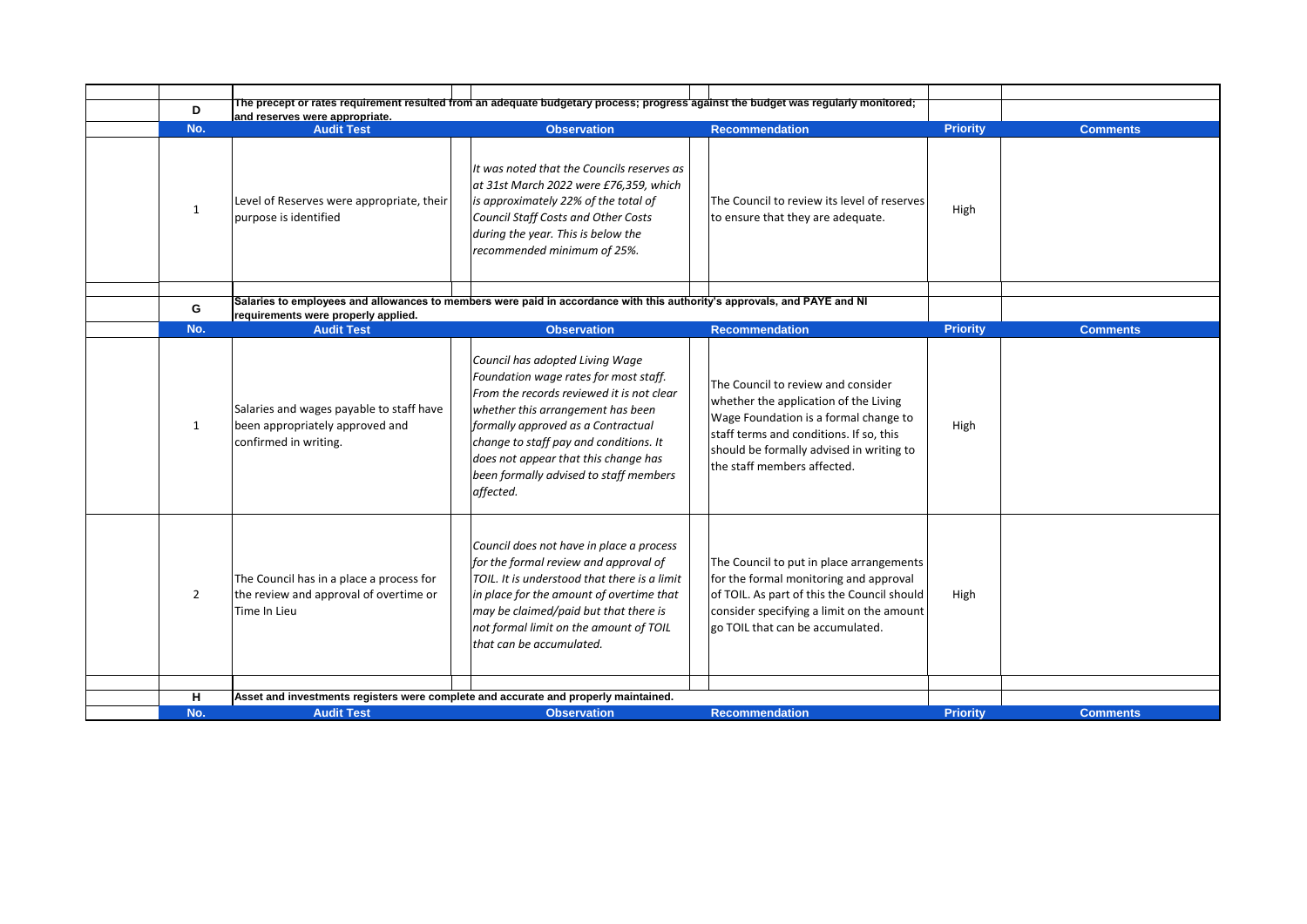| D | The precept or rates requirement resulted from an adequate budgetary process; progress against the budget was regularly monitored; and reserves were appropriate. | | | |
|---|---|---|---|---|
| **No.** | **Audit Test** | **Observation** | **Recommendation** | **Priority** | **Comments** |
| 1 | Level of Reserves were appropriate, their purpose is identified | *It was noted that the Councils reserves as at 31st March 2022 were £76,359, which is approximately 22% of the total of Council Staff Costs and Other Costs during the year. This is below the recommended minimum of 25%.* | The Council to review its level of reserves to ensure that they are adequate. | High | |

| G | Salaries to employees and allowances to members were paid in accordance with this authority's approvals, and PAYE and NI requirements were properly applied. | | | | |
|---|---|---|---|---|---|
| **No.** | **Audit Test** | **Observation** | **Recommendation** | **Priority** | **Comments** |
| 1 | Salaries and wages payable to staff have been appropriately approved and confirmed in writing. | *Council has adopted Living Wage Foundation wage rates for most staff. From the records reviewed it is not clear whether this arrangement has been formally approved as a Contractual change to staff pay and conditions. It does not appear that this change has been formally advised to staff members affected.* | The Council to review and consider whether the application of the Living Wage Foundation is a formal change to staff terms and conditions. If so, this should be formally advised in writing to the staff members affected. | High | |
| 2 | The Council has in a place a process for the review and approval of overtime or Time In Lieu | *Council does not have in place a process for the formal review and approval of TOIL. It is understood that there is a limit in place for the amount of overtime that may be claimed/paid but that there is not formal limit on the amount of TOIL that can be accumulated.* | The Council to put in place arrangements for the formal monitoring and approval of TOIL. As part of this the Council should consider specifying a limit on the amount go TOIL that can be accumulated. | High | |

| H | Asset and investments registers were complete and accurate and properly maintained. | | | | |
|---|---|---|---|---|---|
| **No.** | **Audit Test** | **Observation** | **Recommendation** | **Priority** | **Comments** |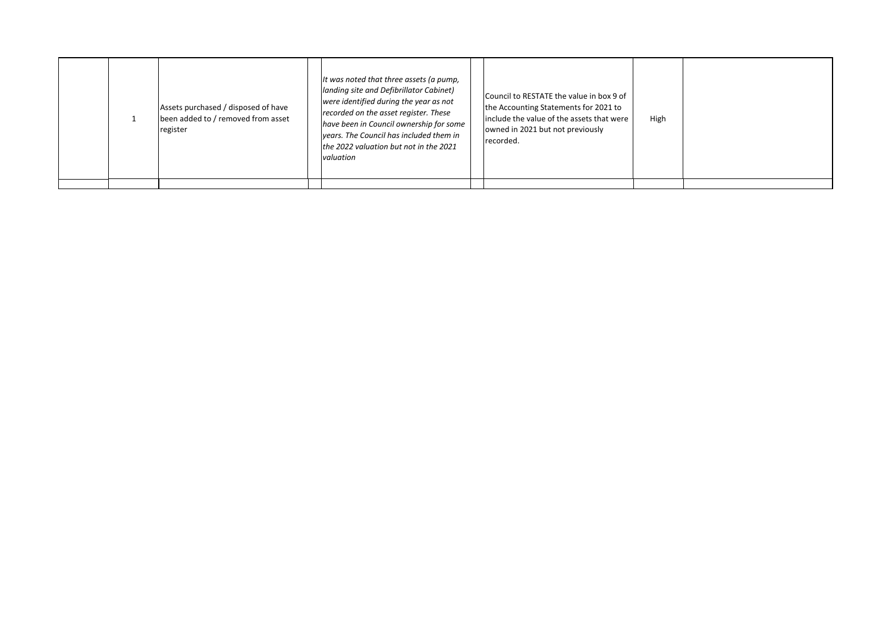|  |  |  |  |  |  |  |  |  |
|---|---|---|---|---|---|---|---|---|
|  | 1 | Assets purchased / disposed of have been added to / removed from asset register |  | *It was noted that three assets (a pump, landing site and Defibrillator Cabinet) were identified during the year as not recorded on the asset register. These have been in Council ownership for some years. The Council has included them in the 2022 valuation but not in the 2021 valuation* |  | Council to RESTATE the value in box 9 of the Accounting Statements for 2021 to include the value of the assets that were owned in 2021 but not previously recorded. | High |  |
|  |  |  |  |  |  |  |  |  |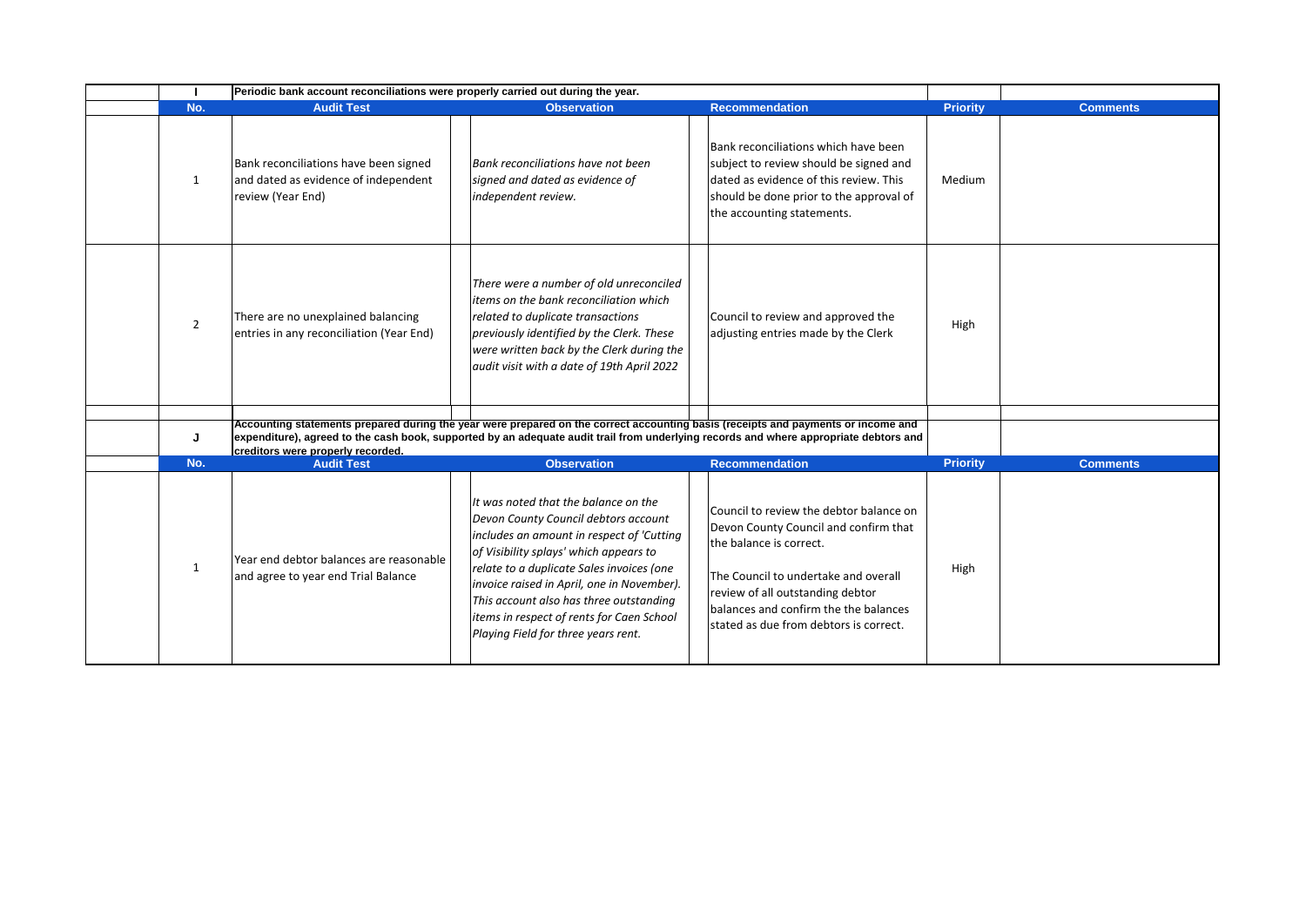| I | Periodic bank account reconciliations were properly carried out during the year. | | | | |
|---|---|---|---|---|---|
| **No.** | **Audit Test** | **Observation** | **Recommendation** | **Priority** | **Comments** |
| 1 | Bank reconciliations have been signed and dated as evidence of independent review (Year End) | *Bank reconciliations have not been signed and dated as evidence of independent review.* | Bank reconciliations which have been subject to review should be signed and dated as evidence of this review. This should be done prior to the approval of the accounting statements. | Medium | |
| 2 | There are no unexplained balancing entries in any reconciliation (Year End) | *There were a number of old unreconciled items on the bank reconciliation which related to duplicate transactions previously identified by the Clerk. These were written back by the Clerk during the audit visit with a date of 19th April 2022* | Council to review and approved the adjusting entries made by the Clerk | High | |

| J | Accounting statements prepared during the year were prepared on the correct accounting basis (receipts and payments or income and expenditure), agreed to the cash book, supported by an adequate audit trail from underlying records and where appropriate debtors and creditors were properly recorded. | | | | |
|---|---|---|---|---|---|
| **No.** | **Audit Test** | **Observation** | **Recommendation** | **Priority** | **Comments** |
| 1 | Year end debtor balances are reasonable and agree to year end Trial Balance | *It was noted that the balance on the Devon County Council debtors account includes an amount in respect of 'Cutting of Visibility splays' which appears to relate to a duplicate Sales invoices (one invoice raised in April, one in November). This account also has three outstanding items in respect of rents for Caen School Playing Field for three years rent.* | Council to review the debtor balance on Devon County Council and confirm that the balance is correct.<br><br>The Council to undertake and overall review of all outstanding debtor balances and confirm the the balances stated as due from debtors is correct. | High | |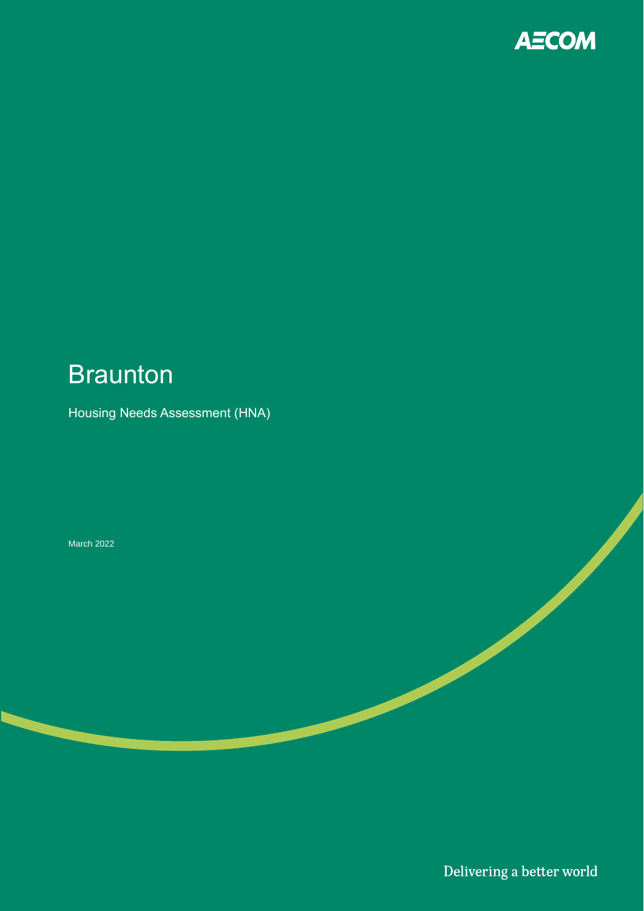# Braunton

Housing Needs Assessment (HNA)

March 2022

Delivering a better world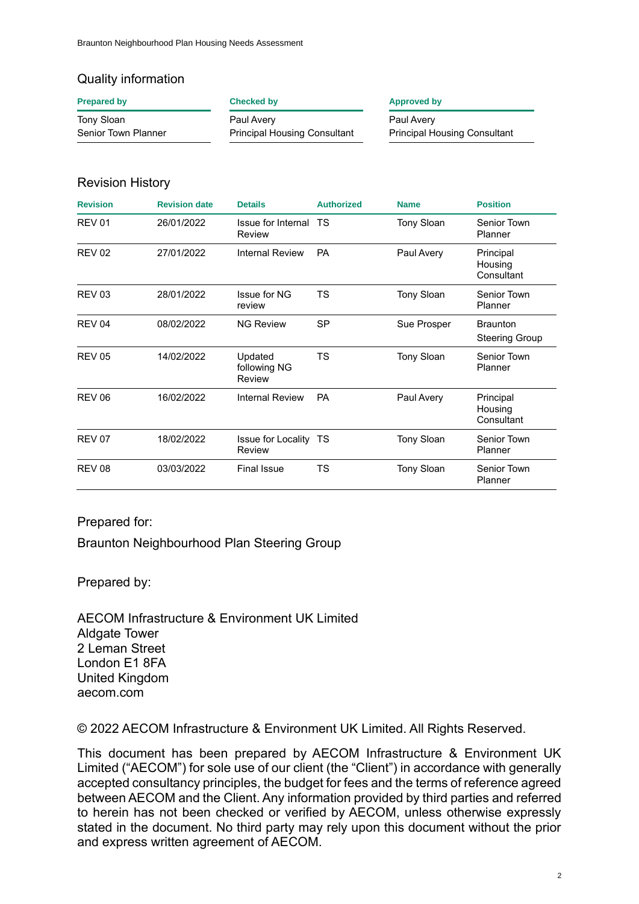## Quality information

| Prepared by | Checked by | Approved by |
|---|---|---|
| Tony Sloan<br>Senior Town Planner | Paul Avery<br>Principal Housing Consultant | Paul Avery<br>Principal Housing Consultant |

## Revision History

| Revision | Revision date | Details | Authorized | Name | Position |
|---|---|---|---|---|---|
| REV 01 | 26/01/2022 | Issue for Internal Review | TS | Tony Sloan | Senior Town Planner |
| REV 02 | 27/01/2022 | Internal Review | PA | Paul Avery | Principal Housing Consultant |
| REV 03 | 28/01/2022 | Issue for NG review | TS | Tony Sloan | Senior Town Planner |
| REV 04 | 08/02/2022 | NG Review | SP | Sue Prosper | Braunton Steering Group |
| REV 05 | 14/02/2022 | Updated following NG Review | TS | Tony Sloan | Senior Town Planner |
| REV 06 | 16/02/2022 | Internal Review | PA | Paul Avery | Principal Housing Consultant |
| REV 07 | 18/02/2022 | Issue for Locality Review | TS | Tony Sloan | Senior Town Planner |
| REV 08 | 03/03/2022 | Final Issue | TS | Tony Sloan | Senior Town Planner |

Prepared for:

Braunton Neighbourhood Plan Steering Group

Prepared by:

AECOM Infrastructure & Environment UK Limited
Aldgate Tower
2 Leman Street
London E1 8FA
United Kingdom
aecom.com

© 2022 AECOM Infrastructure & Environment UK Limited. All Rights Reserved.

This document has been prepared by AECOM Infrastructure & Environment UK Limited ("AECOM") for sole use of our client (the "Client") in accordance with generally accepted consultancy principles, the budget for fees and the terms of reference agreed between AECOM and the Client. Any information provided by third parties and referred to herein has not been checked or verified by AECOM, unless otherwise expressly stated in the document. No third party may rely upon this document without the prior and express written agreement of AECOM.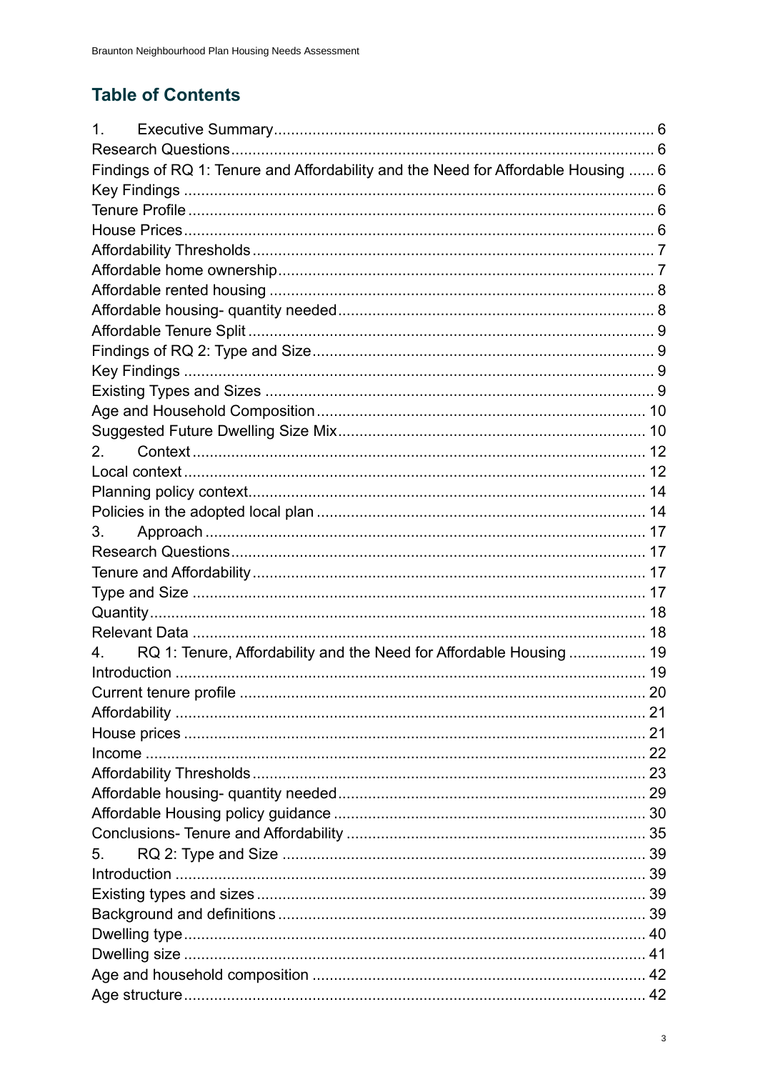## Table of Contents

1. Executive Summary ........ 6
Research Questions ........ 6
Findings of RQ 1: Tenure and Affordability and the Need for Affordable Housing ........ 6
Key Findings ........ 6
Tenure Profile ........ 6
House Prices ........ 6
Affordability Thresholds ........ 7
Affordable home ownership ........ 7
Affordable rented housing ........ 8
Affordable housing- quantity needed ........ 8
Affordable Tenure Split ........ 9
Findings of RQ 2: Type and Size ........ 9
Key Findings ........ 9
Existing Types and Sizes ........ 9
Age and Household Composition ........ 10
Suggested Future Dwelling Size Mix ........ 10
2. Context ........ 12
Local context ........ 12
Planning policy context ........ 14
Policies in the adopted local plan ........ 14
3. Approach ........ 17
Research Questions ........ 17
Tenure and Affordability ........ 17
Type and Size ........ 17
Quantity ........ 18
Relevant Data ........ 18
4. RQ 1: Tenure, Affordability and the Need for Affordable Housing ........ 19
Introduction ........ 19
Current tenure profile ........ 20
Affordability ........ 21
House prices ........ 21
Income ........ 22
Affordability Thresholds ........ 23
Affordable housing- quantity needed ........ 29
Affordable Housing policy guidance ........ 30
Conclusions- Tenure and Affordability ........ 35
5. RQ 2: Type and Size ........ 39
Introduction ........ 39
Existing types and sizes ........ 39
Background and definitions ........ 39
Dwelling type ........ 40
Dwelling size ........ 41
Age and household composition ........ 42
Age structure ........ 42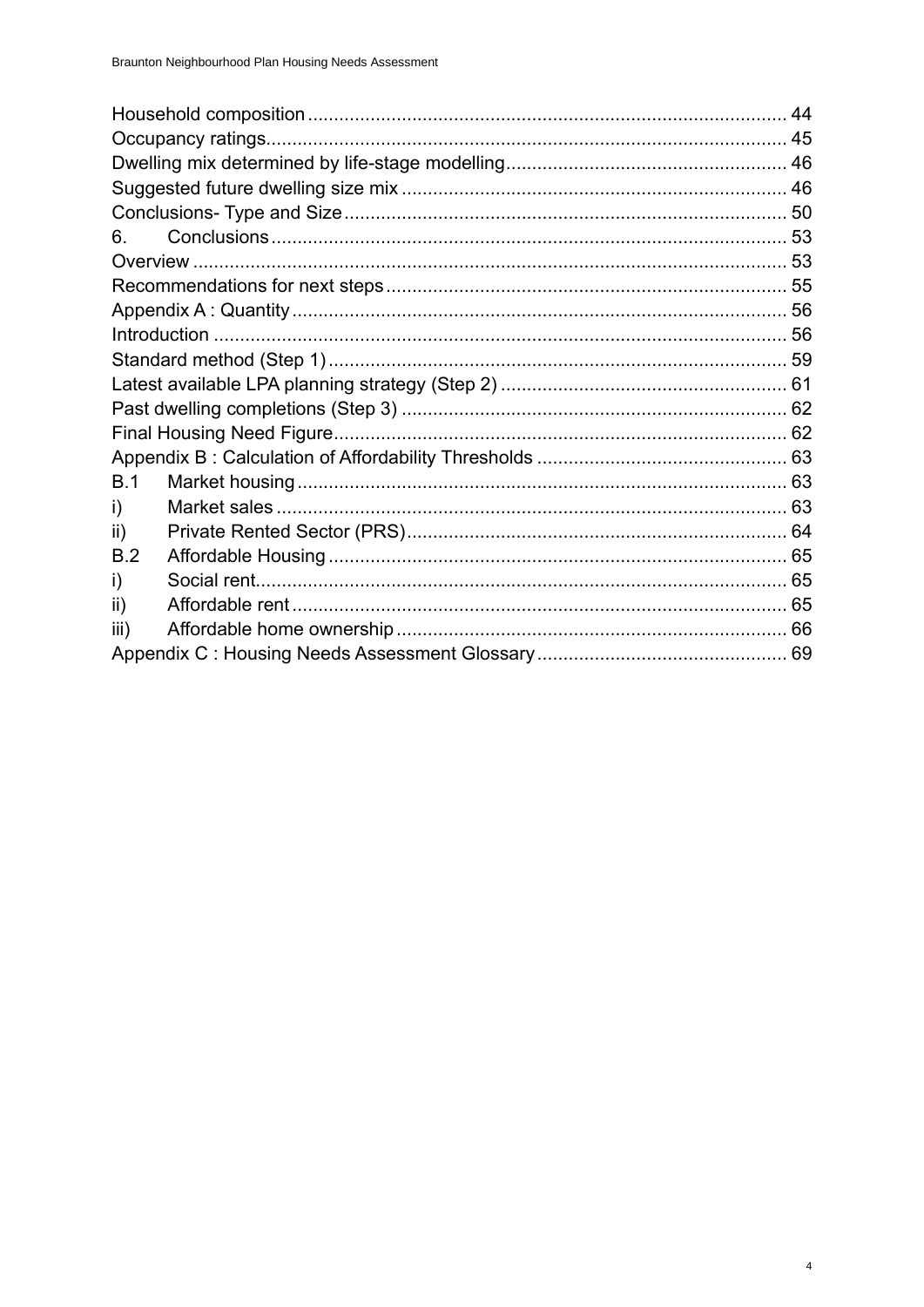Household composition .......................................................................................... 44
Occupancy ratings.................................................................................................. 45
Dwelling mix determined by life-stage modelling..................................................... 46
Suggested future dwelling size mix ........................................................................ 46
Conclusions- Type and Size ................................................................................... 50
6. Conclusions ....................................................................................................... 53
Overview ................................................................................................................ 53
Recommendations for next steps ........................................................................... 55
Appendix A : Quantity ............................................................................................ 56
Introduction ............................................................................................................ 56
Standard method (Step 1) ...................................................................................... 59
Latest available LPA planning strategy (Step 2) ...................................................... 61
Past dwelling completions (Step 3) ......................................................................... 62
Final Housing Need Figure ..................................................................................... 62
Appendix B : Calculation of Affordability Thresholds ............................................... 63
B.1 Market housing ................................................................................................. 63
i) Market sales ........................................................................................................ 63
ii) Private Rented Sector (PRS) ............................................................................. 64
B.2 Affordable Housing ........................................................................................... 65
i) Social rent ........................................................................................................... 65
ii) Affordable rent .................................................................................................... 65
iii) Affordable home ownership ............................................................................... 66
Appendix C : Housing Needs Assessment Glossary ............................................... 69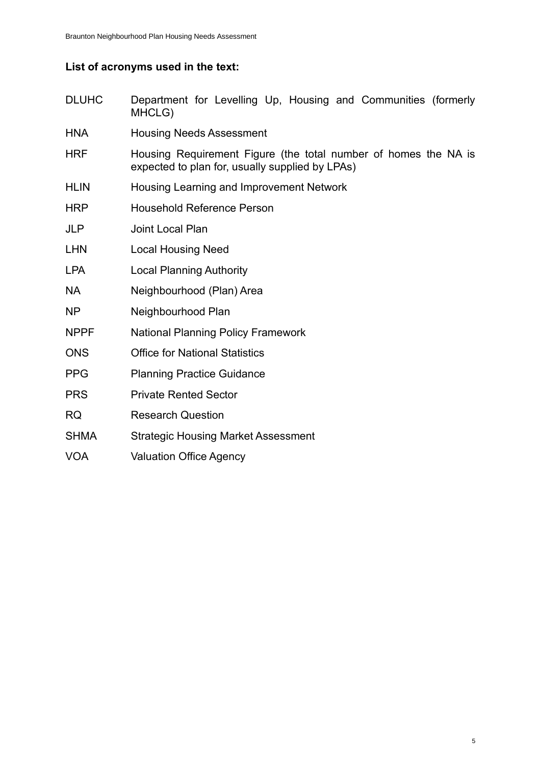**List of acronyms used in the text:**

| | |
|---|---|
| DLUHC | Department for Levelling Up, Housing and Communities (formerly MHCLG) |
| HNA | Housing Needs Assessment |
| HRF | Housing Requirement Figure (the total number of homes the NA is expected to plan for, usually supplied by LPAs) |
| HLIN | Housing Learning and Improvement Network |
| HRP | Household Reference Person |
| JLP | Joint Local Plan |
| LHN | Local Housing Need |
| LPA | Local Planning Authority |
| NA | Neighbourhood (Plan) Area |
| NP | Neighbourhood Plan |
| NPPF | National Planning Policy Framework |
| ONS | Office for National Statistics |
| PPG | Planning Practice Guidance |
| PRS | Private Rented Sector |
| RQ | Research Question |
| SHMA | Strategic Housing Market Assessment |
| VOA | Valuation Office Agency |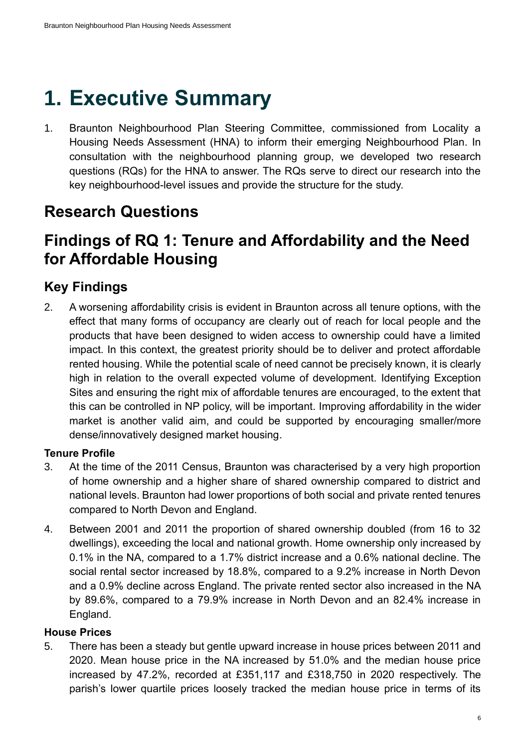# 1. Executive Summary

1. Braunton Neighbourhood Plan Steering Committee, commissioned from Locality a Housing Needs Assessment (HNA) to inform their emerging Neighbourhood Plan. In consultation with the neighbourhood planning group, we developed two research questions (RQs) for the HNA to answer. The RQs serve to direct our research into the key neighbourhood-level issues and provide the structure for the study.

## Research Questions

## Findings of RQ 1: Tenure and Affordability and the Need for Affordable Housing

### Key Findings

2. A worsening affordability crisis is evident in Braunton across all tenure options, with the effect that many forms of occupancy are clearly out of reach for local people and the products that have been designed to widen access to ownership could have a limited impact. In this context, the greatest priority should be to deliver and protect affordable rented housing. While the potential scale of need cannot be precisely known, it is clearly high in relation to the overall expected volume of development. Identifying Exception Sites and ensuring the right mix of affordable tenures are encouraged, to the extent that this can be controlled in NP policy, will be important. Improving affordability in the wider market is another valid aim, and could be supported by encouraging smaller/more dense/innovatively designed market housing.

**Tenure Profile**

3. At the time of the 2011 Census, Braunton was characterised by a very high proportion of home ownership and a higher share of shared ownership compared to district and national levels. Braunton had lower proportions of both social and private rented tenures compared to North Devon and England.

4. Between 2001 and 2011 the proportion of shared ownership doubled (from 16 to 32 dwellings), exceeding the local and national growth. Home ownership only increased by 0.1% in the NA, compared to a 1.7% district increase and a 0.6% national decline. The social rental sector increased by 18.8%, compared to a 9.2% increase in North Devon and a 0.9% decline across England. The private rented sector also increased in the NA by 89.6%, compared to a 79.9% increase in North Devon and an 82.4% increase in England.

**House Prices**

5. There has been a steady but gentle upward increase in house prices between 2011 and 2020. Mean house price in the NA increased by 51.0% and the median house price increased by 47.2%, recorded at £351,117 and £318,750 in 2020 respectively. The parish's lower quartile prices loosely tracked the median house price in terms of its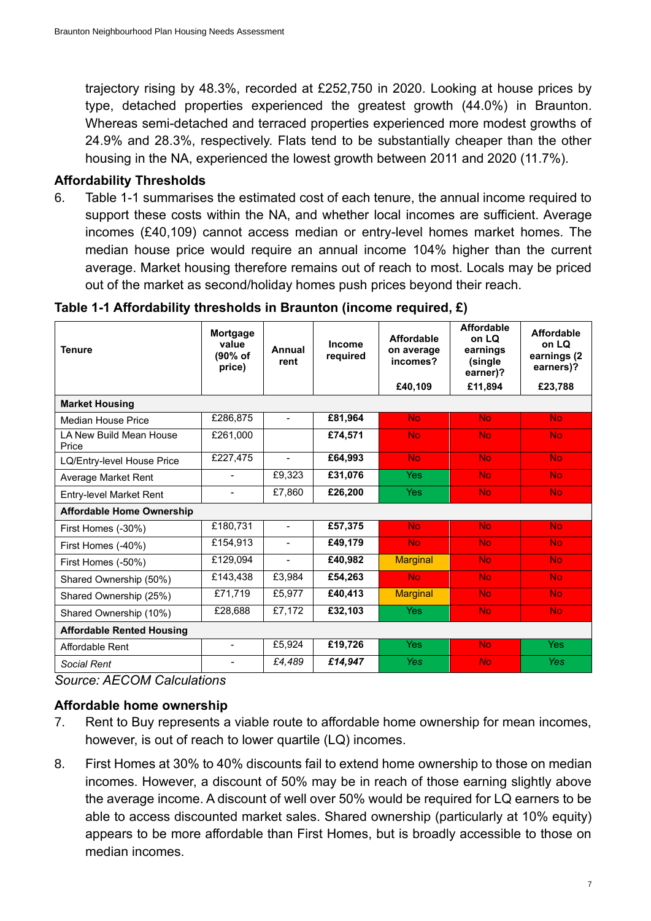trajectory rising by 48.3%, recorded at £252,750 in 2020. Looking at house prices by type, detached properties experienced the greatest growth (44.0%) in Braunton. Whereas semi-detached and terraced properties experienced more modest growths of 24.9% and 28.3%, respectively. Flats tend to be substantially cheaper than the other housing in the NA, experienced the lowest growth between 2011 and 2020 (11.7%).

### Affordability Thresholds

6. Table 1-1 summarises the estimated cost of each tenure, the annual income required to support these costs within the NA, and whether local incomes are sufficient. Average incomes (£40,109) cannot access median or entry-level homes market homes. The median house price would require an annual income 104% higher than the current average. Market housing therefore remains out of reach to most. Locals may be priced out of the market as second/holiday homes push prices beyond their reach.

**Table 1-1 Affordability thresholds in Braunton (income required, £)**

| Tenure | Mortgage value (90% of price) | Annual rent | Income required | Affordable on average incomes? £40,109 | Affordable on LQ earnings (single earner)? £11,894 | Affordable on LQ earnings (2 earners)? £23,788 |
|---|---|---|---|---|---|---|
| **Market Housing** | | | | | | |
| Median House Price | £286,875 | - | **£81,964** | No | No | No |
| LA New Build Mean House Price | £261,000 | | **£74,571** | No | No | No |
| LQ/Entry-level House Price | £227,475 | - | **£64,993** | No | No | No |
| Average Market Rent | - | £9,323 | **£31,076** | Yes | No | No |
| Entry-level Market Rent | - | £7,860 | **£26,200** | Yes | No | No |
| **Affordable Home Ownership** | | | | | | |
| First Homes (-30%) | £180,731 | - | **£57,375** | No | No | No |
| First Homes (-40%) | £154,913 | - | **£49,179** | No | No | No |
| First Homes (-50%) | £129,094 | - | **£40,982** | Marginal | No | No |
| Shared Ownership (50%) | £143,438 | £3,984 | **£54,263** | No | No | No |
| Shared Ownership (25%) | £71,719 | £5,977 | **£40,413** | Marginal | No | No |
| Shared Ownership (10%) | £28,688 | £7,172 | **£32,103** | Yes | No | No |
| **Affordable Rented Housing** | | | | | | |
| Affordable Rent | - | £5,924 | **£19,726** | Yes | No | Yes |
| *Social Rent* | - | *£4,489* | ***£14,947*** | *Yes* | *No* | *Yes* |

*Source: AECOM Calculations*

### Affordable home ownership

7. Rent to Buy represents a viable route to affordable home ownership for mean incomes, however, is out of reach to lower quartile (LQ) incomes.

8. First Homes at 30% to 40% discounts fail to extend home ownership to those on median incomes. However, a discount of 50% may be in reach of those earning slightly above the average income. A discount of well over 50% would be required for LQ earners to be able to access discounted market sales. Shared ownership (particularly at 10% equity) appears to be more affordable than First Homes, but is broadly accessible to those on median incomes.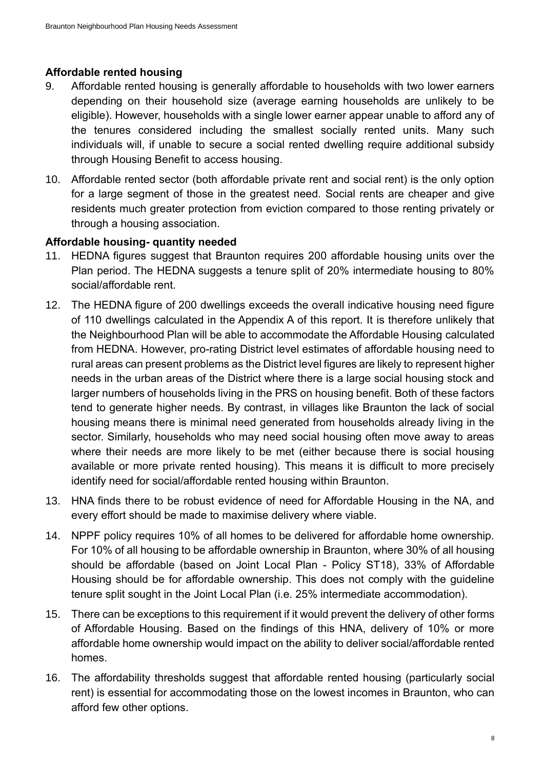**Affordable rented housing**

9. Affordable rented housing is generally affordable to households with two lower earners depending on their household size (average earning households are unlikely to be eligible). However, households with a single lower earner appear unable to afford any of the tenures considered including the smallest socially rented units. Many such individuals will, if unable to secure a social rented dwelling require additional subsidy through Housing Benefit to access housing.

10. Affordable rented sector (both affordable private rent and social rent) is the only option for a large segment of those in the greatest need. Social rents are cheaper and give residents much greater protection from eviction compared to those renting privately or through a housing association.

**Affordable housing- quantity needed**

11. HEDNA figures suggest that Braunton requires 200 affordable housing units over the Plan period. The HEDNA suggests a tenure split of 20% intermediate housing to 80% social/affordable rent.

12. The HEDNA figure of 200 dwellings exceeds the overall indicative housing need figure of 110 dwellings calculated in the Appendix A of this report. It is therefore unlikely that the Neighbourhood Plan will be able to accommodate the Affordable Housing calculated from HEDNA. However, pro-rating District level estimates of affordable housing need to rural areas can present problems as the District level figures are likely to represent higher needs in the urban areas of the District where there is a large social housing stock and larger numbers of households living in the PRS on housing benefit. Both of these factors tend to generate higher needs. By contrast, in villages like Braunton the lack of social housing means there is minimal need generated from households already living in the sector. Similarly, households who may need social housing often move away to areas where their needs are more likely to be met (either because there is social housing available or more private rented housing). This means it is difficult to more precisely identify need for social/affordable rented housing within Braunton.

13. HNA finds there to be robust evidence of need for Affordable Housing in the NA, and every effort should be made to maximise delivery where viable.

14. NPPF policy requires 10% of all homes to be delivered for affordable home ownership. For 10% of all housing to be affordable ownership in Braunton, where 30% of all housing should be affordable (based on Joint Local Plan - Policy ST18), 33% of Affordable Housing should be for affordable ownership. This does not comply with the guideline tenure split sought in the Joint Local Plan (i.e. 25% intermediate accommodation).

15. There can be exceptions to this requirement if it would prevent the delivery of other forms of Affordable Housing. Based on the findings of this HNA, delivery of 10% or more affordable home ownership would impact on the ability to deliver social/affordable rented homes.

16. The affordability thresholds suggest that affordable rented housing (particularly social rent) is essential for accommodating those on the lowest incomes in Braunton, who can afford few other options.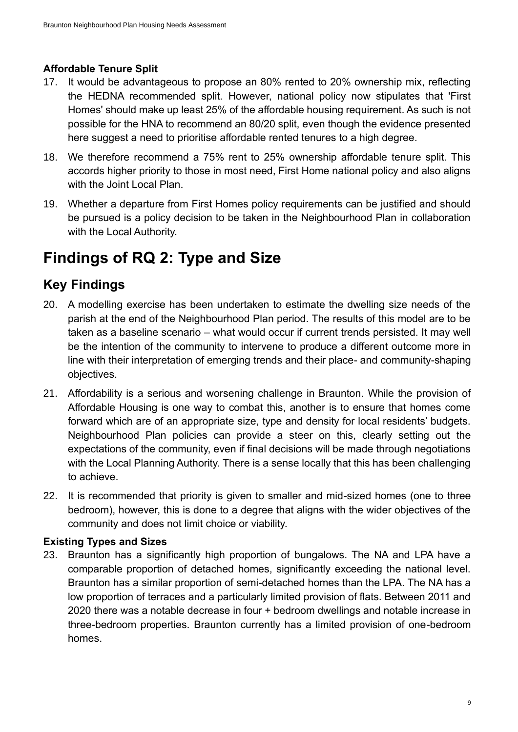### Affordable Tenure Split

17. It would be advantageous to propose an 80% rented to 20% ownership mix, reflecting the HEDNA recommended split. However, national policy now stipulates that 'First Homes' should make up least 25% of the affordable housing requirement. As such is not possible for the HNA to recommend an 80/20 split, even though the evidence presented here suggest a need to prioritise affordable rented tenures to a high degree.

18. We therefore recommend a 75% rent to 25% ownership affordable tenure split. This accords higher priority to those in most need, First Home national policy and also aligns with the Joint Local Plan.

19. Whether a departure from First Homes policy requirements can be justified and should be pursued is a policy decision to be taken in the Neighbourhood Plan in collaboration with the Local Authority.

# Findings of RQ 2: Type and Size

## Key Findings

20. A modelling exercise has been undertaken to estimate the dwelling size needs of the parish at the end of the Neighbourhood Plan period. The results of this model are to be taken as a baseline scenario – what would occur if current trends persisted. It may well be the intention of the community to intervene to produce a different outcome more in line with their interpretation of emerging trends and their place- and community-shaping objectives.

21. Affordability is a serious and worsening challenge in Braunton. While the provision of Affordable Housing is one way to combat this, another is to ensure that homes come forward which are of an appropriate size, type and density for local residents' budgets. Neighbourhood Plan policies can provide a steer on this, clearly setting out the expectations of the community, even if final decisions will be made through negotiations with the Local Planning Authority. There is a sense locally that this has been challenging to achieve.

22. It is recommended that priority is given to smaller and mid-sized homes (one to three bedroom), however, this is done to a degree that aligns with the wider objectives of the community and does not limit choice or viability.

### Existing Types and Sizes

23. Braunton has a significantly high proportion of bungalows. The NA and LPA have a comparable proportion of detached homes, significantly exceeding the national level. Braunton has a similar proportion of semi-detached homes than the LPA. The NA has a low proportion of terraces and a particularly limited provision of flats. Between 2011 and 2020 there was a notable decrease in four + bedroom dwellings and notable increase in three-bedroom properties. Braunton currently has a limited provision of one-bedroom homes.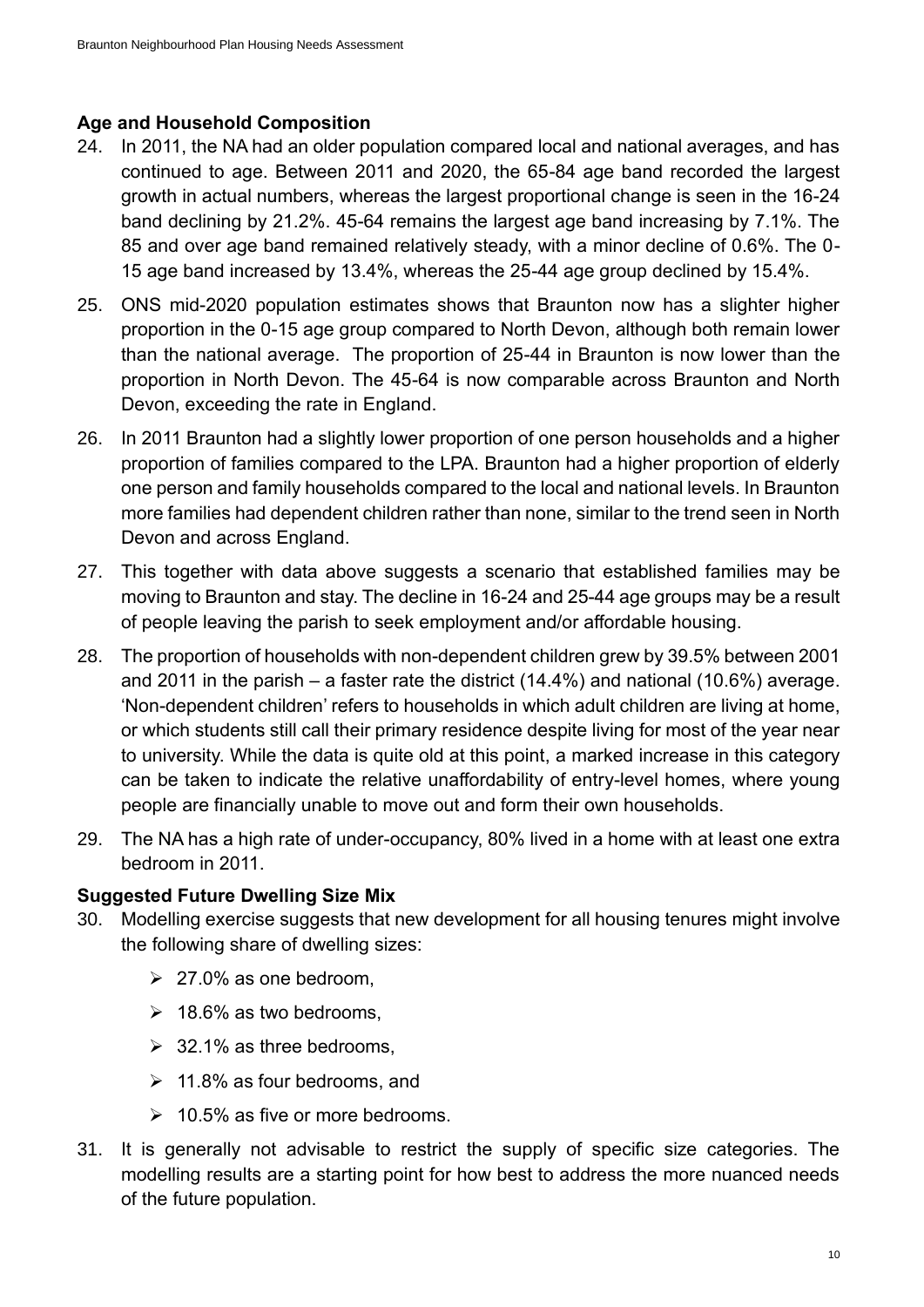**Age and Household Composition**

24. In 2011, the NA had an older population compared local and national averages, and has continued to age. Between 2011 and 2020, the 65-84 age band recorded the largest growth in actual numbers, whereas the largest proportional change is seen in the 16-24 band declining by 21.2%. 45-64 remains the largest age band increasing by 7.1%. The 85 and over age band remained relatively steady, with a minor decline of 0.6%. The 0-15 age band increased by 13.4%, whereas the 25-44 age group declined by 15.4%.

25. ONS mid-2020 population estimates shows that Braunton now has a slighter higher proportion in the 0-15 age group compared to North Devon, although both remain lower than the national average. The proportion of 25-44 in Braunton is now lower than the proportion in North Devon. The 45-64 is now comparable across Braunton and North Devon, exceeding the rate in England.

26. In 2011 Braunton had a slightly lower proportion of one person households and a higher proportion of families compared to the LPA. Braunton had a higher proportion of elderly one person and family households compared to the local and national levels. In Braunton more families had dependent children rather than none, similar to the trend seen in North Devon and across England.

27. This together with data above suggests a scenario that established families may be moving to Braunton and stay. The decline in 16-24 and 25-44 age groups may be a result of people leaving the parish to seek employment and/or affordable housing.

28. The proportion of households with non-dependent children grew by 39.5% between 2001 and 2011 in the parish – a faster rate the district (14.4%) and national (10.6%) average. 'Non-dependent children' refers to households in which adult children are living at home, or which students still call their primary residence despite living for most of the year near to university. While the data is quite old at this point, a marked increase in this category can be taken to indicate the relative unaffordability of entry-level homes, where young people are financially unable to move out and form their own households.

29. The NA has a high rate of under-occupancy, 80% lived in a home with at least one extra bedroom in 2011.

**Suggested Future Dwelling Size Mix**

30. Modelling exercise suggests that new development for all housing tenures might involve the following share of dwelling sizes:

    - 27.0% as one bedroom,
    - 18.6% as two bedrooms,
    - 32.1% as three bedrooms,
    - 11.8% as four bedrooms, and
    - 10.5% as five or more bedrooms.

31. It is generally not advisable to restrict the supply of specific size categories. The modelling results are a starting point for how best to address the more nuanced needs of the future population.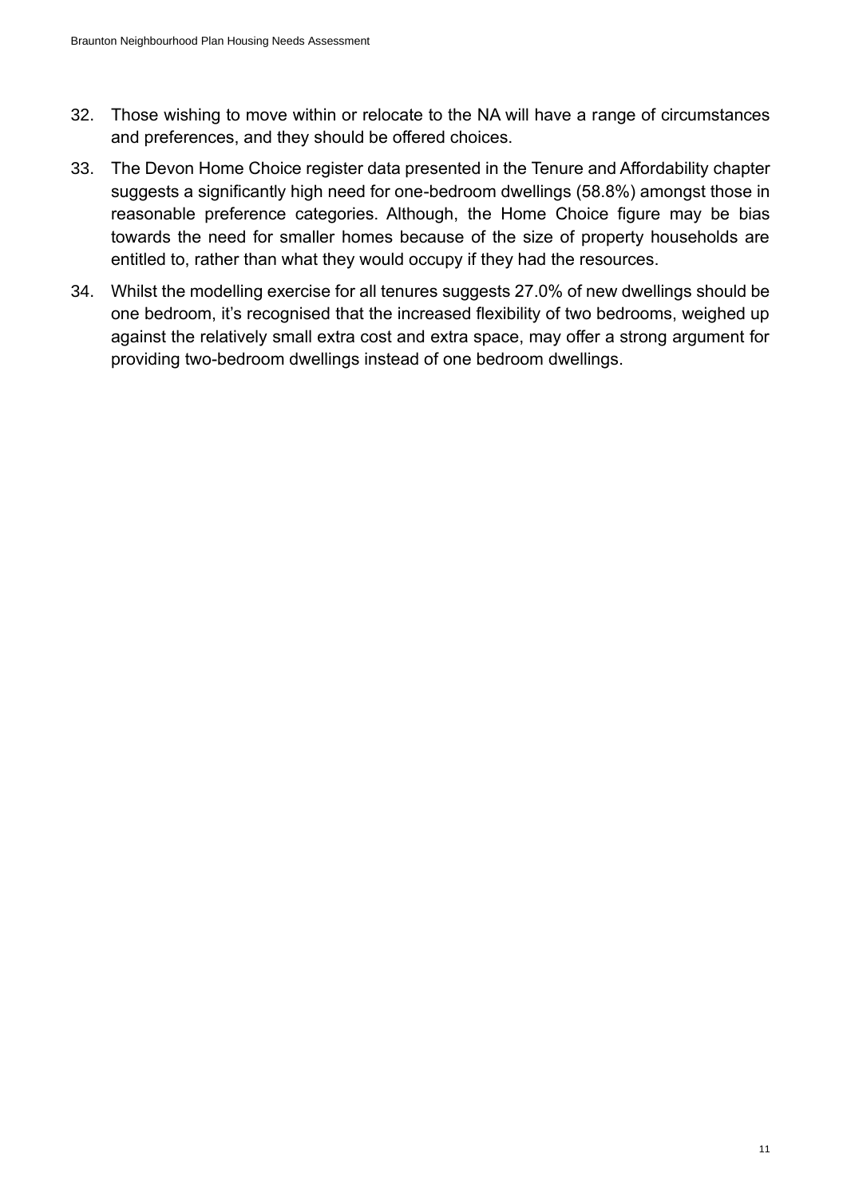32. Those wishing to move within or relocate to the NA will have a range of circumstances and preferences, and they should be offered choices.

33. The Devon Home Choice register data presented in the Tenure and Affordability chapter suggests a significantly high need for one-bedroom dwellings (58.8%) amongst those in reasonable preference categories. Although, the Home Choice figure may be bias towards the need for smaller homes because of the size of property households are entitled to, rather than what they would occupy if they had the resources.

34. Whilst the modelling exercise for all tenures suggests 27.0% of new dwellings should be one bedroom, it's recognised that the increased flexibility of two bedrooms, weighed up against the relatively small extra cost and extra space, may offer a strong argument for providing two-bedroom dwellings instead of one bedroom dwellings.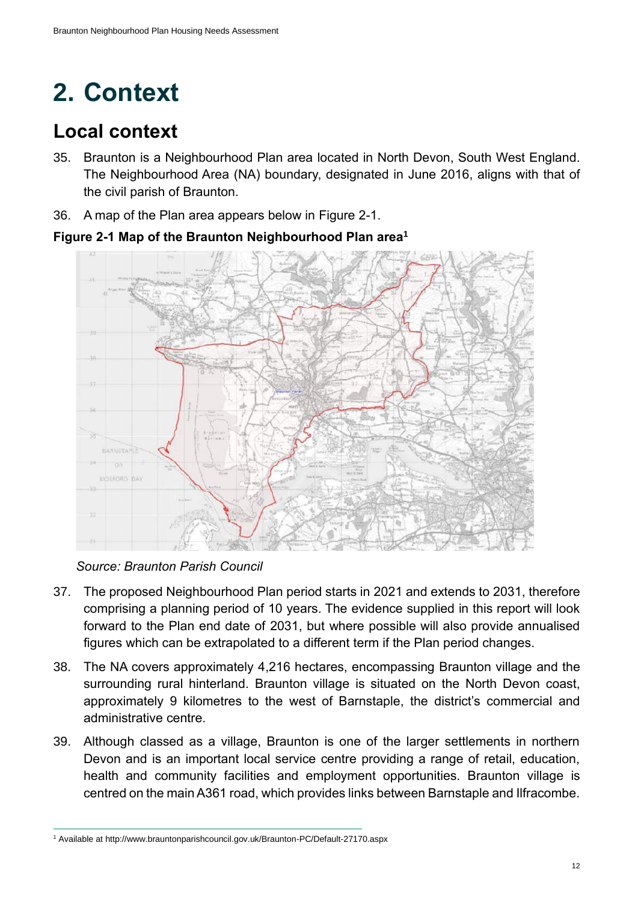# 2. Context

## Local context

35. Braunton is a Neighbourhood Plan area located in North Devon, South West England. The Neighbourhood Area (NA) boundary, designated in June 2016, aligns with that of the civil parish of Braunton.

36. A map of the Plan area appears below in Figure 2-1.

**Figure 2-1 Map of the Braunton Neighbourhood Plan area[1]**

*Source: Braunton Parish Council*

37. The proposed Neighbourhood Plan period starts in 2021 and extends to 2031, therefore comprising a planning period of 10 years. The evidence supplied in this report will look forward to the Plan end date of 2031, but where possible will also provide annualised figures which can be extrapolated to a different term if the Plan period changes.

38. The NA covers approximately 4,216 hectares, encompassing Braunton village and the surrounding rural hinterland. Braunton village is situated on the North Devon coast, approximately 9 kilometres to the west of Barnstaple, the district's commercial and administrative centre.

39. Although classed as a village, Braunton is one of the larger settlements in northern Devon and is an important local service centre providing a range of retail, education, health and community facilities and employment opportunities. Braunton village is centred on the main A361 road, which provides links between Barnstaple and Ilfracombe.

[1] Available at http://www.brauntonparishcouncil.gov.uk/Braunton-PC/Default-27170.aspx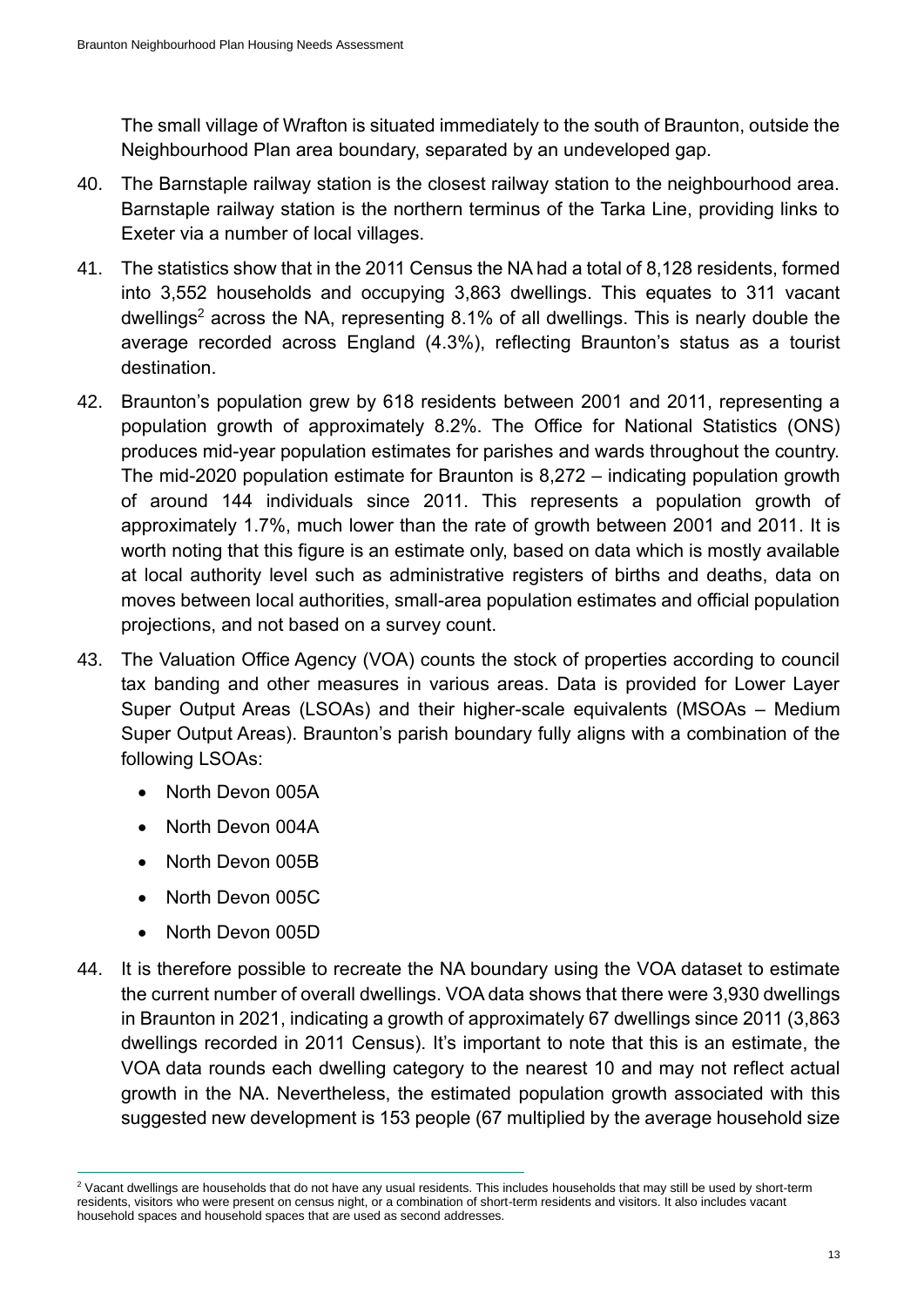The small village of Wrafton is situated immediately to the south of Braunton, outside the Neighbourhood Plan area boundary, separated by an undeveloped gap.

40. The Barnstaple railway station is the closest railway station to the neighbourhood area. Barnstaple railway station is the northern terminus of the Tarka Line, providing links to Exeter via a number of local villages.

41. The statistics show that in the 2011 Census the NA had a total of 8,128 residents, formed into 3,552 households and occupying 3,863 dwellings. This equates to 311 vacant dwellings[2] across the NA, representing 8.1% of all dwellings. This is nearly double the average recorded across England (4.3%), reflecting Braunton's status as a tourist destination.

42. Braunton's population grew by 618 residents between 2001 and 2011, representing a population growth of approximately 8.2%. The Office for National Statistics (ONS) produces mid-year population estimates for parishes and wards throughout the country. The mid-2020 population estimate for Braunton is 8,272 – indicating population growth of around 144 individuals since 2011. This represents a population growth of approximately 1.7%, much lower than the rate of growth between 2001 and 2011. It is worth noting that this figure is an estimate only, based on data which is mostly available at local authority level such as administrative registers of births and deaths, data on moves between local authorities, small-area population estimates and official population projections, and not based on a survey count.

43. The Valuation Office Agency (VOA) counts the stock of properties according to council tax banding and other measures in various areas. Data is provided for Lower Layer Super Output Areas (LSOAs) and their higher-scale equivalents (MSOAs – Medium Super Output Areas). Braunton's parish boundary fully aligns with a combination of the following LSOAs:

    - North Devon 005A
    - North Devon 004A
    - North Devon 005B
    - North Devon 005C
    - North Devon 005D

44. It is therefore possible to recreate the NA boundary using the VOA dataset to estimate the current number of overall dwellings. VOA data shows that there were 3,930 dwellings in Braunton in 2021, indicating a growth of approximately 67 dwellings since 2011 (3,863 dwellings recorded in 2011 Census). It's important to note that this is an estimate, the VOA data rounds each dwelling category to the nearest 10 and may not reflect actual growth in the NA. Nevertheless, the estimated population growth associated with this suggested new development is 153 people (67 multiplied by the average household size

[2] Vacant dwellings are households that do not have any usual residents. This includes households that may still be used by short-term residents, visitors who were present on census night, or a combination of short-term residents and visitors. It also includes vacant household spaces and household spaces that are used as second addresses.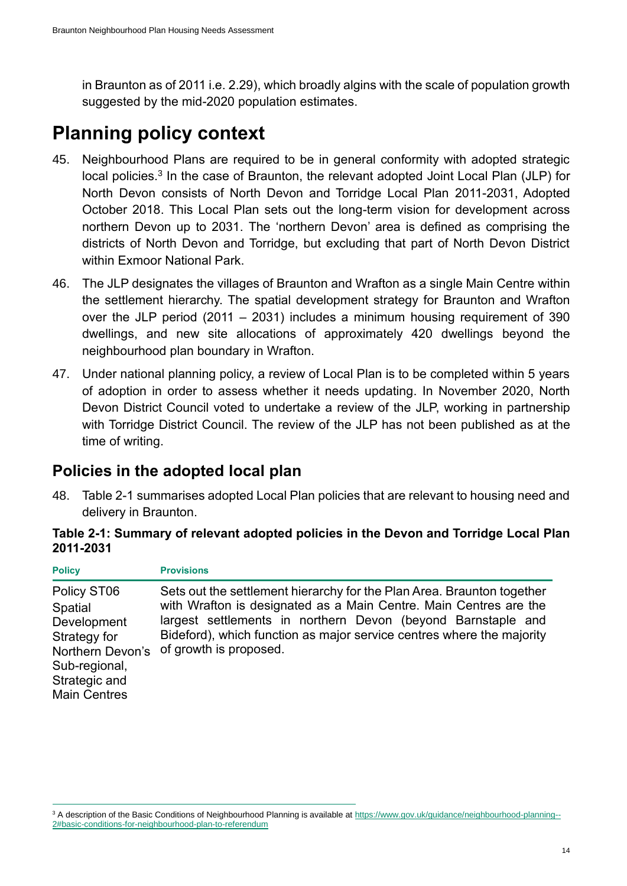in Braunton as of 2011 i.e. 2.29), which broadly algins with the scale of population growth suggested by the mid-2020 population estimates.

## Planning policy context

45. Neighbourhood Plans are required to be in general conformity with adopted strategic local policies.[3] In the case of Braunton, the relevant adopted Joint Local Plan (JLP) for North Devon consists of North Devon and Torridge Local Plan 2011-2031, Adopted October 2018. This Local Plan sets out the long-term vision for development across northern Devon up to 2031. The 'northern Devon' area is defined as comprising the districts of North Devon and Torridge, but excluding that part of North Devon District within Exmoor National Park.

46. The JLP designates the villages of Braunton and Wrafton as a single Main Centre within the settlement hierarchy. The spatial development strategy for Braunton and Wrafton over the JLP period (2011 – 2031) includes a minimum housing requirement of 390 dwellings, and new site allocations of approximately 420 dwellings beyond the neighbourhood plan boundary in Wrafton.

47. Under national planning policy, a review of Local Plan is to be completed within 5 years of adoption in order to assess whether it needs updating. In November 2020, North Devon District Council voted to undertake a review of the JLP, working in partnership with Torridge District Council. The review of the JLP has not been published as at the time of writing.

### Policies in the adopted local plan

48. Table 2-1 summarises adopted Local Plan policies that are relevant to housing need and delivery in Braunton.

**Table 2-1: Summary of relevant adopted policies in the Devon and Torridge Local Plan 2011-2031**

| Policy | Provisions |
|---|---|
| Policy ST06 Spatial Development Strategy for Northern Devon's Sub-regional, Strategic and Main Centres | Sets out the settlement hierarchy for the Plan Area. Braunton together with Wrafton is designated as a Main Centre. Main Centres are the largest settlements in northern Devon (beyond Barnstaple and Bideford), which function as major service centres where the majority of growth is proposed. |

[3] A description of the Basic Conditions of Neighbourhood Planning is available at https://www.gov.uk/guidance/neighbourhood-planning--2#basic-conditions-for-neighbourhood-plan-to-referendum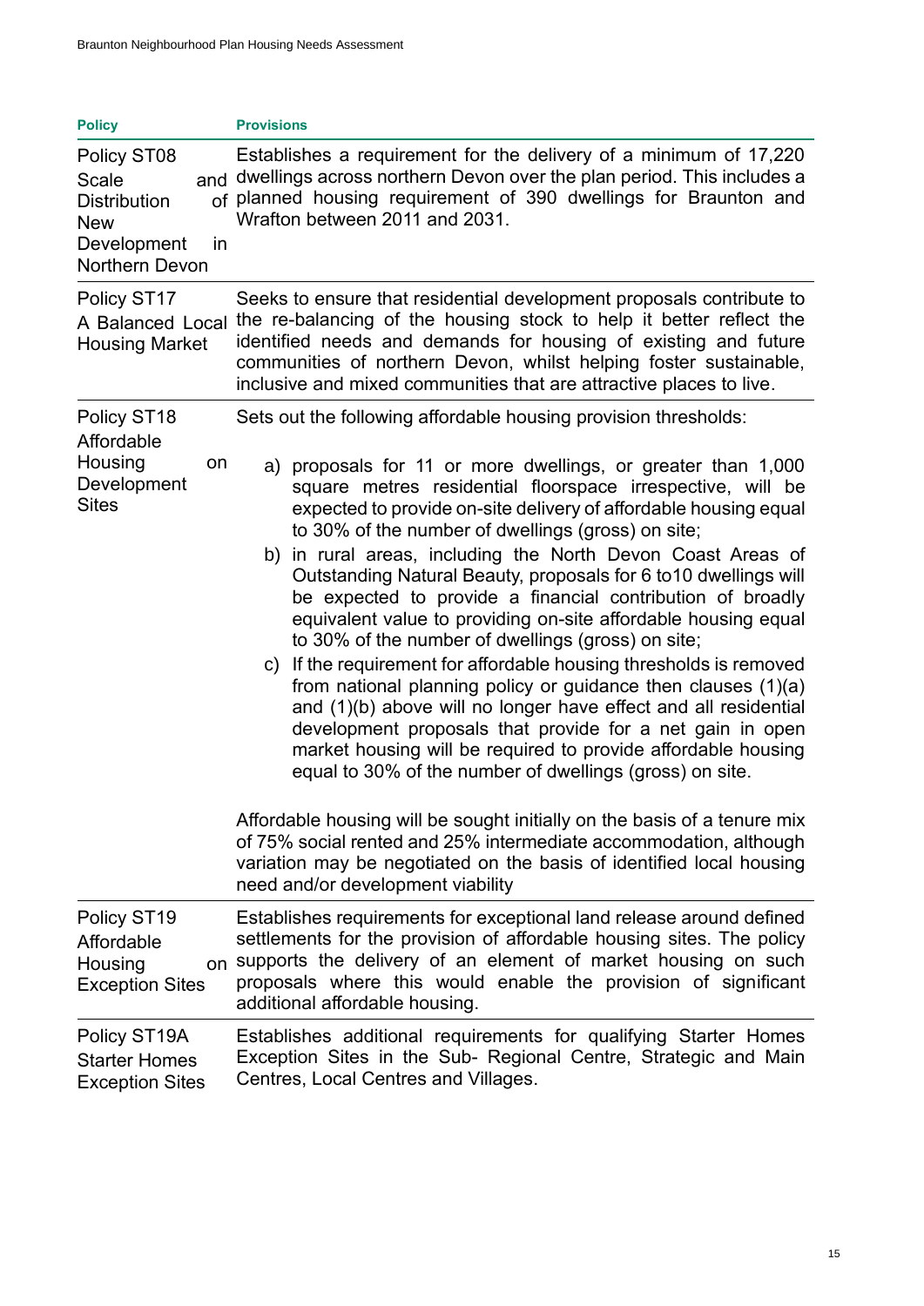| Policy | Provisions |
|---|---|
| Policy ST08 Scale and Distribution of New Development in Northern Devon | Establishes a requirement for the delivery of a minimum of 17,220 dwellings across northern Devon over the plan period. This includes a planned housing requirement of 390 dwellings for Braunton and Wrafton between 2011 and 2031. |
| Policy ST17 A Balanced Local Housing Market | Seeks to ensure that residential development proposals contribute to the re-balancing of the housing stock to help it better reflect the identified needs and demands for housing of existing and future communities of northern Devon, whilst helping foster sustainable, inclusive and mixed communities that are attractive places to live. |
| Policy ST18 Affordable Housing on Development Sites | Sets out the following affordable housing provision thresholds: <br><br> a) proposals for 11 or more dwellings, or greater than 1,000 square metres residential floorspace irrespective, will be expected to provide on-site delivery of affordable housing equal to 30% of the number of dwellings (gross) on site; <br> b) in rural areas, including the North Devon Coast Areas of Outstanding Natural Beauty, proposals for 6 to10 dwellings will be expected to provide a financial contribution of broadly equivalent value to providing on-site affordable housing equal to 30% of the number of dwellings (gross) on site; <br> c) If the requirement for affordable housing thresholds is removed from national planning policy or guidance then clauses (1)(a) and (1)(b) above will no longer have effect and all residential development proposals that provide for a net gain in open market housing will be required to provide affordable housing equal to 30% of the number of dwellings (gross) on site. <br><br> Affordable housing will be sought initially on the basis of a tenure mix of 75% social rented and 25% intermediate accommodation, although variation may be negotiated on the basis of identified local housing need and/or development viability |
| Policy ST19 Affordable Housing on Exception Sites | Establishes requirements for exceptional land release around defined settlements for the provision of affordable housing sites. The policy supports the delivery of an element of market housing on such proposals where this would enable the provision of significant additional affordable housing. |
| Policy ST19A Starter Homes Exception Sites | Establishes additional requirements for qualifying Starter Homes Exception Sites in the Sub- Regional Centre, Strategic and Main Centres, Local Centres and Villages. |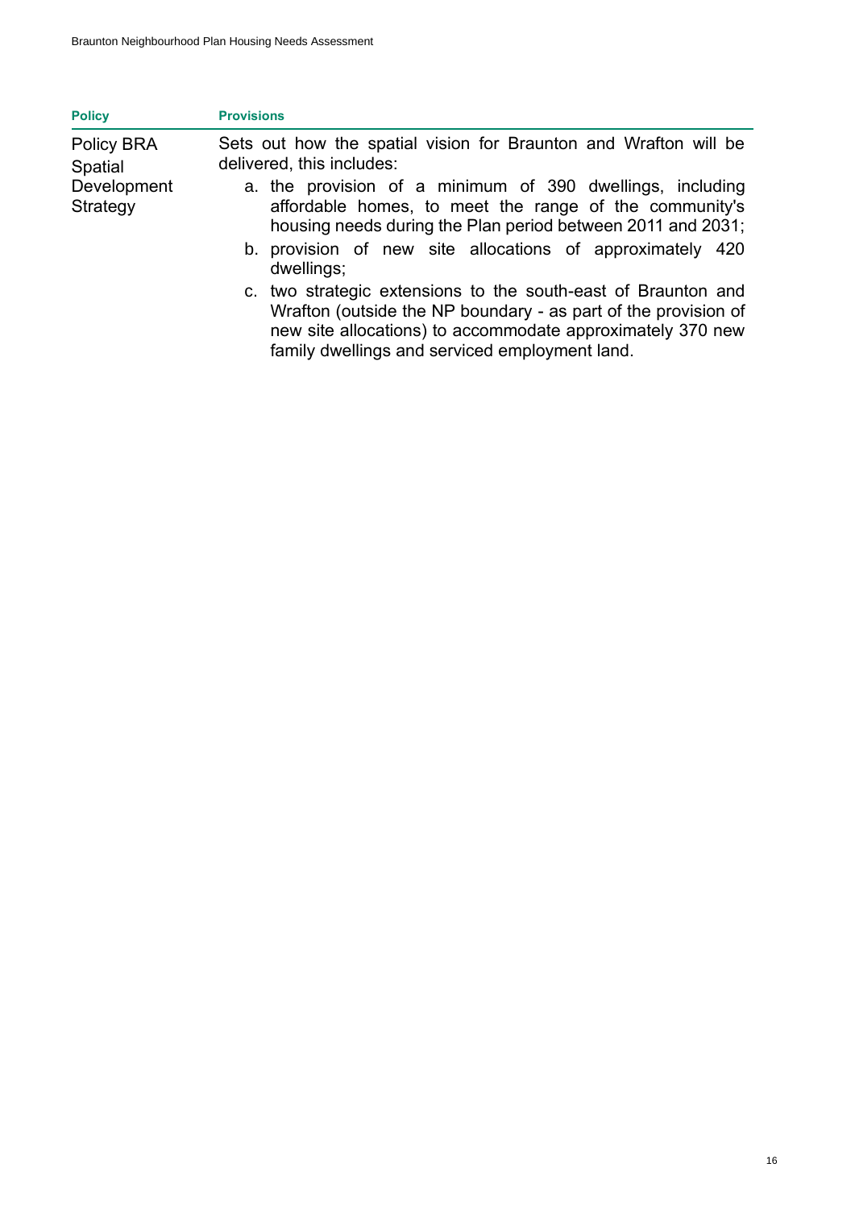| Policy | Provisions |
| --- | --- |
| Policy BRA Spatial Development Strategy | Sets out how the spatial vision for Braunton and Wrafton will be delivered, this includes: a. the provision of a minimum of 390 dwellings, including affordable homes, to meet the range of the community's housing needs during the Plan period between 2011 and 2031; b. provision of new site allocations of approximately 420 dwellings; c. two strategic extensions to the south-east of Braunton and Wrafton (outside the NP boundary - as part of the provision of new site allocations) to accommodate approximately 370 new family dwellings and serviced employment land. |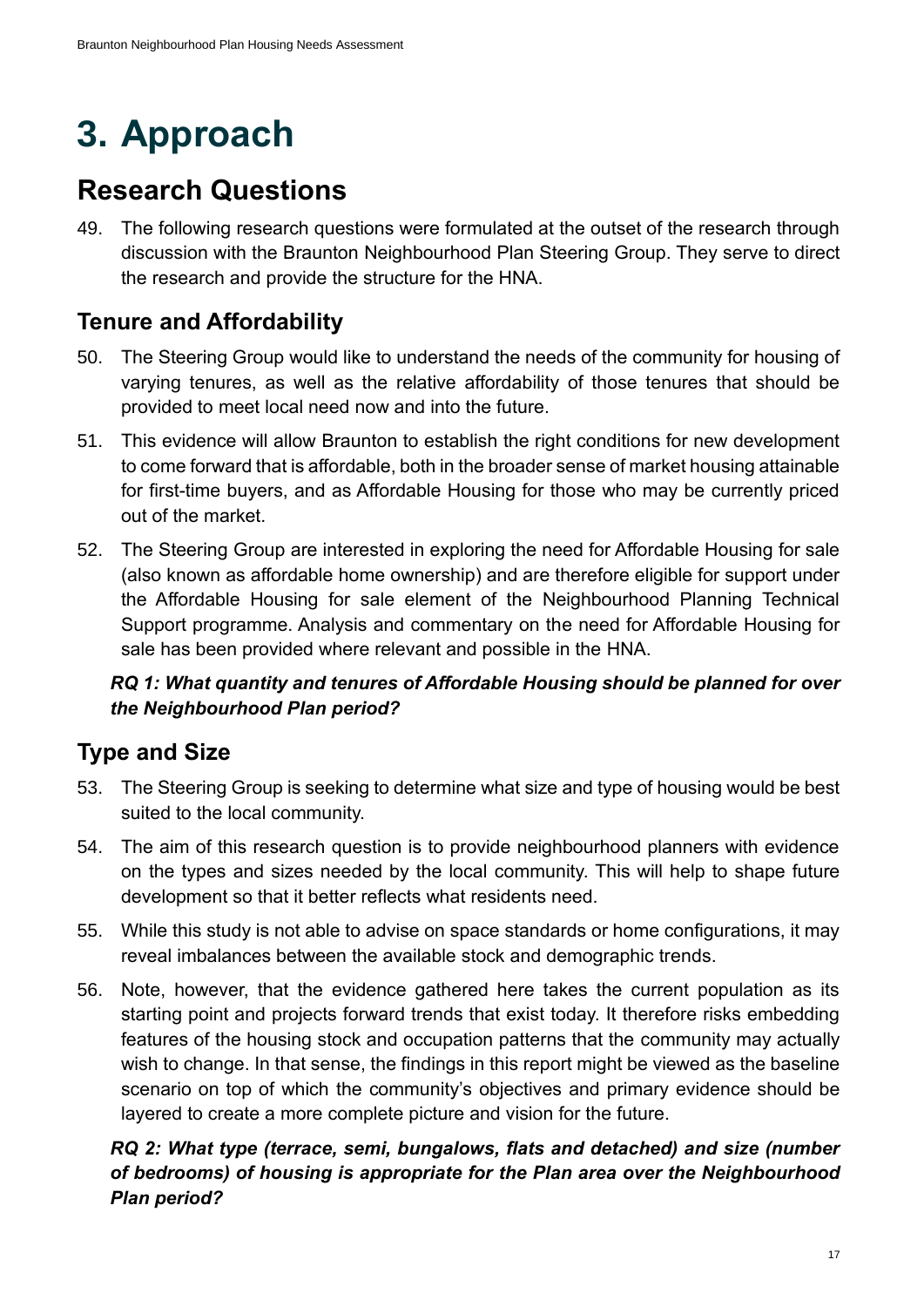# 3. Approach

## Research Questions

49. The following research questions were formulated at the outset of the research through discussion with the Braunton Neighbourhood Plan Steering Group. They serve to direct the research and provide the structure for the HNA.

### Tenure and Affordability

50. The Steering Group would like to understand the needs of the community for housing of varying tenures, as well as the relative affordability of those tenures that should be provided to meet local need now and into the future.

51. This evidence will allow Braunton to establish the right conditions for new development to come forward that is affordable, both in the broader sense of market housing attainable for first-time buyers, and as Affordable Housing for those who may be currently priced out of the market.

52. The Steering Group are interested in exploring the need for Affordable Housing for sale (also known as affordable home ownership) and are therefore eligible for support under the Affordable Housing for sale element of the Neighbourhood Planning Technical Support programme. Analysis and commentary on the need for Affordable Housing for sale has been provided where relevant and possible in the HNA.

***RQ 1: What quantity and tenures of Affordable Housing should be planned for over the Neighbourhood Plan period?***

### Type and Size

53. The Steering Group is seeking to determine what size and type of housing would be best suited to the local community.

54. The aim of this research question is to provide neighbourhood planners with evidence on the types and sizes needed by the local community. This will help to shape future development so that it better reflects what residents need.

55. While this study is not able to advise on space standards or home configurations, it may reveal imbalances between the available stock and demographic trends.

56. Note, however, that the evidence gathered here takes the current population as its starting point and projects forward trends that exist today. It therefore risks embedding features of the housing stock and occupation patterns that the community may actually wish to change. In that sense, the findings in this report might be viewed as the baseline scenario on top of which the community's objectives and primary evidence should be layered to create a more complete picture and vision for the future.

***RQ 2: What type (terrace, semi, bungalows, flats and detached) and size (number of bedrooms) of housing is appropriate for the Plan area over the Neighbourhood Plan period?***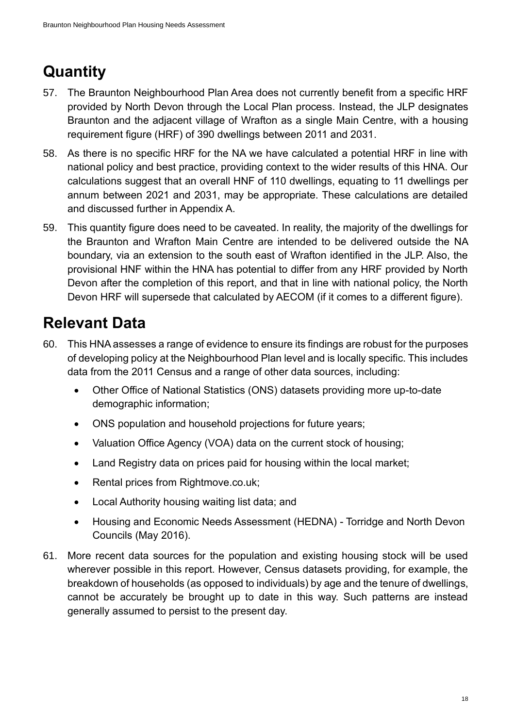## Quantity

57. The Braunton Neighbourhood Plan Area does not currently benefit from a specific HRF provided by North Devon through the Local Plan process. Instead, the JLP designates Braunton and the adjacent village of Wrafton as a single Main Centre, with a housing requirement figure (HRF) of 390 dwellings between 2011 and 2031.

58. As there is no specific HRF for the NA we have calculated a potential HRF in line with national policy and best practice, providing context to the wider results of this HNA. Our calculations suggest that an overall HNF of 110 dwellings, equating to 11 dwellings per annum between 2021 and 2031, may be appropriate. These calculations are detailed and discussed further in Appendix A.

59. This quantity figure does need to be caveated. In reality, the majority of the dwellings for the Braunton and Wrafton Main Centre are intended to be delivered outside the NA boundary, via an extension to the south east of Wrafton identified in the JLP. Also, the provisional HNF within the HNA has potential to differ from any HRF provided by North Devon after the completion of this report, and that in line with national policy, the North Devon HRF will supersede that calculated by AECOM (if it comes to a different figure).

## Relevant Data

60. This HNA assesses a range of evidence to ensure its findings are robust for the purposes of developing policy at the Neighbourhood Plan level and is locally specific. This includes data from the 2011 Census and a range of other data sources, including:

    - Other Office of National Statistics (ONS) datasets providing more up-to-date demographic information;
    - ONS population and household projections for future years;
    - Valuation Office Agency (VOA) data on the current stock of housing;
    - Land Registry data on prices paid for housing within the local market;
    - Rental prices from Rightmove.co.uk;
    - Local Authority housing waiting list data; and
    - Housing and Economic Needs Assessment (HEDNA) - Torridge and North Devon Councils (May 2016).

61. More recent data sources for the population and existing housing stock will be used wherever possible in this report. However, Census datasets providing, for example, the breakdown of households (as opposed to individuals) by age and the tenure of dwellings, cannot be accurately be brought up to date in this way. Such patterns are instead generally assumed to persist to the present day.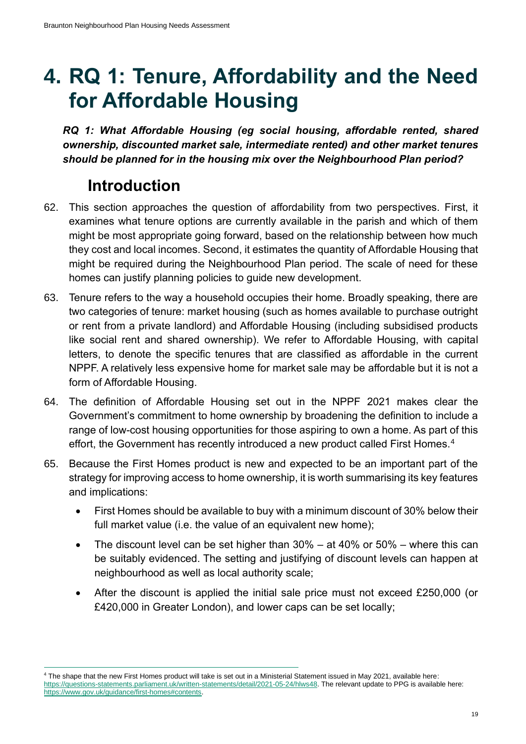# 4. RQ 1: Tenure, Affordability and the Need for Affordable Housing

***RQ 1: What Affordable Housing (eg social housing, affordable rented, shared ownership, discounted market sale, intermediate rented) and other market tenures should be planned for in the housing mix over the Neighbourhood Plan period?***

## Introduction

62. This section approaches the question of affordability from two perspectives. First, it examines what tenure options are currently available in the parish and which of them might be most appropriate going forward, based on the relationship between how much they cost and local incomes. Second, it estimates the quantity of Affordable Housing that might be required during the Neighbourhood Plan period. The scale of need for these homes can justify planning policies to guide new development.

63. Tenure refers to the way a household occupies their home. Broadly speaking, there are two categories of tenure: market housing (such as homes available to purchase outright or rent from a private landlord) and Affordable Housing (including subsidised products like social rent and shared ownership). We refer to Affordable Housing, with capital letters, to denote the specific tenures that are classified as affordable in the current NPPF. A relatively less expensive home for market sale may be affordable but it is not a form of Affordable Housing.

64. The definition of Affordable Housing set out in the NPPF 2021 makes clear the Government's commitment to home ownership by broadening the definition to include a range of low-cost housing opportunities for those aspiring to own a home. As part of this effort, the Government has recently introduced a new product called First Homes.[4]

65. Because the First Homes product is new and expected to be an important part of the strategy for improving access to home ownership, it is worth summarising its key features and implications:

    - First Homes should be available to buy with a minimum discount of 30% below their full market value (i.e. the value of an equivalent new home);
    - The discount level can be set higher than 30% – at 40% or 50% – where this can be suitably evidenced. The setting and justifying of discount levels can happen at neighbourhood as well as local authority scale;
    - After the discount is applied the initial sale price must not exceed £250,000 (or £420,000 in Greater London), and lower caps can be set locally;

[4] The shape that the new First Homes product will take is set out in a Ministerial Statement issued in May 2021, available here: https://questions-statements.parliament.uk/written-statements/detail/2021-05-24/hlws48. The relevant update to PPG is available here: https://www.gov.uk/guidance/first-homes#contents.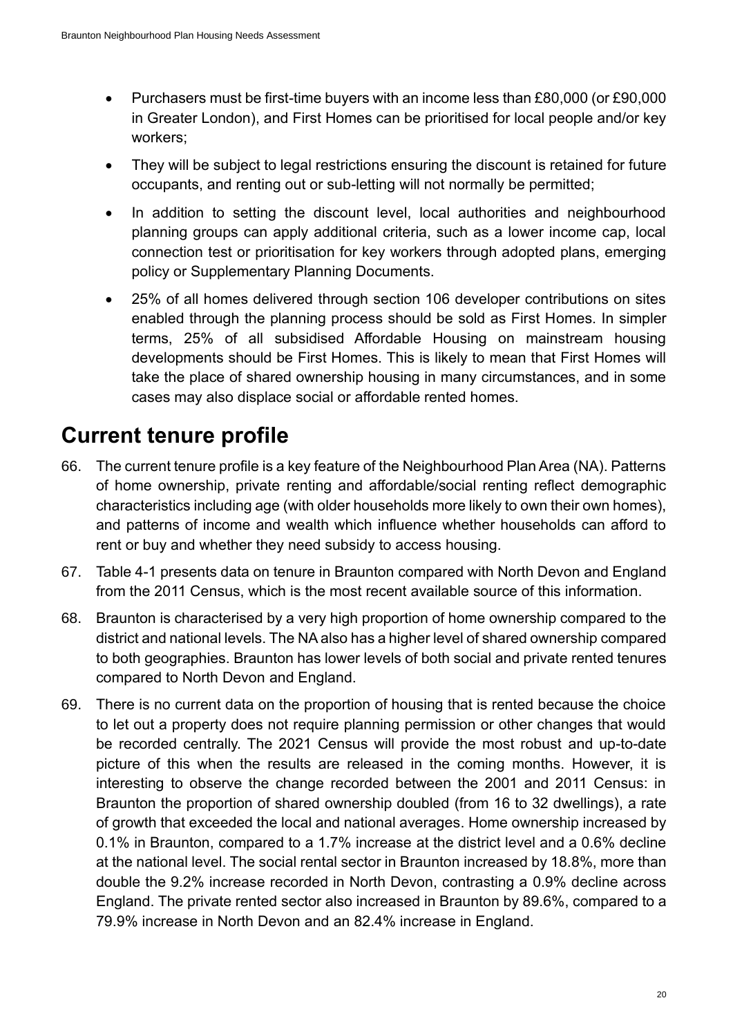- Purchasers must be first-time buyers with an income less than £80,000 (or £90,000 in Greater London), and First Homes can be prioritised for local people and/or key workers;
- They will be subject to legal restrictions ensuring the discount is retained for future occupants, and renting out or sub-letting will not normally be permitted;
- In addition to setting the discount level, local authorities and neighbourhood planning groups can apply additional criteria, such as a lower income cap, local connection test or prioritisation for key workers through adopted plans, emerging policy or Supplementary Planning Documents.
- 25% of all homes delivered through section 106 developer contributions on sites enabled through the planning process should be sold as First Homes. In simpler terms, 25% of all subsidised Affordable Housing on mainstream housing developments should be First Homes. This is likely to mean that First Homes will take the place of shared ownership housing in many circumstances, and in some cases may also displace social or affordable rented homes.

## Current tenure profile

66. The current tenure profile is a key feature of the Neighbourhood Plan Area (NA). Patterns of home ownership, private renting and affordable/social renting reflect demographic characteristics including age (with older households more likely to own their own homes), and patterns of income and wealth which influence whether households can afford to rent or buy and whether they need subsidy to access housing.

67. Table 4-1 presents data on tenure in Braunton compared with North Devon and England from the 2011 Census, which is the most recent available source of this information.

68. Braunton is characterised by a very high proportion of home ownership compared to the district and national levels. The NA also has a higher level of shared ownership compared to both geographies. Braunton has lower levels of both social and private rented tenures compared to North Devon and England.

69. There is no current data on the proportion of housing that is rented because the choice to let out a property does not require planning permission or other changes that would be recorded centrally. The 2021 Census will provide the most robust and up-to-date picture of this when the results are released in the coming months. However, it is interesting to observe the change recorded between the 2001 and 2011 Census: in Braunton the proportion of shared ownership doubled (from 16 to 32 dwellings), a rate of growth that exceeded the local and national averages. Home ownership increased by 0.1% in Braunton, compared to a 1.7% increase at the district level and a 0.6% decline at the national level. The social rental sector in Braunton increased by 18.8%, more than double the 9.2% increase recorded in North Devon, contrasting a 0.9% decline across England. The private rented sector also increased in Braunton by 89.6%, compared to a 79.9% increase in North Devon and an 82.4% increase in England.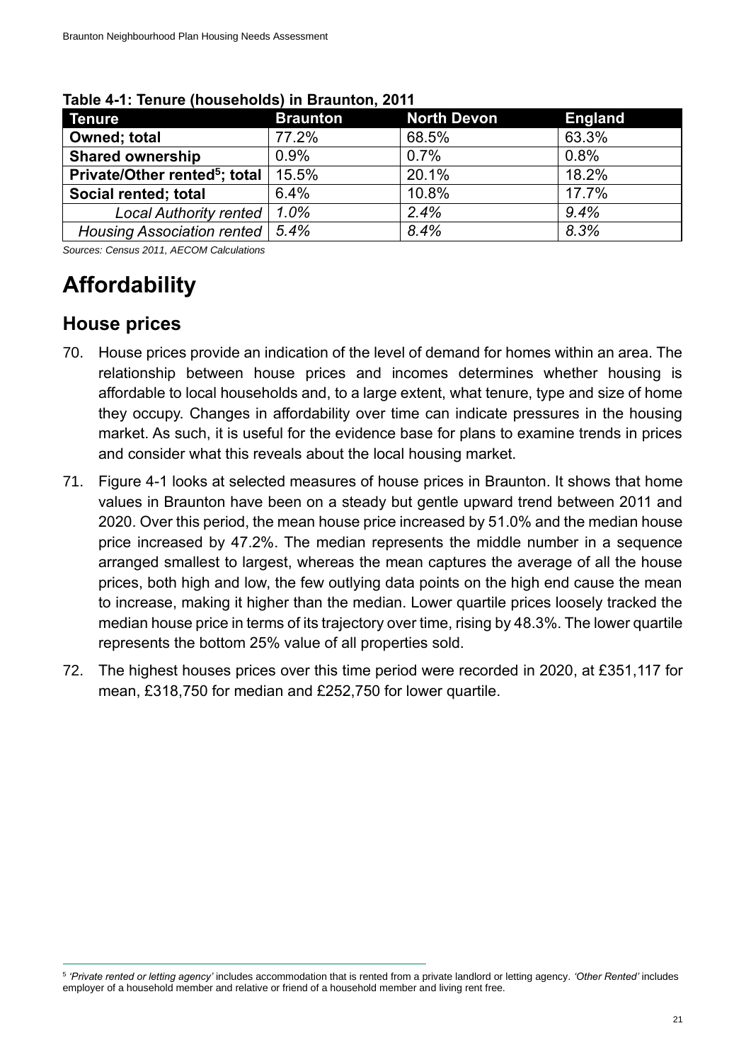**Table 4-1: Tenure (households) in Braunton, 2011**

| Tenure | Braunton | North Devon | England |
|---|---|---|---|
| **Owned; total** | 77.2% | 68.5% | 63.3% |
| **Shared ownership** | 0.9% | 0.7% | 0.8% |
| **Private/Other rented[5]; total** | 15.5% | 20.1% | 18.2% |
| **Social rented; total** | 6.4% | 10.8% | 17.7% |
| *Local Authority rented* | *1.0%* | *2.4%* | *9.4%* |
| *Housing Association rented* | *5.4%* | *8.4%* | *8.3%* |

*Sources: Census 2011, AECOM Calculations*

# Affordability

## House prices

70. House prices provide an indication of the level of demand for homes within an area. The relationship between house prices and incomes determines whether housing is affordable to local households and, to a large extent, what tenure, type and size of home they occupy. Changes in affordability over time can indicate pressures in the housing market. As such, it is useful for the evidence base for plans to examine trends in prices and consider what this reveals about the local housing market.

71. Figure 4-1 looks at selected measures of house prices in Braunton. It shows that home values in Braunton have been on a steady but gentle upward trend between 2011 and 2020. Over this period, the mean house price increased by 51.0% and the median house price increased by 47.2%. The median represents the middle number in a sequence arranged smallest to largest, whereas the mean captures the average of all the house prices, both high and low, the few outlying data points on the high end cause the mean to increase, making it higher than the median. Lower quartile prices loosely tracked the median house price in terms of its trajectory over time, rising by 48.3%. The lower quartile represents the bottom 25% value of all properties sold.

72. The highest houses prices over this time period were recorded in 2020, at £351,117 for mean, £318,750 for median and £252,750 for lower quartile.

[5] *'Private rented or letting agency'* includes accommodation that is rented from a private landlord or letting agency. *'Other Rented'* includes employer of a household member and relative or friend of a household member and living rent free.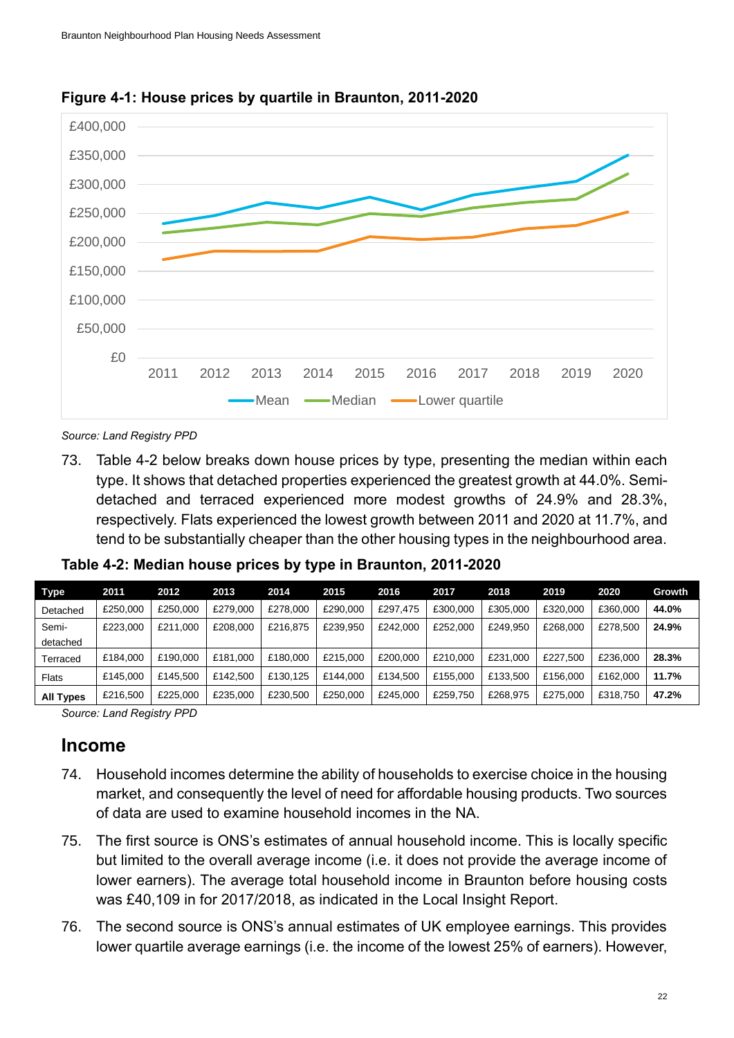**Figure 4-1: House prices by quartile in Braunton, 2011-2020**

*Source: Land Registry PPD*

73. Table 4-2 below breaks down house prices by type, presenting the median within each type. It shows that detached properties experienced the greatest growth at 44.0%. Semi-detached and terraced experienced more modest growths of 24.9% and 28.3%, respectively. Flats experienced the lowest growth between 2011 and 2020 at 11.7%, and tend to be substantially cheaper than the other housing types in the neighbourhood area.

**Table 4-2: Median house prices by type in Braunton, 2011-2020**

| Type | 2011 | 2012 | 2013 | 2014 | 2015 | 2016 | 2017 | 2018 | 2019 | 2020 | Growth |
|---|---|---|---|---|---|---|---|---|---|---|---|
| Detached | £250,000 | £250,000 | £279,000 | £278,000 | £290,000 | £297,475 | £300,000 | £305,000 | £320,000 | £360,000 | **44.0%** |
| Semi-detached | £223,000 | £211,000 | £208,000 | £216,875 | £239,950 | £242,000 | £252,000 | £249,950 | £268,000 | £278,500 | **24.9%** |
| Terraced | £184,000 | £190,000 | £181,000 | £180,000 | £215,000 | £200,000 | £210,000 | £231,000 | £227,500 | £236,000 | **28.3%** |
| Flats | £145,000 | £145,500 | £142,500 | £130,125 | £144,000 | £134,500 | £155,000 | £133,500 | £156,000 | £162,000 | **11.7%** |
| **All Types** | £216,500 | £225,000 | £235,000 | £230,500 | £250,000 | £245,000 | £259,750 | £268,975 | £275,000 | £318,750 | **47.2%** |

*Source: Land Registry PPD*

## Income

74. Household incomes determine the ability of households to exercise choice in the housing market, and consequently the level of need for affordable housing products. Two sources of data are used to examine household incomes in the NA.

75. The first source is ONS's estimates of annual household income. This is locally specific but limited to the overall average income (i.e. it does not provide the average income of lower earners). The average total household income in Braunton before housing costs was £40,109 in for 2017/2018, as indicated in the Local Insight Report.

76. The second source is ONS's annual estimates of UK employee earnings. This provides lower quartile average earnings (i.e. the income of the lowest 25% of earners). However,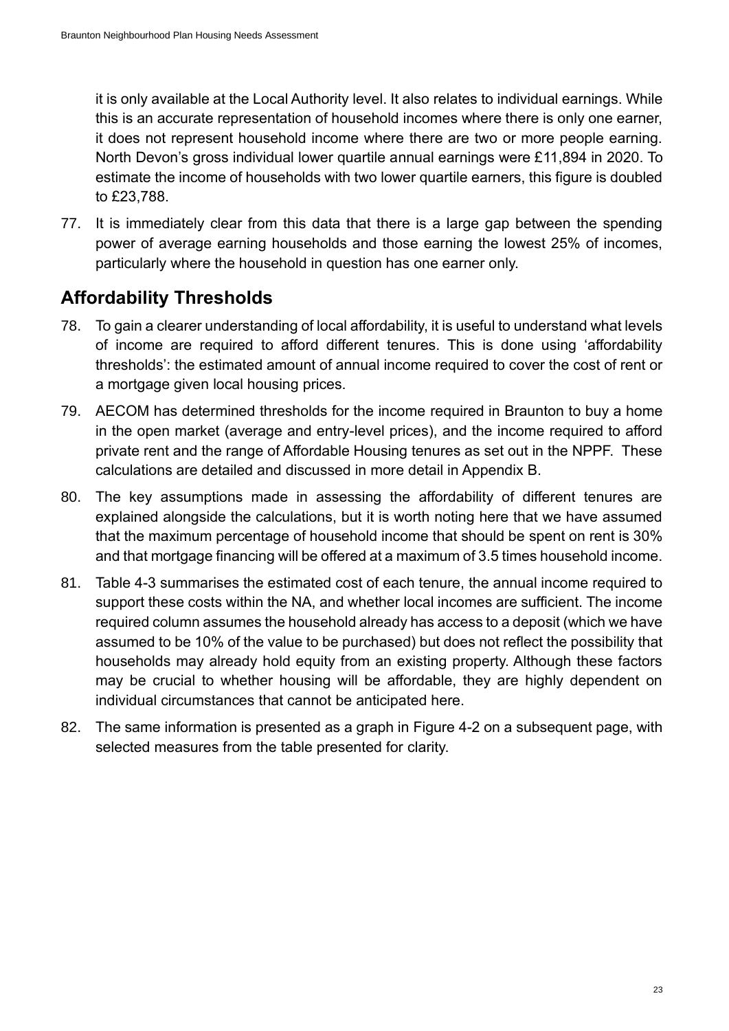it is only available at the Local Authority level. It also relates to individual earnings. While this is an accurate representation of household incomes where there is only one earner, it does not represent household income where there are two or more people earning. North Devon's gross individual lower quartile annual earnings were £11,894 in 2020. To estimate the income of households with two lower quartile earners, this figure is doubled to £23,788.

77. It is immediately clear from this data that there is a large gap between the spending power of average earning households and those earning the lowest 25% of incomes, particularly where the household in question has one earner only.

## Affordability Thresholds

78. To gain a clearer understanding of local affordability, it is useful to understand what levels of income are required to afford different tenures. This is done using 'affordability thresholds': the estimated amount of annual income required to cover the cost of rent or a mortgage given local housing prices.

79. AECOM has determined thresholds for the income required in Braunton to buy a home in the open market (average and entry-level prices), and the income required to afford private rent and the range of Affordable Housing tenures as set out in the NPPF. These calculations are detailed and discussed in more detail in Appendix B.

80. The key assumptions made in assessing the affordability of different tenures are explained alongside the calculations, but it is worth noting here that we have assumed that the maximum percentage of household income that should be spent on rent is 30% and that mortgage financing will be offered at a maximum of 3.5 times household income.

81. Table 4-3 summarises the estimated cost of each tenure, the annual income required to support these costs within the NA, and whether local incomes are sufficient. The income required column assumes the household already has access to a deposit (which we have assumed to be 10% of the value to be purchased) but does not reflect the possibility that households may already hold equity from an existing property. Although these factors may be crucial to whether housing will be affordable, they are highly dependent on individual circumstances that cannot be anticipated here.

82. The same information is presented as a graph in Figure 4-2 on a subsequent page, with selected measures from the table presented for clarity.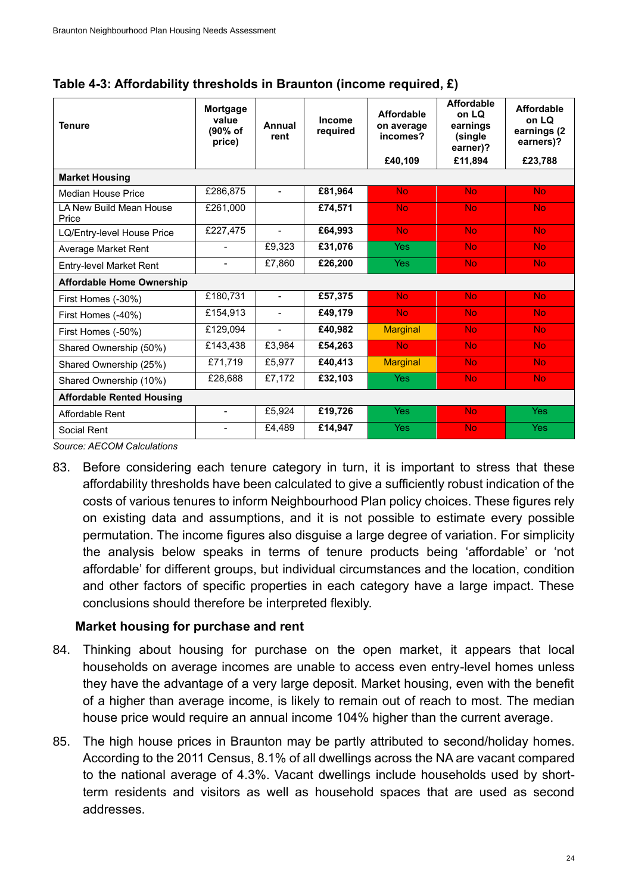**Table 4-3: Affordability thresholds in Braunton (income required, £)**

| Tenure | Mortgage value (90% of price) | Annual rent | Income required | Affordable on average incomes? £40,109 | Affordable on LQ earnings (single earner)? £11,894 | Affordable on LQ earnings (2 earners)? £23,788 |
|---|---|---|---|---|---|---|
| **Market Housing** | | | | | | |
| Median House Price | £286,875 | - | **£81,964** | No | No | No |
| LA New Build Mean House Price | £261,000 | | **£74,571** | No | No | No |
| LQ/Entry-level House Price | £227,475 | - | **£64,993** | No | No | No |
| Average Market Rent | - | £9,323 | **£31,076** | Yes | No | No |
| Entry-level Market Rent | - | £7,860 | **£26,200** | Yes | No | No |
| **Affordable Home Ownership** | | | | | | |
| First Homes (-30%) | £180,731 | - | **£57,375** | No | No | No |
| First Homes (-40%) | £154,913 | - | **£49,179** | No | No | No |
| First Homes (-50%) | £129,094 | - | **£40,982** | Marginal | No | No |
| Shared Ownership (50%) | £143,438 | £3,984 | **£54,263** | No | No | No |
| Shared Ownership (25%) | £71,719 | £5,977 | **£40,413** | Marginal | No | No |
| Shared Ownership (10%) | £28,688 | £7,172 | **£32,103** | Yes | No | No |
| **Affordable Rented Housing** | | | | | | |
| Affordable Rent | - | £5,924 | **£19,726** | Yes | No | Yes |
| Social Rent | - | £4,489 | **£14,947** | Yes | No | Yes |

*Source: AECOM Calculations*

83. Before considering each tenure category in turn, it is important to stress that these affordability thresholds have been calculated to give a sufficiently robust indication of the costs of various tenures to inform Neighbourhood Plan policy choices. These figures rely on existing data and assumptions, and it is not possible to estimate every possible permutation. The income figures also disguise a large degree of variation. For simplicity the analysis below speaks in terms of tenure products being 'affordable' or 'not affordable' for different groups, but individual circumstances and the location, condition and other factors of specific properties in each category have a large impact. These conclusions should therefore be interpreted flexibly.

### Market housing for purchase and rent

84. Thinking about housing for purchase on the open market, it appears that local households on average incomes are unable to access even entry-level homes unless they have the advantage of a very large deposit. Market housing, even with the benefit of a higher than average income, is likely to remain out of reach to most. The median house price would require an annual income 104% higher than the current average.

85. The high house prices in Braunton may be partly attributed to second/holiday homes. According to the 2011 Census, 8.1% of all dwellings across the NA are vacant compared to the national average of 4.3%. Vacant dwellings include households used by short-term residents and visitors as well as household spaces that are used as second addresses.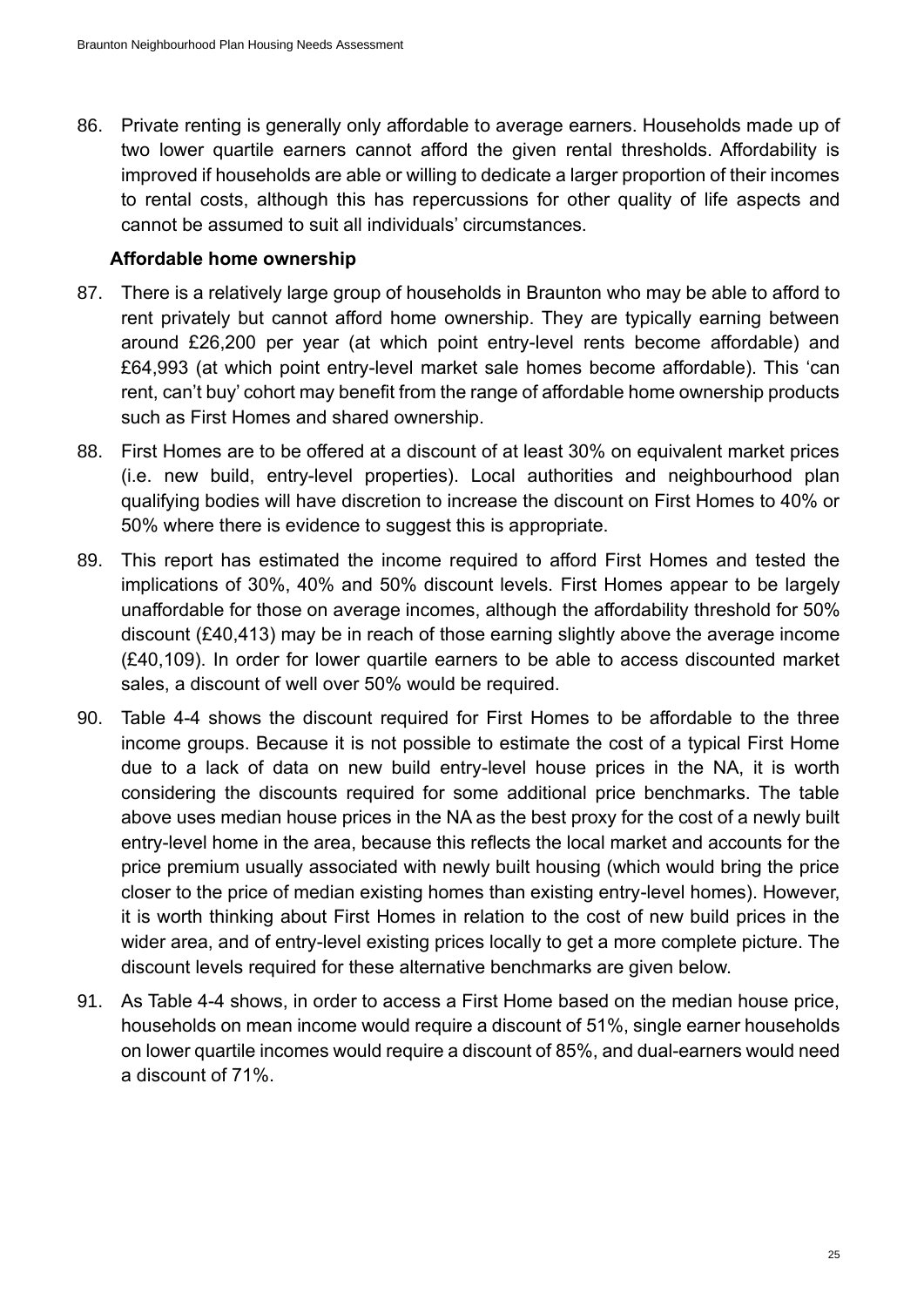86. Private renting is generally only affordable to average earners. Households made up of two lower quartile earners cannot afford the given rental thresholds. Affordability is improved if households are able or willing to dedicate a larger proportion of their incomes to rental costs, although this has repercussions for other quality of life aspects and cannot be assumed to suit all individuals' circumstances.

**Affordable home ownership**

87. There is a relatively large group of households in Braunton who may be able to afford to rent privately but cannot afford home ownership. They are typically earning between around £26,200 per year (at which point entry-level rents become affordable) and £64,993 (at which point entry-level market sale homes become affordable). This 'can rent, can't buy' cohort may benefit from the range of affordable home ownership products such as First Homes and shared ownership.

88. First Homes are to be offered at a discount of at least 30% on equivalent market prices (i.e. new build, entry-level properties). Local authorities and neighbourhood plan qualifying bodies will have discretion to increase the discount on First Homes to 40% or 50% where there is evidence to suggest this is appropriate.

89. This report has estimated the income required to afford First Homes and tested the implications of 30%, 40% and 50% discount levels. First Homes appear to be largely unaffordable for those on average incomes, although the affordability threshold for 50% discount (£40,413) may be in reach of those earning slightly above the average income (£40,109). In order for lower quartile earners to be able to access discounted market sales, a discount of well over 50% would be required.

90. Table 4-4 shows the discount required for First Homes to be affordable to the three income groups. Because it is not possible to estimate the cost of a typical First Home due to a lack of data on new build entry-level house prices in the NA, it is worth considering the discounts required for some additional price benchmarks. The table above uses median house prices in the NA as the best proxy for the cost of a newly built entry-level home in the area, because this reflects the local market and accounts for the price premium usually associated with newly built housing (which would bring the price closer to the price of median existing homes than existing entry-level homes). However, it is worth thinking about First Homes in relation to the cost of new build prices in the wider area, and of entry-level existing prices locally to get a more complete picture. The discount levels required for these alternative benchmarks are given below.

91. As Table 4-4 shows, in order to access a First Home based on the median house price, households on mean income would require a discount of 51%, single earner households on lower quartile incomes would require a discount of 85%, and dual-earners would need a discount of 71%.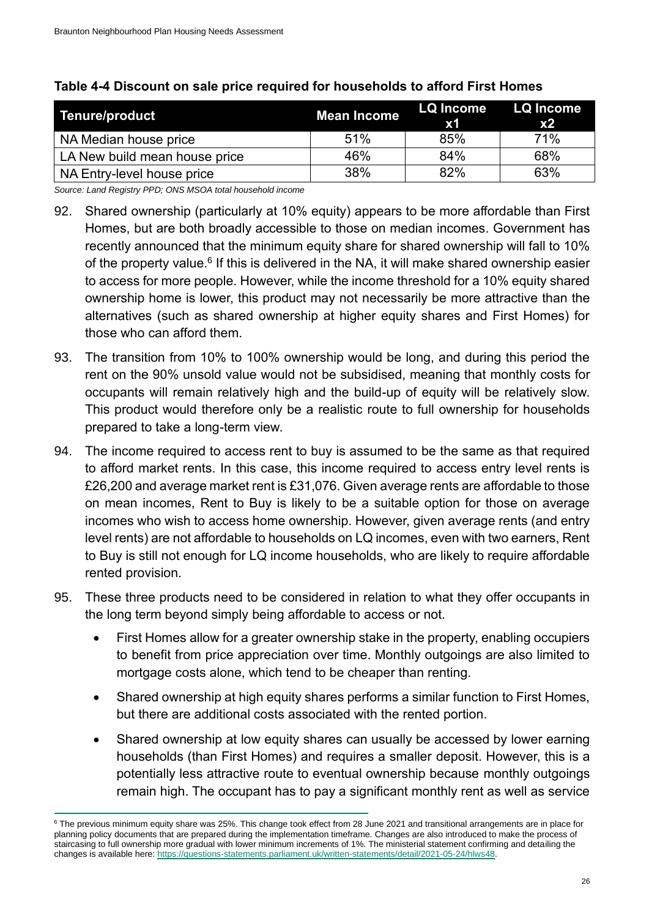**Table 4-4 Discount on sale price required for households to afford First Homes**

| Tenure/product | Mean Income | LQ Income x1 | LQ Income x2 |
|---|---|---|---|
| NA Median house price | 51% | 85% | 71% |
| LA New build mean house price | 46% | 84% | 68% |
| NA Entry-level house price | 38% | 82% | 63% |

*Source: Land Registry PPD; ONS MSOA total household income*

92. Shared ownership (particularly at 10% equity) appears to be more affordable than First Homes, but are both broadly accessible to those on median incomes. Government has recently announced that the minimum equity share for shared ownership will fall to 10% of the property value.[6] If this is delivered in the NA, it will make shared ownership easier to access for more people. However, while the income threshold for a 10% equity shared ownership home is lower, this product may not necessarily be more attractive than the alternatives (such as shared ownership at higher equity shares and First Homes) for those who can afford them.

93. The transition from 10% to 100% ownership would be long, and during this period the rent on the 90% unsold value would not be subsidised, meaning that monthly costs for occupants will remain relatively high and the build-up of equity will be relatively slow. This product would therefore only be a realistic route to full ownership for households prepared to take a long-term view.

94. The income required to access rent to buy is assumed to be the same as that required to afford market rents. In this case, this income required to access entry level rents is £26,200 and average market rent is £31,076. Given average rents are affordable to those on mean incomes, Rent to Buy is likely to be a suitable option for those on average incomes who wish to access home ownership. However, given average rents (and entry level rents) are not affordable to households on LQ incomes, even with two earners, Rent to Buy is still not enough for LQ income households, who are likely to require affordable rented provision.

95. These three products need to be considered in relation to what they offer occupants in the long term beyond simply being affordable to access or not.

- First Homes allow for a greater ownership stake in the property, enabling occupiers to benefit from price appreciation over time. Monthly outgoings are also limited to mortgage costs alone, which tend to be cheaper than renting.
- Shared ownership at high equity shares performs a similar function to First Homes, but there are additional costs associated with the rented portion.
- Shared ownership at low equity shares can usually be accessed by lower earning households (than First Homes) and requires a smaller deposit. However, this is a potentially less attractive route to eventual ownership because monthly outgoings remain high. The occupant has to pay a significant monthly rent as well as service

[6] The previous minimum equity share was 25%. This change took effect from 28 June 2021 and transitional arrangements are in place for planning policy documents that are prepared during the implementation timeframe. Changes are also introduced to make the process of staircasing to full ownership more gradual with lower minimum increments of 1%. The ministerial statement confirming and detailing the changes is available here: https://questions-statements.parliament.uk/written-statements/detail/2021-05-24/hlws48.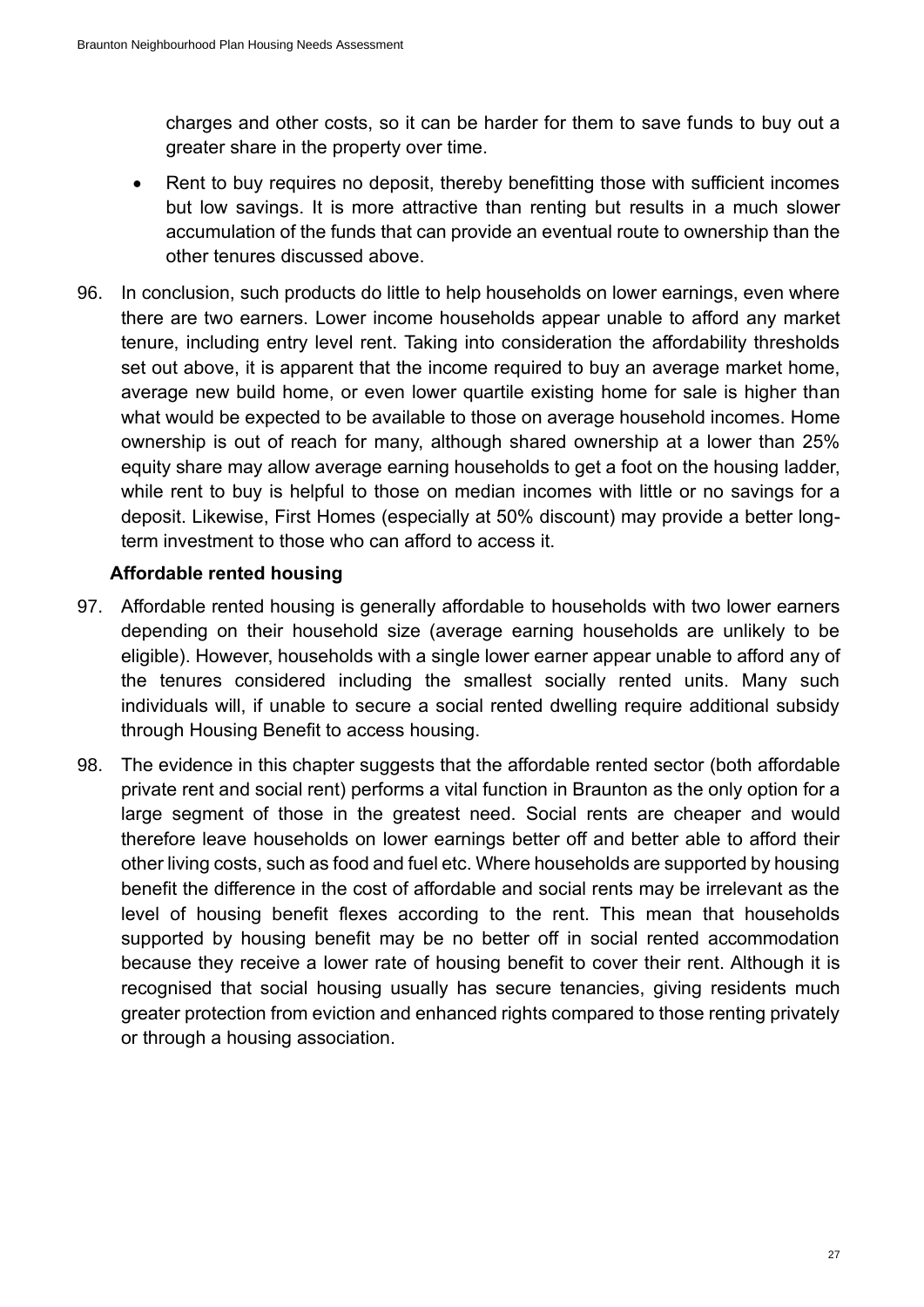charges and other costs, so it can be harder for them to save funds to buy out a greater share in the property over time.

- Rent to buy requires no deposit, thereby benefitting those with sufficient incomes but low savings. It is more attractive than renting but results in a much slower accumulation of the funds that can provide an eventual route to ownership than the other tenures discussed above.

96. In conclusion, such products do little to help households on lower earnings, even where there are two earners. Lower income households appear unable to afford any market tenure, including entry level rent. Taking into consideration the affordability thresholds set out above, it is apparent that the income required to buy an average market home, average new build home, or even lower quartile existing home for sale is higher than what would be expected to be available to those on average household incomes. Home ownership is out of reach for many, although shared ownership at a lower than 25% equity share may allow average earning households to get a foot on the housing ladder, while rent to buy is helpful to those on median incomes with little or no savings for a deposit. Likewise, First Homes (especially at 50% discount) may provide a better long-term investment to those who can afford to access it.

**Affordable rented housing**

97. Affordable rented housing is generally affordable to households with two lower earners depending on their household size (average earning households are unlikely to be eligible). However, households with a single lower earner appear unable to afford any of the tenures considered including the smallest socially rented units. Many such individuals will, if unable to secure a social rented dwelling require additional subsidy through Housing Benefit to access housing.

98. The evidence in this chapter suggests that the affordable rented sector (both affordable private rent and social rent) performs a vital function in Braunton as the only option for a large segment of those in the greatest need. Social rents are cheaper and would therefore leave households on lower earnings better off and better able to afford their other living costs, such as food and fuel etc. Where households are supported by housing benefit the difference in the cost of affordable and social rents may be irrelevant as the level of housing benefit flexes according to the rent. This mean that households supported by housing benefit may be no better off in social rented accommodation because they receive a lower rate of housing benefit to cover their rent. Although it is recognised that social housing usually has secure tenancies, giving residents much greater protection from eviction and enhanced rights compared to those renting privately or through a housing association.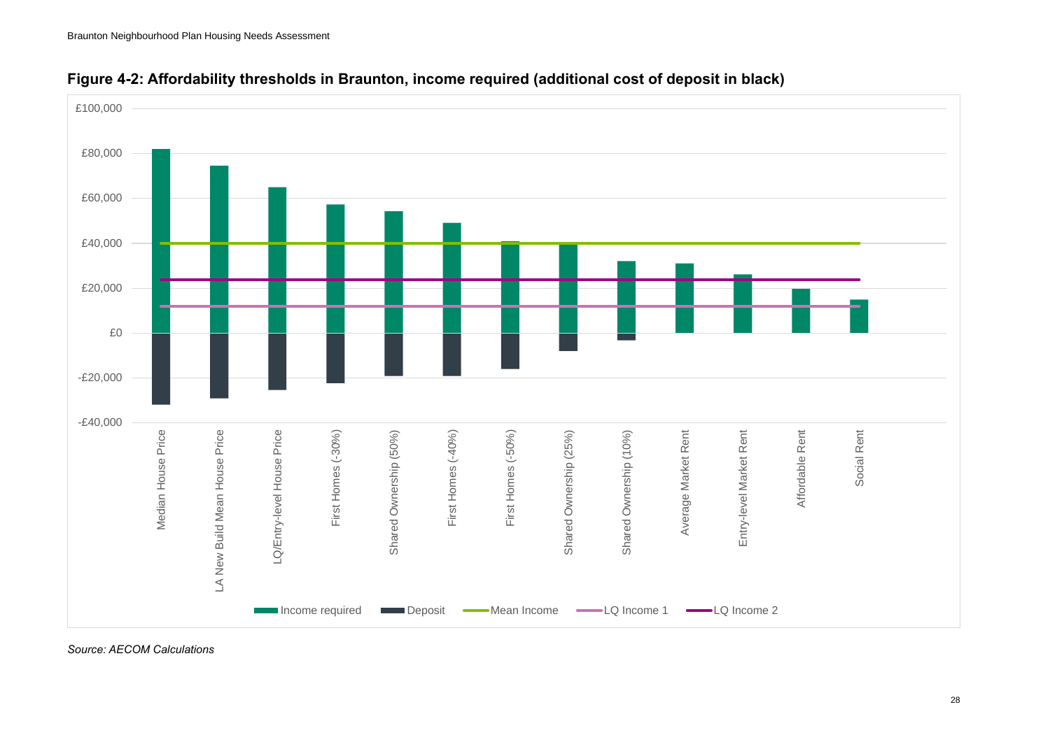**Figure 4-2: Affordability thresholds in Braunton, income required (additional cost of deposit in black)**

*Source: AECOM Calculations*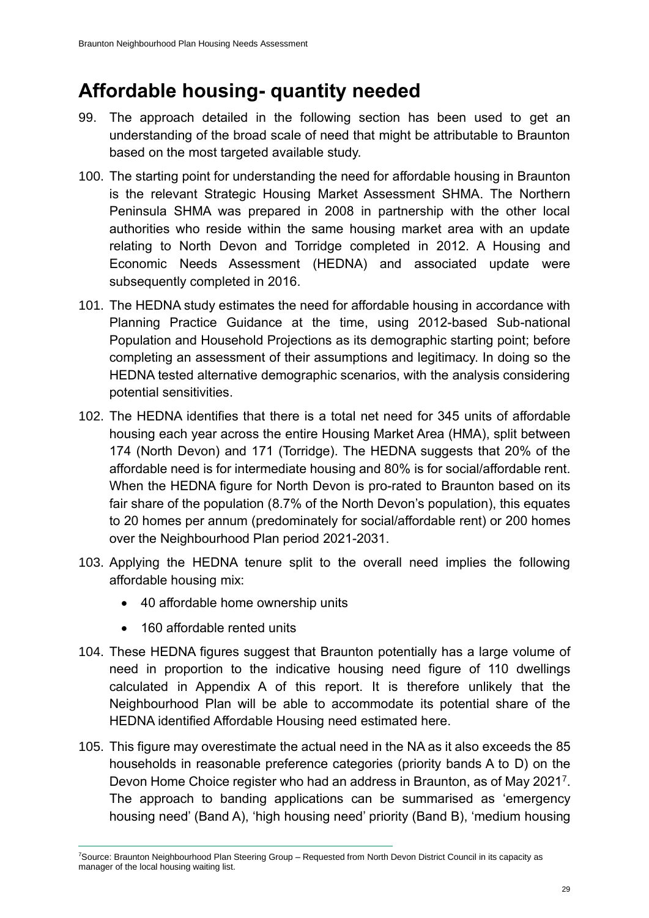## Affordable housing- quantity needed

99. The approach detailed in the following section has been used to get an understanding of the broad scale of need that might be attributable to Braunton based on the most targeted available study.

100. The starting point for understanding the need for affordable housing in Braunton is the relevant Strategic Housing Market Assessment SHMA. The Northern Peninsula SHMA was prepared in 2008 in partnership with the other local authorities who reside within the same housing market area with an update relating to North Devon and Torridge completed in 2012. A Housing and Economic Needs Assessment (HEDNA) and associated update were subsequently completed in 2016.

101. The HEDNA study estimates the need for affordable housing in accordance with Planning Practice Guidance at the time, using 2012-based Sub-national Population and Household Projections as its demographic starting point; before completing an assessment of their assumptions and legitimacy. In doing so the HEDNA tested alternative demographic scenarios, with the analysis considering potential sensitivities.

102. The HEDNA identifies that there is a total net need for 345 units of affordable housing each year across the entire Housing Market Area (HMA), split between 174 (North Devon) and 171 (Torridge). The HEDNA suggests that 20% of the affordable need is for intermediate housing and 80% is for social/affordable rent. When the HEDNA figure for North Devon is pro-rated to Braunton based on its fair share of the population (8.7% of the North Devon's population), this equates to 20 homes per annum (predominately for social/affordable rent) or 200 homes over the Neighbourhood Plan period 2021-2031.

103. Applying the HEDNA tenure split to the overall need implies the following affordable housing mix:

    - 40 affordable home ownership units
    - 160 affordable rented units

104. These HEDNA figures suggest that Braunton potentially has a large volume of need in proportion to the indicative housing need figure of 110 dwellings calculated in Appendix A of this report. It is therefore unlikely that the Neighbourhood Plan will be able to accommodate its potential share of the HEDNA identified Affordable Housing need estimated here.

105. This figure may overestimate the actual need in the NA as it also exceeds the 85 households in reasonable preference categories (priority bands A to D) on the Devon Home Choice register who had an address in Braunton, as of May 2021[7]. The approach to banding applications can be summarised as 'emergency housing need' (Band A), 'high housing need' priority (Band B), 'medium housing

[7] Source: Braunton Neighbourhood Plan Steering Group – Requested from North Devon District Council in its capacity as manager of the local housing waiting list.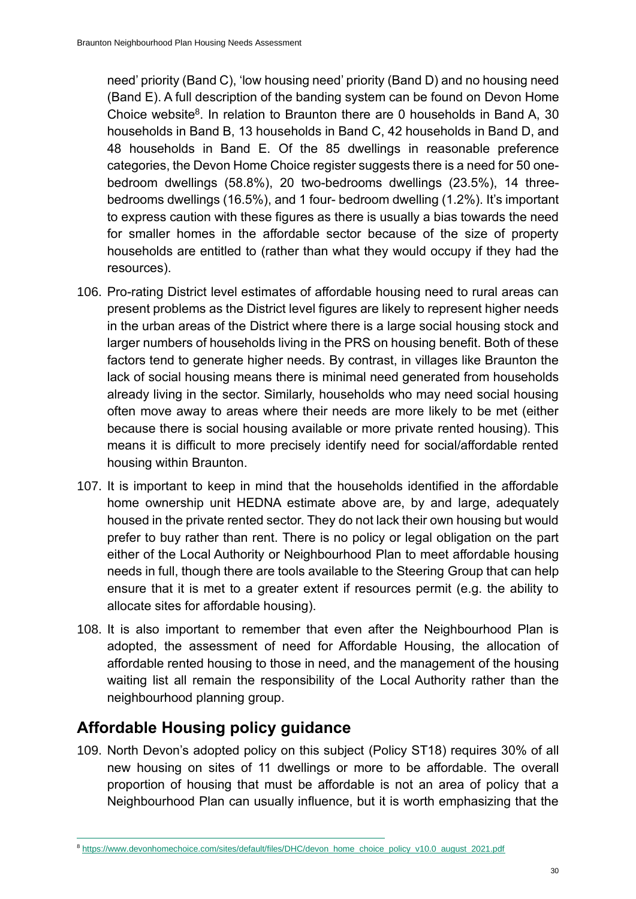need' priority (Band C), 'low housing need' priority (Band D) and no housing need (Band E). A full description of the banding system can be found on Devon Home Choice website[8]. In relation to Braunton there are 0 households in Band A, 30 households in Band B, 13 households in Band C, 42 households in Band D, and 48 households in Band E. Of the 85 dwellings in reasonable preference categories, the Devon Home Choice register suggests there is a need for 50 one-bedroom dwellings (58.8%), 20 two-bedrooms dwellings (23.5%), 14 three-bedrooms dwellings (16.5%), and 1 four- bedroom dwelling (1.2%). It's important to express caution with these figures as there is usually a bias towards the need for smaller homes in the affordable sector because of the size of property households are entitled to (rather than what they would occupy if they had the resources).

106. Pro-rating District level estimates of affordable housing need to rural areas can present problems as the District level figures are likely to represent higher needs in the urban areas of the District where there is a large social housing stock and larger numbers of households living in the PRS on housing benefit. Both of these factors tend to generate higher needs. By contrast, in villages like Braunton the lack of social housing means there is minimal need generated from households already living in the sector. Similarly, households who may need social housing often move away to areas where their needs are more likely to be met (either because there is social housing available or more private rented housing). This means it is difficult to more precisely identify need for social/affordable rented housing within Braunton.

107. It is important to keep in mind that the households identified in the affordable home ownership unit HEDNA estimate above are, by and large, adequately housed in the private rented sector. They do not lack their own housing but would prefer to buy rather than rent. There is no policy or legal obligation on the part either of the Local Authority or Neighbourhood Plan to meet affordable housing needs in full, though there are tools available to the Steering Group that can help ensure that it is met to a greater extent if resources permit (e.g. the ability to allocate sites for affordable housing).

108. It is also important to remember that even after the Neighbourhood Plan is adopted, the assessment of need for Affordable Housing, the allocation of affordable rented housing to those in need, and the management of the housing waiting list all remain the responsibility of the Local Authority rather than the neighbourhood planning group.

## Affordable Housing policy guidance

109. North Devon's adopted policy on this subject (Policy ST18) requires 30% of all new housing on sites of 11 dwellings or more to be affordable. The overall proportion of housing that must be affordable is not an area of policy that a Neighbourhood Plan can usually influence, but it is worth emphasizing that the

[8] https://www.devonhomechoice.com/sites/default/files/DHC/devon_home_choice_policy_v10.0_august_2021.pdf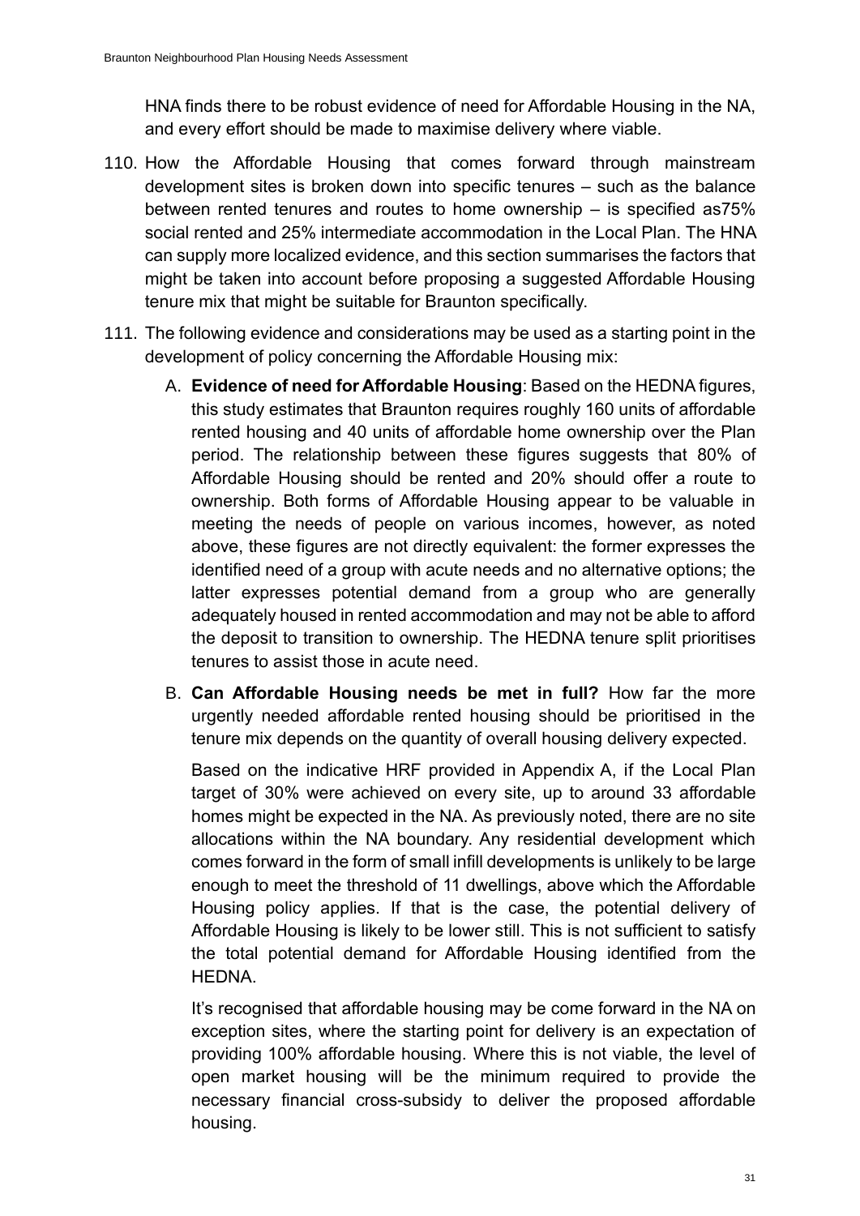HNA finds there to be robust evidence of need for Affordable Housing in the NA, and every effort should be made to maximise delivery where viable.

110. How the Affordable Housing that comes forward through mainstream development sites is broken down into specific tenures – such as the balance between rented tenures and routes to home ownership – is specified as75% social rented and 25% intermediate accommodation in the Local Plan. The HNA can supply more localized evidence, and this section summarises the factors that might be taken into account before proposing a suggested Affordable Housing tenure mix that might be suitable for Braunton specifically.

111. The following evidence and considerations may be used as a starting point in the development of policy concerning the Affordable Housing mix:

    A. **Evidence of need for Affordable Housing**: Based on the HEDNA figures, this study estimates that Braunton requires roughly 160 units of affordable rented housing and 40 units of affordable home ownership over the Plan period. The relationship between these figures suggests that 80% of Affordable Housing should be rented and 20% should offer a route to ownership. Both forms of Affordable Housing appear to be valuable in meeting the needs of people on various incomes, however, as noted above, these figures are not directly equivalent: the former expresses the identified need of a group with acute needs and no alternative options; the latter expresses potential demand from a group who are generally adequately housed in rented accommodation and may not be able to afford the deposit to transition to ownership. The HEDNA tenure split prioritises tenures to assist those in acute need.

    B. **Can Affordable Housing needs be met in full?** How far the more urgently needed affordable rented housing should be prioritised in the tenure mix depends on the quantity of overall housing delivery expected.

       Based on the indicative HRF provided in Appendix A, if the Local Plan target of 30% were achieved on every site, up to around 33 affordable homes might be expected in the NA. As previously noted, there are no site allocations within the NA boundary. Any residential development which comes forward in the form of small infill developments is unlikely to be large enough to meet the threshold of 11 dwellings, above which the Affordable Housing policy applies. If that is the case, the potential delivery of Affordable Housing is likely to be lower still. This is not sufficient to satisfy the total potential demand for Affordable Housing identified from the HEDNA.

       It's recognised that affordable housing may be come forward in the NA on exception sites, where the starting point for delivery is an expectation of providing 100% affordable housing. Where this is not viable, the level of open market housing will be the minimum required to provide the necessary financial cross-subsidy to deliver the proposed affordable housing.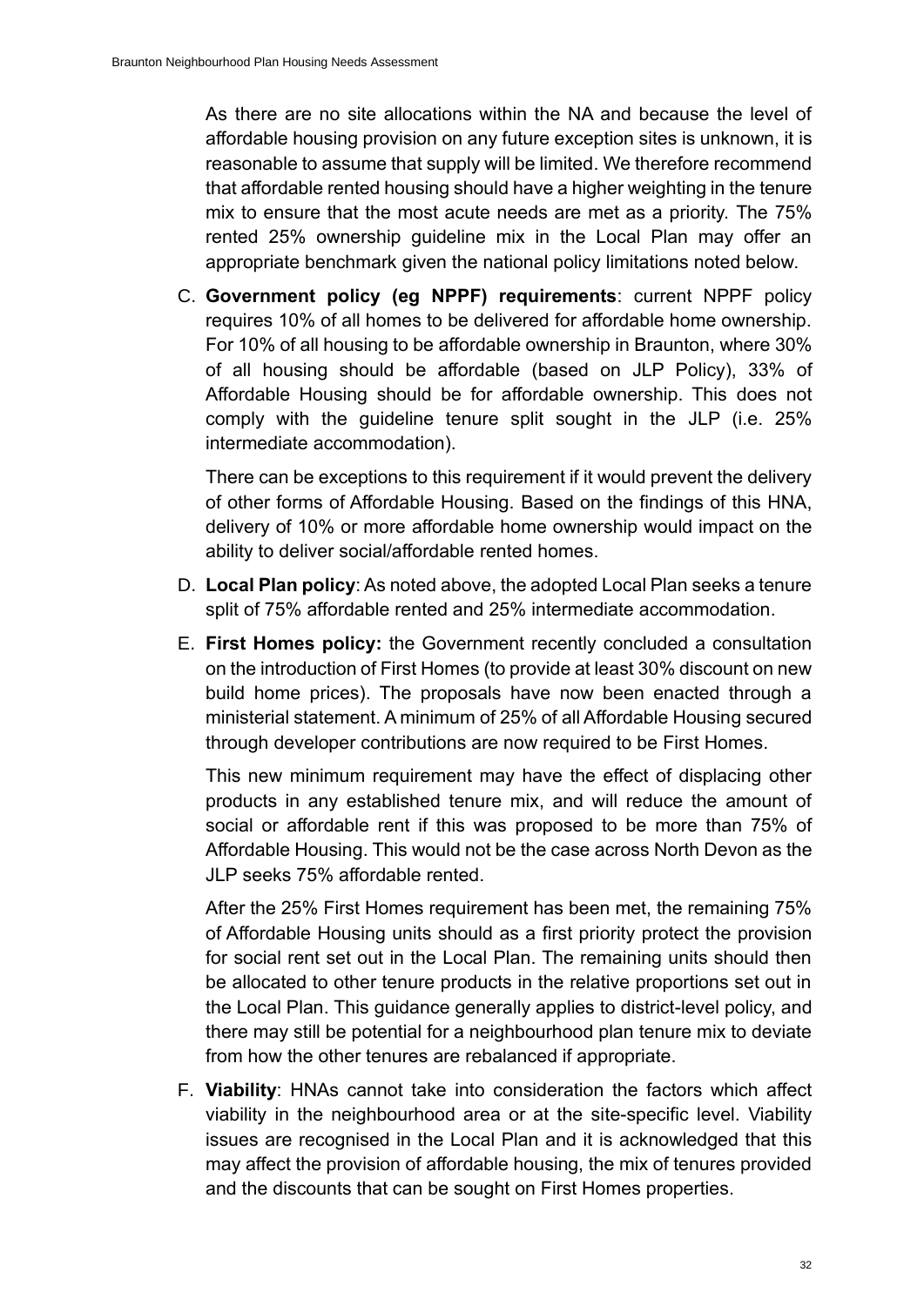As there are no site allocations within the NA and because the level of affordable housing provision on any future exception sites is unknown, it is reasonable to assume that supply will be limited. We therefore recommend that affordable rented housing should have a higher weighting in the tenure mix to ensure that the most acute needs are met as a priority. The 75% rented 25% ownership guideline mix in the Local Plan may offer an appropriate benchmark given the national policy limitations noted below.

C. **Government policy (eg NPPF) requirements**: current NPPF policy requires 10% of all homes to be delivered for affordable home ownership. For 10% of all housing to be affordable ownership in Braunton, where 30% of all housing should be affordable (based on JLP Policy), 33% of Affordable Housing should be for affordable ownership. This does not comply with the guideline tenure split sought in the JLP (i.e. 25% intermediate accommodation).

   There can be exceptions to this requirement if it would prevent the delivery of other forms of Affordable Housing. Based on the findings of this HNA, delivery of 10% or more affordable home ownership would impact on the ability to deliver social/affordable rented homes.

D. **Local Plan policy**: As noted above, the adopted Local Plan seeks a tenure split of 75% affordable rented and 25% intermediate accommodation.

E. **First Homes policy:** the Government recently concluded a consultation on the introduction of First Homes (to provide at least 30% discount on new build home prices). The proposals have now been enacted through a ministerial statement. A minimum of 25% of all Affordable Housing secured through developer contributions are now required to be First Homes.

   This new minimum requirement may have the effect of displacing other products in any established tenure mix, and will reduce the amount of social or affordable rent if this was proposed to be more than 75% of Affordable Housing. This would not be the case across North Devon as the JLP seeks 75% affordable rented.

   After the 25% First Homes requirement has been met, the remaining 75% of Affordable Housing units should as a first priority protect the provision for social rent set out in the Local Plan. The remaining units should then be allocated to other tenure products in the relative proportions set out in the Local Plan. This guidance generally applies to district-level policy, and there may still be potential for a neighbourhood plan tenure mix to deviate from how the other tenures are rebalanced if appropriate.

F. **Viability**: HNAs cannot take into consideration the factors which affect viability in the neighbourhood area or at the site-specific level. Viability issues are recognised in the Local Plan and it is acknowledged that this may affect the provision of affordable housing, the mix of tenures provided and the discounts that can be sought on First Homes properties.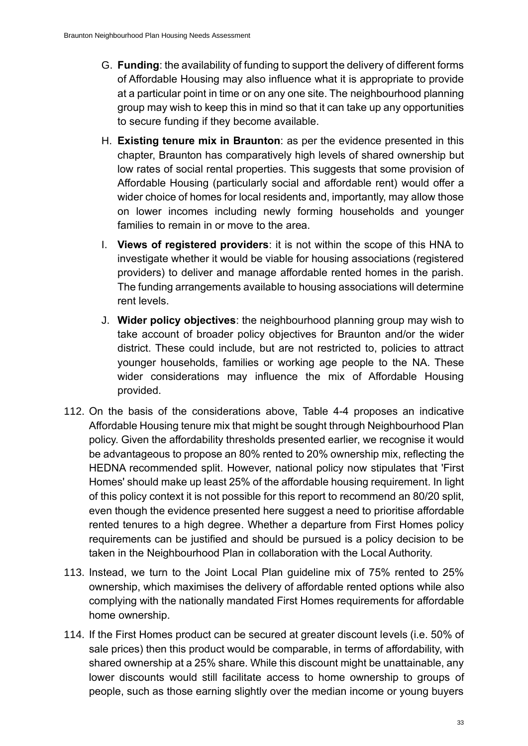G. **Funding**: the availability of funding to support the delivery of different forms of Affordable Housing may also influence what it is appropriate to provide at a particular point in time or on any one site. The neighbourhood planning group may wish to keep this in mind so that it can take up any opportunities to secure funding if they become available.

H. **Existing tenure mix in Braunton**: as per the evidence presented in this chapter, Braunton has comparatively high levels of shared ownership but low rates of social rental properties. This suggests that some provision of Affordable Housing (particularly social and affordable rent) would offer a wider choice of homes for local residents and, importantly, may allow those on lower incomes including newly forming households and younger families to remain in or move to the area.

I. **Views of registered providers**: it is not within the scope of this HNA to investigate whether it would be viable for housing associations (registered providers) to deliver and manage affordable rented homes in the parish. The funding arrangements available to housing associations will determine rent levels.

J. **Wider policy objectives**: the neighbourhood planning group may wish to take account of broader policy objectives for Braunton and/or the wider district. These could include, but are not restricted to, policies to attract younger households, families or working age people to the NA. These wider considerations may influence the mix of Affordable Housing provided.

112. On the basis of the considerations above, Table 4-4 proposes an indicative Affordable Housing tenure mix that might be sought through Neighbourhood Plan policy. Given the affordability thresholds presented earlier, we recognise it would be advantageous to propose an 80% rented to 20% ownership mix, reflecting the HEDNA recommended split. However, national policy now stipulates that 'First Homes' should make up least 25% of the affordable housing requirement. In light of this policy context it is not possible for this report to recommend an 80/20 split, even though the evidence presented here suggest a need to prioritise affordable rented tenures to a high degree. Whether a departure from First Homes policy requirements can be justified and should be pursued is a policy decision to be taken in the Neighbourhood Plan in collaboration with the Local Authority.

113. Instead, we turn to the Joint Local Plan guideline mix of 75% rented to 25% ownership, which maximises the delivery of affordable rented options while also complying with the nationally mandated First Homes requirements for affordable home ownership.

114. If the First Homes product can be secured at greater discount levels (i.e. 50% of sale prices) then this product would be comparable, in terms of affordability, with shared ownership at a 25% share. While this discount might be unattainable, any lower discounts would still facilitate access to home ownership to groups of people, such as those earning slightly over the median income or young buyers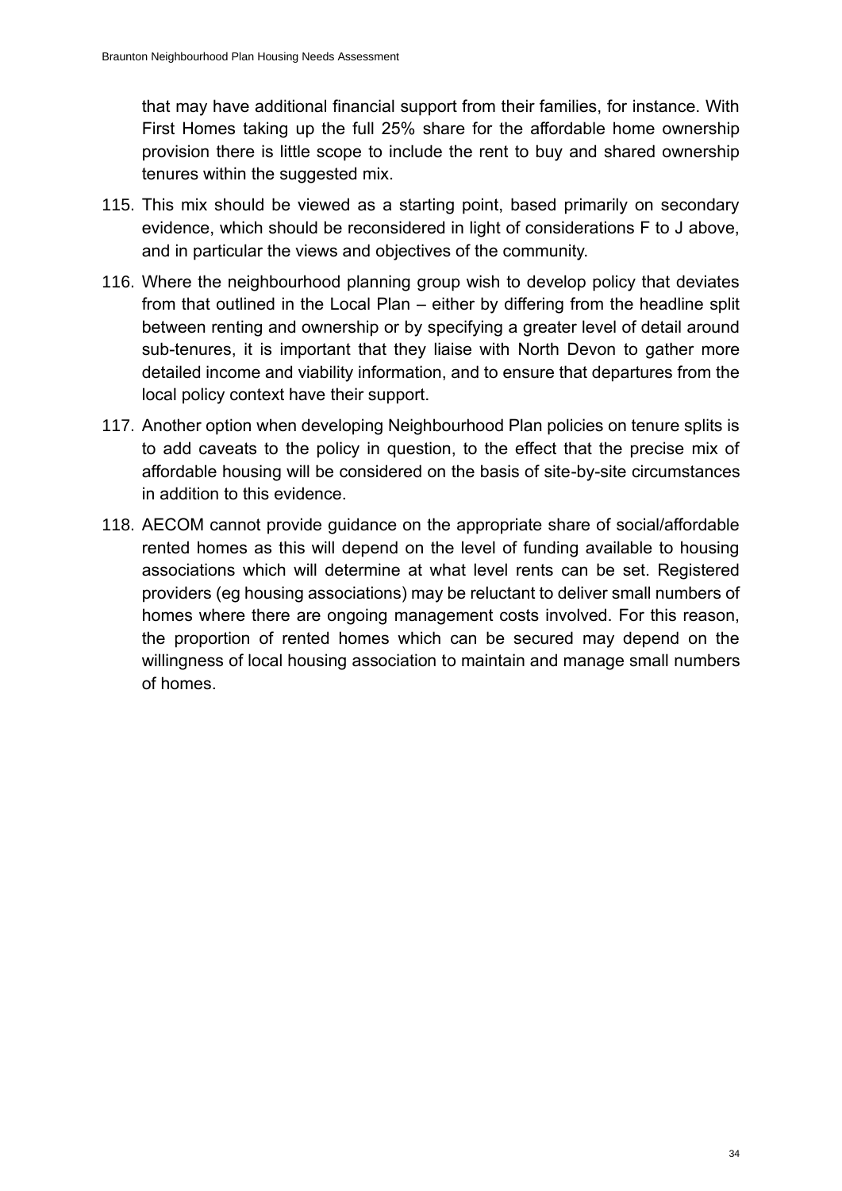that may have additional financial support from their families, for instance. With First Homes taking up the full 25% share for the affordable home ownership provision there is little scope to include the rent to buy and shared ownership tenures within the suggested mix.

115. This mix should be viewed as a starting point, based primarily on secondary evidence, which should be reconsidered in light of considerations F to J above, and in particular the views and objectives of the community.

116. Where the neighbourhood planning group wish to develop policy that deviates from that outlined in the Local Plan – either by differing from the headline split between renting and ownership or by specifying a greater level of detail around sub-tenures, it is important that they liaise with North Devon to gather more detailed income and viability information, and to ensure that departures from the local policy context have their support.

117. Another option when developing Neighbourhood Plan policies on tenure splits is to add caveats to the policy in question, to the effect that the precise mix of affordable housing will be considered on the basis of site-by-site circumstances in addition to this evidence.

118. AECOM cannot provide guidance on the appropriate share of social/affordable rented homes as this will depend on the level of funding available to housing associations which will determine at what level rents can be set. Registered providers (eg housing associations) may be reluctant to deliver small numbers of homes where there are ongoing management costs involved. For this reason, the proportion of rented homes which can be secured may depend on the willingness of local housing association to maintain and manage small numbers of homes.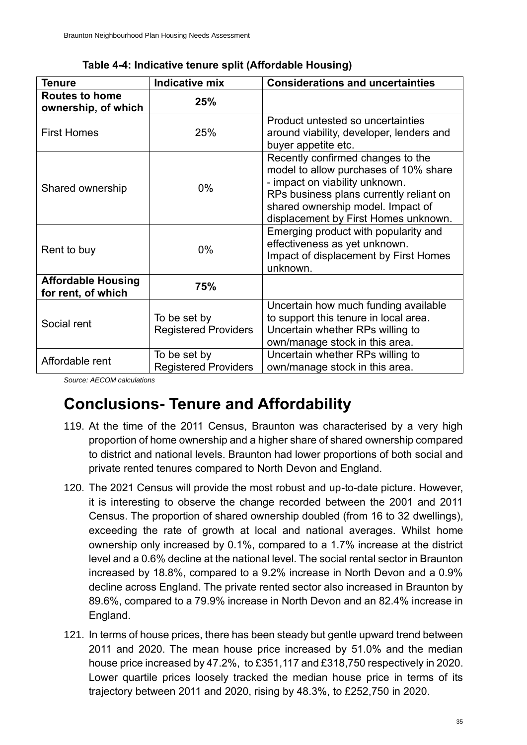**Table 4-4: Indicative tenure split (Affordable Housing)**

| Tenure | Indicative mix | Considerations and uncertainties |
|---|---|---|
| **Routes to home ownership, of which** | **25%** | |
| First Homes | 25% | Product untested so uncertainties around viability, developer, lenders and buyer appetite etc. |
| Shared ownership | 0% | Recently confirmed changes to the model to allow purchases of 10% share - impact on viability unknown. RPs business plans currently reliant on shared ownership model. Impact of displacement by First Homes unknown. |
| Rent to buy | 0% | Emerging product with popularity and effectiveness as yet unknown. Impact of displacement by First Homes unknown. |
| **Affordable Housing for rent, of which** | **75%** | |
| Social rent | To be set by Registered Providers | Uncertain how much funding available to support this tenure in local area. Uncertain whether RPs willing to own/manage stock in this area. |
| Affordable rent | To be set by Registered Providers | Uncertain whether RPs willing to own/manage stock in this area. |

*Source: AECOM calculations*

## Conclusions- Tenure and Affordability

119. At the time of the 2011 Census, Braunton was characterised by a very high proportion of home ownership and a higher share of shared ownership compared to district and national levels. Braunton had lower proportions of both social and private rented tenures compared to North Devon and England.

120. The 2021 Census will provide the most robust and up-to-date picture. However, it is interesting to observe the change recorded between the 2001 and 2011 Census. The proportion of shared ownership doubled (from 16 to 32 dwellings), exceeding the rate of growth at local and national averages. Whilst home ownership only increased by 0.1%, compared to a 1.7% increase at the district level and a 0.6% decline at the national level. The social rental sector in Braunton increased by 18.8%, compared to a 9.2% increase in North Devon and a 0.9% decline across England. The private rented sector also increased in Braunton by 89.6%, compared to a 79.9% increase in North Devon and an 82.4% increase in England.

121. In terms of house prices, there has been steady but gentle upward trend between 2011 and 2020. The mean house price increased by 51.0% and the median house price increased by 47.2%, to £351,117 and £318,750 respectively in 2020. Lower quartile prices loosely tracked the median house price in terms of its trajectory between 2011 and 2020, rising by 48.3%, to £252,750 in 2020.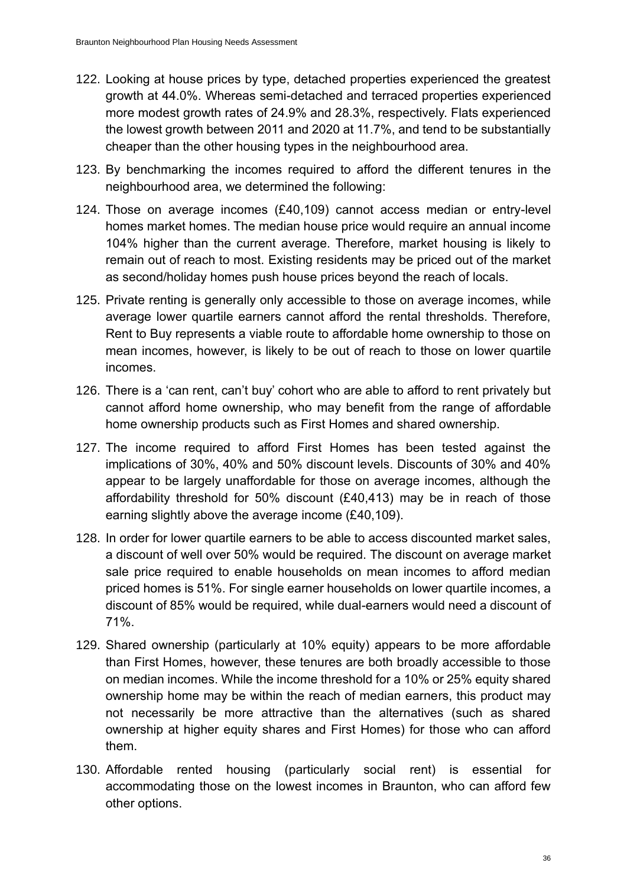122. Looking at house prices by type, detached properties experienced the greatest growth at 44.0%. Whereas semi-detached and terraced properties experienced more modest growth rates of 24.9% and 28.3%, respectively. Flats experienced the lowest growth between 2011 and 2020 at 11.7%, and tend to be substantially cheaper than the other housing types in the neighbourhood area.

123. By benchmarking the incomes required to afford the different tenures in the neighbourhood area, we determined the following:

124. Those on average incomes (£40,109) cannot access median or entry-level homes market homes. The median house price would require an annual income 104% higher than the current average. Therefore, market housing is likely to remain out of reach to most. Existing residents may be priced out of the market as second/holiday homes push house prices beyond the reach of locals.

125. Private renting is generally only accessible to those on average incomes, while average lower quartile earners cannot afford the rental thresholds. Therefore, Rent to Buy represents a viable route to affordable home ownership to those on mean incomes, however, is likely to be out of reach to those on lower quartile incomes.

126. There is a 'can rent, can't buy' cohort who are able to afford to rent privately but cannot afford home ownership, who may benefit from the range of affordable home ownership products such as First Homes and shared ownership.

127. The income required to afford First Homes has been tested against the implications of 30%, 40% and 50% discount levels. Discounts of 30% and 40% appear to be largely unaffordable for those on average incomes, although the affordability threshold for 50% discount (£40,413) may be in reach of those earning slightly above the average income (£40,109).

128. In order for lower quartile earners to be able to access discounted market sales, a discount of well over 50% would be required. The discount on average market sale price required to enable households on mean incomes to afford median priced homes is 51%. For single earner households on lower quartile incomes, a discount of 85% would be required, while dual-earners would need a discount of 71%.

129. Shared ownership (particularly at 10% equity) appears to be more affordable than First Homes, however, these tenures are both broadly accessible to those on median incomes. While the income threshold for a 10% or 25% equity shared ownership home may be within the reach of median earners, this product may not necessarily be more attractive than the alternatives (such as shared ownership at higher equity shares and First Homes) for those who can afford them.

130. Affordable rented housing (particularly social rent) is essential for accommodating those on the lowest incomes in Braunton, who can afford few other options.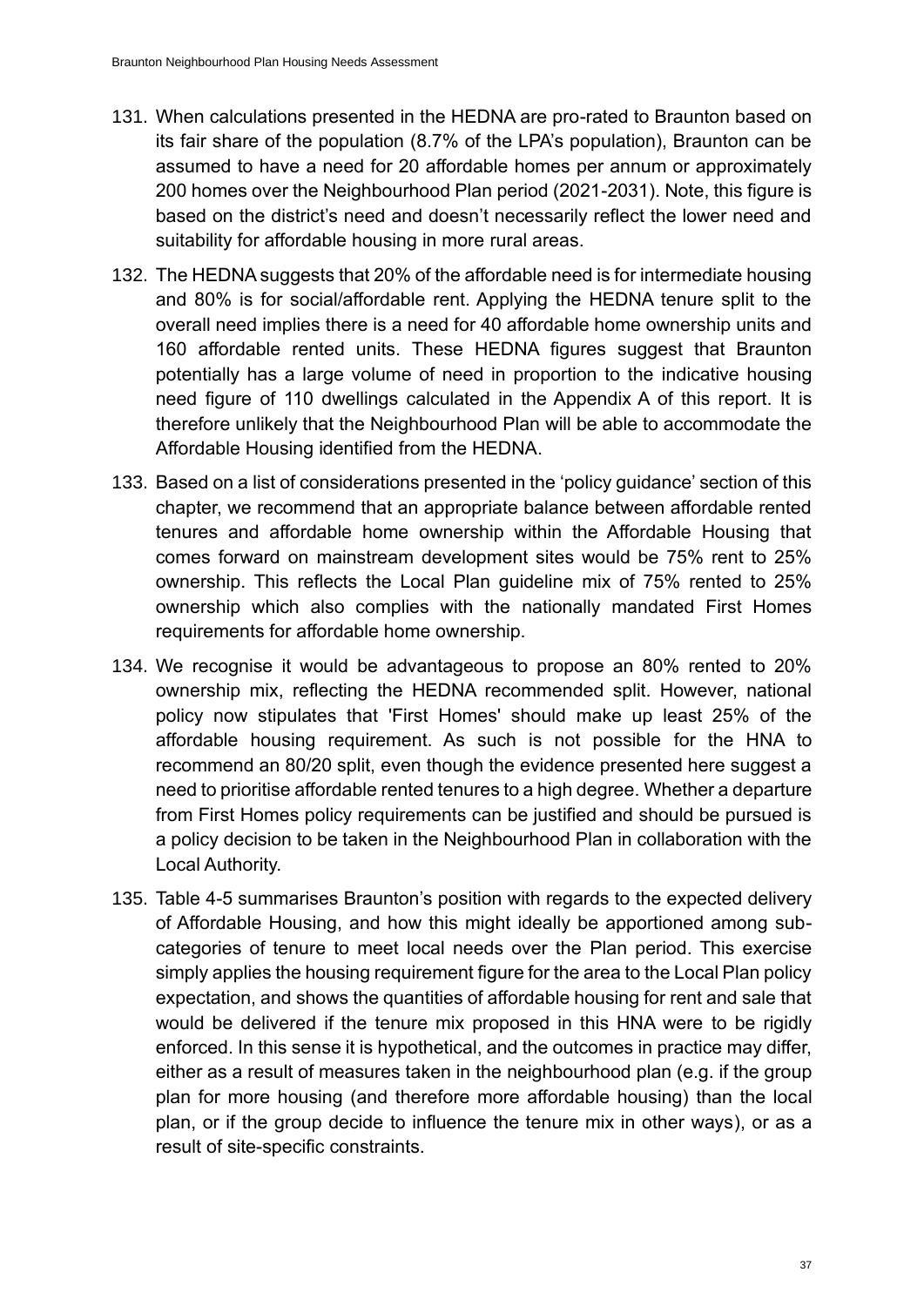131. When calculations presented in the HEDNA are pro-rated to Braunton based on its fair share of the population (8.7% of the LPA's population), Braunton can be assumed to have a need for 20 affordable homes per annum or approximately 200 homes over the Neighbourhood Plan period (2021-2031). Note, this figure is based on the district's need and doesn't necessarily reflect the lower need and suitability for affordable housing in more rural areas.

132. The HEDNA suggests that 20% of the affordable need is for intermediate housing and 80% is for social/affordable rent. Applying the HEDNA tenure split to the overall need implies there is a need for 40 affordable home ownership units and 160 affordable rented units. These HEDNA figures suggest that Braunton potentially has a large volume of need in proportion to the indicative housing need figure of 110 dwellings calculated in the Appendix A of this report. It is therefore unlikely that the Neighbourhood Plan will be able to accommodate the Affordable Housing identified from the HEDNA.

133. Based on a list of considerations presented in the 'policy guidance' section of this chapter, we recommend that an appropriate balance between affordable rented tenures and affordable home ownership within the Affordable Housing that comes forward on mainstream development sites would be 75% rent to 25% ownership. This reflects the Local Plan guideline mix of 75% rented to 25% ownership which also complies with the nationally mandated First Homes requirements for affordable home ownership.

134. We recognise it would be advantageous to propose an 80% rented to 20% ownership mix, reflecting the HEDNA recommended split. However, national policy now stipulates that 'First Homes' should make up least 25% of the affordable housing requirement. As such is not possible for the HNA to recommend an 80/20 split, even though the evidence presented here suggest a need to prioritise affordable rented tenures to a high degree. Whether a departure from First Homes policy requirements can be justified and should be pursued is a policy decision to be taken in the Neighbourhood Plan in collaboration with the Local Authority.

135. Table 4-5 summarises Braunton's position with regards to the expected delivery of Affordable Housing, and how this might ideally be apportioned among sub-categories of tenure to meet local needs over the Plan period. This exercise simply applies the housing requirement figure for the area to the Local Plan policy expectation, and shows the quantities of affordable housing for rent and sale that would be delivered if the tenure mix proposed in this HNA were to be rigidly enforced. In this sense it is hypothetical, and the outcomes in practice may differ, either as a result of measures taken in the neighbourhood plan (e.g. if the group plan for more housing (and therefore more affordable housing) than the local plan, or if the group decide to influence the tenure mix in other ways), or as a result of site-specific constraints.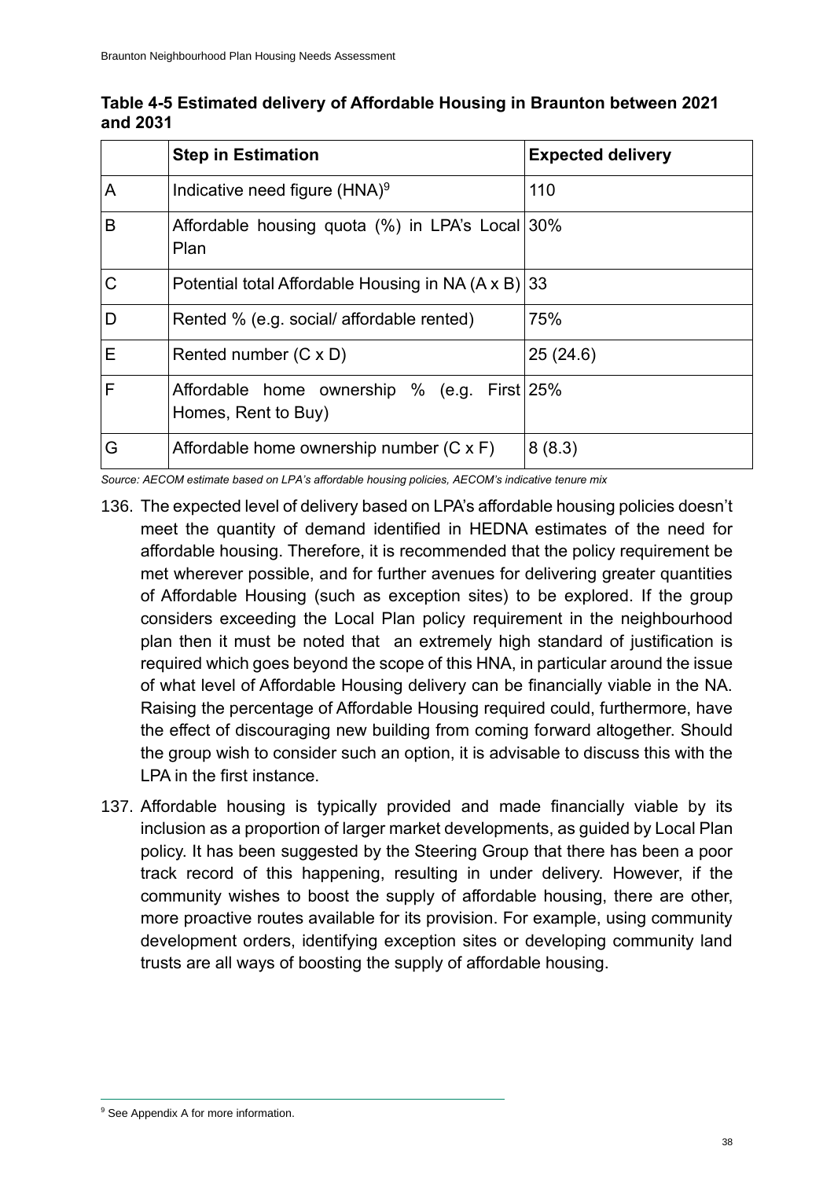**Table 4-5 Estimated delivery of Affordable Housing in Braunton between 2021 and 2031**

| | Step in Estimation | Expected delivery |
|---|---|---|
| A | Indicative need figure (HNA)[9] | 110 |
| B | Affordable housing quota (%) in LPA's Local Plan | 30% |
| C | Potential total Affordable Housing in NA (A x B) | 33 |
| D | Rented % (e.g. social/ affordable rented) | 75% |
| E | Rented number (C x D) | 25 (24.6) |
| F | Affordable home ownership % (e.g. First Homes, Rent to Buy) | 25% |
| G | Affordable home ownership number (C x F) | 8 (8.3) |

*Source: AECOM estimate based on LPA's affordable housing policies, AECOM's indicative tenure mix*

136. The expected level of delivery based on LPA's affordable housing policies doesn't meet the quantity of demand identified in HEDNA estimates of the need for affordable housing. Therefore, it is recommended that the policy requirement be met wherever possible, and for further avenues for delivering greater quantities of Affordable Housing (such as exception sites) to be explored. If the group considers exceeding the Local Plan policy requirement in the neighbourhood plan then it must be noted that an extremely high standard of justification is required which goes beyond the scope of this HNA, in particular around the issue of what level of Affordable Housing delivery can be financially viable in the NA. Raising the percentage of Affordable Housing required could, furthermore, have the effect of discouraging new building from coming forward altogether. Should the group wish to consider such an option, it is advisable to discuss this with the LPA in the first instance.

137. Affordable housing is typically provided and made financially viable by its inclusion as a proportion of larger market developments, as guided by Local Plan policy. It has been suggested by the Steering Group that there has been a poor track record of this happening, resulting in under delivery. However, if the community wishes to boost the supply of affordable housing, there are other, more proactive routes available for its provision. For example, using community development orders, identifying exception sites or developing community land trusts are all ways of boosting the supply of affordable housing.

[9] See Appendix A for more information.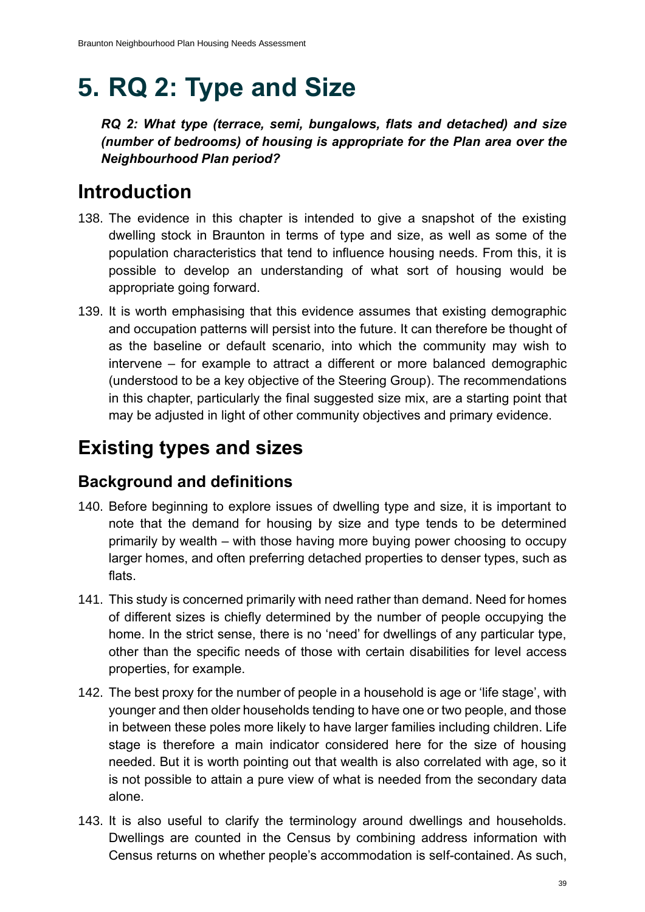# 5. RQ 2: Type and Size

***RQ 2: What type (terrace, semi, bungalows, flats and detached) and size (number of bedrooms) of housing is appropriate for the Plan area over the Neighbourhood Plan period?***

## Introduction

138. The evidence in this chapter is intended to give a snapshot of the existing dwelling stock in Braunton in terms of type and size, as well as some of the population characteristics that tend to influence housing needs. From this, it is possible to develop an understanding of what sort of housing would be appropriate going forward.

139. It is worth emphasising that this evidence assumes that existing demographic and occupation patterns will persist into the future. It can therefore be thought of as the baseline or default scenario, into which the community may wish to intervene – for example to attract a different or more balanced demographic (understood to be a key objective of the Steering Group). The recommendations in this chapter, particularly the final suggested size mix, are a starting point that may be adjusted in light of other community objectives and primary evidence.

## Existing types and sizes

### Background and definitions

140. Before beginning to explore issues of dwelling type and size, it is important to note that the demand for housing by size and type tends to be determined primarily by wealth – with those having more buying power choosing to occupy larger homes, and often preferring detached properties to denser types, such as flats.

141. This study is concerned primarily with need rather than demand. Need for homes of different sizes is chiefly determined by the number of people occupying the home. In the strict sense, there is no 'need' for dwellings of any particular type, other than the specific needs of those with certain disabilities for level access properties, for example.

142. The best proxy for the number of people in a household is age or 'life stage', with younger and then older households tending to have one or two people, and those in between these poles more likely to have larger families including children. Life stage is therefore a main indicator considered here for the size of housing needed. But it is worth pointing out that wealth is also correlated with age, so it is not possible to attain a pure view of what is needed from the secondary data alone.

143. It is also useful to clarify the terminology around dwellings and households. Dwellings are counted in the Census by combining address information with Census returns on whether people's accommodation is self-contained. As such,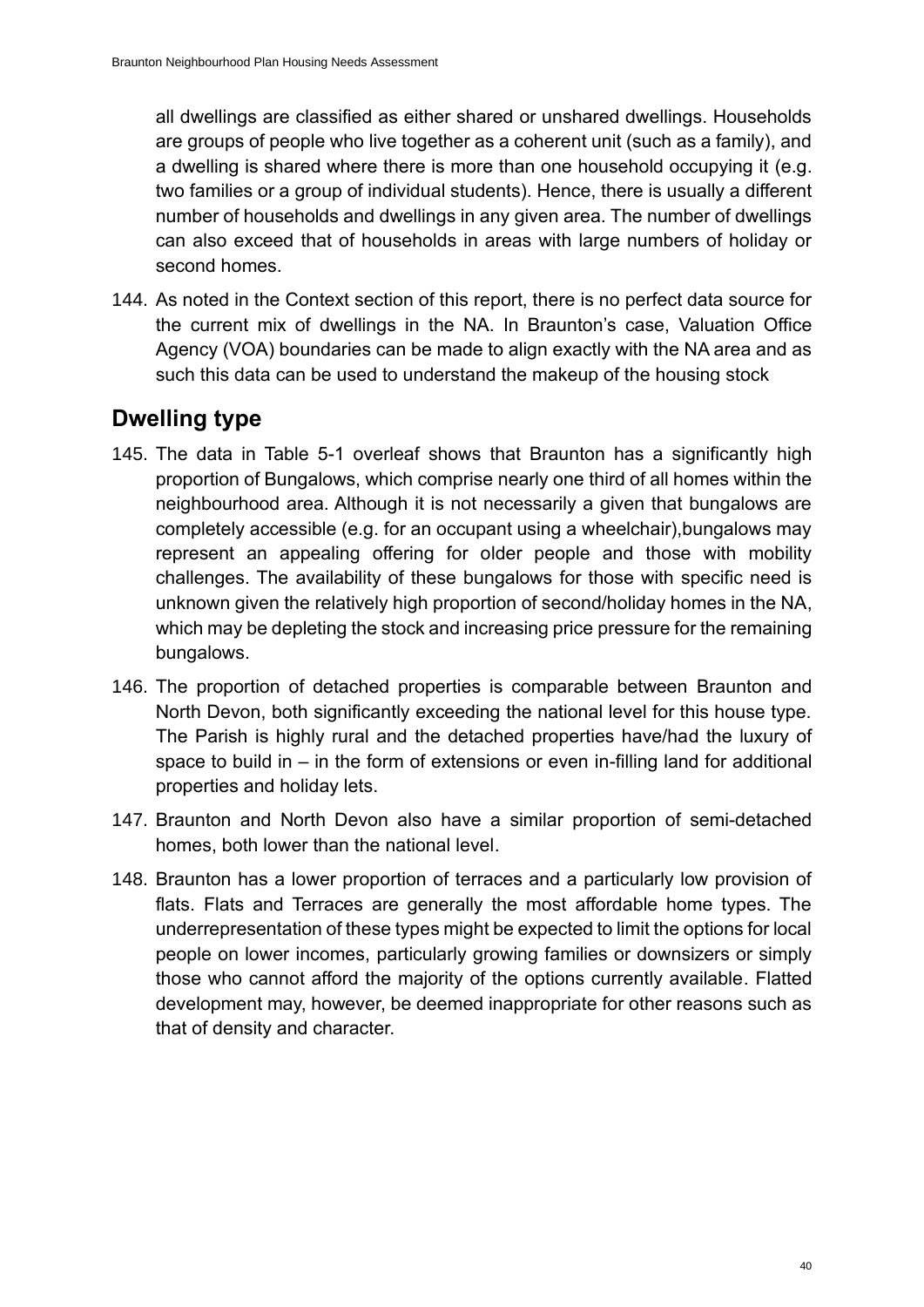all dwellings are classified as either shared or unshared dwellings. Households are groups of people who live together as a coherent unit (such as a family), and a dwelling is shared where there is more than one household occupying it (e.g. two families or a group of individual students). Hence, there is usually a different number of households and dwellings in any given area. The number of dwellings can also exceed that of households in areas with large numbers of holiday or second homes.

144. As noted in the Context section of this report, there is no perfect data source for the current mix of dwellings in the NA. In Braunton's case, Valuation Office Agency (VOA) boundaries can be made to align exactly with the NA area and as such this data can be used to understand the makeup of the housing stock

## Dwelling type

145. The data in Table 5-1 overleaf shows that Braunton has a significantly high proportion of Bungalows, which comprise nearly one third of all homes within the neighbourhood area. Although it is not necessarily a given that bungalows are completely accessible (e.g. for an occupant using a wheelchair),bungalows may represent an appealing offering for older people and those with mobility challenges. The availability of these bungalows for those with specific need is unknown given the relatively high proportion of second/holiday homes in the NA, which may be depleting the stock and increasing price pressure for the remaining bungalows.

146. The proportion of detached properties is comparable between Braunton and North Devon, both significantly exceeding the national level for this house type. The Parish is highly rural and the detached properties have/had the luxury of space to build in – in the form of extensions or even in-filling land for additional properties and holiday lets.

147. Braunton and North Devon also have a similar proportion of semi-detached homes, both lower than the national level.

148. Braunton has a lower proportion of terraces and a particularly low provision of flats. Flats and Terraces are generally the most affordable home types. The underrepresentation of these types might be expected to limit the options for local people on lower incomes, particularly growing families or downsizers or simply those who cannot afford the majority of the options currently available. Flatted development may, however, be deemed inappropriate for other reasons such as that of density and character.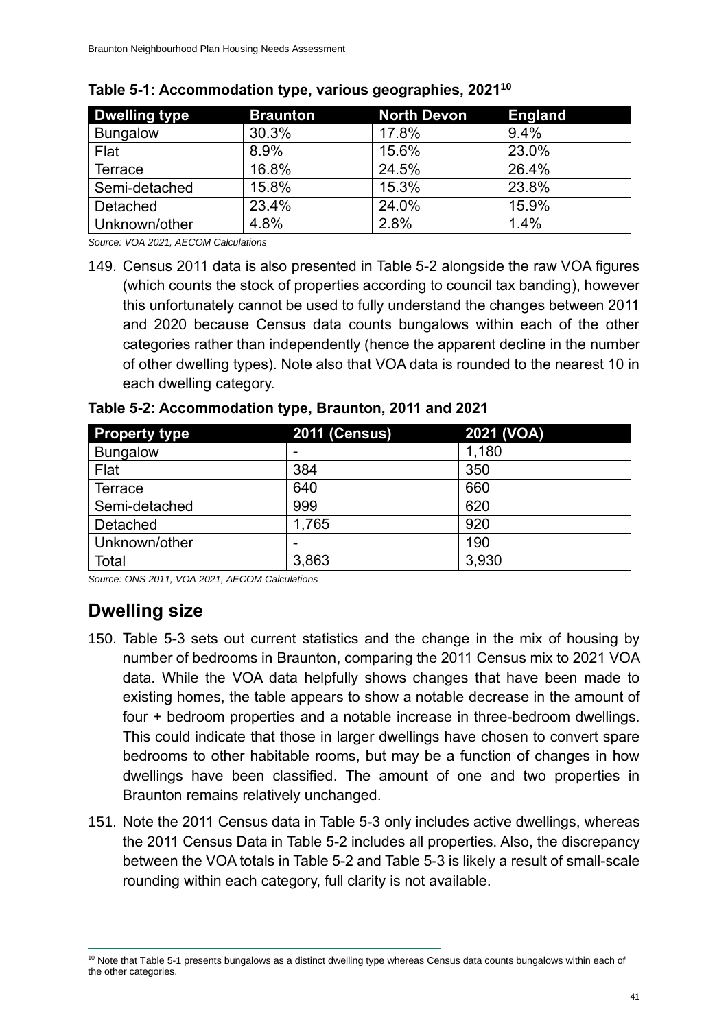**Table 5-1: Accommodation type, various geographies, 2021[10]**

| Dwelling type | Braunton | North Devon | England |
|---|---|---|---|
| Bungalow | 30.3% | 17.8% | 9.4% |
| Flat | 8.9% | 15.6% | 23.0% |
| Terrace | 16.8% | 24.5% | 26.4% |
| Semi-detached | 15.8% | 15.3% | 23.8% |
| Detached | 23.4% | 24.0% | 15.9% |
| Unknown/other | 4.8% | 2.8% | 1.4% |

*Source: VOA 2021, AECOM Calculations*

149. Census 2011 data is also presented in Table 5-2 alongside the raw VOA figures (which counts the stock of properties according to council tax banding), however this unfortunately cannot be used to fully understand the changes between 2011 and 2020 because Census data counts bungalows within each of the other categories rather than independently (hence the apparent decline in the number of other dwelling types). Note also that VOA data is rounded to the nearest 10 in each dwelling category.

**Table 5-2: Accommodation type, Braunton, 2011 and 2021**

| Property type | 2011 (Census) | 2021 (VOA) |
|---|---|---|
| Bungalow | - | 1,180 |
| Flat | 384 | 350 |
| Terrace | 640 | 660 |
| Semi-detached | 999 | 620 |
| Detached | 1,765 | 920 |
| Unknown/other | - | 190 |
| Total | 3,863 | 3,930 |

*Source: ONS 2011, VOA 2021, AECOM Calculations*

## Dwelling size

150. Table 5-3 sets out current statistics and the change in the mix of housing by number of bedrooms in Braunton, comparing the 2011 Census mix to 2021 VOA data. While the VOA data helpfully shows changes that have been made to existing homes, the table appears to show a notable decrease in the amount of four + bedroom properties and a notable increase in three-bedroom dwellings. This could indicate that those in larger dwellings have chosen to convert spare bedrooms to other habitable rooms, but may be a function of changes in how dwellings have been classified. The amount of one and two properties in Braunton remains relatively unchanged.

151. Note the 2011 Census data in Table 5-3 only includes active dwellings, whereas the 2011 Census Data in Table 5-2 includes all properties. Also, the discrepancy between the VOA totals in Table 5-2 and Table 5-3 is likely a result of small-scale rounding within each category, full clarity is not available.

[10] Note that Table 5-1 presents bungalows as a distinct dwelling type whereas Census data counts bungalows within each of the other categories.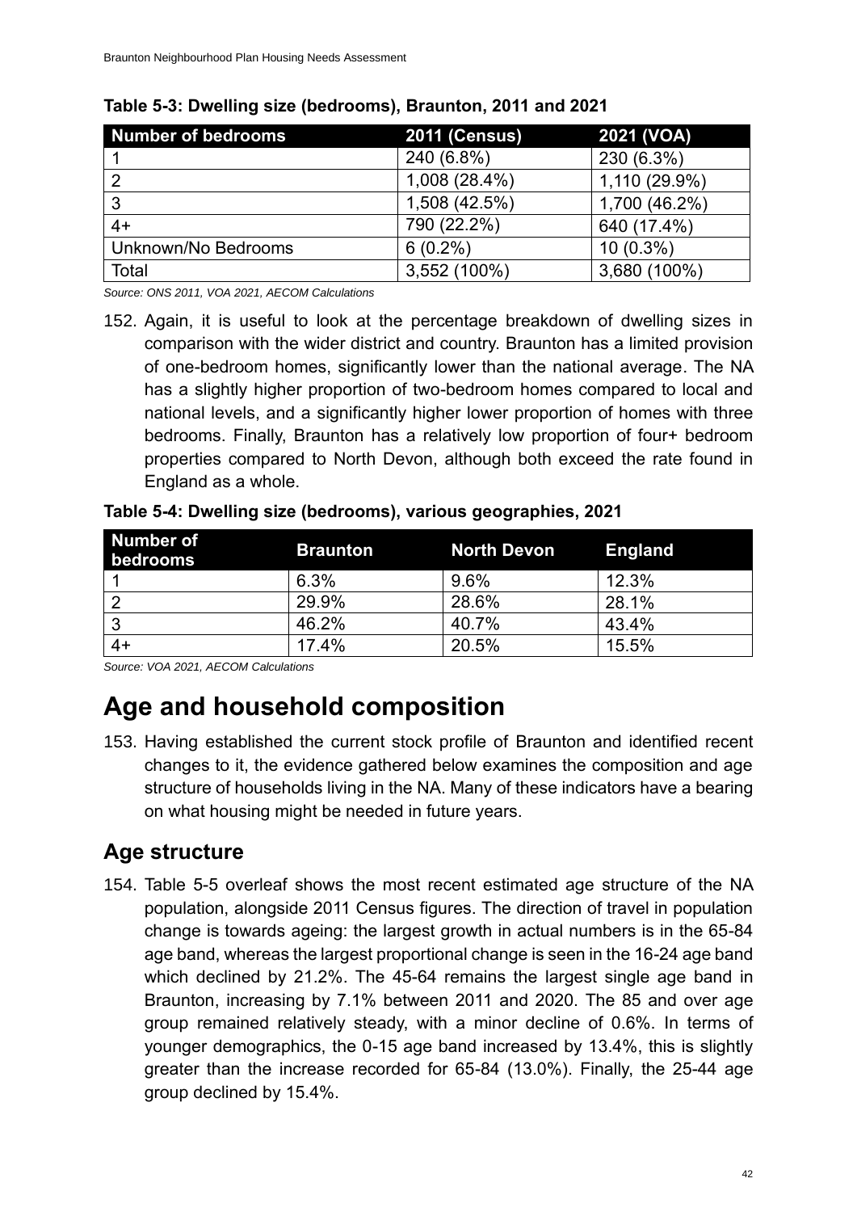**Table 5-3: Dwelling size (bedrooms), Braunton, 2011 and 2021**

| Number of bedrooms | 2011 (Census) | 2021 (VOA) |
|---|---|---|
| 1 | 240 (6.8%) | 230 (6.3%) |
| 2 | 1,008 (28.4%) | 1,110 (29.9%) |
| 3 | 1,508 (42.5%) | 1,700 (46.2%) |
| 4+ | 790 (22.2%) | 640 (17.4%) |
| Unknown/No Bedrooms | 6 (0.2%) | 10 (0.3%) |
| Total | 3,552 (100%) | 3,680 (100%) |

*Source: ONS 2011, VOA 2021, AECOM Calculations*

152. Again, it is useful to look at the percentage breakdown of dwelling sizes in comparison with the wider district and country. Braunton has a limited provision of one-bedroom homes, significantly lower than the national average. The NA has a slightly higher proportion of two-bedroom homes compared to local and national levels, and a significantly higher lower proportion of homes with three bedrooms. Finally, Braunton has a relatively low proportion of four+ bedroom properties compared to North Devon, although both exceed the rate found in England as a whole.

**Table 5-4: Dwelling size (bedrooms), various geographies, 2021**

| Number of bedrooms | Braunton | North Devon | England |
|---|---|---|---|
| 1 | 6.3% | 9.6% | 12.3% |
| 2 | 29.9% | 28.6% | 28.1% |
| 3 | 46.2% | 40.7% | 43.4% |
| 4+ | 17.4% | 20.5% | 15.5% |

*Source: VOA 2021, AECOM Calculations*

# Age and household composition

153. Having established the current stock profile of Braunton and identified recent changes to it, the evidence gathered below examines the composition and age structure of households living in the NA. Many of these indicators have a bearing on what housing might be needed in future years.

## Age structure

154. Table 5-5 overleaf shows the most recent estimated age structure of the NA population, alongside 2011 Census figures. The direction of travel in population change is towards ageing: the largest growth in actual numbers is in the 65-84 age band, whereas the largest proportional change is seen in the 16-24 age band which declined by 21.2%. The 45-64 remains the largest single age band in Braunton, increasing by 7.1% between 2011 and 2020. The 85 and over age group remained relatively steady, with a minor decline of 0.6%. In terms of younger demographics, the 0-15 age band increased by 13.4%, this is slightly greater than the increase recorded for 65-84 (13.0%). Finally, the 25-44 age group declined by 15.4%.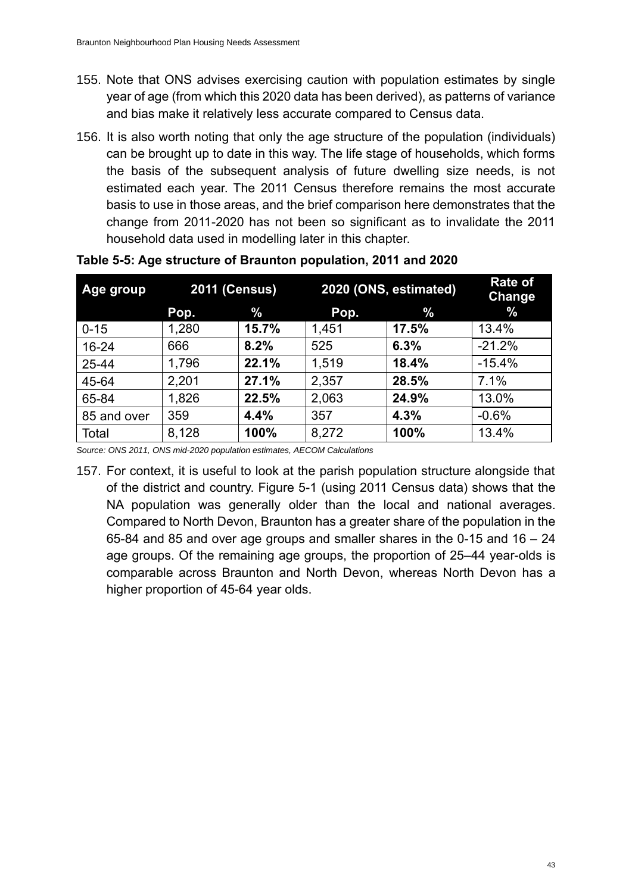155. Note that ONS advises exercising caution with population estimates by single year of age (from which this 2020 data has been derived), as patterns of variance and bias make it relatively less accurate compared to Census data.

156. It is also worth noting that only the age structure of the population (individuals) can be brought up to date in this way. The life stage of households, which forms the basis of the subsequent analysis of future dwelling size needs, is not estimated each year. The 2011 Census therefore remains the most accurate basis to use in those areas, and the brief comparison here demonstrates that the change from 2011-2020 has not been so significant as to invalidate the 2011 household data used in modelling later in this chapter.

**Table 5-5: Age structure of Braunton population, 2011 and 2020**

| Age group | 2011 (Census) | | 2020 (ONS, estimated) | | Rate of Change |
|---|---|---|---|---|---|
| | Pop. | % | Pop. | % | % |
| 0-15 | 1,280 | **15.7%** | 1,451 | **17.5%** | 13.4% |
| 16-24 | 666 | **8.2%** | 525 | **6.3%** | -21.2% |
| 25-44 | 1,796 | **22.1%** | 1,519 | **18.4%** | -15.4% |
| 45-64 | 2,201 | **27.1%** | 2,357 | **28.5%** | 7.1% |
| 65-84 | 1,826 | **22.5%** | 2,063 | **24.9%** | 13.0% |
| 85 and over | 359 | **4.4%** | 357 | **4.3%** | -0.6% |
| Total | 8,128 | **100%** | 8,272 | **100%** | 13.4% |

*Source: ONS 2011, ONS mid-2020 population estimates, AECOM Calculations*

157. For context, it is useful to look at the parish population structure alongside that of the district and country. Figure 5-1 (using 2011 Census data) shows that the NA population was generally older than the local and national averages. Compared to North Devon, Braunton has a greater share of the population in the 65-84 and 85 and over age groups and smaller shares in the 0-15 and 16 – 24 age groups. Of the remaining age groups, the proportion of 25–44 year-olds is comparable across Braunton and North Devon, whereas North Devon has a higher proportion of 45-64 year olds.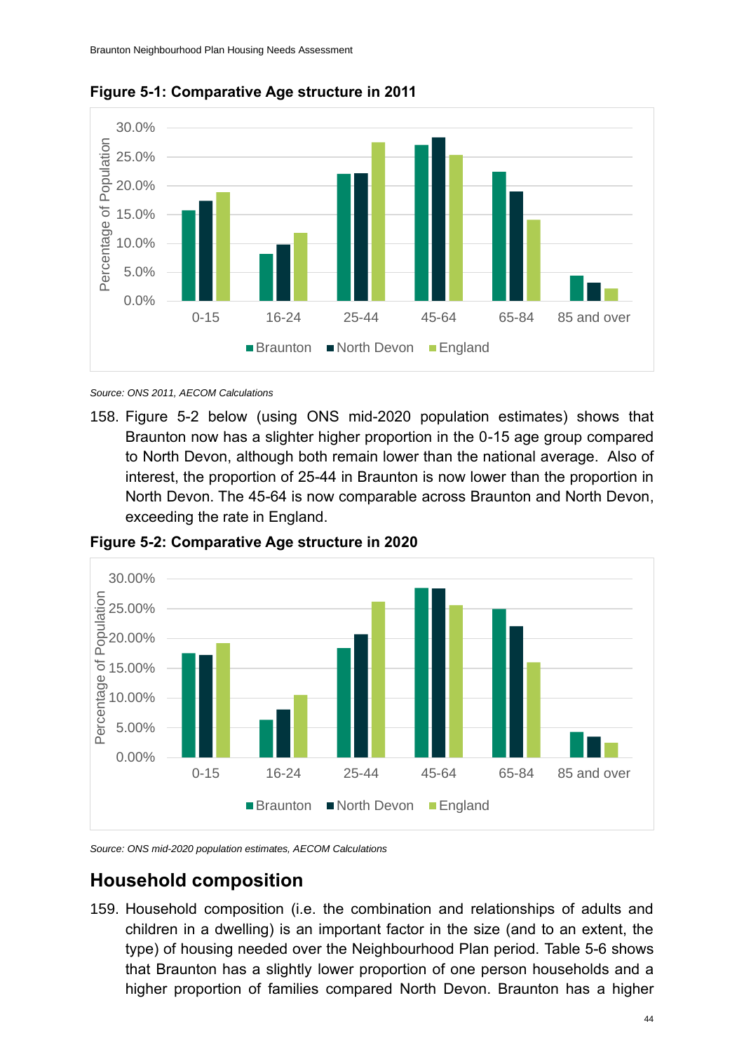**Figure 5-1: Comparative Age structure in 2011**

*Source: ONS 2011, AECOM Calculations*

158. Figure 5-2 below (using ONS mid-2020 population estimates) shows that Braunton now has a slighter higher proportion in the 0-15 age group compared to North Devon, although both remain lower than the national average. Also of interest, the proportion of 25-44 in Braunton is now lower than the proportion in North Devon. The 45-64 is now comparable across Braunton and North Devon, exceeding the rate in England.

**Figure 5-2: Comparative Age structure in 2020**

*Source: ONS mid-2020 population estimates, AECOM Calculations*

## Household composition

159. Household composition (i.e. the combination and relationships of adults and children in a dwelling) is an important factor in the size (and to an extent, the type) of housing needed over the Neighbourhood Plan period. Table 5-6 shows that Braunton has a slightly lower proportion of one person households and a higher proportion of families compared North Devon. Braunton has a higher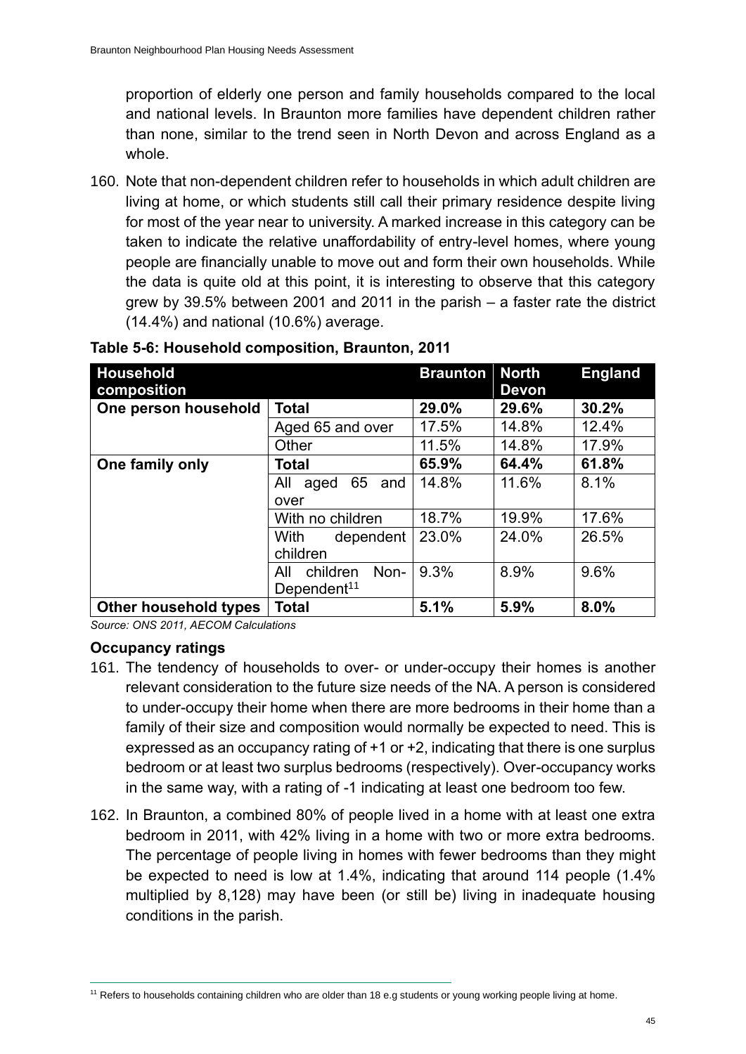proportion of elderly one person and family households compared to the local and national levels. In Braunton more families have dependent children rather than none, similar to the trend seen in North Devon and across England as a whole.

160. Note that non-dependent children refer to households in which adult children are living at home, or which students still call their primary residence despite living for most of the year near to university. A marked increase in this category can be taken to indicate the relative unaffordability of entry-level homes, where young people are financially unable to move out and form their own households. While the data is quite old at this point, it is interesting to observe that this category grew by 39.5% between 2001 and 2011 in the parish – a faster rate the district (14.4%) and national (10.6%) average.

**Table 5-6: Household composition, Braunton, 2011**

| Household composition | | Braunton | North Devon | England |
|---|---|---|---|---|
| **One person household** | **Total** | **29.0%** | **29.6%** | **30.2%** |
| | Aged 65 and over | 17.5% | 14.8% | 12.4% |
| | Other | 11.5% | 14.8% | 17.9% |
| **One family only** | **Total** | **65.9%** | **64.4%** | **61.8%** |
| | All aged 65 and over | 14.8% | 11.6% | 8.1% |
| | With no children | 18.7% | 19.9% | 17.6% |
| | With dependent children | 23.0% | 24.0% | 26.5% |
| | All children Non-Dependent[11] | 9.3% | 8.9% | 9.6% |
| **Other household types** | **Total** | **5.1%** | **5.9%** | **8.0%** |

*Source: ONS 2011, AECOM Calculations*

### Occupancy ratings

161. The tendency of households to over- or under-occupy their homes is another relevant consideration to the future size needs of the NA. A person is considered to under-occupy their home when there are more bedrooms in their home than a family of their size and composition would normally be expected to need. This is expressed as an occupancy rating of +1 or +2, indicating that there is one surplus bedroom or at least two surplus bedrooms (respectively). Over-occupancy works in the same way, with a rating of -1 indicating at least one bedroom too few.

162. In Braunton, a combined 80% of people lived in a home with at least one extra bedroom in 2011, with 42% living in a home with two or more extra bedrooms. The percentage of people living in homes with fewer bedrooms than they might be expected to need is low at 1.4%, indicating that around 114 people (1.4% multiplied by 8,128) may have been (or still be) living in inadequate housing conditions in the parish.

[11] Refers to households containing children who are older than 18 e.g students or young working people living at home.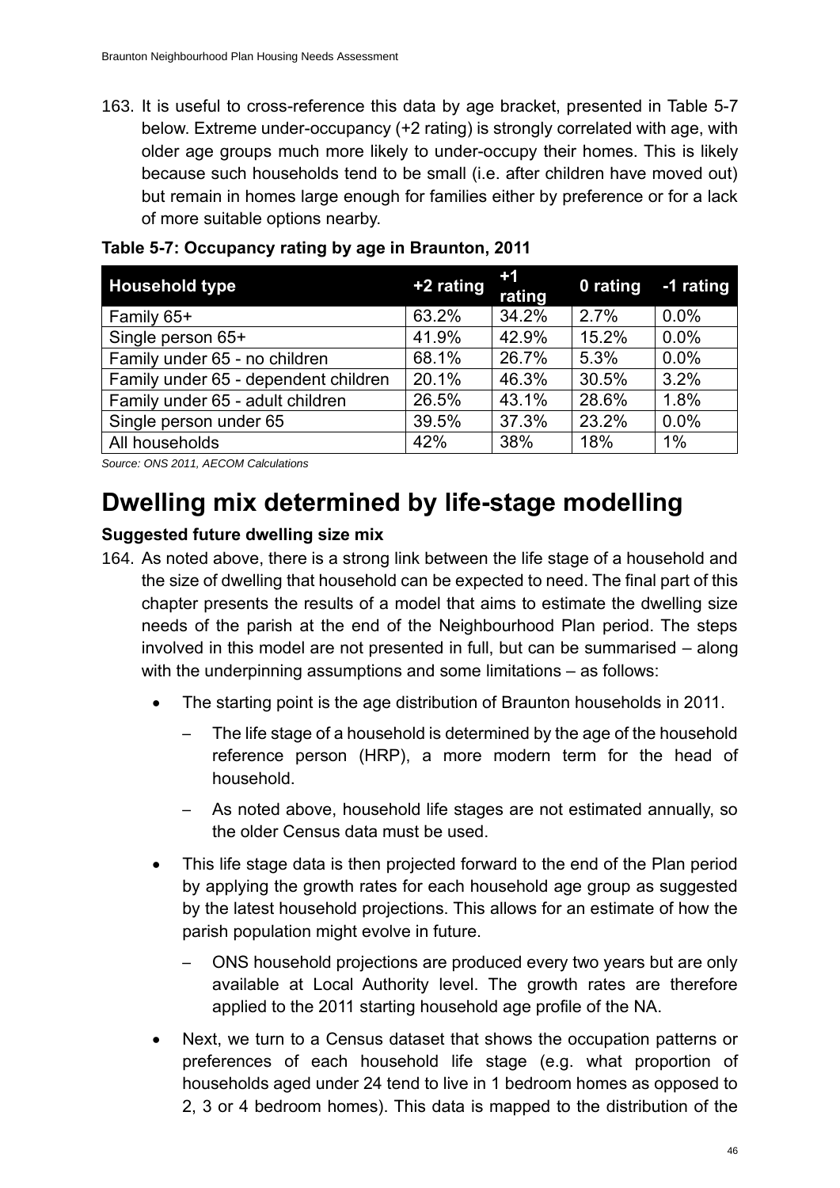163. It is useful to cross-reference this data by age bracket, presented in Table 5-7 below. Extreme under-occupancy (+2 rating) is strongly correlated with age, with older age groups much more likely to under-occupy their homes. This is likely because such households tend to be small (i.e. after children have moved out) but remain in homes large enough for families either by preference or for a lack of more suitable options nearby.

**Table 5-7: Occupancy rating by age in Braunton, 2011**

| Household type | +2 rating | +1 rating | 0 rating | -1 rating |
|---|---|---|---|---|
| Family 65+ | 63.2% | 34.2% | 2.7% | 0.0% |
| Single person 65+ | 41.9% | 42.9% | 15.2% | 0.0% |
| Family under 65 - no children | 68.1% | 26.7% | 5.3% | 0.0% |
| Family under 65 - dependent children | 20.1% | 46.3% | 30.5% | 3.2% |
| Family under 65 - adult children | 26.5% | 43.1% | 28.6% | 1.8% |
| Single person under 65 | 39.5% | 37.3% | 23.2% | 0.0% |
| All households | 42% | 38% | 18% | 1% |

*Source: ONS 2011, AECOM Calculations*

# Dwelling mix determined by life-stage modelling

### Suggested future dwelling size mix

164. As noted above, there is a strong link between the life stage of a household and the size of dwelling that household can be expected to need. The final part of this chapter presents the results of a model that aims to estimate the dwelling size needs of the parish at the end of the Neighbourhood Plan period. The steps involved in this model are not presented in full, but can be summarised – along with the underpinning assumptions and some limitations – as follows:

- The starting point is the age distribution of Braunton households in 2011.
  - The life stage of a household is determined by the age of the household reference person (HRP), a more modern term for the head of household.
  - As noted above, household life stages are not estimated annually, so the older Census data must be used.
- This life stage data is then projected forward to the end of the Plan period by applying the growth rates for each household age group as suggested by the latest household projections. This allows for an estimate of how the parish population might evolve in future.
  - ONS household projections are produced every two years but are only available at Local Authority level. The growth rates are therefore applied to the 2011 starting household age profile of the NA.
- Next, we turn to a Census dataset that shows the occupation patterns or preferences of each household life stage (e.g. what proportion of households aged under 24 tend to live in 1 bedroom homes as opposed to 2, 3 or 4 bedroom homes). This data is mapped to the distribution of the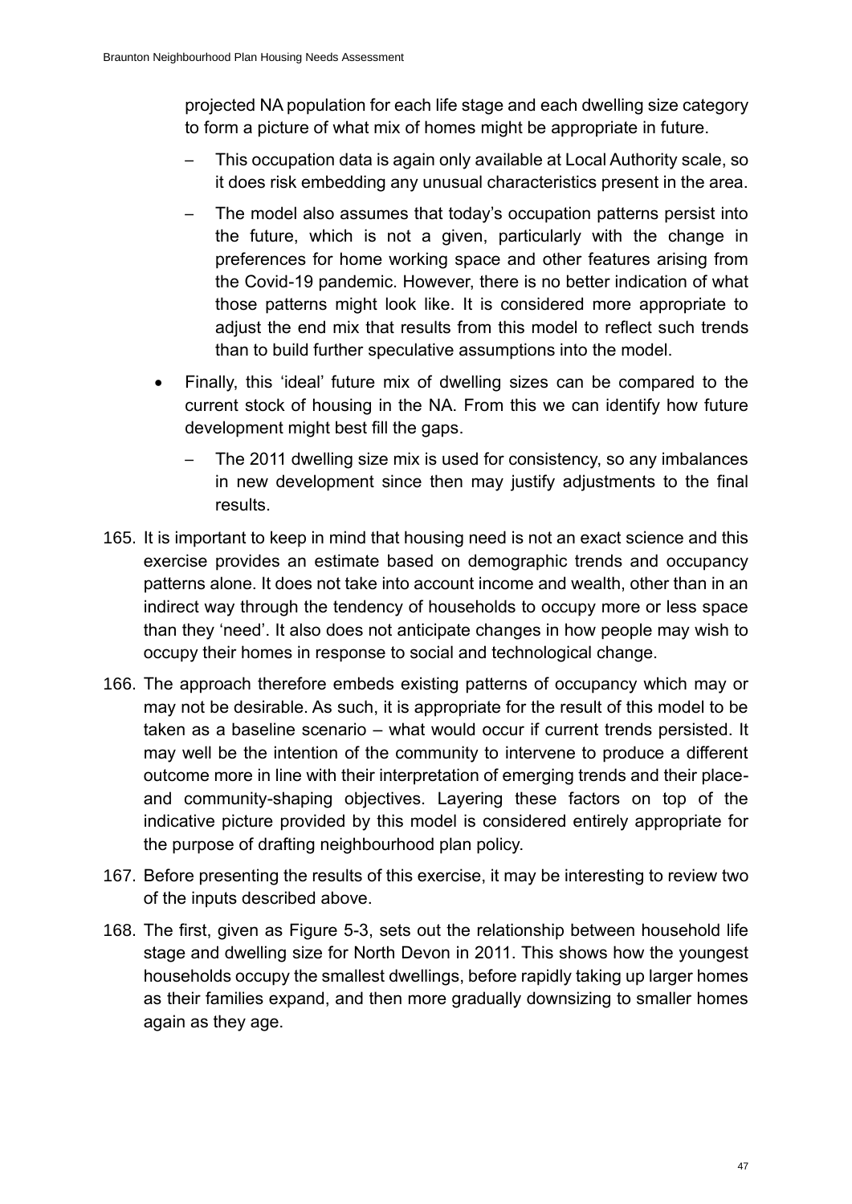projected NA population for each life stage and each dwelling size category to form a picture of what mix of homes might be appropriate in future.

  - This occupation data is again only available at Local Authority scale, so it does risk embedding any unusual characteristics present in the area.
  - The model also assumes that today's occupation patterns persist into the future, which is not a given, particularly with the change in preferences for home working space and other features arising from the Covid-19 pandemic. However, there is no better indication of what those patterns might look like. It is considered more appropriate to adjust the end mix that results from this model to reflect such trends than to build further speculative assumptions into the model.

- Finally, this 'ideal' future mix of dwelling sizes can be compared to the current stock of housing in the NA. From this we can identify how future development might best fill the gaps.
  - The 2011 dwelling size mix is used for consistency, so any imbalances in new development since then may justify adjustments to the final results.

165. It is important to keep in mind that housing need is not an exact science and this exercise provides an estimate based on demographic trends and occupancy patterns alone. It does not take into account income and wealth, other than in an indirect way through the tendency of households to occupy more or less space than they 'need'. It also does not anticipate changes in how people may wish to occupy their homes in response to social and technological change.

166. The approach therefore embeds existing patterns of occupancy which may or may not be desirable. As such, it is appropriate for the result of this model to be taken as a baseline scenario – what would occur if current trends persisted. It may well be the intention of the community to intervene to produce a different outcome more in line with their interpretation of emerging trends and their place- and community-shaping objectives. Layering these factors on top of the indicative picture provided by this model is considered entirely appropriate for the purpose of drafting neighbourhood plan policy.

167. Before presenting the results of this exercise, it may be interesting to review two of the inputs described above.

168. The first, given as Figure 5-3, sets out the relationship between household life stage and dwelling size for North Devon in 2011. This shows how the youngest households occupy the smallest dwellings, before rapidly taking up larger homes as their families expand, and then more gradually downsizing to smaller homes again as they age.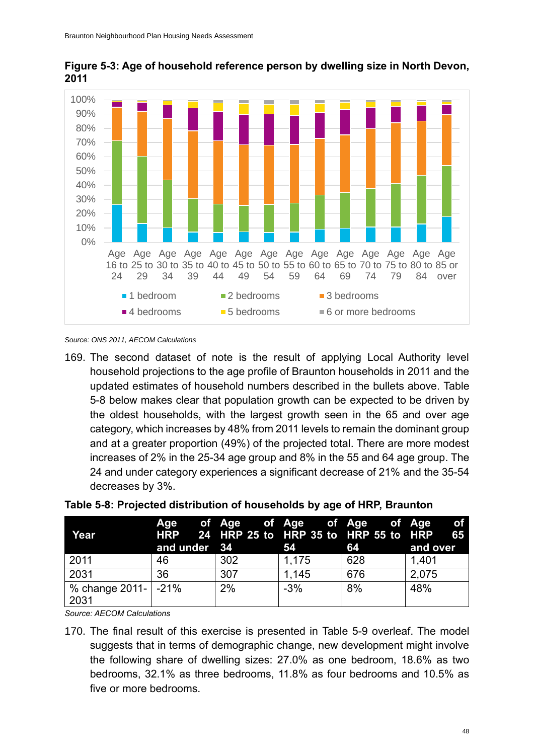**Figure 5-3: Age of household reference person by dwelling size in North Devon, 2011**

*Source: ONS 2011, AECOM Calculations*

169. The second dataset of note is the result of applying Local Authority level household projections to the age profile of Braunton households in 2011 and the updated estimates of household numbers described in the bullets above. Table 5-8 below makes clear that population growth can be expected to be driven by the oldest households, with the largest growth seen in the 65 and over age category, which increases by 48% from 2011 levels to remain the dominant group and at a greater proportion (49%) of the projected total. There are more modest increases of 2% in the 25-34 age group and 8% in the 55 and 64 age group. The 24 and under category experiences a significant decrease of 21% and the 35-54 decreases by 3%.

**Table 5-8: Projected distribution of households by age of HRP, Braunton**

| Year | Age of HRP 24 and under | Age of HRP 25 to 34 | Age of HRP 35 to 54 | Age of HRP 55 to 64 | Age of HRP 65 and over |
|---|---|---|---|---|---|
| 2011 | 46 | 302 | 1,175 | 628 | 1,401 |
| 2031 | 36 | 307 | 1,145 | 676 | 2,075 |
| % change 2011-2031 | -21% | 2% | -3% | 8% | 48% |

*Source: AECOM Calculations*

170. The final result of this exercise is presented in Table 5-9 overleaf. The model suggests that in terms of demographic change, new development might involve the following share of dwelling sizes: 27.0% as one bedroom, 18.6% as two bedrooms, 32.1% as three bedrooms, 11.8% as four bedrooms and 10.5% as five or more bedrooms.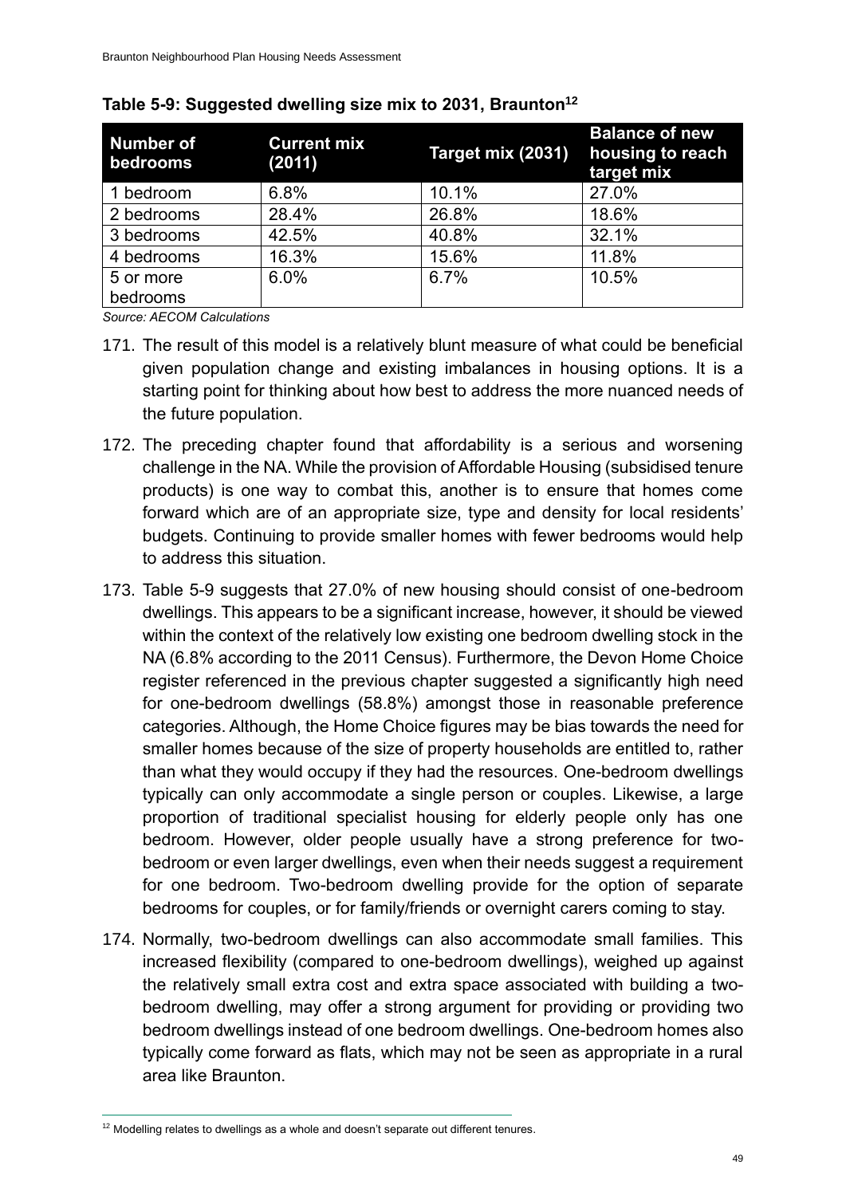**Table 5-9: Suggested dwelling size mix to 2031, Braunton[12]**

| Number of bedrooms | Current mix (2011) | Target mix (2031) | Balance of new housing to reach target mix |
|---|---|---|---|
| 1 bedroom | 6.8% | 10.1% | 27.0% |
| 2 bedrooms | 28.4% | 26.8% | 18.6% |
| 3 bedrooms | 42.5% | 40.8% | 32.1% |
| 4 bedrooms | 16.3% | 15.6% | 11.8% |
| 5 or more bedrooms | 6.0% | 6.7% | 10.5% |

*Source: AECOM Calculations*

171. The result of this model is a relatively blunt measure of what could be beneficial given population change and existing imbalances in housing options. It is a starting point for thinking about how best to address the more nuanced needs of the future population.

172. The preceding chapter found that affordability is a serious and worsening challenge in the NA. While the provision of Affordable Housing (subsidised tenure products) is one way to combat this, another is to ensure that homes come forward which are of an appropriate size, type and density for local residents' budgets. Continuing to provide smaller homes with fewer bedrooms would help to address this situation.

173. Table 5-9 suggests that 27.0% of new housing should consist of one-bedroom dwellings. This appears to be a significant increase, however, it should be viewed within the context of the relatively low existing one bedroom dwelling stock in the NA (6.8% according to the 2011 Census). Furthermore, the Devon Home Choice register referenced in the previous chapter suggested a significantly high need for one-bedroom dwellings (58.8%) amongst those in reasonable preference categories. Although, the Home Choice figures may be bias towards the need for smaller homes because of the size of property households are entitled to, rather than what they would occupy if they had the resources. One-bedroom dwellings typically can only accommodate a single person or couples. Likewise, a large proportion of traditional specialist housing for elderly people only has one bedroom. However, older people usually have a strong preference for two-bedroom or even larger dwellings, even when their needs suggest a requirement for one bedroom. Two-bedroom dwelling provide for the option of separate bedrooms for couples, or for family/friends or overnight carers coming to stay.

174. Normally, two-bedroom dwellings can also accommodate small families. This increased flexibility (compared to one-bedroom dwellings), weighed up against the relatively small extra cost and extra space associated with building a two-bedroom dwelling, may offer a strong argument for providing or providing two bedroom dwellings instead of one bedroom dwellings. One-bedroom homes also typically come forward as flats, which may not be seen as appropriate in a rural area like Braunton.

[12] Modelling relates to dwellings as a whole and doesn't separate out different tenures.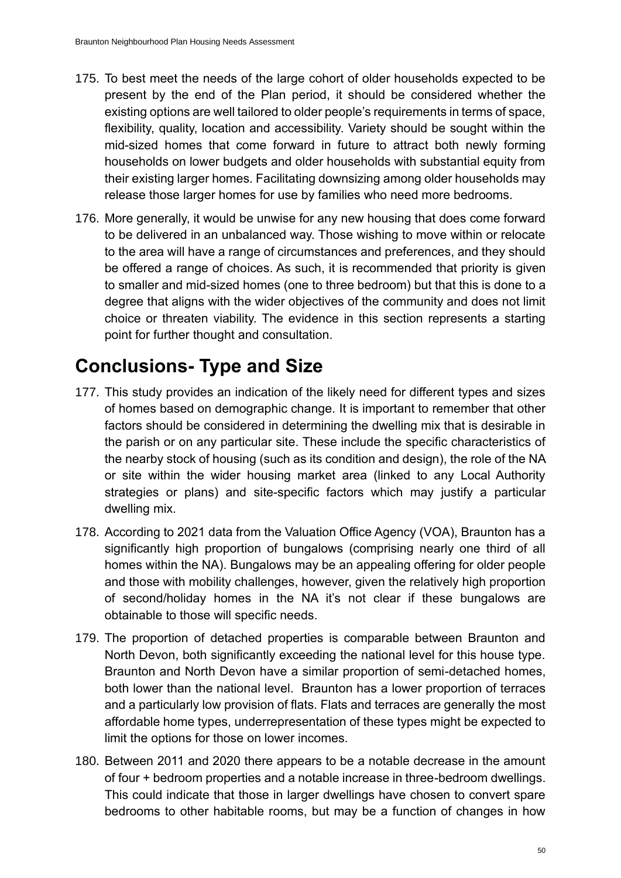175. To best meet the needs of the large cohort of older households expected to be present by the end of the Plan period, it should be considered whether the existing options are well tailored to older people's requirements in terms of space, flexibility, quality, location and accessibility. Variety should be sought within the mid-sized homes that come forward in future to attract both newly forming households on lower budgets and older households with substantial equity from their existing larger homes. Facilitating downsizing among older households may release those larger homes for use by families who need more bedrooms.

176. More generally, it would be unwise for any new housing that does come forward to be delivered in an unbalanced way. Those wishing to move within or relocate to the area will have a range of circumstances and preferences, and they should be offered a range of choices. As such, it is recommended that priority is given to smaller and mid-sized homes (one to three bedroom) but that this is done to a degree that aligns with the wider objectives of the community and does not limit choice or threaten viability. The evidence in this section represents a starting point for further thought and consultation.

## Conclusions- Type and Size

177. This study provides an indication of the likely need for different types and sizes of homes based on demographic change. It is important to remember that other factors should be considered in determining the dwelling mix that is desirable in the parish or on any particular site. These include the specific characteristics of the nearby stock of housing (such as its condition and design), the role of the NA or site within the wider housing market area (linked to any Local Authority strategies or plans) and site-specific factors which may justify a particular dwelling mix.

178. According to 2021 data from the Valuation Office Agency (VOA), Braunton has a significantly high proportion of bungalows (comprising nearly one third of all homes within the NA). Bungalows may be an appealing offering for older people and those with mobility challenges, however, given the relatively high proportion of second/holiday homes in the NA it's not clear if these bungalows are obtainable to those will specific needs.

179. The proportion of detached properties is comparable between Braunton and North Devon, both significantly exceeding the national level for this house type. Braunton and North Devon have a similar proportion of semi-detached homes, both lower than the national level. Braunton has a lower proportion of terraces and a particularly low provision of flats. Flats and terraces are generally the most affordable home types, underrepresentation of these types might be expected to limit the options for those on lower incomes.

180. Between 2011 and 2020 there appears to be a notable decrease in the amount of four + bedroom properties and a notable increase in three-bedroom dwellings. This could indicate that those in larger dwellings have chosen to convert spare bedrooms to other habitable rooms, but may be a function of changes in how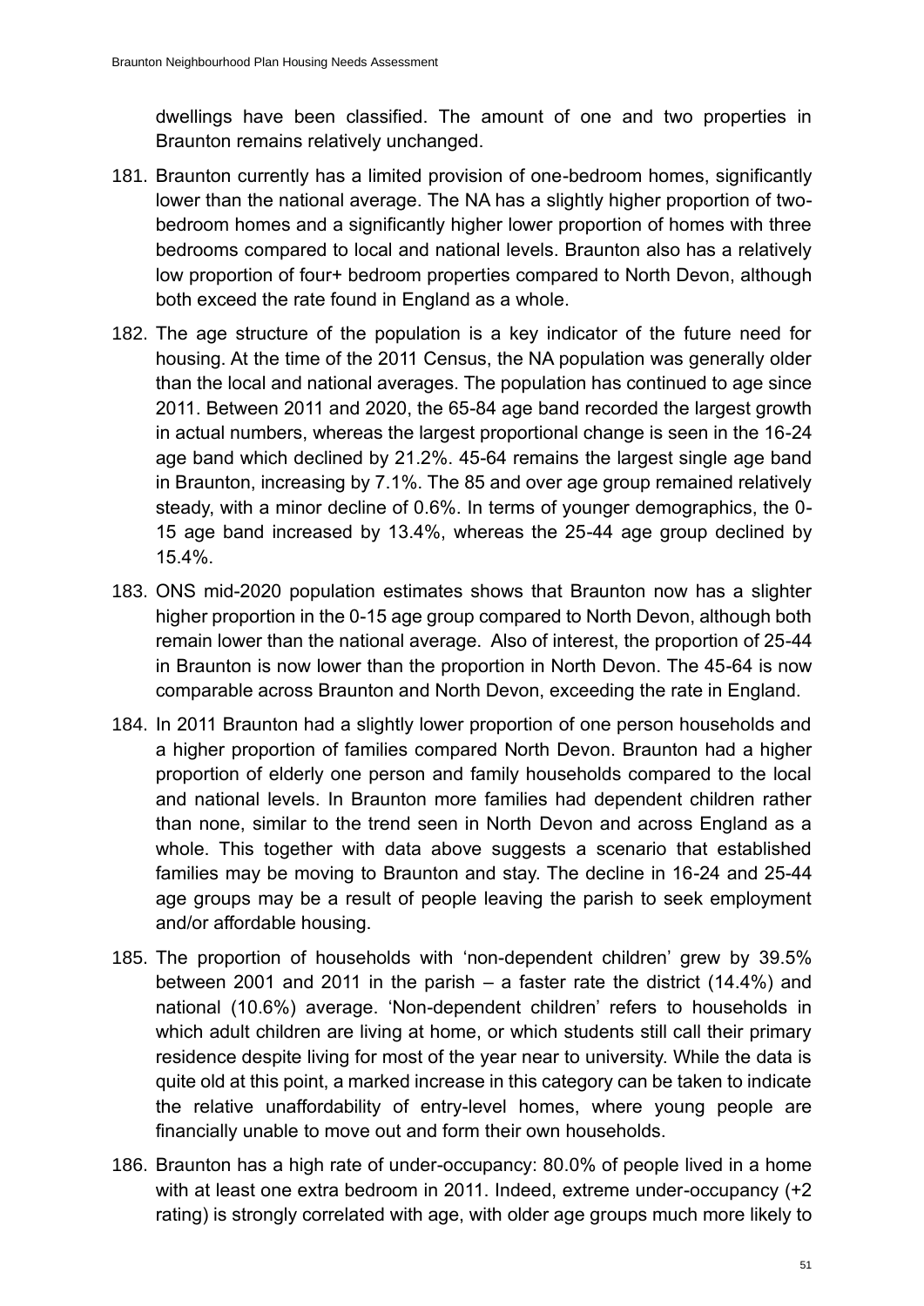dwellings have been classified. The amount of one and two properties in Braunton remains relatively unchanged.

181. Braunton currently has a limited provision of one-bedroom homes, significantly lower than the national average. The NA has a slightly higher proportion of two-bedroom homes and a significantly higher lower proportion of homes with three bedrooms compared to local and national levels. Braunton also has a relatively low proportion of four+ bedroom properties compared to North Devon, although both exceed the rate found in England as a whole.

182. The age structure of the population is a key indicator of the future need for housing. At the time of the 2011 Census, the NA population was generally older than the local and national averages. The population has continued to age since 2011. Between 2011 and 2020, the 65-84 age band recorded the largest growth in actual numbers, whereas the largest proportional change is seen in the 16-24 age band which declined by 21.2%. 45-64 remains the largest single age band in Braunton, increasing by 7.1%. The 85 and over age group remained relatively steady, with a minor decline of 0.6%. In terms of younger demographics, the 0-15 age band increased by 13.4%, whereas the 25-44 age group declined by 15.4%.

183. ONS mid-2020 population estimates shows that Braunton now has a slighter higher proportion in the 0-15 age group compared to North Devon, although both remain lower than the national average. Also of interest, the proportion of 25-44 in Braunton is now lower than the proportion in North Devon. The 45-64 is now comparable across Braunton and North Devon, exceeding the rate in England.

184. In 2011 Braunton had a slightly lower proportion of one person households and a higher proportion of families compared North Devon. Braunton had a higher proportion of elderly one person and family households compared to the local and national levels. In Braunton more families had dependent children rather than none, similar to the trend seen in North Devon and across England as a whole. This together with data above suggests a scenario that established families may be moving to Braunton and stay. The decline in 16-24 and 25-44 age groups may be a result of people leaving the parish to seek employment and/or affordable housing.

185. The proportion of households with 'non-dependent children' grew by 39.5% between 2001 and 2011 in the parish – a faster rate the district (14.4%) and national (10.6%) average. 'Non-dependent children' refers to households in which adult children are living at home, or which students still call their primary residence despite living for most of the year near to university. While the data is quite old at this point, a marked increase in this category can be taken to indicate the relative unaffordability of entry-level homes, where young people are financially unable to move out and form their own households.

186. Braunton has a high rate of under-occupancy: 80.0% of people lived in a home with at least one extra bedroom in 2011. Indeed, extreme under-occupancy (+2 rating) is strongly correlated with age, with older age groups much more likely to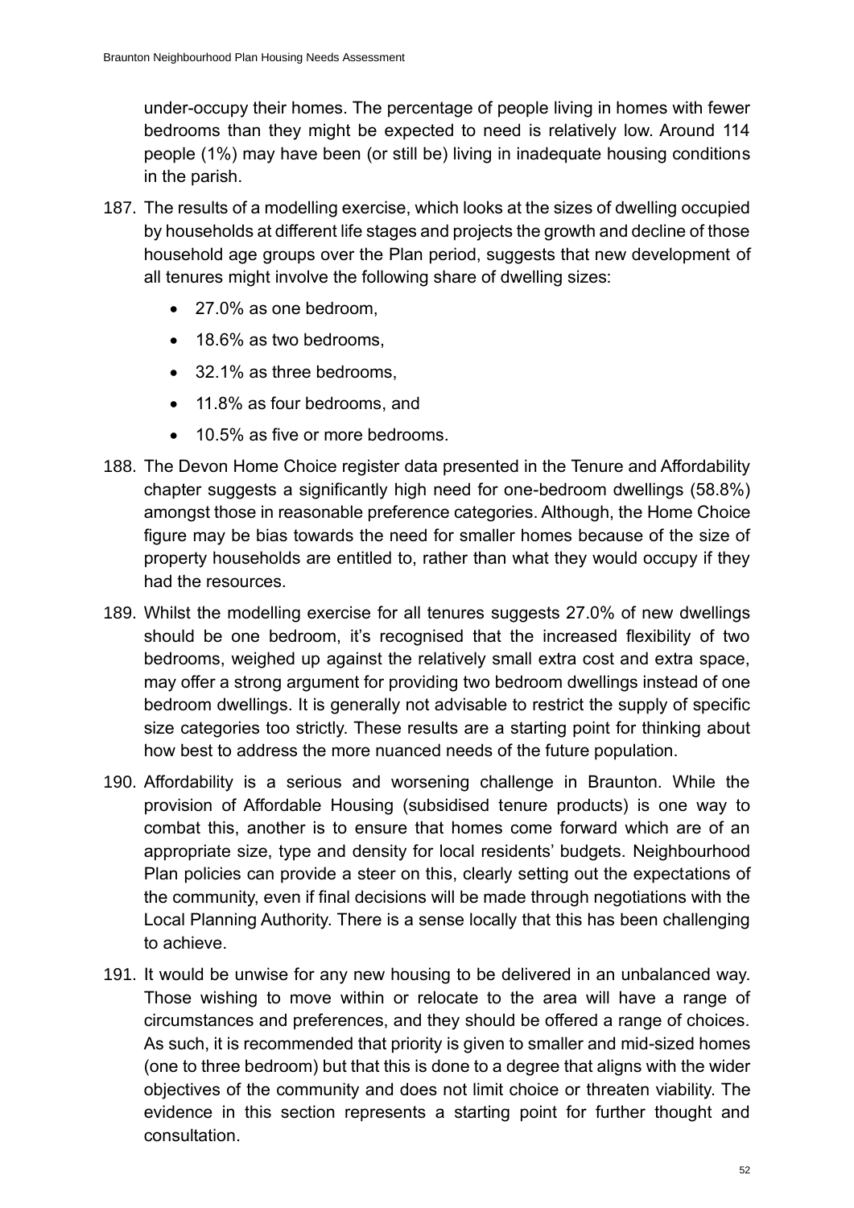under-occupy their homes. The percentage of people living in homes with fewer bedrooms than they might be expected to need is relatively low. Around 114 people (1%) may have been (or still be) living in inadequate housing conditions in the parish.

187. The results of a modelling exercise, which looks at the sizes of dwelling occupied by households at different life stages and projects the growth and decline of those household age groups over the Plan period, suggests that new development of all tenures might involve the following share of dwelling sizes:

    - 27.0% as one bedroom,
    - 18.6% as two bedrooms,
    - 32.1% as three bedrooms,
    - 11.8% as four bedrooms, and
    - 10.5% as five or more bedrooms.

188. The Devon Home Choice register data presented in the Tenure and Affordability chapter suggests a significantly high need for one-bedroom dwellings (58.8%) amongst those in reasonable preference categories. Although, the Home Choice figure may be bias towards the need for smaller homes because of the size of property households are entitled to, rather than what they would occupy if they had the resources.

189. Whilst the modelling exercise for all tenures suggests 27.0% of new dwellings should be one bedroom, it's recognised that the increased flexibility of two bedrooms, weighed up against the relatively small extra cost and extra space, may offer a strong argument for providing two bedroom dwellings instead of one bedroom dwellings. It is generally not advisable to restrict the supply of specific size categories too strictly. These results are a starting point for thinking about how best to address the more nuanced needs of the future population.

190. Affordability is a serious and worsening challenge in Braunton. While the provision of Affordable Housing (subsidised tenure products) is one way to combat this, another is to ensure that homes come forward which are of an appropriate size, type and density for local residents' budgets. Neighbourhood Plan policies can provide a steer on this, clearly setting out the expectations of the community, even if final decisions will be made through negotiations with the Local Planning Authority. There is a sense locally that this has been challenging to achieve.

191. It would be unwise for any new housing to be delivered in an unbalanced way. Those wishing to move within or relocate to the area will have a range of circumstances and preferences, and they should be offered a range of choices. As such, it is recommended that priority is given to smaller and mid-sized homes (one to three bedroom) but that this is done to a degree that aligns with the wider objectives of the community and does not limit choice or threaten viability. The evidence in this section represents a starting point for further thought and consultation.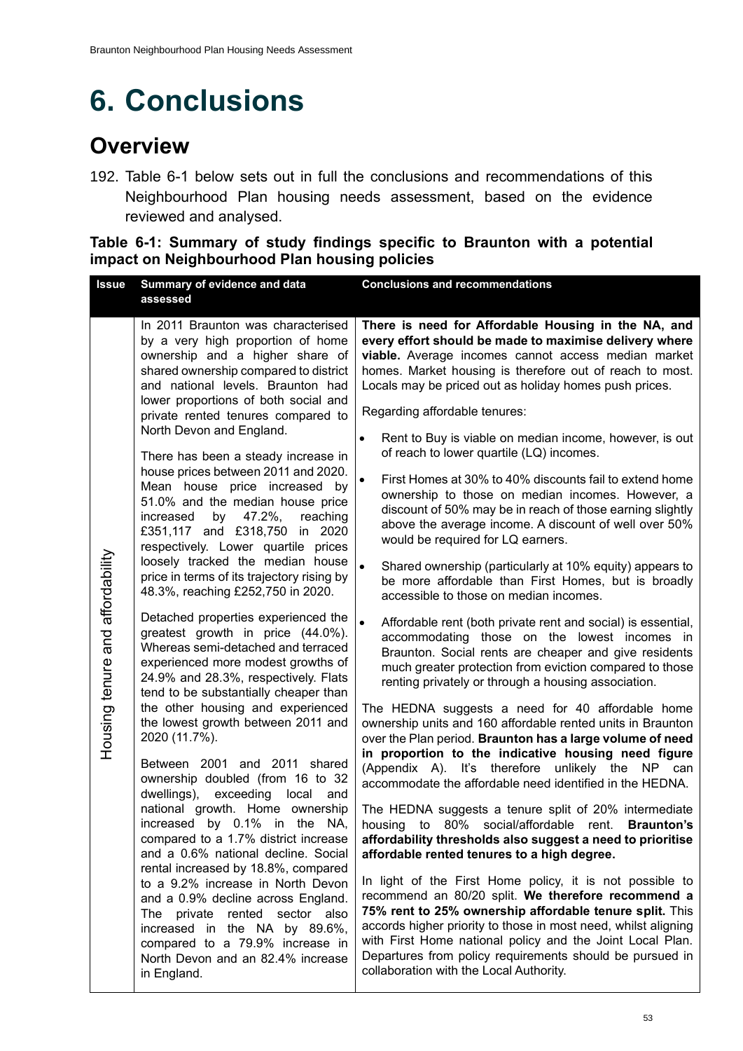# 6. Conclusions

## Overview

192. Table 6-1 below sets out in full the conclusions and recommendations of this Neighbourhood Plan housing needs assessment, based on the evidence reviewed and analysed.

**Table 6-1: Summary of study findings specific to Braunton with a potential impact on Neighbourhood Plan housing policies**

| Issue | Summary of evidence and data assessed | Conclusions and recommendations |
|---|---|---|
| Housing tenure and affordability | In 2011 Braunton was characterised by a very high proportion of home ownership and a higher share of shared ownership compared to district and national levels. Braunton had lower proportions of both social and private rented tenures compared to North Devon and England.<br><br>There has been a steady increase in house prices between 2011 and 2020. Mean house price increased by 51.0% and the median house price increased by 47.2%, reaching £351,117 and £318,750 in 2020 respectively. Lower quartile prices loosely tracked the median house price in terms of its trajectory rising by 48.3%, reaching £252,750 in 2020.<br><br>Detached properties experienced the greatest growth in price (44.0%). Whereas semi-detached and terraced experienced more modest growths of 24.9% and 28.3%, respectively. Flats tend to be substantially cheaper than the other housing and experienced the lowest growth between 2011 and 2020 (11.7%).<br><br>Between 2001 and 2011 shared ownership doubled (from 16 to 32 dwellings), exceeding local and national growth. Home ownership increased by 0.1% in the NA, compared to a 1.7% district increase and a 0.6% national decline. Social rental increased by 18.8%, compared to a 9.2% increase in North Devon and a 0.9% decline across England. The private rented sector also increased in the NA by 89.6%, compared to a 79.9% increase in North Devon and an 82.4% increase in England. | **There is need for Affordable Housing in the NA, and every effort should be made to maximise delivery where viable.** Average incomes cannot access median market homes. Market housing is therefore out of reach to most. Locals may be priced out as holiday homes push prices.<br><br>Regarding affordable tenures:<br><br>• Rent to Buy is viable on median income, however, is out of reach to lower quartile (LQ) incomes.<br><br>• First Homes at 30% to 40% discounts fail to extend home ownership to those on median incomes. However, a discount of 50% may be in reach of those earning slightly above the average income. A discount of well over 50% would be required for LQ earners.<br><br>• Shared ownership (particularly at 10% equity) appears to be more affordable than First Homes, but is broadly accessible to those on median incomes.<br><br>• Affordable rent (both private rent and social) is essential, accommodating those on the lowest incomes in Braunton. Social rents are cheaper and give residents much greater protection from eviction compared to those renting privately or through a housing association.<br><br>The HEDNA suggests a need for 40 affordable home ownership units and 160 affordable rented units in Braunton over the Plan period. **Braunton has a large volume of need in proportion to the indicative housing need figure** (Appendix A). It's therefore unlikely the NP can accommodate the affordable need identified in the HEDNA.<br><br>The HEDNA suggests a tenure split of 20% intermediate housing to 80% social/affordable rent. **Braunton's affordability thresholds also suggest a need to prioritise affordable rented tenures to a high degree.**<br><br>In light of the First Home policy, it is not possible to recommend an 80/20 split. **We therefore recommend a 75% rent to 25% ownership affordable tenure split.** This accords higher priority to those in most need, whilst aligning with First Home national policy and the Joint Local Plan. Departures from policy requirements should be pursued in collaboration with the Local Authority. |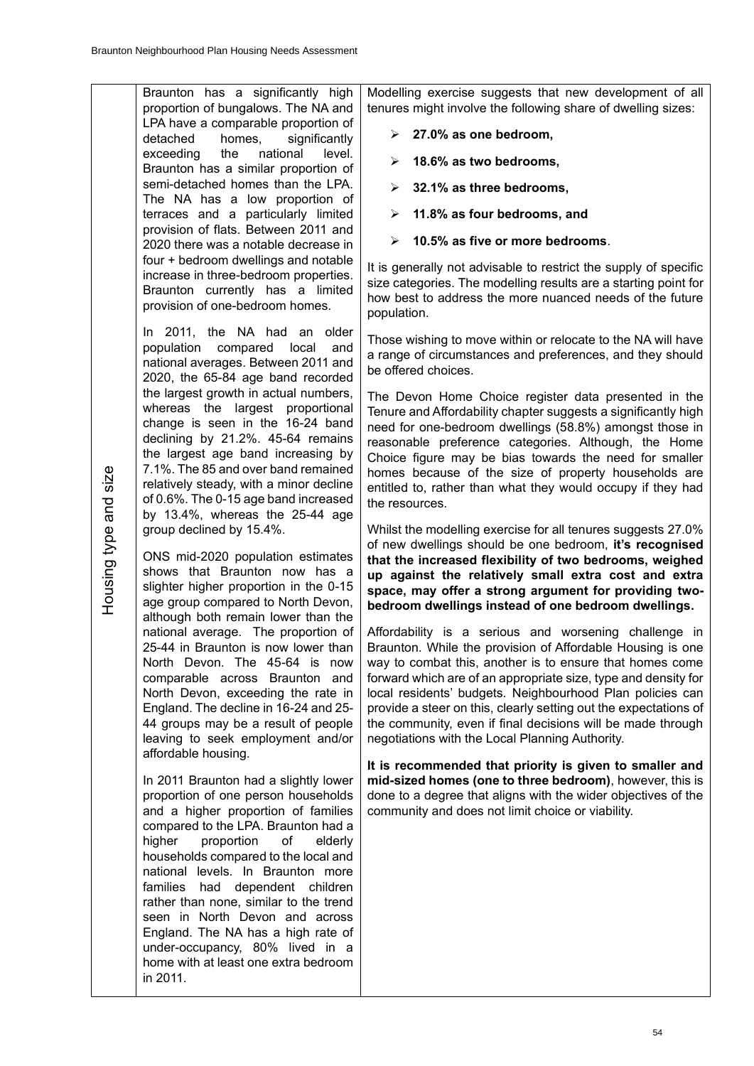| Housing type and size | | |
|---|---|---|
| Housing type and size | Braunton has a significantly high proportion of bungalows. The NA and LPA have a comparable proportion of detached homes, significantly exceeding the national level. Braunton has a similar proportion of semi-detached homes than the LPA. The NA has a low proportion of terraces and a particularly limited provision of flats. Between 2011 and 2020 there was a notable decrease in four + bedroom dwellings and notable increase in three-bedroom properties. Braunton currently has a limited provision of one-bedroom homes.<br><br>In 2011, the NA had an older population compared local and national averages. Between 2011 and 2020, the 65-84 age band recorded the largest growth in actual numbers, whereas the largest proportional change is seen in the 16-24 band declining by 21.2%. 45-64 remains the largest age band increasing by 7.1%. The 85 and over band remained relatively steady, with a minor decline of 0.6%. The 0-15 age band increased by 13.4%, whereas the 25-44 age group declined by 15.4%.<br><br>ONS mid-2020 population estimates shows that Braunton now has a slighter higher proportion in the 0-15 age group compared to North Devon, although both remain lower than the national average. The proportion of 25-44 in Braunton is now lower than North Devon. The 45-64 is now comparable across Braunton and North Devon, exceeding the rate in England. The decline in 16-24 and 25-44 groups may be a result of people leaving to seek employment and/or affordable housing.<br><br>In 2011 Braunton had a slightly lower proportion of one person households and a higher proportion of families compared to the LPA. Braunton had a higher proportion of elderly households compared to the local and national levels. In Braunton more families had dependent children rather than none, similar to the trend seen in North Devon and across England. The NA has a high rate of under-occupancy, 80% lived in a home with at least one extra bedroom in 2011. | Modelling exercise suggests that new development of all tenures might involve the following share of dwelling sizes:<br><br>➢ **27.0% as one bedroom,**<br>➢ **18.6% as two bedrooms,**<br>➢ **32.1% as three bedrooms,**<br>➢ **11.8% as four bedrooms, and**<br>➢ **10.5% as five or more bedrooms**.<br><br>It is generally not advisable to restrict the supply of specific size categories. The modelling results are a starting point for how best to address the more nuanced needs of the future population.<br><br>Those wishing to move within or relocate to the NA will have a range of circumstances and preferences, and they should be offered choices.<br><br>The Devon Home Choice register data presented in the Tenure and Affordability chapter suggests a significantly high need for one-bedroom dwellings (58.8%) amongst those in reasonable preference categories. Although, the Home Choice figure may be bias towards the need for smaller homes because of the size of property households are entitled to, rather than what they would occupy if they had the resources.<br><br>Whilst the modelling exercise for all tenures suggests 27.0% of new dwellings should be one bedroom, **it's recognised that the increased flexibility of two bedrooms, weighed up against the relatively small extra cost and extra space, may offer a strong argument for providing two-bedroom dwellings instead of one bedroom dwellings.**<br><br>Affordability is a serious and worsening challenge in Braunton. While the provision of Affordable Housing is one way to combat this, another is to ensure that homes come forward which are of an appropriate size, type and density for local residents' budgets. Neighbourhood Plan policies can provide a steer on this, clearly setting out the expectations of the community, even if final decisions will be made through negotiations with the Local Planning Authority.<br><br>**It is recommended that priority is given to smaller and mid-sized homes (one to three bedroom)**, however, this is done to a degree that aligns with the wider objectives of the community and does not limit choice or viability. |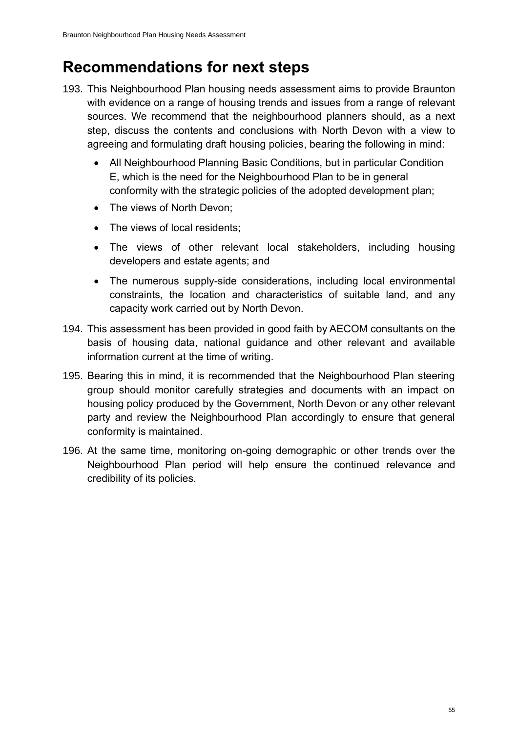# Recommendations for next steps

193. This Neighbourhood Plan housing needs assessment aims to provide Braunton with evidence on a range of housing trends and issues from a range of relevant sources. We recommend that the neighbourhood planners should, as a next step, discuss the contents and conclusions with North Devon with a view to agreeing and formulating draft housing policies, bearing the following in mind:

    - All Neighbourhood Planning Basic Conditions, but in particular Condition E, which is the need for the Neighbourhood Plan to be in general conformity with the strategic policies of the adopted development plan;
    - The views of North Devon;
    - The views of local residents;
    - The views of other relevant local stakeholders, including housing developers and estate agents; and
    - The numerous supply-side considerations, including local environmental constraints, the location and characteristics of suitable land, and any capacity work carried out by North Devon.

194. This assessment has been provided in good faith by AECOM consultants on the basis of housing data, national guidance and other relevant and available information current at the time of writing.

195. Bearing this in mind, it is recommended that the Neighbourhood Plan steering group should monitor carefully strategies and documents with an impact on housing policy produced by the Government, North Devon or any other relevant party and review the Neighbourhood Plan accordingly to ensure that general conformity is maintained.

196. At the same time, monitoring on-going demographic or other trends over the Neighbourhood Plan period will help ensure the continued relevance and credibility of its policies.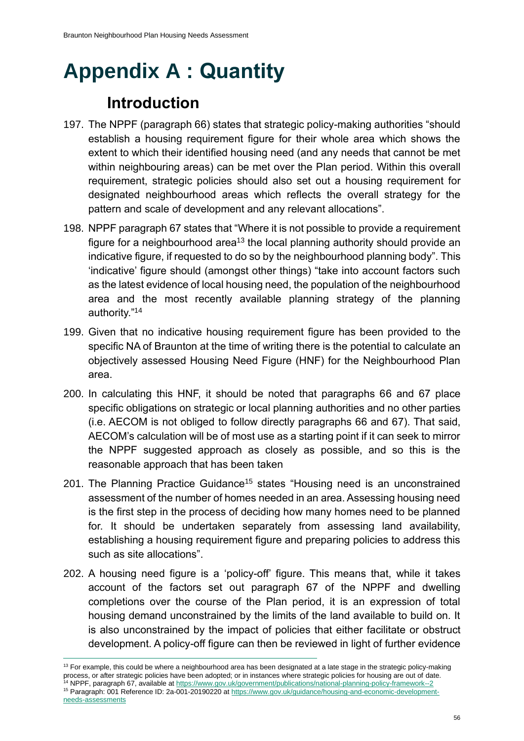# Appendix A : Quantity

## Introduction

197. The NPPF (paragraph 66) states that strategic policy-making authorities "should establish a housing requirement figure for their whole area which shows the extent to which their identified housing need (and any needs that cannot be met within neighbouring areas) can be met over the Plan period. Within this overall requirement, strategic policies should also set out a housing requirement for designated neighbourhood areas which reflects the overall strategy for the pattern and scale of development and any relevant allocations".

198. NPPF paragraph 67 states that "Where it is not possible to provide a requirement figure for a neighbourhood area[13] the local planning authority should provide an indicative figure, if requested to do so by the neighbourhood planning body". This 'indicative' figure should (amongst other things) "take into account factors such as the latest evidence of local housing need, the population of the neighbourhood area and the most recently available planning strategy of the planning authority."[14]

199. Given that no indicative housing requirement figure has been provided to the specific NA of Braunton at the time of writing there is the potential to calculate an objectively assessed Housing Need Figure (HNF) for the Neighbourhood Plan area.

200. In calculating this HNF, it should be noted that paragraphs 66 and 67 place specific obligations on strategic or local planning authorities and no other parties (i.e. AECOM is not obliged to follow directly paragraphs 66 and 67). That said, AECOM's calculation will be of most use as a starting point if it can seek to mirror the NPPF suggested approach as closely as possible, and so this is the reasonable approach that has been taken

201. The Planning Practice Guidance[15] states "Housing need is an unconstrained assessment of the number of homes needed in an area. Assessing housing need is the first step in the process of deciding how many homes need to be planned for. It should be undertaken separately from assessing land availability, establishing a housing requirement figure and preparing policies to address this such as site allocations".

202. A housing need figure is a 'policy-off' figure. This means that, while it takes account of the factors set out paragraph 67 of the NPPF and dwelling completions over the course of the Plan period, it is an expression of total housing demand unconstrained by the limits of the land available to build on. It is also unconstrained by the impact of policies that either facilitate or obstruct development. A policy-off figure can then be reviewed in light of further evidence

---

[13] For example, this could be where a neighbourhood area has been designated at a late stage in the strategic policy-making process, or after strategic policies have been adopted; or in instances where strategic policies for housing are out of date.

[14] NPPF, paragraph 67, available at https://www.gov.uk/government/publications/national-planning-policy-framework--2

[15] Paragraph: 001 Reference ID: 2a-001-20190220 at https://www.gov.uk/guidance/housing-and-economic-development-needs-assessments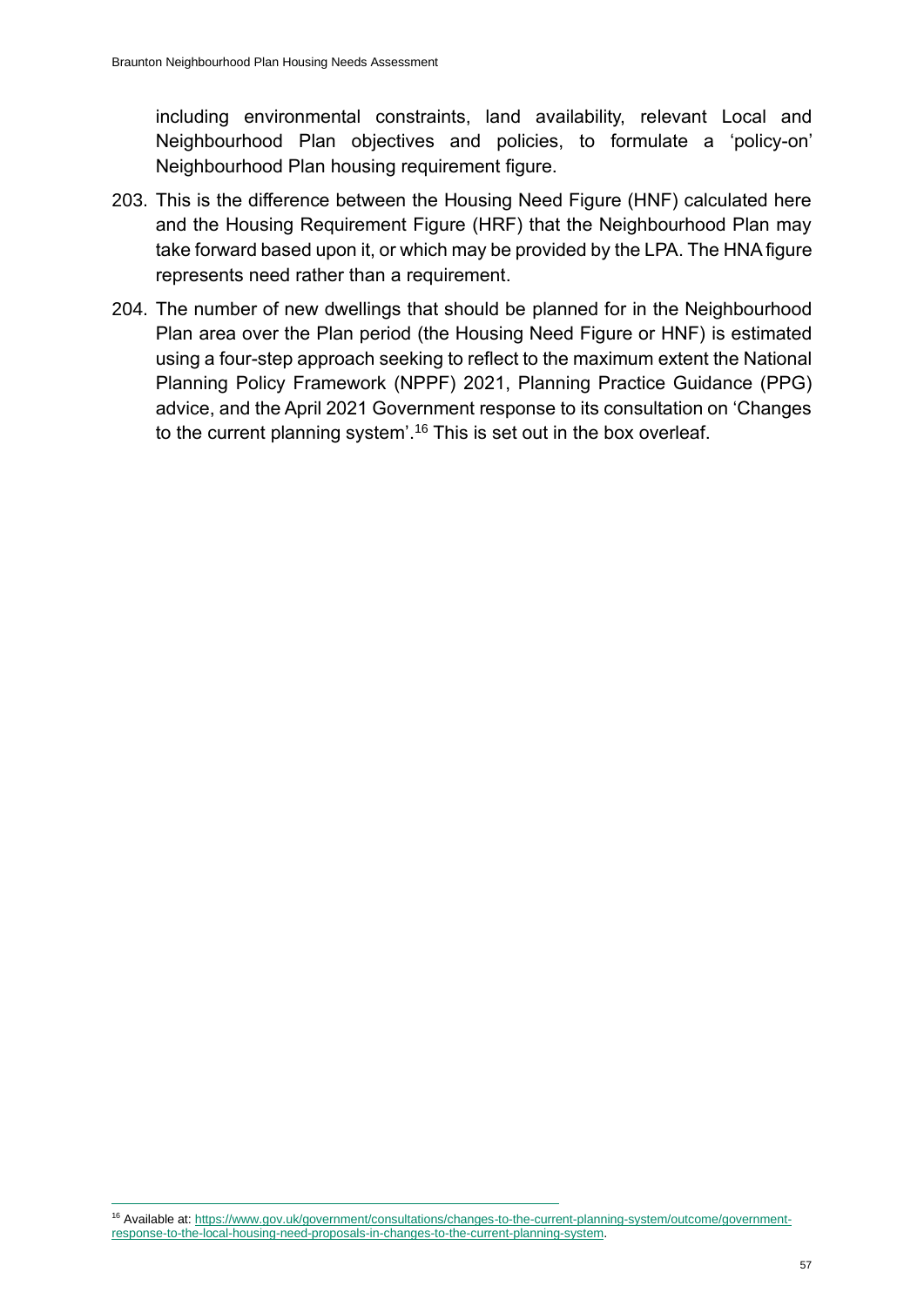including environmental constraints, land availability, relevant Local and Neighbourhood Plan objectives and policies, to formulate a 'policy-on' Neighbourhood Plan housing requirement figure.

203. This is the difference between the Housing Need Figure (HNF) calculated here and the Housing Requirement Figure (HRF) that the Neighbourhood Plan may take forward based upon it, or which may be provided by the LPA. The HNA figure represents need rather than a requirement.

204. The number of new dwellings that should be planned for in the Neighbourhood Plan area over the Plan period (the Housing Need Figure or HNF) is estimated using a four-step approach seeking to reflect to the maximum extent the National Planning Policy Framework (NPPF) 2021, Planning Practice Guidance (PPG) advice, and the April 2021 Government response to its consultation on 'Changes to the current planning system'.[16] This is set out in the box overleaf.

---

[16] Available at: [https://www.gov.uk/government/consultations/changes-to-the-current-planning-system/outcome/government-response-to-the-local-housing-need-proposals-in-changes-to-the-current-planning-system](https://www.gov.uk/government/consultations/changes-to-the-current-planning-system/outcome/government-response-to-the-local-housing-need-proposals-in-changes-to-the-current-planning-system).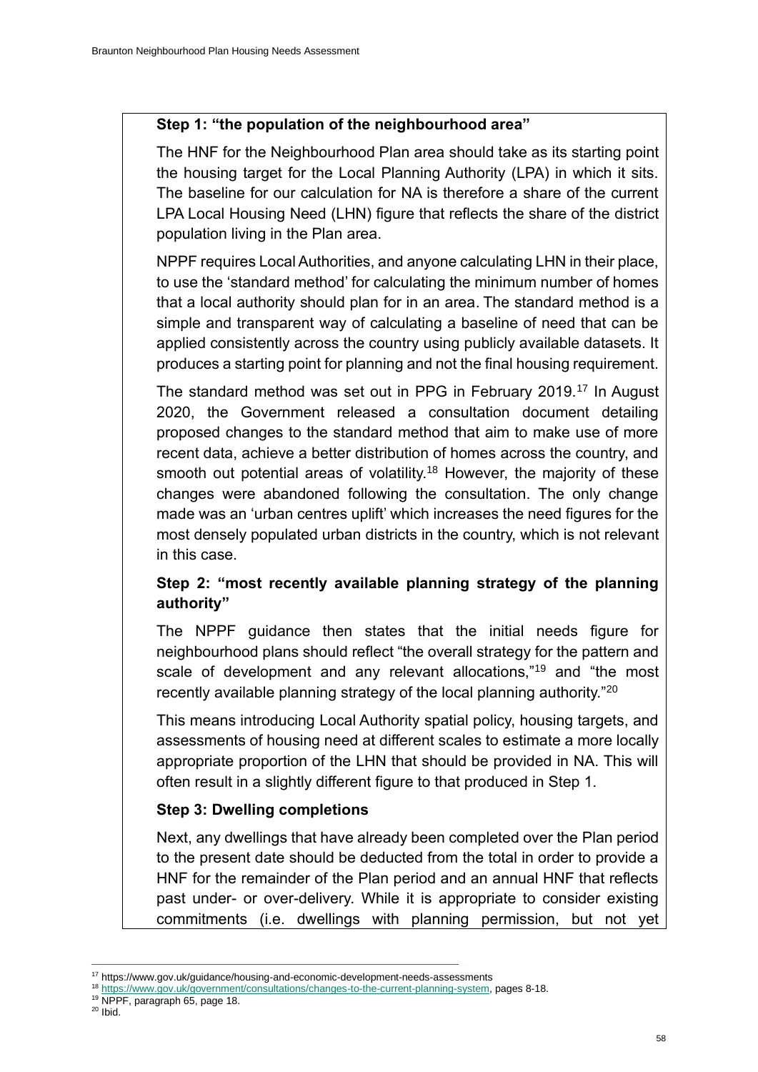**Step 1: "the population of the neighbourhood area"**

The HNF for the Neighbourhood Plan area should take as its starting point the housing target for the Local Planning Authority (LPA) in which it sits. The baseline for our calculation for NA is therefore a share of the current LPA Local Housing Need (LHN) figure that reflects the share of the district population living in the Plan area.

NPPF requires Local Authorities, and anyone calculating LHN in their place, to use the 'standard method' for calculating the minimum number of homes that a local authority should plan for in an area. The standard method is a simple and transparent way of calculating a baseline of need that can be applied consistently across the country using publicly available datasets. It produces a starting point for planning and not the final housing requirement.

The standard method was set out in PPG in February 2019.[17] In August 2020, the Government released a consultation document detailing proposed changes to the standard method that aim to make use of more recent data, achieve a better distribution of homes across the country, and smooth out potential areas of volatility.[18] However, the majority of these changes were abandoned following the consultation. The only change made was an 'urban centres uplift' which increases the need figures for the most densely populated urban districts in the country, which is not relevant in this case.

**Step 2: "most recently available planning strategy of the planning authority"**

The NPPF guidance then states that the initial needs figure for neighbourhood plans should reflect "the overall strategy for the pattern and scale of development and any relevant allocations,"[19] and "the most recently available planning strategy of the local planning authority."[20]

This means introducing Local Authority spatial policy, housing targets, and assessments of housing need at different scales to estimate a more locally appropriate proportion of the LHN that should be provided in NA. This will often result in a slightly different figure to that produced in Step 1.

**Step 3: Dwelling completions**

Next, any dwellings that have already been completed over the Plan period to the present date should be deducted from the total in order to provide a HNF for the remainder of the Plan period and an annual HNF that reflects past under- or over-delivery. While it is appropriate to consider existing commitments (i.e. dwellings with planning permission, but not yet

---

[17] https://www.gov.uk/guidance/housing-and-economic-development-needs-assessments

[18] https://www.gov.uk/government/consultations/changes-to-the-current-planning-system, pages 8-18.

[19] NPPF, paragraph 65, page 18.

[20] Ibid.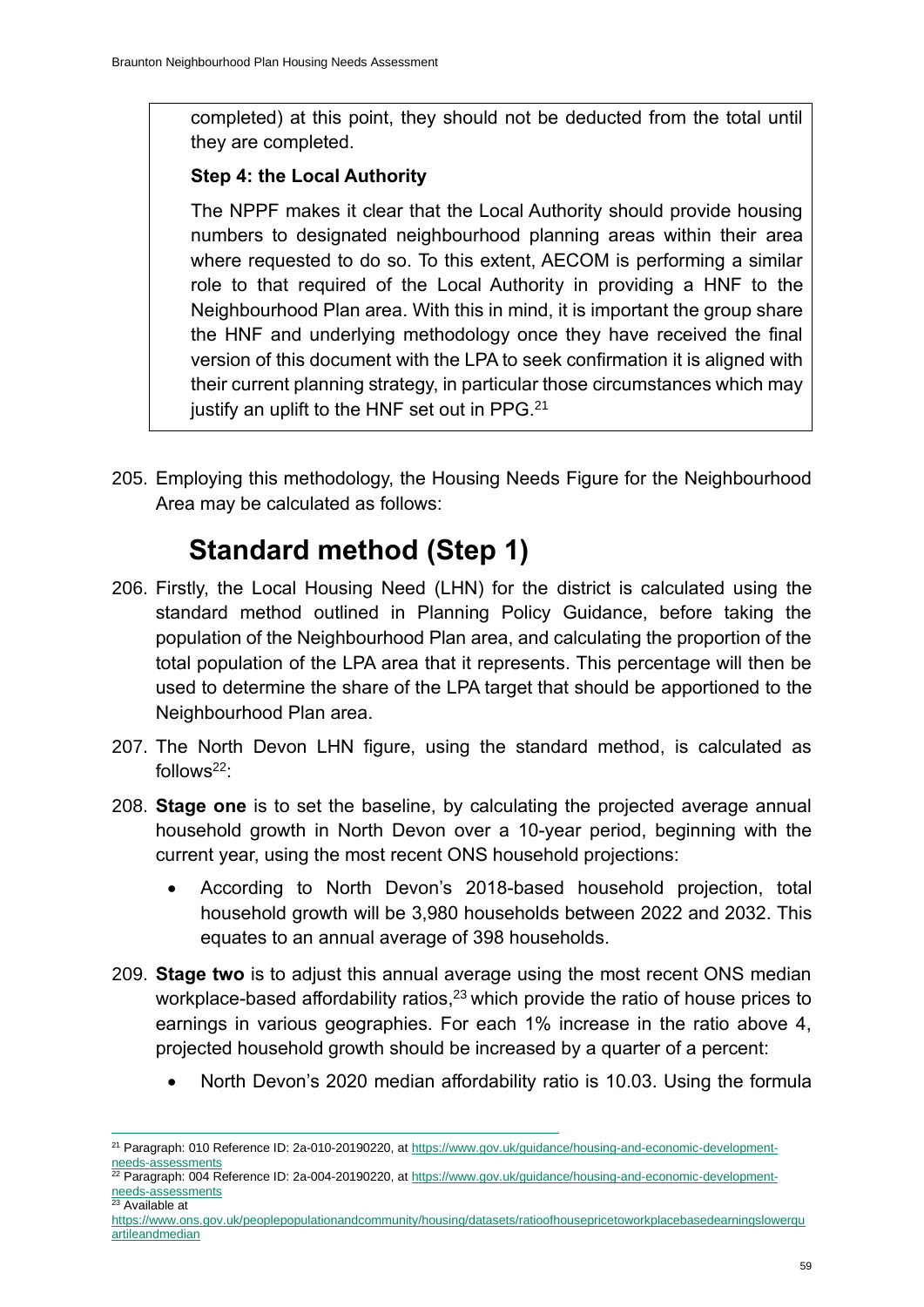completed) at this point, they should not be deducted from the total until they are completed.

**Step 4: the Local Authority**

The NPPF makes it clear that the Local Authority should provide housing numbers to designated neighbourhood planning areas within their area where requested to do so. To this extent, AECOM is performing a similar role to that required of the Local Authority in providing a HNF to the Neighbourhood Plan area. With this in mind, it is important the group share the HNF and underlying methodology once they have received the final version of this document with the LPA to seek confirmation it is aligned with their current planning strategy, in particular those circumstances which may justify an uplift to the HNF set out in PPG.[21]

205. Employing this methodology, the Housing Needs Figure for the Neighbourhood Area may be calculated as follows:

## Standard method (Step 1)

206. Firstly, the Local Housing Need (LHN) for the district is calculated using the standard method outlined in Planning Policy Guidance, before taking the population of the Neighbourhood Plan area, and calculating the proportion of the total population of the LPA area that it represents. This percentage will then be used to determine the share of the LPA target that should be apportioned to the Neighbourhood Plan area.

207. The North Devon LHN figure, using the standard method, is calculated as follows[22]:

208. **Stage one** is to set the baseline, by calculating the projected average annual household growth in North Devon over a 10-year period, beginning with the current year, using the most recent ONS household projections:

- According to North Devon's 2018-based household projection, total household growth will be 3,980 households between 2022 and 2032. This equates to an annual average of 398 households.

209. **Stage two** is to adjust this annual average using the most recent ONS median workplace-based affordability ratios,[23] which provide the ratio of house prices to earnings in various geographies. For each 1% increase in the ratio above 4, projected household growth should be increased by a quarter of a percent:

- North Devon's 2020 median affordability ratio is 10.03. Using the formula

---

[21] Paragraph: 010 Reference ID: 2a-010-20190220, at https://www.gov.uk/guidance/housing-and-economic-development-needs-assessments

[22] Paragraph: 004 Reference ID: 2a-004-20190220, at https://www.gov.uk/guidance/housing-and-economic-development-needs-assessments

[23] Available at https://www.ons.gov.uk/peoplepopulationandcommunity/housing/datasets/ratioofhousepricetoworkplacebasedearningslowerquartileandmedian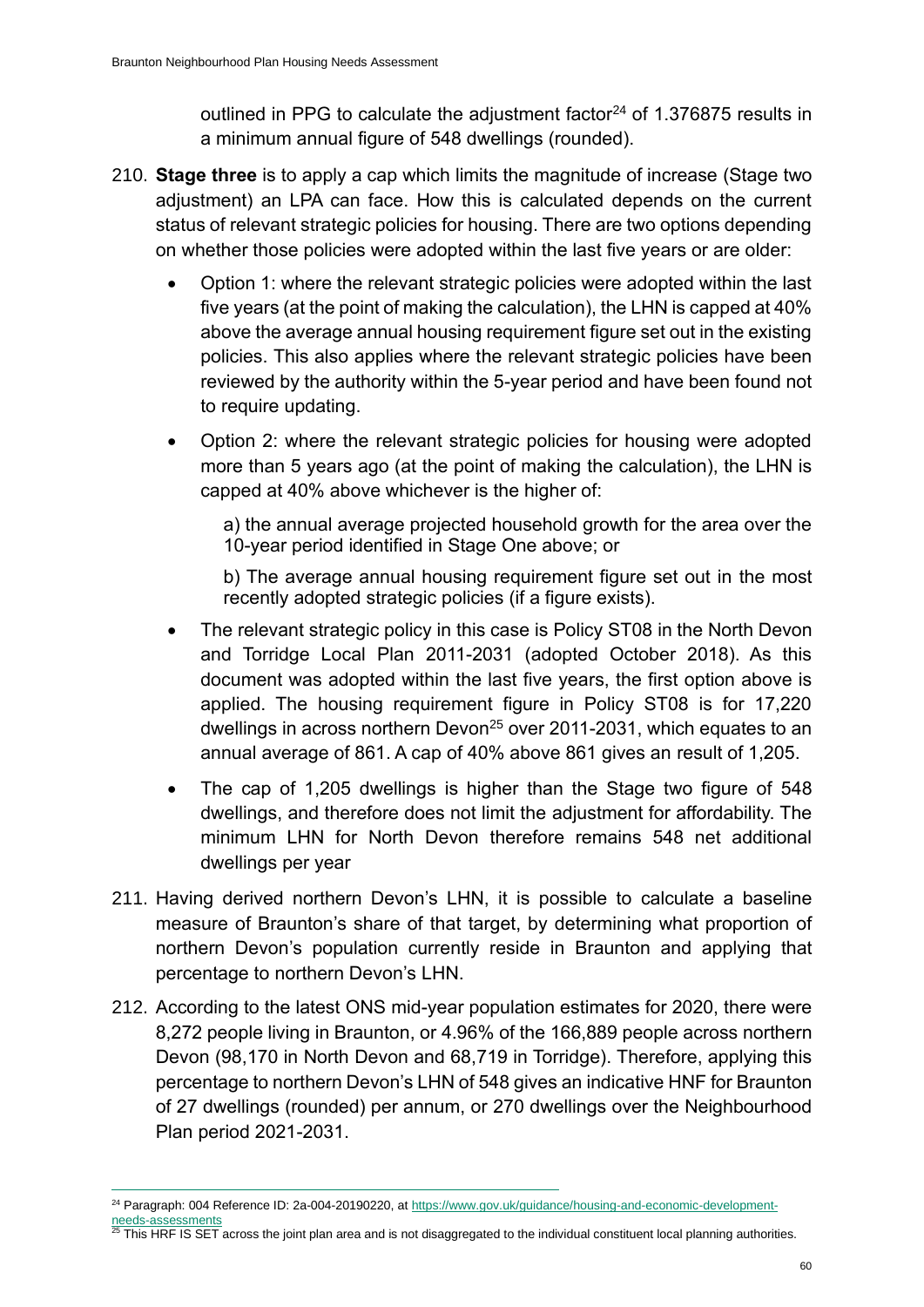outlined in PPG to calculate the adjustment factor[24] of 1.376875 results in a minimum annual figure of 548 dwellings (rounded).

210. **Stage three** is to apply a cap which limits the magnitude of increase (Stage two adjustment) an LPA can face. How this is calculated depends on the current status of relevant strategic policies for housing. There are two options depending on whether those policies were adopted within the last five years or are older:

    - Option 1: where the relevant strategic policies were adopted within the last five years (at the point of making the calculation), the LHN is capped at 40% above the average annual housing requirement figure set out in the existing policies. This also applies where the relevant strategic policies have been reviewed by the authority within the 5-year period and have been found not to require updating.
    - Option 2: where the relevant strategic policies for housing were adopted more than 5 years ago (at the point of making the calculation), the LHN is capped at 40% above whichever is the higher of:

        a) the annual average projected household growth for the area over the 10-year period identified in Stage One above; or

        b) The average annual housing requirement figure set out in the most recently adopted strategic policies (if a figure exists).

    - The relevant strategic policy in this case is Policy ST08 in the North Devon and Torridge Local Plan 2011-2031 (adopted October 2018). As this document was adopted within the last five years, the first option above is applied. The housing requirement figure in Policy ST08 is for 17,220 dwellings in across northern Devon[25] over 2011-2031, which equates to an annual average of 861. A cap of 40% above 861 gives an result of 1,205.
    - The cap of 1,205 dwellings is higher than the Stage two figure of 548 dwellings, and therefore does not limit the adjustment for affordability. The minimum LHN for North Devon therefore remains 548 net additional dwellings per year

211. Having derived northern Devon's LHN, it is possible to calculate a baseline measure of Braunton's share of that target, by determining what proportion of northern Devon's population currently reside in Braunton and applying that percentage to northern Devon's LHN.

212. According to the latest ONS mid-year population estimates for 2020, there were 8,272 people living in Braunton, or 4.96% of the 166,889 people across northern Devon (98,170 in North Devon and 68,719 in Torridge). Therefore, applying this percentage to northern Devon's LHN of 548 gives an indicative HNF for Braunton of 27 dwellings (rounded) per annum, or 270 dwellings over the Neighbourhood Plan period 2021-2031.

---

[24] Paragraph: 004 Reference ID: 2a-004-20190220, at https://www.gov.uk/guidance/housing-and-economic-development-needs-assessments

[25] This HRF IS SET across the joint plan area and is not disaggregated to the individual constituent local planning authorities.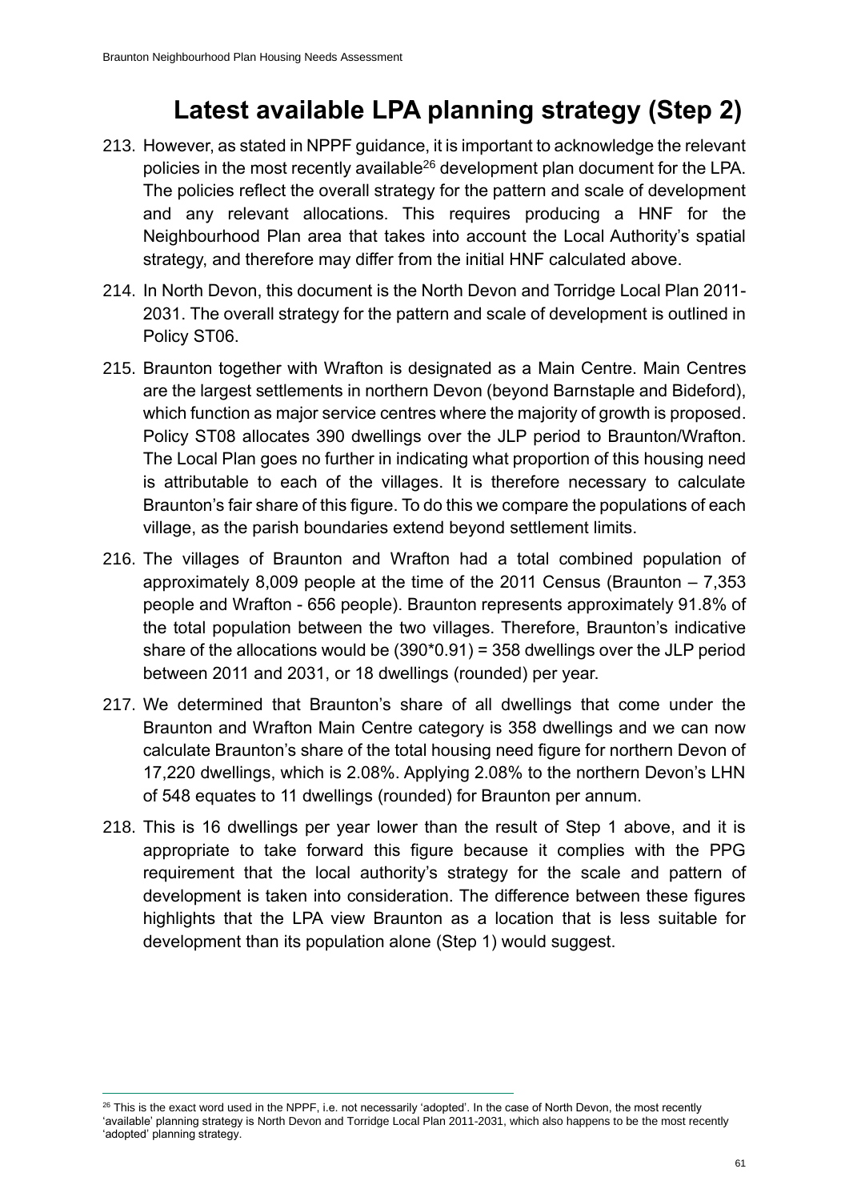# Latest available LPA planning strategy (Step 2)

213. However, as stated in NPPF guidance, it is important to acknowledge the relevant policies in the most recently available[26] development plan document for the LPA. The policies reflect the overall strategy for the pattern and scale of development and any relevant allocations. This requires producing a HNF for the Neighbourhood Plan area that takes into account the Local Authority's spatial strategy, and therefore may differ from the initial HNF calculated above.

214. In North Devon, this document is the North Devon and Torridge Local Plan 2011-2031. The overall strategy for the pattern and scale of development is outlined in Policy ST06.

215. Braunton together with Wrafton is designated as a Main Centre. Main Centres are the largest settlements in northern Devon (beyond Barnstaple and Bideford), which function as major service centres where the majority of growth is proposed. Policy ST08 allocates 390 dwellings over the JLP period to Braunton/Wrafton. The Local Plan goes no further in indicating what proportion of this housing need is attributable to each of the villages. It is therefore necessary to calculate Braunton's fair share of this figure. To do this we compare the populations of each village, as the parish boundaries extend beyond settlement limits.

216. The villages of Braunton and Wrafton had a total combined population of approximately 8,009 people at the time of the 2011 Census (Braunton – 7,353 people and Wrafton - 656 people). Braunton represents approximately 91.8% of the total population between the two villages. Therefore, Braunton's indicative share of the allocations would be (390*0.91) = 358 dwellings over the JLP period between 2011 and 2031, or 18 dwellings (rounded) per year.

217. We determined that Braunton's share of all dwellings that come under the Braunton and Wrafton Main Centre category is 358 dwellings and we can now calculate Braunton's share of the total housing need figure for northern Devon of 17,220 dwellings, which is 2.08%. Applying 2.08% to the northern Devon's LHN of 548 equates to 11 dwellings (rounded) for Braunton per annum.

218. This is 16 dwellings per year lower than the result of Step 1 above, and it is appropriate to take forward this figure because it complies with the PPG requirement that the local authority's strategy for the scale and pattern of development is taken into consideration. The difference between these figures highlights that the LPA view Braunton as a location that is less suitable for development than its population alone (Step 1) would suggest.

[26] This is the exact word used in the NPPF, i.e. not necessarily 'adopted'. In the case of North Devon, the most recently 'available' planning strategy is North Devon and Torridge Local Plan 2011-2031, which also happens to be the most recently 'adopted' planning strategy.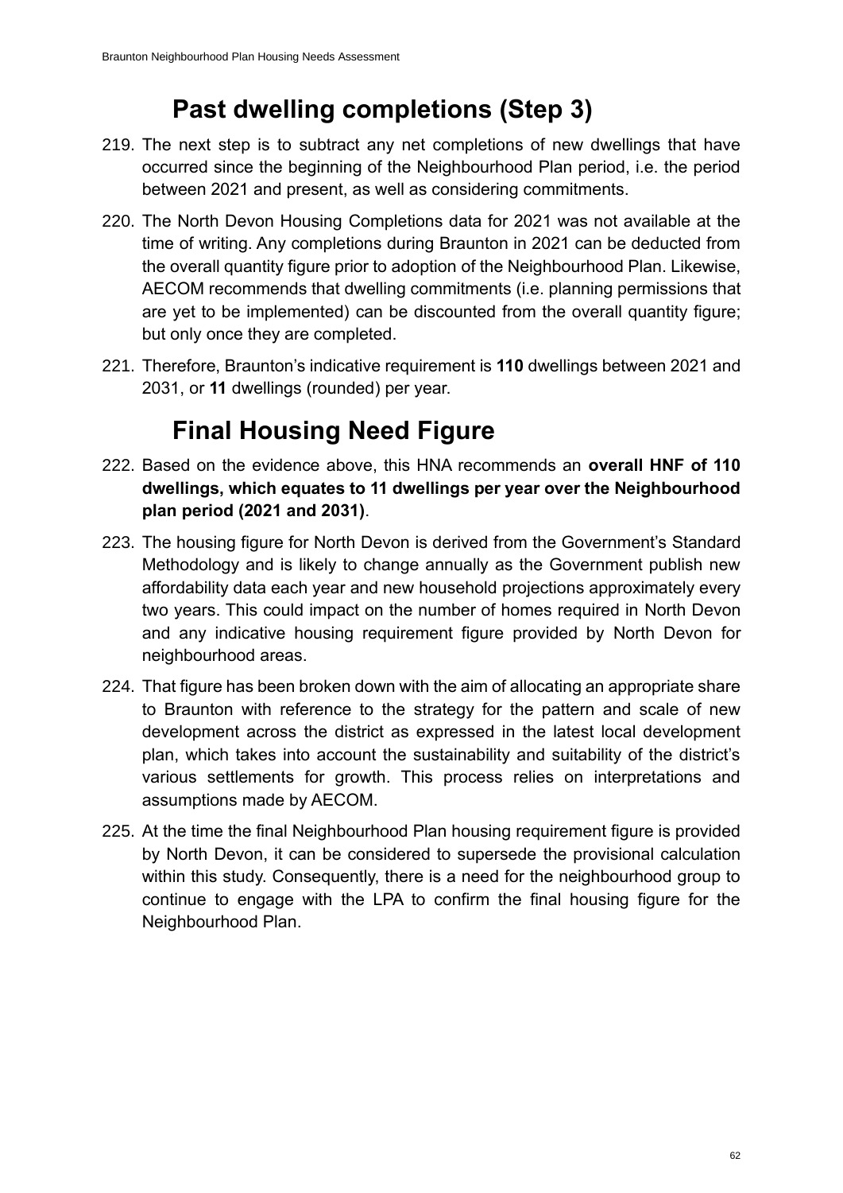## Past dwelling completions (Step 3)

219. The next step is to subtract any net completions of new dwellings that have occurred since the beginning of the Neighbourhood Plan period, i.e. the period between 2021 and present, as well as considering commitments.

220. The North Devon Housing Completions data for 2021 was not available at the time of writing. Any completions during Braunton in 2021 can be deducted from the overall quantity figure prior to adoption of the Neighbourhood Plan. Likewise, AECOM recommends that dwelling commitments (i.e. planning permissions that are yet to be implemented) can be discounted from the overall quantity figure; but only once they are completed.

221. Therefore, Braunton's indicative requirement is **110** dwellings between 2021 and 2031, or **11** dwellings (rounded) per year.

## Final Housing Need Figure

222. Based on the evidence above, this HNA recommends an **overall HNF of 110 dwellings, which equates to 11 dwellings per year over the Neighbourhood plan period (2021 and 2031)**.

223. The housing figure for North Devon is derived from the Government's Standard Methodology and is likely to change annually as the Government publish new affordability data each year and new household projections approximately every two years. This could impact on the number of homes required in North Devon and any indicative housing requirement figure provided by North Devon for neighbourhood areas.

224. That figure has been broken down with the aim of allocating an appropriate share to Braunton with reference to the strategy for the pattern and scale of new development across the district as expressed in the latest local development plan, which takes into account the sustainability and suitability of the district's various settlements for growth. This process relies on interpretations and assumptions made by AECOM.

225. At the time the final Neighbourhood Plan housing requirement figure is provided by North Devon, it can be considered to supersede the provisional calculation within this study. Consequently, there is a need for the neighbourhood group to continue to engage with the LPA to confirm the final housing figure for the Neighbourhood Plan.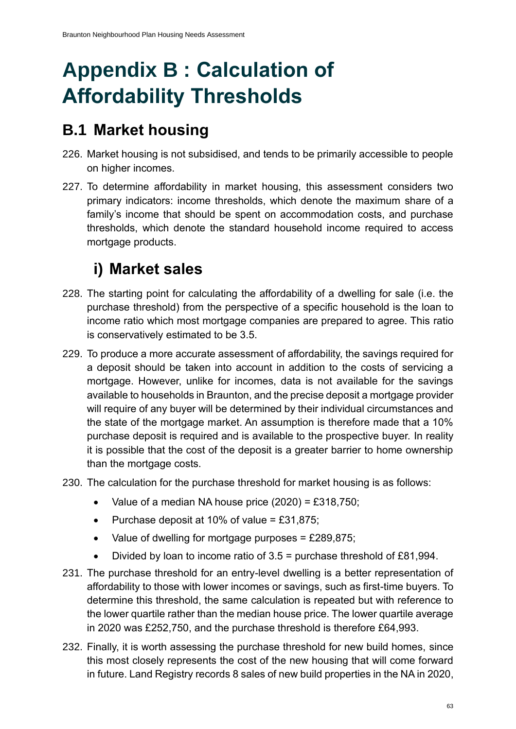# Appendix B : Calculation of Affordability Thresholds

## B.1 Market housing

226. Market housing is not subsidised, and tends to be primarily accessible to people on higher incomes.

227. To determine affordability in market housing, this assessment considers two primary indicators: income thresholds, which denote the maximum share of a family's income that should be spent on accommodation costs, and purchase thresholds, which denote the standard household income required to access mortgage products.

### i) Market sales

228. The starting point for calculating the affordability of a dwelling for sale (i.e. the purchase threshold) from the perspective of a specific household is the loan to income ratio which most mortgage companies are prepared to agree. This ratio is conservatively estimated to be 3.5.

229. To produce a more accurate assessment of affordability, the savings required for a deposit should be taken into account in addition to the costs of servicing a mortgage. However, unlike for incomes, data is not available for the savings available to households in Braunton, and the precise deposit a mortgage provider will require of any buyer will be determined by their individual circumstances and the state of the mortgage market. An assumption is therefore made that a 10% purchase deposit is required and is available to the prospective buyer. In reality it is possible that the cost of the deposit is a greater barrier to home ownership than the mortgage costs.

230. The calculation for the purchase threshold for market housing is as follows:

   - Value of a median NA house price (2020) = £318,750;
   - Purchase deposit at 10% of value = £31,875;
   - Value of dwelling for mortgage purposes = £289,875;
   - Divided by loan to income ratio of 3.5 = purchase threshold of £81,994.

231. The purchase threshold for an entry-level dwelling is a better representation of affordability to those with lower incomes or savings, such as first-time buyers. To determine this threshold, the same calculation is repeated but with reference to the lower quartile rather than the median house price. The lower quartile average in 2020 was £252,750, and the purchase threshold is therefore £64,993.

232. Finally, it is worth assessing the purchase threshold for new build homes, since this most closely represents the cost of the new housing that will come forward in future. Land Registry records 8 sales of new build properties in the NA in 2020,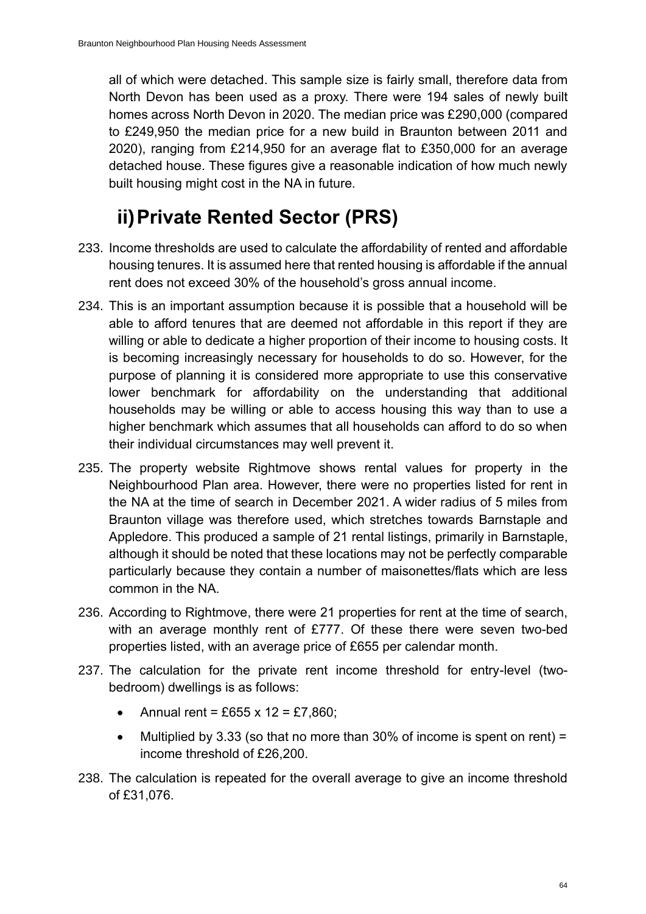all of which were detached. This sample size is fairly small, therefore data from North Devon has been used as a proxy. There were 194 sales of newly built homes across North Devon in 2020. The median price was £290,000 (compared to £249,950 the median price for a new build in Braunton between 2011 and 2020), ranging from £214,950 for an average flat to £350,000 for an average detached house. These figures give a reasonable indication of how much newly built housing might cost in the NA in future.

## ii) Private Rented Sector (PRS)

233. Income thresholds are used to calculate the affordability of rented and affordable housing tenures. It is assumed here that rented housing is affordable if the annual rent does not exceed 30% of the household's gross annual income.

234. This is an important assumption because it is possible that a household will be able to afford tenures that are deemed not affordable in this report if they are willing or able to dedicate a higher proportion of their income to housing costs. It is becoming increasingly necessary for households to do so. However, for the purpose of planning it is considered more appropriate to use this conservative lower benchmark for affordability on the understanding that additional households may be willing or able to access housing this way than to use a higher benchmark which assumes that all households can afford to do so when their individual circumstances may well prevent it.

235. The property website Rightmove shows rental values for property in the Neighbourhood Plan area. However, there were no properties listed for rent in the NA at the time of search in December 2021. A wider radius of 5 miles from Braunton village was therefore used, which stretches towards Barnstaple and Appledore. This produced a sample of 21 rental listings, primarily in Barnstaple, although it should be noted that these locations may not be perfectly comparable particularly because they contain a number of maisonettes/flats which are less common in the NA.

236. According to Rightmove, there were 21 properties for rent at the time of search, with an average monthly rent of £777. Of these there were seven two-bed properties listed, with an average price of £655 per calendar month.

237. The calculation for the private rent income threshold for entry-level (two-bedroom) dwellings is as follows:

    - Annual rent = £655 x 12 = £7,860;
    - Multiplied by 3.33 (so that no more than 30% of income is spent on rent) = income threshold of £26,200.

238. The calculation is repeated for the overall average to give an income threshold of £31,076.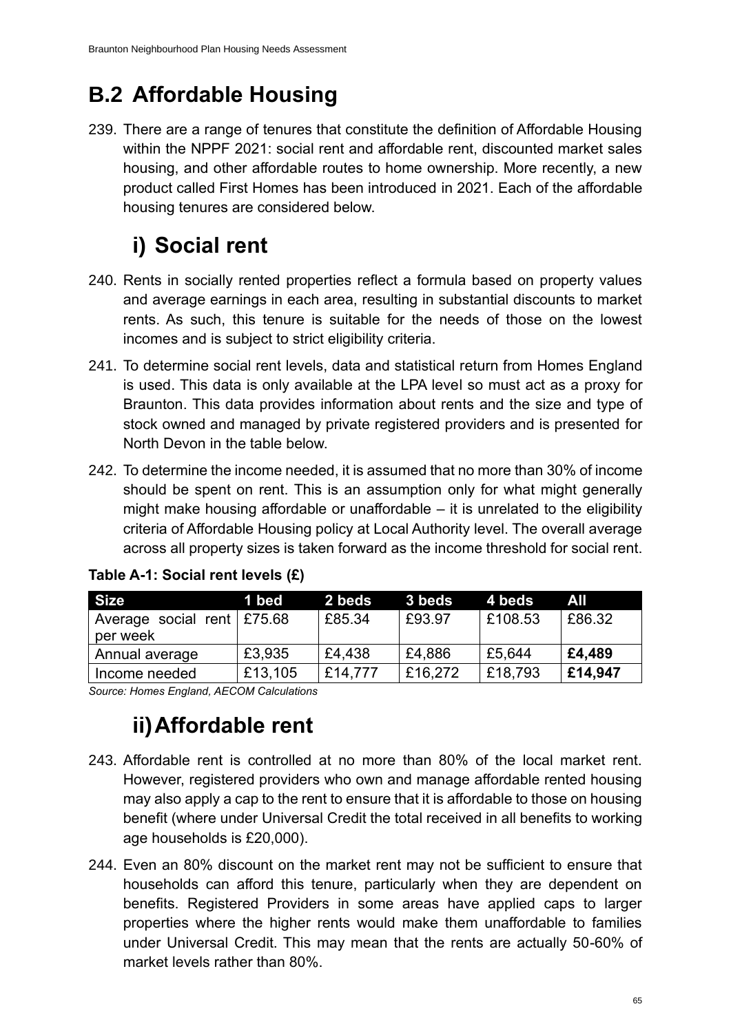## B.2 Affordable Housing

239. There are a range of tenures that constitute the definition of Affordable Housing within the NPPF 2021: social rent and affordable rent, discounted market sales housing, and other affordable routes to home ownership. More recently, a new product called First Homes has been introduced in 2021. Each of the affordable housing tenures are considered below.

### i) Social rent

240. Rents in socially rented properties reflect a formula based on property values and average earnings in each area, resulting in substantial discounts to market rents. As such, this tenure is suitable for the needs of those on the lowest incomes and is subject to strict eligibility criteria.

241. To determine social rent levels, data and statistical return from Homes England is used. This data is only available at the LPA level so must act as a proxy for Braunton. This data provides information about rents and the size and type of stock owned and managed by private registered providers and is presented for North Devon in the table below.

242. To determine the income needed, it is assumed that no more than 30% of income should be spent on rent. This is an assumption only for what might generally might make housing affordable or unaffordable – it is unrelated to the eligibility criteria of Affordable Housing policy at Local Authority level. The overall average across all property sizes is taken forward as the income threshold for social rent.

**Table A-1: Social rent levels (£)**

| Size | 1 bed | 2 beds | 3 beds | 4 beds | All |
|---|---|---|---|---|---|
| Average social rent per week | £75.68 | £85.34 | £93.97 | £108.53 | £86.32 |
| Annual average | £3,935 | £4,438 | £4,886 | £5,644 | **£4,489** |
| Income needed | £13,105 | £14,777 | £16,272 | £18,793 | **£14,947** |

*Source: Homes England, AECOM Calculations*

### ii) Affordable rent

243. Affordable rent is controlled at no more than 80% of the local market rent. However, registered providers who own and manage affordable rented housing may also apply a cap to the rent to ensure that it is affordable to those on housing benefit (where under Universal Credit the total received in all benefits to working age households is £20,000).

244. Even an 80% discount on the market rent may not be sufficient to ensure that households can afford this tenure, particularly when they are dependent on benefits. Registered Providers in some areas have applied caps to larger properties where the higher rents would make them unaffordable to families under Universal Credit. This may mean that the rents are actually 50-60% of market levels rather than 80%.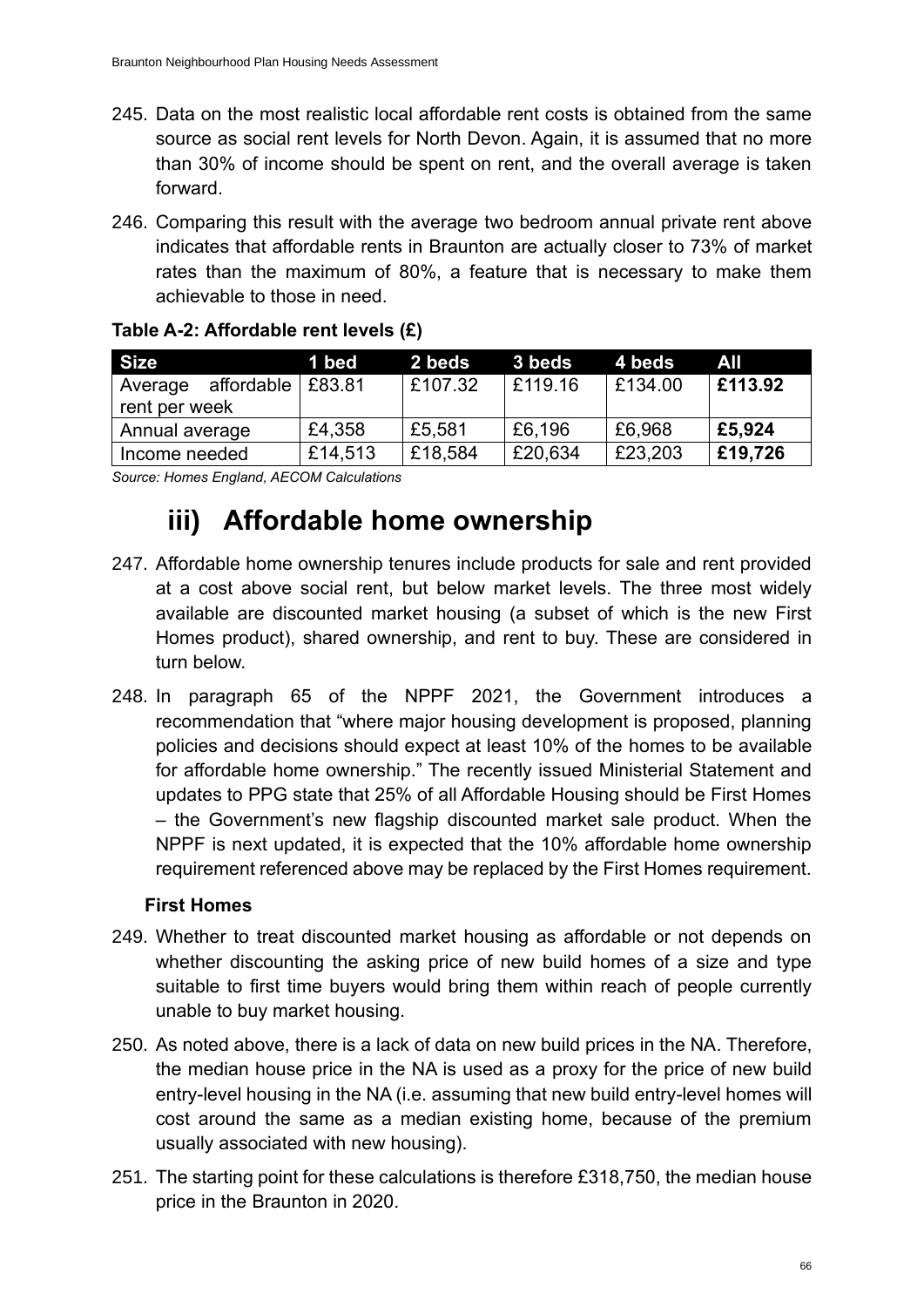245. Data on the most realistic local affordable rent costs is obtained from the same source as social rent levels for North Devon. Again, it is assumed that no more than 30% of income should be spent on rent, and the overall average is taken forward.

246. Comparing this result with the average two bedroom annual private rent above indicates that affordable rents in Braunton are actually closer to 73% of market rates than the maximum of 80%, a feature that is necessary to make them achievable to those in need.

**Table A-2: Affordable rent levels (£)**

| Size | 1 bed | 2 beds | 3 beds | 4 beds | All |
|---|---|---|---|---|---|
| Average affordable rent per week | £83.81 | £107.32 | £119.16 | £134.00 | **£113.92** |
| Annual average | £4,358 | £5,581 | £6,196 | £6,968 | **£5,924** |
| Income needed | £14,513 | £18,584 | £20,634 | £23,203 | **£19,726** |

*Source: Homes England, AECOM Calculations*

## iii) Affordable home ownership

247. Affordable home ownership tenures include products for sale and rent provided at a cost above social rent, but below market levels. The three most widely available are discounted market housing (a subset of which is the new First Homes product), shared ownership, and rent to buy. These are considered in turn below.

248. In paragraph 65 of the NPPF 2021, the Government introduces a recommendation that "where major housing development is proposed, planning policies and decisions should expect at least 10% of the homes to be available for affordable home ownership." The recently issued Ministerial Statement and updates to PPG state that 25% of all Affordable Housing should be First Homes – the Government's new flagship discounted market sale product. When the NPPF is next updated, it is expected that the 10% affordable home ownership requirement referenced above may be replaced by the First Homes requirement.

**First Homes**

249. Whether to treat discounted market housing as affordable or not depends on whether discounting the asking price of new build homes of a size and type suitable to first time buyers would bring them within reach of people currently unable to buy market housing.

250. As noted above, there is a lack of data on new build prices in the NA. Therefore, the median house price in the NA is used as a proxy for the price of new build entry-level housing in the NA (i.e. assuming that new build entry-level homes will cost around the same as a median existing home, because of the premium usually associated with new housing).

251. The starting point for these calculations is therefore £318,750, the median house price in the Braunton in 2020.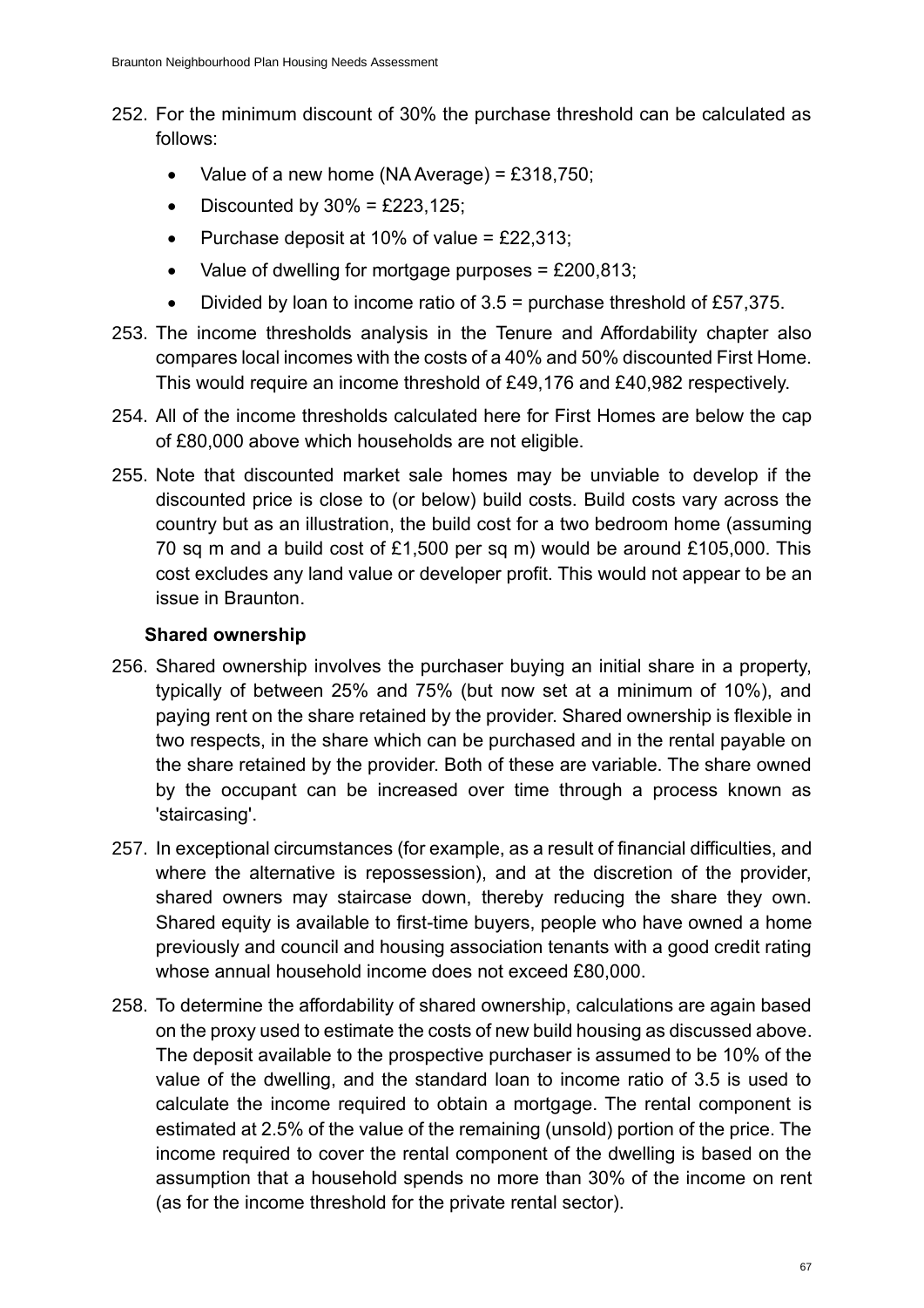252. For the minimum discount of 30% the purchase threshold can be calculated as follows:

- Value of a new home (NA Average) = £318,750;
- Discounted by 30% = £223,125;
- Purchase deposit at 10% of value = £22,313;
- Value of dwelling for mortgage purposes = £200,813;
- Divided by loan to income ratio of 3.5 = purchase threshold of £57,375.

253. The income thresholds analysis in the Tenure and Affordability chapter also compares local incomes with the costs of a 40% and 50% discounted First Home. This would require an income threshold of £49,176 and £40,982 respectively.

254. All of the income thresholds calculated here for First Homes are below the cap of £80,000 above which households are not eligible.

255. Note that discounted market sale homes may be unviable to develop if the discounted price is close to (or below) build costs. Build costs vary across the country but as an illustration, the build cost for a two bedroom home (assuming 70 sq m and a build cost of £1,500 per sq m) would be around £105,000. This cost excludes any land value or developer profit. This would not appear to be an issue in Braunton.

### Shared ownership

256. Shared ownership involves the purchaser buying an initial share in a property, typically of between 25% and 75% (but now set at a minimum of 10%), and paying rent on the share retained by the provider. Shared ownership is flexible in two respects, in the share which can be purchased and in the rental payable on the share retained by the provider. Both of these are variable. The share owned by the occupant can be increased over time through a process known as 'staircasing'.

257. In exceptional circumstances (for example, as a result of financial difficulties, and where the alternative is repossession), and at the discretion of the provider, shared owners may staircase down, thereby reducing the share they own. Shared equity is available to first-time buyers, people who have owned a home previously and council and housing association tenants with a good credit rating whose annual household income does not exceed £80,000.

258. To determine the affordability of shared ownership, calculations are again based on the proxy used to estimate the costs of new build housing as discussed above. The deposit available to the prospective purchaser is assumed to be 10% of the value of the dwelling, and the standard loan to income ratio of 3.5 is used to calculate the income required to obtain a mortgage. The rental component is estimated at 2.5% of the value of the remaining (unsold) portion of the price. The income required to cover the rental component of the dwelling is based on the assumption that a household spends no more than 30% of the income on rent (as for the income threshold for the private rental sector).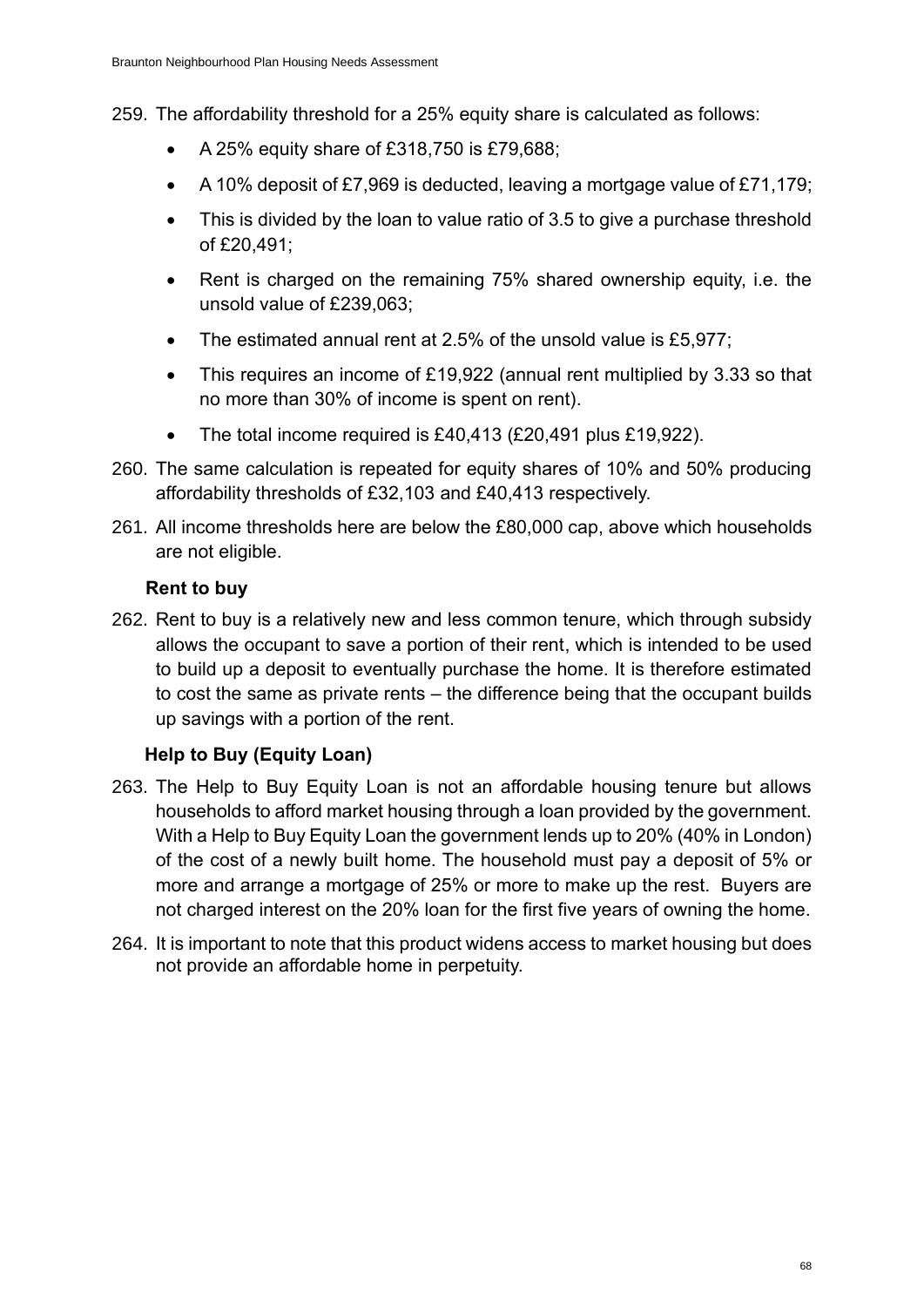259. The affordability threshold for a 25% equity share is calculated as follows:

   - A 25% equity share of £318,750 is £79,688;
   - A 10% deposit of £7,969 is deducted, leaving a mortgage value of £71,179;
   - This is divided by the loan to value ratio of 3.5 to give a purchase threshold of £20,491;
   - Rent is charged on the remaining 75% shared ownership equity, i.e. the unsold value of £239,063;
   - The estimated annual rent at 2.5% of the unsold value is £5,977;
   - This requires an income of £19,922 (annual rent multiplied by 3.33 so that no more than 30% of income is spent on rent).
   - The total income required is £40,413 (£20,491 plus £19,922).

260. The same calculation is repeated for equity shares of 10% and 50% producing affordability thresholds of £32,103 and £40,413 respectively.

261. All income thresholds here are below the £80,000 cap, above which households are not eligible.

**Rent to buy**

262. Rent to buy is a relatively new and less common tenure, which through subsidy allows the occupant to save a portion of their rent, which is intended to be used to build up a deposit to eventually purchase the home. It is therefore estimated to cost the same as private rents – the difference being that the occupant builds up savings with a portion of the rent.

**Help to Buy (Equity Loan)**

263. The Help to Buy Equity Loan is not an affordable housing tenure but allows households to afford market housing through a loan provided by the government. With a Help to Buy Equity Loan the government lends up to 20% (40% in London) of the cost of a newly built home. The household must pay a deposit of 5% or more and arrange a mortgage of 25% or more to make up the rest. Buyers are not charged interest on the 20% loan for the first five years of owning the home.

264. It is important to note that this product widens access to market housing but does not provide an affordable home in perpetuity.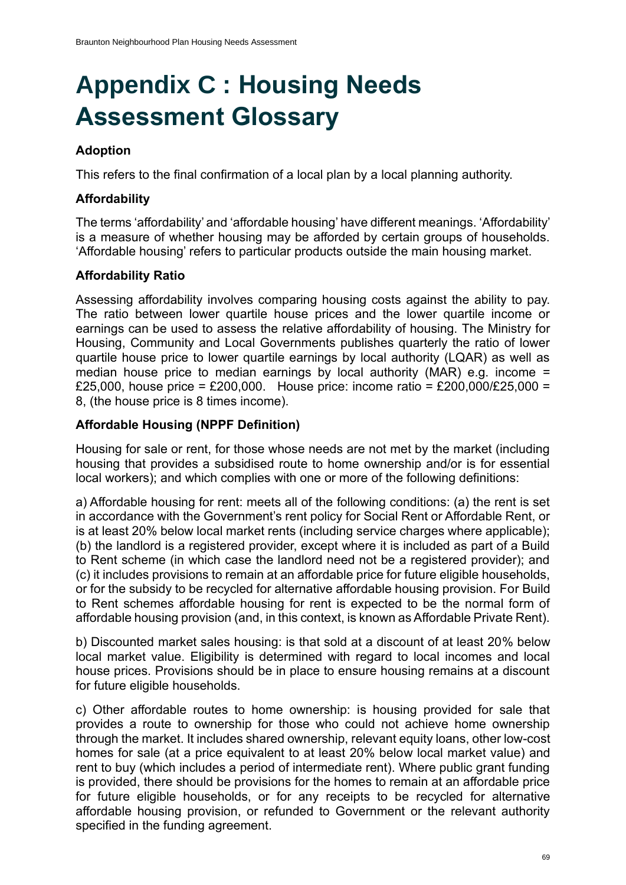# Appendix C : Housing Needs Assessment Glossary

**Adoption**

This refers to the final confirmation of a local plan by a local planning authority.

**Affordability**

The terms 'affordability' and 'affordable housing' have different meanings. 'Affordability' is a measure of whether housing may be afforded by certain groups of households. 'Affordable housing' refers to particular products outside the main housing market.

**Affordability Ratio**

Assessing affordability involves comparing housing costs against the ability to pay. The ratio between lower quartile house prices and the lower quartile income or earnings can be used to assess the relative affordability of housing. The Ministry for Housing, Community and Local Governments publishes quarterly the ratio of lower quartile house price to lower quartile earnings by local authority (LQAR) as well as median house price to median earnings by local authority (MAR) e.g. income = £25,000, house price = £200,000. House price: income ratio = £200,000/£25,000 = 8, (the house price is 8 times income).

**Affordable Housing (NPPF Definition)**

Housing for sale or rent, for those whose needs are not met by the market (including housing that provides a subsidised route to home ownership and/or is for essential local workers); and which complies with one or more of the following definitions:

a) Affordable housing for rent: meets all of the following conditions: (a) the rent is set in accordance with the Government's rent policy for Social Rent or Affordable Rent, or is at least 20% below local market rents (including service charges where applicable); (b) the landlord is a registered provider, except where it is included as part of a Build to Rent scheme (in which case the landlord need not be a registered provider); and (c) it includes provisions to remain at an affordable price for future eligible households, or for the subsidy to be recycled for alternative affordable housing provision. For Build to Rent schemes affordable housing for rent is expected to be the normal form of affordable housing provision (and, in this context, is known as Affordable Private Rent).

b) Discounted market sales housing: is that sold at a discount of at least 20% below local market value. Eligibility is determined with regard to local incomes and local house prices. Provisions should be in place to ensure housing remains at a discount for future eligible households.

c) Other affordable routes to home ownership: is housing provided for sale that provides a route to ownership for those who could not achieve home ownership through the market. It includes shared ownership, relevant equity loans, other low-cost homes for sale (at a price equivalent to at least 20% below local market value) and rent to buy (which includes a period of intermediate rent). Where public grant funding is provided, there should be provisions for the homes to remain at an affordable price for future eligible households, or for any receipts to be recycled for alternative affordable housing provision, or refunded to Government or the relevant authority specified in the funding agreement.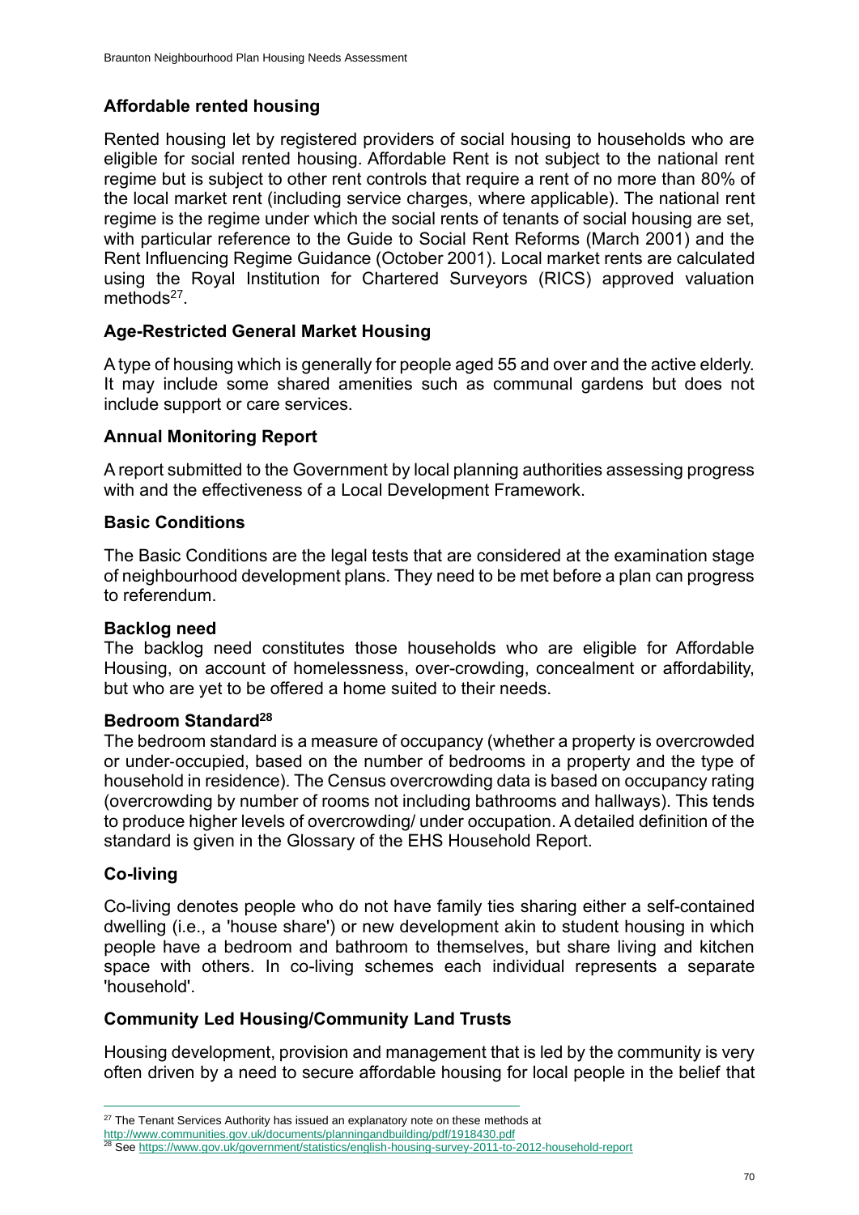### Affordable rented housing

Rented housing let by registered providers of social housing to households who are eligible for social rented housing. Affordable Rent is not subject to the national rent regime but is subject to other rent controls that require a rent of no more than 80% of the local market rent (including service charges, where applicable). The national rent regime is the regime under which the social rents of tenants of social housing are set, with particular reference to the Guide to Social Rent Reforms (March 2001) and the Rent Influencing Regime Guidance (October 2001). Local market rents are calculated using the Royal Institution for Chartered Surveyors (RICS) approved valuation methods[27].

### Age-Restricted General Market Housing

A type of housing which is generally for people aged 55 and over and the active elderly. It may include some shared amenities such as communal gardens but does not include support or care services.

### Annual Monitoring Report

A report submitted to the Government by local planning authorities assessing progress with and the effectiveness of a Local Development Framework.

### Basic Conditions

The Basic Conditions are the legal tests that are considered at the examination stage of neighbourhood development plans. They need to be met before a plan can progress to referendum.

### Backlog need

The backlog need constitutes those households who are eligible for Affordable Housing, on account of homelessness, over-crowding, concealment or affordability, but who are yet to be offered a home suited to their needs.

### Bedroom Standard[28]

The bedroom standard is a measure of occupancy (whether a property is overcrowded or under-occupied, based on the number of bedrooms in a property and the type of household in residence). The Census overcrowding data is based on occupancy rating (overcrowding by number of rooms not including bathrooms and hallways). This tends to produce higher levels of overcrowding/ under occupation. A detailed definition of the standard is given in the Glossary of the EHS Household Report.

### Co-living

Co-living denotes people who do not have family ties sharing either a self-contained dwelling (i.e., a 'house share') or new development akin to student housing in which people have a bedroom and bathroom to themselves, but share living and kitchen space with others. In co-living schemes each individual represents a separate 'household'.

### Community Led Housing/Community Land Trusts

Housing development, provision and management that is led by the community is very often driven by a need to secure affordable housing for local people in the belief that

---

[27] The Tenant Services Authority has issued an explanatory note on these methods at http://www.communities.gov.uk/documents/planningandbuilding/pdf/1918430.pdf

[28] See https://www.gov.uk/government/statistics/english-housing-survey-2011-to-2012-household-report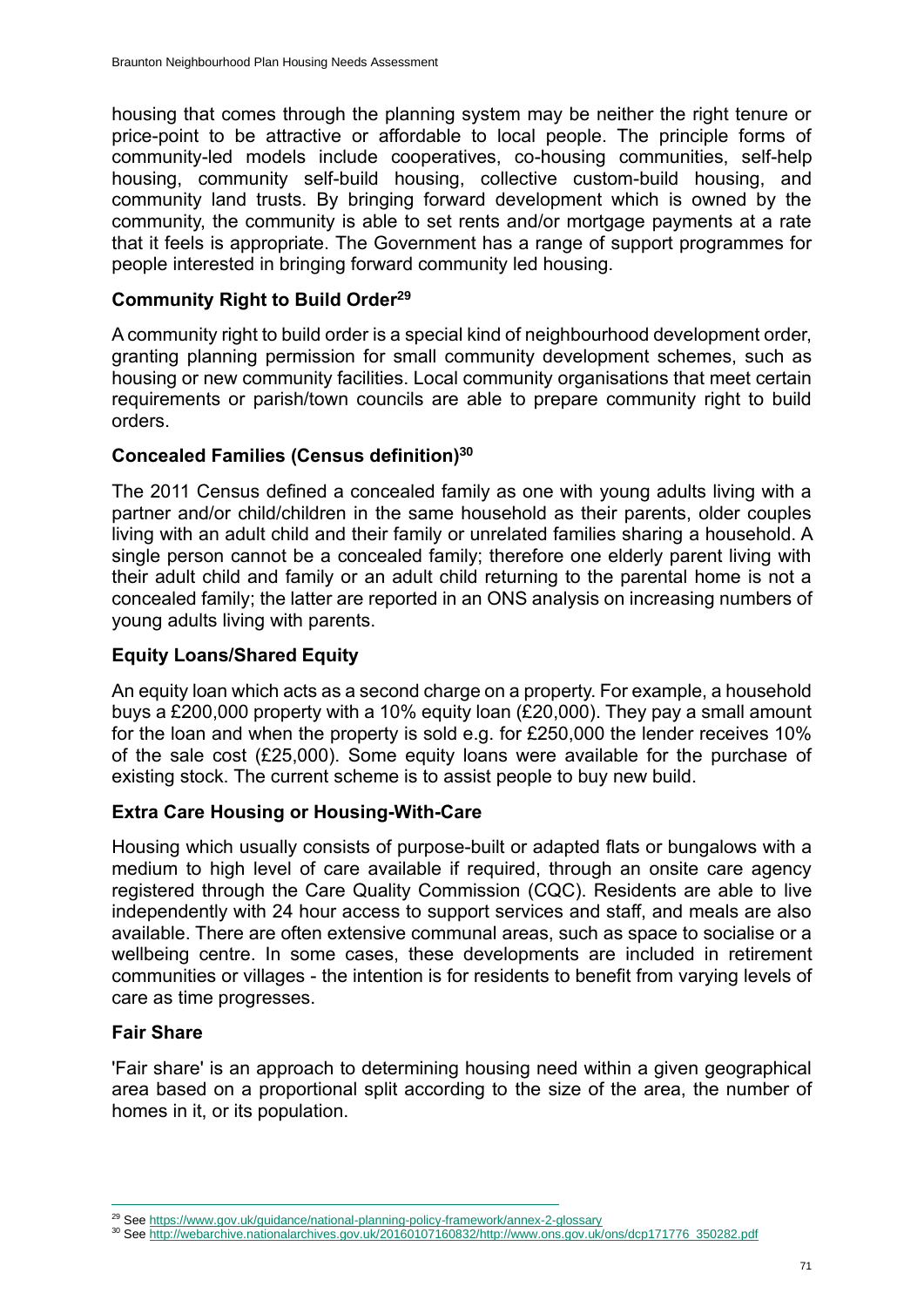housing that comes through the planning system may be neither the right tenure or price-point to be attractive or affordable to local people. The principle forms of community-led models include cooperatives, co-housing communities, self-help housing, community self-build housing, collective custom-build housing, and community land trusts. By bringing forward development which is owned by the community, the community is able to set rents and/or mortgage payments at a rate that it feels is appropriate. The Government has a range of support programmes for people interested in bringing forward community led housing.

### Community Right to Build Order[29]

A community right to build order is a special kind of neighbourhood development order, granting planning permission for small community development schemes, such as housing or new community facilities. Local community organisations that meet certain requirements or parish/town councils are able to prepare community right to build orders.

### Concealed Families (Census definition)[30]

The 2011 Census defined a concealed family as one with young adults living with a partner and/or child/children in the same household as their parents, older couples living with an adult child and their family or unrelated families sharing a household. A single person cannot be a concealed family; therefore one elderly parent living with their adult child and family or an adult child returning to the parental home is not a concealed family; the latter are reported in an ONS analysis on increasing numbers of young adults living with parents.

### Equity Loans/Shared Equity

An equity loan which acts as a second charge on a property. For example, a household buys a £200,000 property with a 10% equity loan (£20,000). They pay a small amount for the loan and when the property is sold e.g. for £250,000 the lender receives 10% of the sale cost (£25,000). Some equity loans were available for the purchase of existing stock. The current scheme is to assist people to buy new build.

### Extra Care Housing or Housing-With-Care

Housing which usually consists of purpose-built or adapted flats or bungalows with a medium to high level of care available if required, through an onsite care agency registered through the Care Quality Commission (CQC). Residents are able to live independently with 24 hour access to support services and staff, and meals are also available. There are often extensive communal areas, such as space to socialise or a wellbeing centre. In some cases, these developments are included in retirement communities or villages - the intention is for residents to benefit from varying levels of care as time progresses.

### Fair Share

'Fair share' is an approach to determining housing need within a given geographical area based on a proportional split according to the size of the area, the number of homes in it, or its population.

---

[29] See https://www.gov.uk/guidance/national-planning-policy-framework/annex-2-glossary

[30] See http://webarchive.nationalarchives.gov.uk/20160107160832/http://www.ons.gov.uk/ons/dcp171776_350282.pdf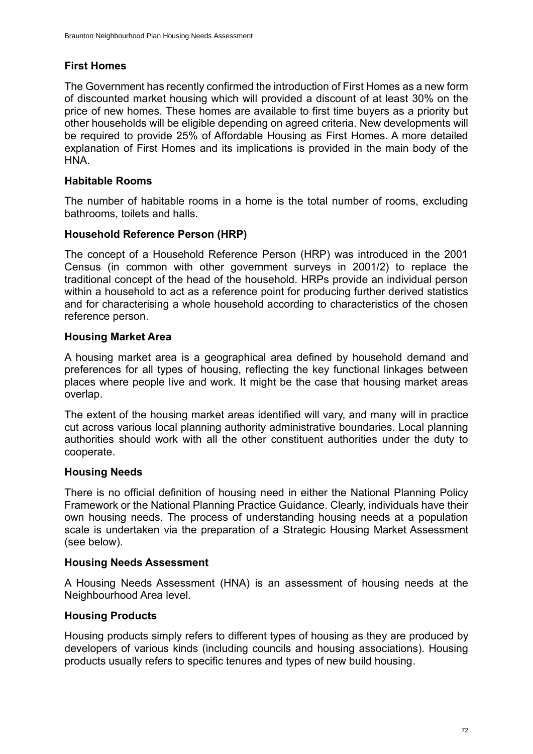**First Homes**

The Government has recently confirmed the introduction of First Homes as a new form of discounted market housing which will provided a discount of at least 30% on the price of new homes. These homes are available to first time buyers as a priority but other households will be eligible depending on agreed criteria. New developments will be required to provide 25% of Affordable Housing as First Homes. A more detailed explanation of First Homes and its implications is provided in the main body of the HNA.

**Habitable Rooms**

The number of habitable rooms in a home is the total number of rooms, excluding bathrooms, toilets and halls.

**Household Reference Person (HRP)**

The concept of a Household Reference Person (HRP) was introduced in the 2001 Census (in common with other government surveys in 2001/2) to replace the traditional concept of the head of the household. HRPs provide an individual person within a household to act as a reference point for producing further derived statistics and for characterising a whole household according to characteristics of the chosen reference person.

**Housing Market Area**

A housing market area is a geographical area defined by household demand and preferences for all types of housing, reflecting the key functional linkages between places where people live and work. It might be the case that housing market areas overlap.

The extent of the housing market areas identified will vary, and many will in practice cut across various local planning authority administrative boundaries. Local planning authorities should work with all the other constituent authorities under the duty to cooperate.

**Housing Needs**

There is no official definition of housing need in either the National Planning Policy Framework or the National Planning Practice Guidance. Clearly, individuals have their own housing needs. The process of understanding housing needs at a population scale is undertaken via the preparation of a Strategic Housing Market Assessment (see below).

**Housing Needs Assessment**

A Housing Needs Assessment (HNA) is an assessment of housing needs at the Neighbourhood Area level.

**Housing Products**

Housing products simply refers to different types of housing as they are produced by developers of various kinds (including councils and housing associations). Housing products usually refers to specific tenures and types of new build housing.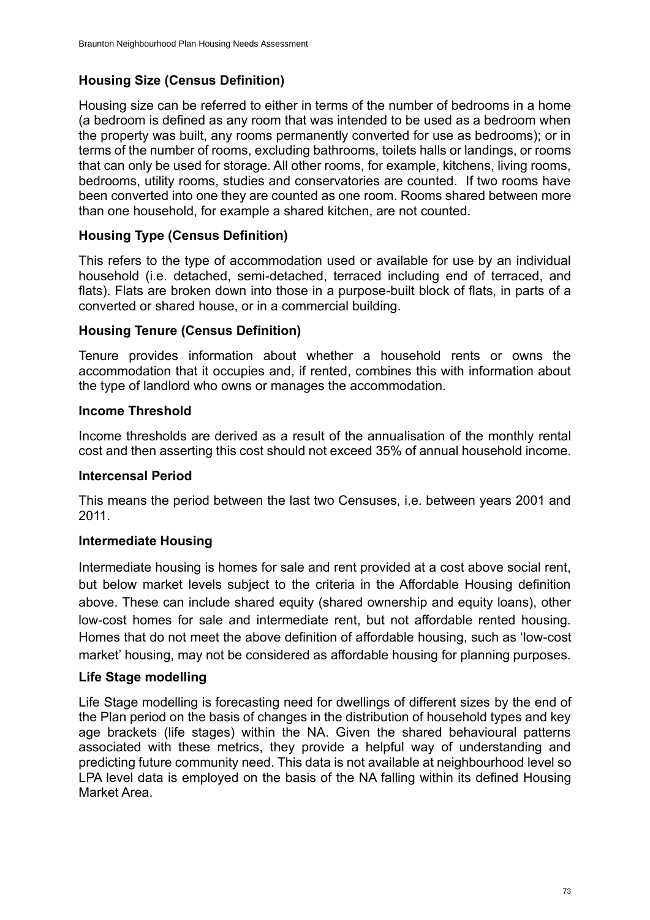### Housing Size (Census Definition)

Housing size can be referred to either in terms of the number of bedrooms in a home (a bedroom is defined as any room that was intended to be used as a bedroom when the property was built, any rooms permanently converted for use as bedrooms); or in terms of the number of rooms, excluding bathrooms, toilets halls or landings, or rooms that can only be used for storage. All other rooms, for example, kitchens, living rooms, bedrooms, utility rooms, studies and conservatories are counted. If two rooms have been converted into one they are counted as one room. Rooms shared between more than one household, for example a shared kitchen, are not counted.

### Housing Type (Census Definition)

This refers to the type of accommodation used or available for use by an individual household (i.e. detached, semi-detached, terraced including end of terraced, and flats). Flats are broken down into those in a purpose-built block of flats, in parts of a converted or shared house, or in a commercial building.

### Housing Tenure (Census Definition)

Tenure provides information about whether a household rents or owns the accommodation that it occupies and, if rented, combines this with information about the type of landlord who owns or manages the accommodation.

### Income Threshold

Income thresholds are derived as a result of the annualisation of the monthly rental cost and then asserting this cost should not exceed 35% of annual household income.

### Intercensal Period

This means the period between the last two Censuses, i.e. between years 2001 and 2011.

### Intermediate Housing

Intermediate housing is homes for sale and rent provided at a cost above social rent, but below market levels subject to the criteria in the Affordable Housing definition above. These can include shared equity (shared ownership and equity loans), other low-cost homes for sale and intermediate rent, but not affordable rented housing. Homes that do not meet the above definition of affordable housing, such as 'low-cost market' housing, may not be considered as affordable housing for planning purposes.

### Life Stage modelling

Life Stage modelling is forecasting need for dwellings of different sizes by the end of the Plan period on the basis of changes in the distribution of household types and key age brackets (life stages) within the NA. Given the shared behavioural patterns associated with these metrics, they provide a helpful way of understanding and predicting future community need. This data is not available at neighbourhood level so LPA level data is employed on the basis of the NA falling within its defined Housing Market Area.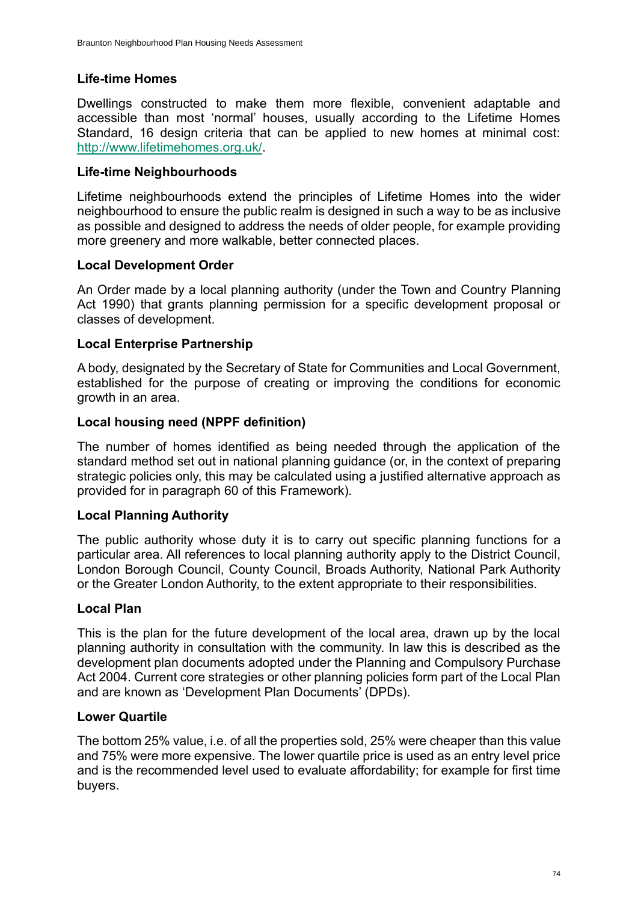**Life-time Homes**

Dwellings constructed to make them more flexible, convenient adaptable and accessible than most 'normal' houses, usually according to the Lifetime Homes Standard, 16 design criteria that can be applied to new homes at minimal cost: [http://www.lifetimehomes.org.uk/](http://www.lifetimehomes.org.uk/).

**Life-time Neighbourhoods**

Lifetime neighbourhoods extend the principles of Lifetime Homes into the wider neighbourhood to ensure the public realm is designed in such a way to be as inclusive as possible and designed to address the needs of older people, for example providing more greenery and more walkable, better connected places.

**Local Development Order**

An Order made by a local planning authority (under the Town and Country Planning Act 1990) that grants planning permission for a specific development proposal or classes of development.

**Local Enterprise Partnership**

A body, designated by the Secretary of State for Communities and Local Government, established for the purpose of creating or improving the conditions for economic growth in an area.

**Local housing need (NPPF definition)**

The number of homes identified as being needed through the application of the standard method set out in national planning guidance (or, in the context of preparing strategic policies only, this may be calculated using a justified alternative approach as provided for in paragraph 60 of this Framework).

**Local Planning Authority**

The public authority whose duty it is to carry out specific planning functions for a particular area. All references to local planning authority apply to the District Council, London Borough Council, County Council, Broads Authority, National Park Authority or the Greater London Authority, to the extent appropriate to their responsibilities.

**Local Plan**

This is the plan for the future development of the local area, drawn up by the local planning authority in consultation with the community. In law this is described as the development plan documents adopted under the Planning and Compulsory Purchase Act 2004. Current core strategies or other planning policies form part of the Local Plan and are known as 'Development Plan Documents' (DPDs).

**Lower Quartile**

The bottom 25% value, i.e. of all the properties sold, 25% were cheaper than this value and 75% were more expensive. The lower quartile price is used as an entry level price and is the recommended level used to evaluate affordability; for example for first time buyers.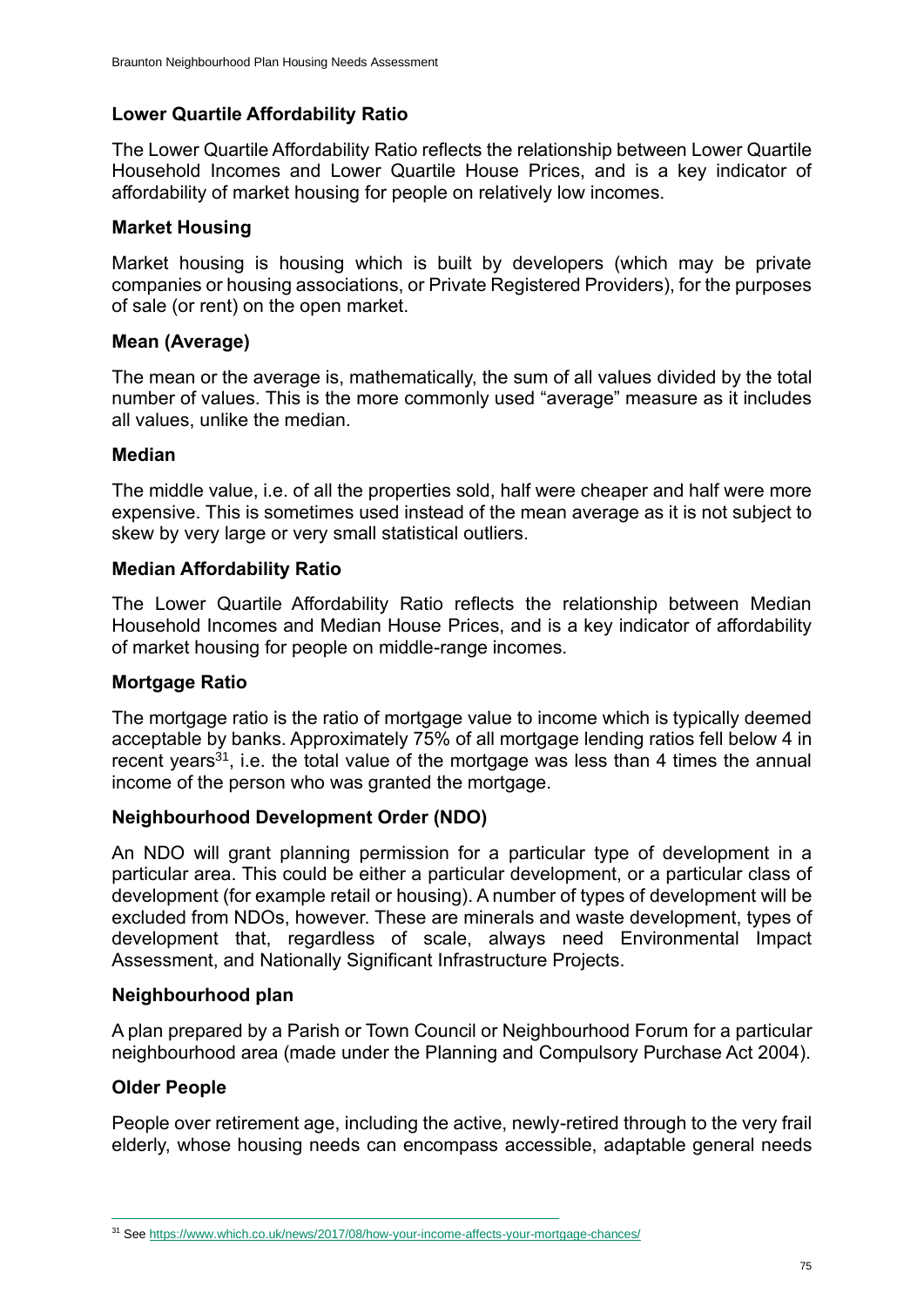**Lower Quartile Affordability Ratio**

The Lower Quartile Affordability Ratio reflects the relationship between Lower Quartile Household Incomes and Lower Quartile House Prices, and is a key indicator of affordability of market housing for people on relatively low incomes.

**Market Housing**

Market housing is housing which is built by developers (which may be private companies or housing associations, or Private Registered Providers), for the purposes of sale (or rent) on the open market.

**Mean (Average)**

The mean or the average is, mathematically, the sum of all values divided by the total number of values. This is the more commonly used "average" measure as it includes all values, unlike the median.

**Median**

The middle value, i.e. of all the properties sold, half were cheaper and half were more expensive. This is sometimes used instead of the mean average as it is not subject to skew by very large or very small statistical outliers.

**Median Affordability Ratio**

The Lower Quartile Affordability Ratio reflects the relationship between Median Household Incomes and Median House Prices, and is a key indicator of affordability of market housing for people on middle-range incomes.

**Mortgage Ratio**

The mortgage ratio is the ratio of mortgage value to income which is typically deemed acceptable by banks. Approximately 75% of all mortgage lending ratios fell below 4 in recent years[31], i.e. the total value of the mortgage was less than 4 times the annual income of the person who was granted the mortgage.

**Neighbourhood Development Order (NDO)**

An NDO will grant planning permission for a particular type of development in a particular area. This could be either a particular development, or a particular class of development (for example retail or housing). A number of types of development will be excluded from NDOs, however. These are minerals and waste development, types of development that, regardless of scale, always need Environmental Impact Assessment, and Nationally Significant Infrastructure Projects.

**Neighbourhood plan**

A plan prepared by a Parish or Town Council or Neighbourhood Forum for a particular neighbourhood area (made under the Planning and Compulsory Purchase Act 2004).

**Older People**

People over retirement age, including the active, newly-retired through to the very frail elderly, whose housing needs can encompass accessible, adaptable general needs

[31] See https://www.which.co.uk/news/2017/08/how-your-income-affects-your-mortgage-chances/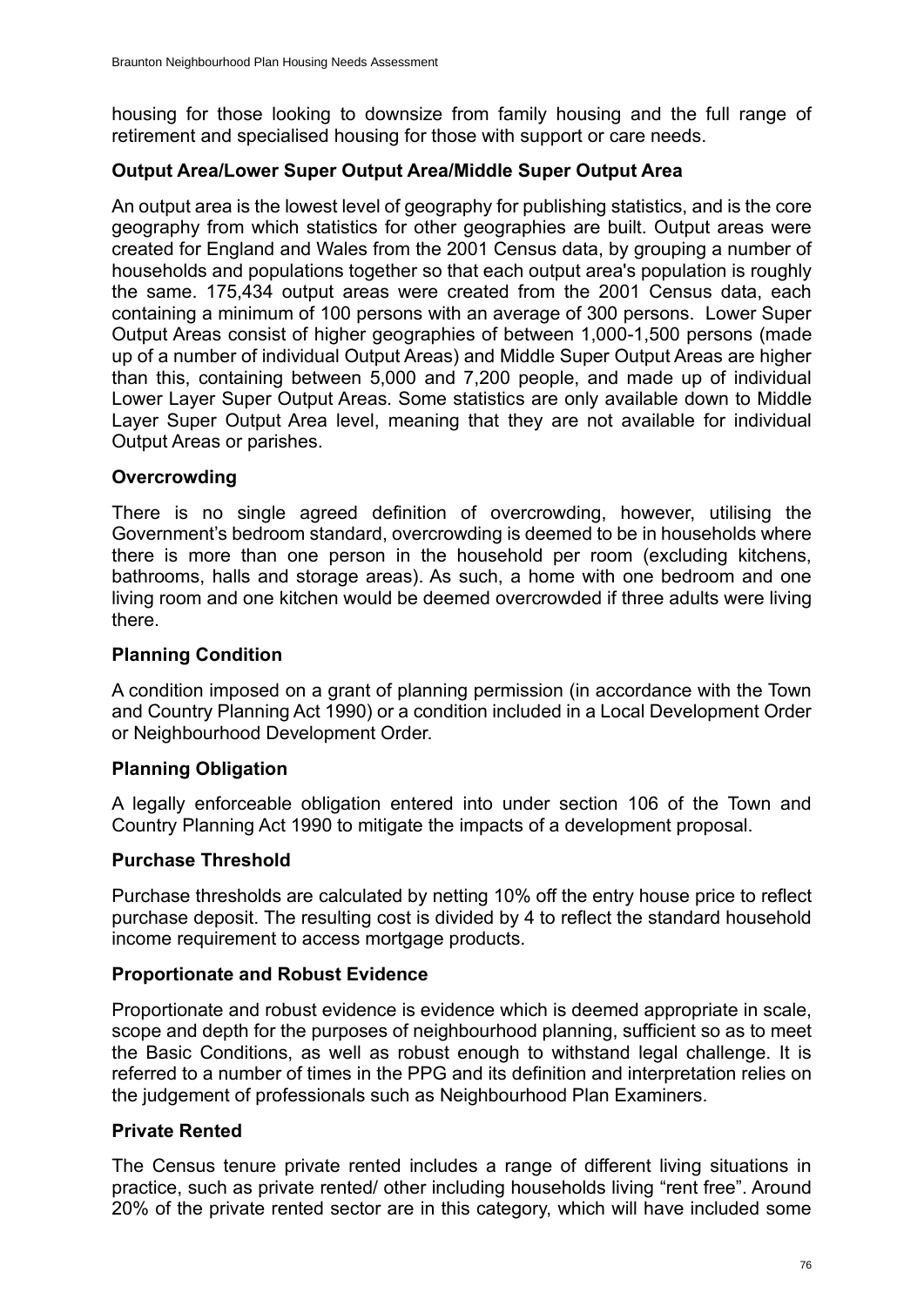housing for those looking to downsize from family housing and the full range of retirement and specialised housing for those with support or care needs.

**Output Area/Lower Super Output Area/Middle Super Output Area**

An output area is the lowest level of geography for publishing statistics, and is the core geography from which statistics for other geographies are built. Output areas were created for England and Wales from the 2001 Census data, by grouping a number of households and populations together so that each output area's population is roughly the same. 175,434 output areas were created from the 2001 Census data, each containing a minimum of 100 persons with an average of 300 persons. Lower Super Output Areas consist of higher geographies of between 1,000-1,500 persons (made up of a number of individual Output Areas) and Middle Super Output Areas are higher than this, containing between 5,000 and 7,200 people, and made up of individual Lower Layer Super Output Areas. Some statistics are only available down to Middle Layer Super Output Area level, meaning that they are not available for individual Output Areas or parishes.

**Overcrowding**

There is no single agreed definition of overcrowding, however, utilising the Government's bedroom standard, overcrowding is deemed to be in households where there is more than one person in the household per room (excluding kitchens, bathrooms, halls and storage areas). As such, a home with one bedroom and one living room and one kitchen would be deemed overcrowded if three adults were living there.

**Planning Condition**

A condition imposed on a grant of planning permission (in accordance with the Town and Country Planning Act 1990) or a condition included in a Local Development Order or Neighbourhood Development Order.

**Planning Obligation**

A legally enforceable obligation entered into under section 106 of the Town and Country Planning Act 1990 to mitigate the impacts of a development proposal.

**Purchase Threshold**

Purchase thresholds are calculated by netting 10% off the entry house price to reflect purchase deposit. The resulting cost is divided by 4 to reflect the standard household income requirement to access mortgage products.

**Proportionate and Robust Evidence**

Proportionate and robust evidence is evidence which is deemed appropriate in scale, scope and depth for the purposes of neighbourhood planning, sufficient so as to meet the Basic Conditions, as well as robust enough to withstand legal challenge. It is referred to a number of times in the PPG and its definition and interpretation relies on the judgement of professionals such as Neighbourhood Plan Examiners.

**Private Rented**

The Census tenure private rented includes a range of different living situations in practice, such as private rented/ other including households living "rent free". Around 20% of the private rented sector are in this category, which will have included some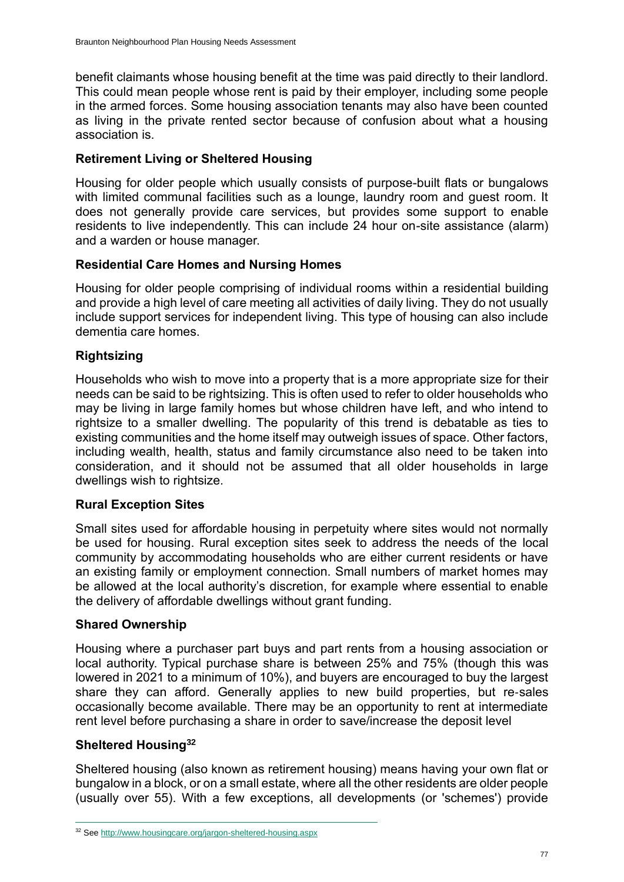benefit claimants whose housing benefit at the time was paid directly to their landlord. This could mean people whose rent is paid by their employer, including some people in the armed forces. Some housing association tenants may also have been counted as living in the private rented sector because of confusion about what a housing association is.

**Retirement Living or Sheltered Housing**

Housing for older people which usually consists of purpose-built flats or bungalows with limited communal facilities such as a lounge, laundry room and guest room. It does not generally provide care services, but provides some support to enable residents to live independently. This can include 24 hour on-site assistance (alarm) and a warden or house manager.

**Residential Care Homes and Nursing Homes**

Housing for older people comprising of individual rooms within a residential building and provide a high level of care meeting all activities of daily living. They do not usually include support services for independent living. This type of housing can also include dementia care homes.

**Rightsizing**

Households who wish to move into a property that is a more appropriate size for their needs can be said to be rightsizing. This is often used to refer to older households who may be living in large family homes but whose children have left, and who intend to rightsize to a smaller dwelling. The popularity of this trend is debatable as ties to existing communities and the home itself may outweigh issues of space. Other factors, including wealth, health, status and family circumstance also need to be taken into consideration, and it should not be assumed that all older households in large dwellings wish to rightsize.

**Rural Exception Sites**

Small sites used for affordable housing in perpetuity where sites would not normally be used for housing. Rural exception sites seek to address the needs of the local community by accommodating households who are either current residents or have an existing family or employment connection. Small numbers of market homes may be allowed at the local authority's discretion, for example where essential to enable the delivery of affordable dwellings without grant funding.

**Shared Ownership**

Housing where a purchaser part buys and part rents from a housing association or local authority. Typical purchase share is between 25% and 75% (though this was lowered in 2021 to a minimum of 10%), and buyers are encouraged to buy the largest share they can afford. Generally applies to new build properties, but re-sales occasionally become available. There may be an opportunity to rent at intermediate rent level before purchasing a share in order to save/increase the deposit level

**Sheltered Housing**[32]

Sheltered housing (also known as retirement housing) means having your own flat or bungalow in a block, or on a small estate, where all the other residents are older people (usually over 55). With a few exceptions, all developments (or 'schemes') provide

[32] See http://www.housingcare.org/jargon-sheltered-housing.aspx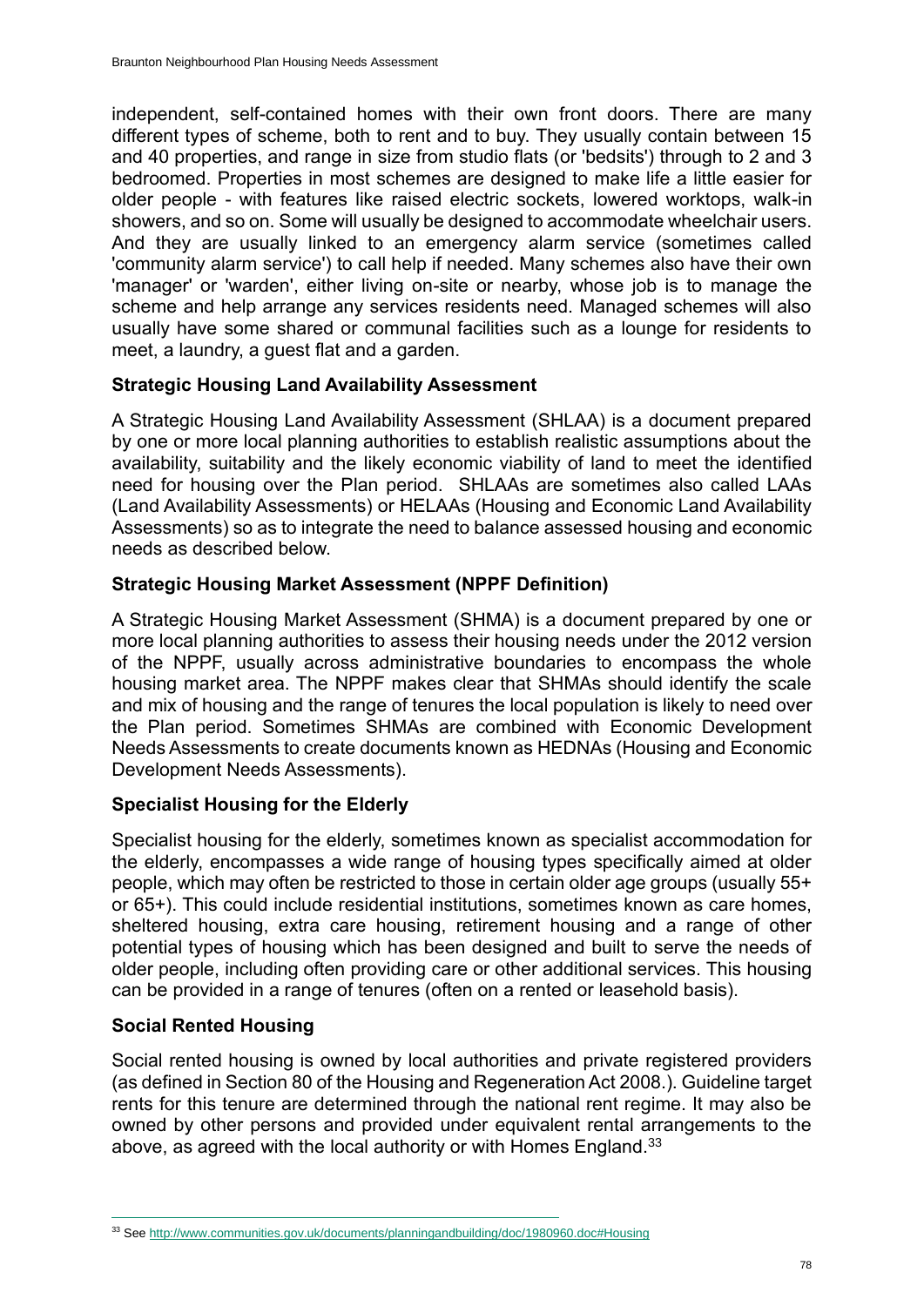independent, self-contained homes with their own front doors. There are many different types of scheme, both to rent and to buy. They usually contain between 15 and 40 properties, and range in size from studio flats (or 'bedsits') through to 2 and 3 bedroomed. Properties in most schemes are designed to make life a little easier for older people - with features like raised electric sockets, lowered worktops, walk-in showers, and so on. Some will usually be designed to accommodate wheelchair users. And they are usually linked to an emergency alarm service (sometimes called 'community alarm service') to call help if needed. Many schemes also have their own 'manager' or 'warden', either living on-site or nearby, whose job is to manage the scheme and help arrange any services residents need. Managed schemes will also usually have some shared or communal facilities such as a lounge for residents to meet, a laundry, a guest flat and a garden.

**Strategic Housing Land Availability Assessment**

A Strategic Housing Land Availability Assessment (SHLAA) is a document prepared by one or more local planning authorities to establish realistic assumptions about the availability, suitability and the likely economic viability of land to meet the identified need for housing over the Plan period. SHLAAs are sometimes also called LAAs (Land Availability Assessments) or HELAAs (Housing and Economic Land Availability Assessments) so as to integrate the need to balance assessed housing and economic needs as described below.

**Strategic Housing Market Assessment (NPPF Definition)**

A Strategic Housing Market Assessment (SHMA) is a document prepared by one or more local planning authorities to assess their housing needs under the 2012 version of the NPPF, usually across administrative boundaries to encompass the whole housing market area. The NPPF makes clear that SHMAs should identify the scale and mix of housing and the range of tenures the local population is likely to need over the Plan period. Sometimes SHMAs are combined with Economic Development Needs Assessments to create documents known as HEDNAs (Housing and Economic Development Needs Assessments).

**Specialist Housing for the Elderly**

Specialist housing for the elderly, sometimes known as specialist accommodation for the elderly, encompasses a wide range of housing types specifically aimed at older people, which may often be restricted to those in certain older age groups (usually 55+ or 65+). This could include residential institutions, sometimes known as care homes, sheltered housing, extra care housing, retirement housing and a range of other potential types of housing which has been designed and built to serve the needs of older people, including often providing care or other additional services. This housing can be provided in a range of tenures (often on a rented or leasehold basis).

**Social Rented Housing**

Social rented housing is owned by local authorities and private registered providers (as defined in Section 80 of the Housing and Regeneration Act 2008.). Guideline target rents for this tenure are determined through the national rent regime. It may also be owned by other persons and provided under equivalent rental arrangements to the above, as agreed with the local authority or with Homes England.[33]

---

[33] See http://www.communities.gov.uk/documents/planningandbuilding/doc/1980960.doc#Housing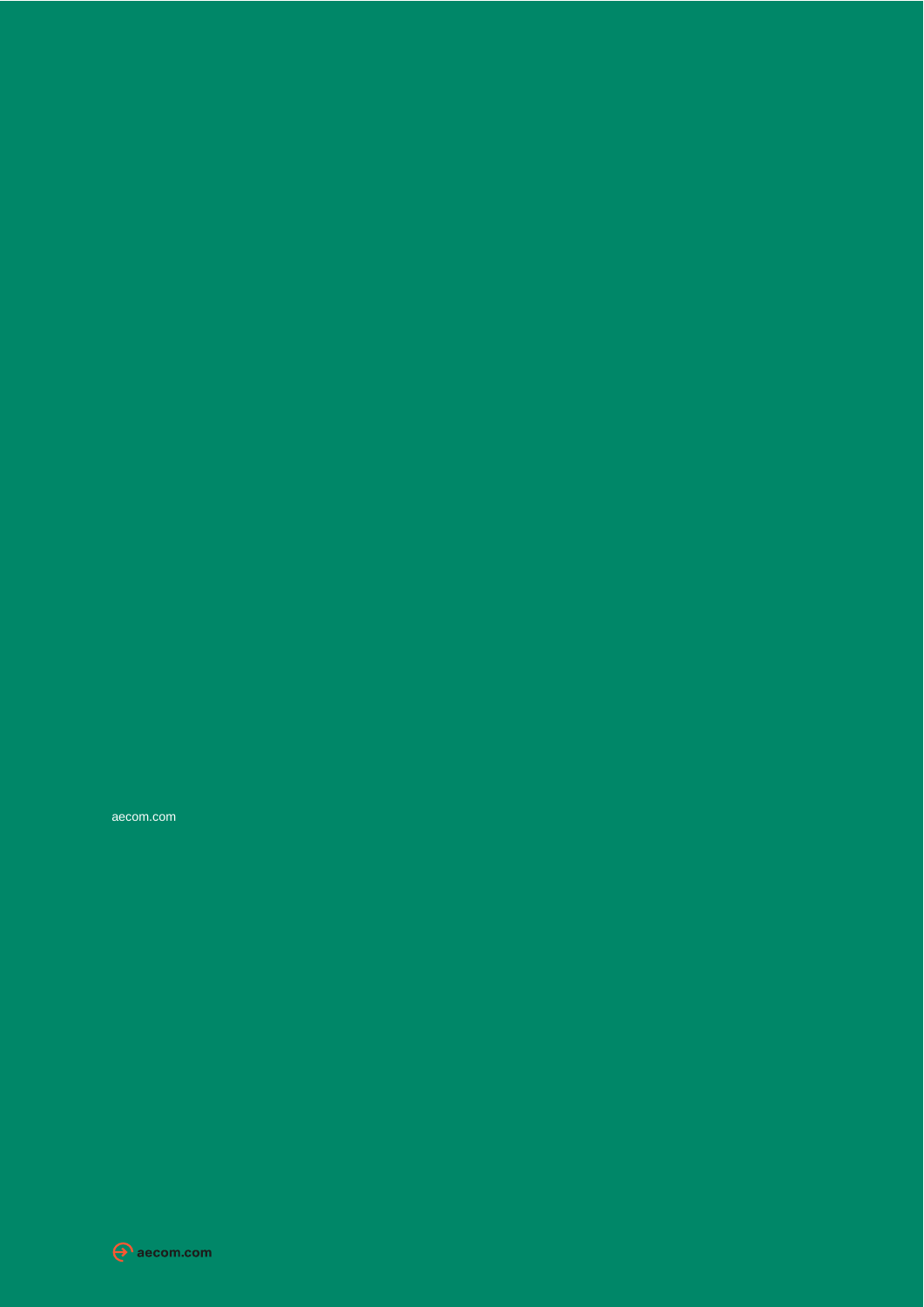aecom.com

aecom.com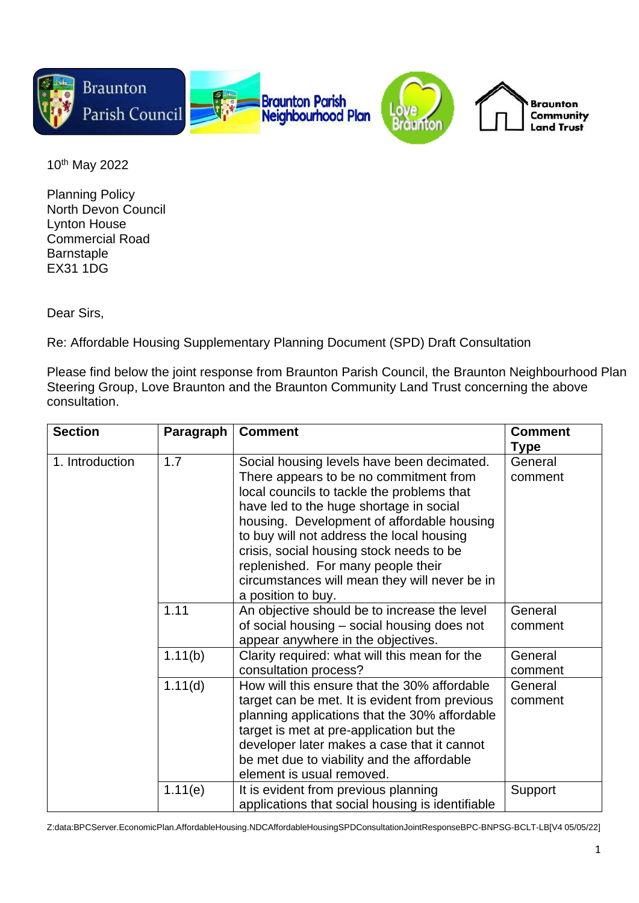Braunton Parish Council | Braunton Parish Neighbourhood Plan | Love Braunton | Braunton Community Land Trust

10th May 2022

Planning Policy
North Devon Council
Lynton House
Commercial Road
Barnstaple
EX31 1DG

Dear Sirs,

Re: Affordable Housing Supplementary Planning Document (SPD) Draft Consultation

Please find below the joint response from Braunton Parish Council, the Braunton Neighbourhood Plan Steering Group, Love Braunton and the Braunton Community Land Trust concerning the above consultation.

| Section | Paragraph | Comment | Comment Type |
|---|---|---|---|
| 1. Introduction | 1.7 | Social housing levels have been decimated. There appears to be no commitment from local councils to tackle the problems that have led to the huge shortage in social housing. Development of affordable housing to buy will not address the local housing crisis, social housing stock needs to be replenished. For many people their circumstances will mean they will never be in a position to buy. | General comment |
| | 1.11 | An objective should be to increase the level of social housing – social housing does not appear anywhere in the objectives. | General comment |
| | 1.11(b) | Clarity required: what will this mean for the consultation process? | General comment |
| | 1.11(d) | How will this ensure that the 30% affordable target can be met. It is evident from previous planning applications that the 30% affordable target is met at pre-application but the developer later makes a case that it cannot be met due to viability and the affordable element is usual removed. | General comment |
| | 1.11(e) | It is evident from previous planning applications that social housing is identifiable | Support |

Z:data:BPCServer.EconomicPlan.AffordableHousing.NDCAffordableHousingSPDConsultationJointResponseBPC-BNPSG-BCLT-LB[V4 05/05/22]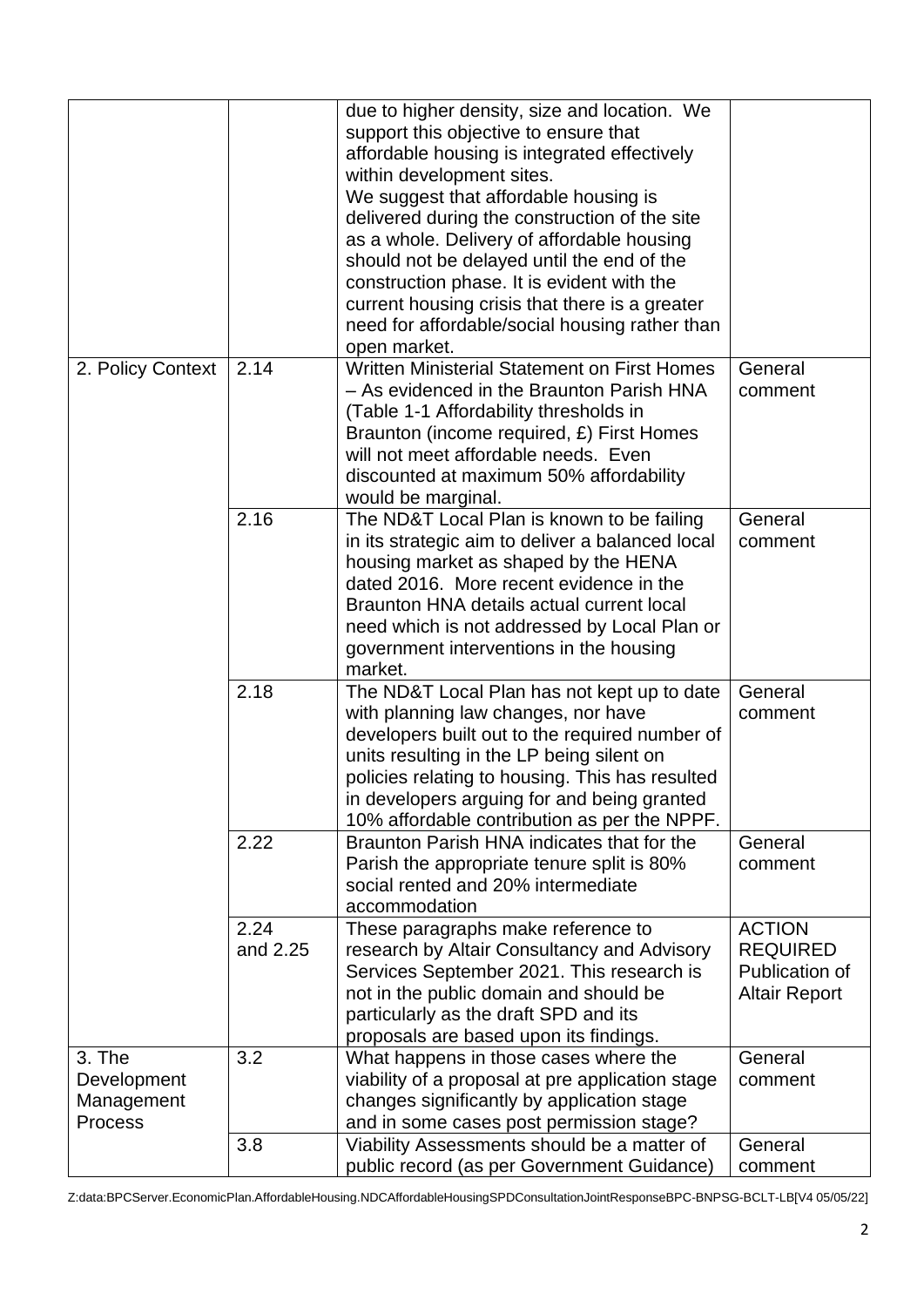| | | | |
|---|---|---|---|
| | | due to higher density, size and location. We support this objective to ensure that affordable housing is integrated effectively within development sites. We suggest that affordable housing is delivered during the construction of the site as a whole. Delivery of affordable housing should not be delayed until the end of the construction phase. It is evident with the current housing crisis that there is a greater need for affordable/social housing rather than open market. | |
| 2. Policy Context | 2.14 | Written Ministerial Statement on First Homes – As evidenced in the Braunton Parish HNA (Table 1-1 Affordability thresholds in Braunton (income required, £) First Homes will not meet affordable needs. Even discounted at maximum 50% affordability would be marginal. | General comment |
| | 2.16 | The ND&T Local Plan is known to be failing in its strategic aim to deliver a balanced local housing market as shaped by the HENA dated 2016. More recent evidence in the Braunton HNA details actual current local need which is not addressed by Local Plan or government interventions in the housing market. | General comment |
| | 2.18 | The ND&T Local Plan has not kept up to date with planning law changes, nor have developers built out to the required number of units resulting in the LP being silent on policies relating to housing. This has resulted in developers arguing for and being granted 10% affordable contribution as per the NPPF. | General comment |
| | 2.22 | Braunton Parish HNA indicates that for the Parish the appropriate tenure split is 80% social rented and 20% intermediate accommodation | General comment |
| | 2.24 and 2.25 | These paragraphs make reference to research by Altair Consultancy and Advisory Services September 2021. This research is not in the public domain and should be particularly as the draft SPD and its proposals are based upon its findings. | **ACTION REQUIRED** Publication of Altair Report |
| 3. The Development Management Process | 3.2 | What happens in those cases where the viability of a proposal at pre application stage changes significantly by application stage and in some cases post permission stage? | General comment |
| | 3.8 | Viability Assessments should be a matter of public record (as per Government Guidance) | General comment |

Z:data:BPCServer.EconomicPlan.AffordableHousing.NDCAffordableHousingSPDConsultationJointResponseBPC-BNPSG-BCLT-LB[V4 05/05/22]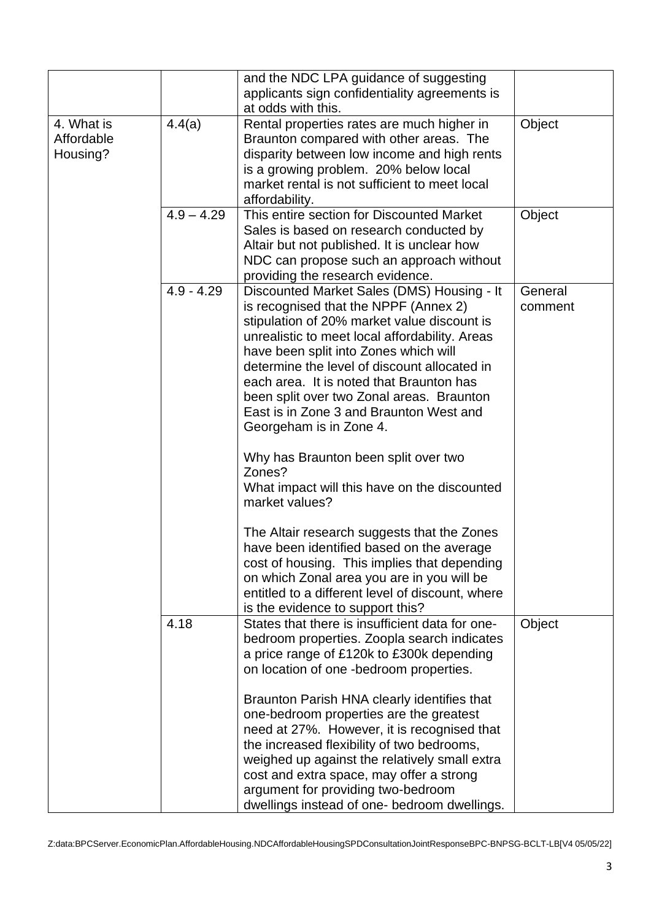| | | | |
|---|---|---|---|
| | | and the NDC LPA guidance of suggesting applicants sign confidentiality agreements is at odds with this. | |
| 4. What is Affordable Housing? | 4.4(a) | Rental properties rates are much higher in Braunton compared with other areas. The disparity between low income and high rents is a growing problem. 20% below local market rental is not sufficient to meet local affordability. | Object |
| | 4.9 – 4.29 | This entire section for Discounted Market Sales is based on research conducted by Altair but not published. It is unclear how NDC can propose such an approach without providing the research evidence. | Object |
| | 4.9 - 4.29 | Discounted Market Sales (DMS) Housing - It is recognised that the NPPF (Annex 2) stipulation of 20% market value discount is unrealistic to meet local affordability. Areas have been split into Zones which will determine the level of discount allocated in each area. It is noted that Braunton has been split over two Zonal areas. Braunton East is in Zone 3 and Braunton West and Georgeham is in Zone 4.<br><br>Why has Braunton been split over two Zones?<br>What impact will this have on the discounted market values?<br><br>The Altair research suggests that the Zones have been identified based on the average cost of housing. This implies that depending on which Zonal area you are in you will be entitled to a different level of discount, where is the evidence to support this? | General comment |
| | 4.18 | States that there is insufficient data for one-bedroom properties. Zoopla search indicates a price range of £120k to £300k depending on location of one -bedroom properties.<br><br>Braunton Parish HNA clearly identifies that one-bedroom properties are the greatest need at 27%. However, it is recognised that the increased flexibility of two bedrooms, weighed up against the relatively small extra cost and extra space, may offer a strong argument for providing two-bedroom dwellings instead of one- bedroom dwellings. | Object |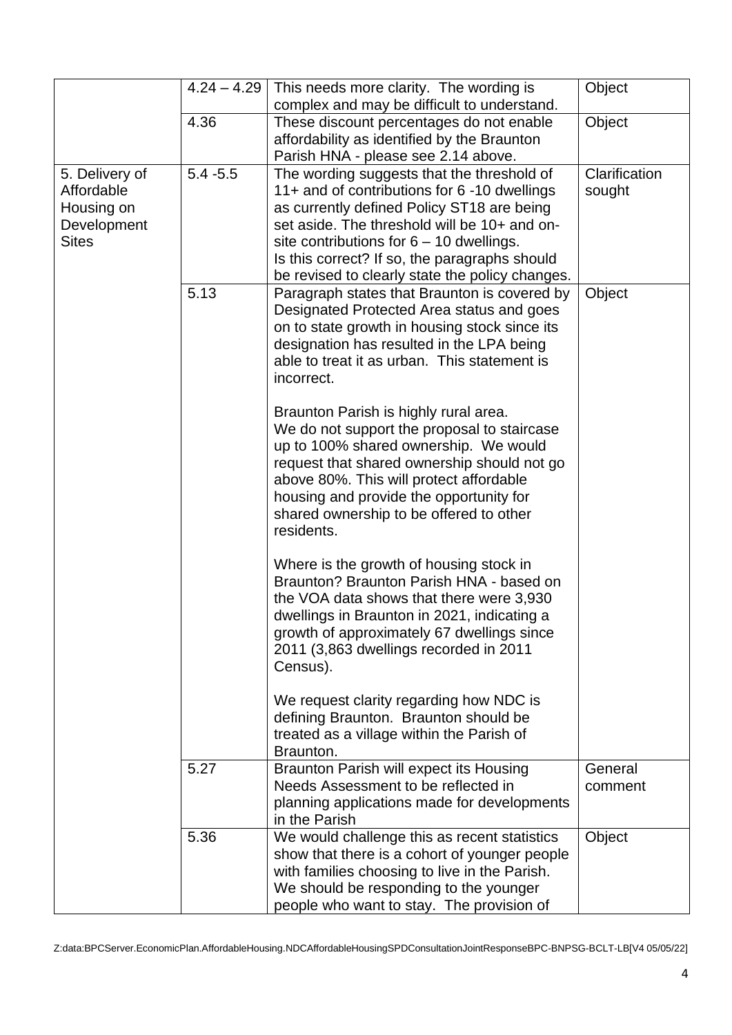|  | 4.24 – 4.29 | This needs more clarity. The wording is complex and may be difficult to understand. | Object |
|---|---|---|---|
|  | 4.36 | These discount percentages do not enable affordability as identified by the Braunton Parish HNA - please see 2.14 above. | Object |
| 5. Delivery of Affordable Housing on Development Sites | 5.4 -5.5 | The wording suggests that the threshold of 11+ and of contributions for 6 -10 dwellings as currently defined Policy ST18 are being set aside. The threshold will be 10+ and on-site contributions for 6 – 10 dwellings.<br>Is this correct? If so, the paragraphs should be revised to clearly state the policy changes. | Clarification sought |
|  | 5.13 | Paragraph states that Braunton is covered by Designated Protected Area status and goes on to state growth in housing stock since its designation has resulted in the LPA being able to treat it as urban. This statement is incorrect.<br><br>Braunton Parish is highly rural area.<br>We do not support the proposal to staircase up to 100% shared ownership. We would request that shared ownership should not go above 80%. This will protect affordable housing and provide the opportunity for shared ownership to be offered to other residents.<br><br>Where is the growth of housing stock in Braunton? Braunton Parish HNA - based on the VOA data shows that there were 3,930 dwellings in Braunton in 2021, indicating a growth of approximately 67 dwellings since 2011 (3,863 dwellings recorded in 2011 Census).<br><br>We request clarity regarding how NDC is defining Braunton. Braunton should be treated as a village within the Parish of Braunton. | Object |
|  | 5.27 | Braunton Parish will expect its Housing Needs Assessment to be reflected in planning applications made for developments in the Parish | General comment |
|  | 5.36 | We would challenge this as recent statistics show that there is a cohort of younger people with families choosing to live in the Parish. We should be responding to the younger people who want to stay. The provision of | Object |

Z:data:BPCServer.EconomicPlan.AffordableHousing.NDCAffordableHousingSPDConsultationJointResponseBPC-BNPSG-BCLT-LB[V4 05/05/22]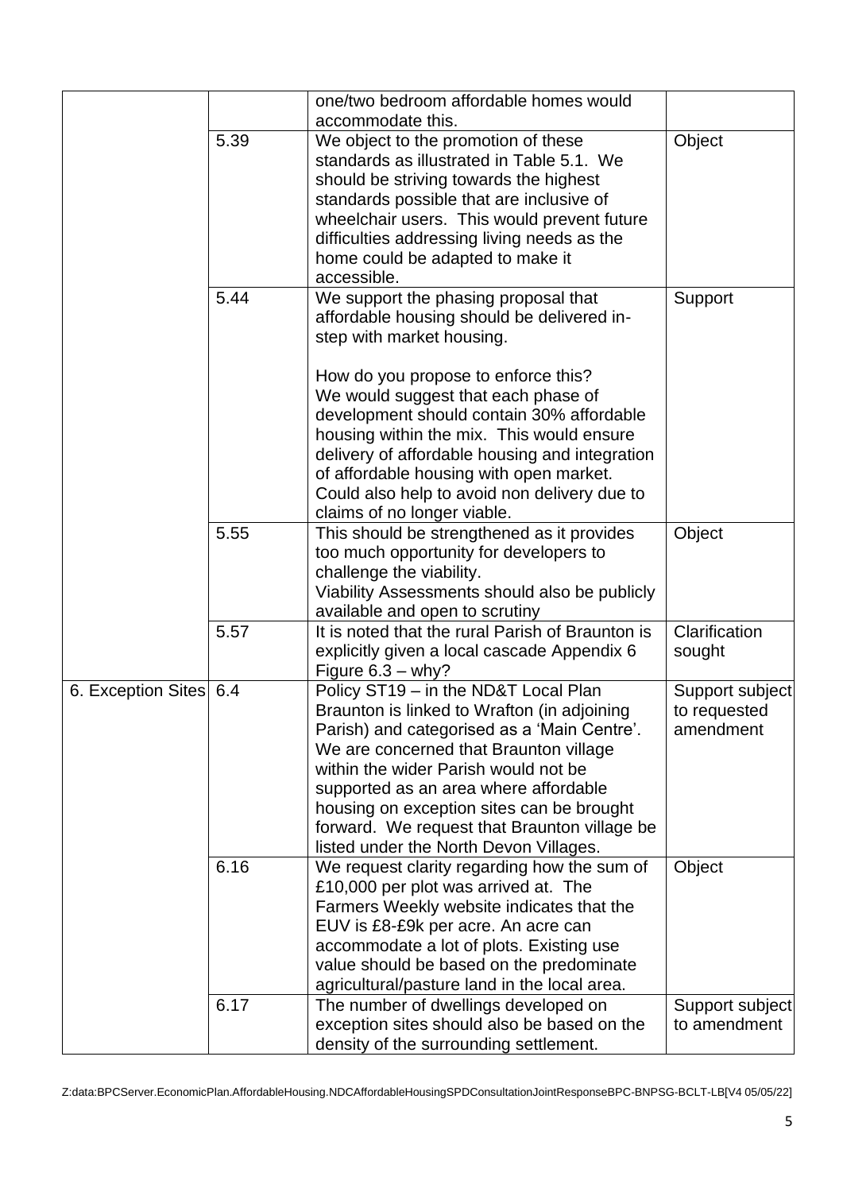| | | | |
|---|---|---|---|
| | | one/two bedroom affordable homes would accommodate this. | |
| | 5.39 | We object to the promotion of these standards as illustrated in Table 5.1. We should be striving towards the highest standards possible that are inclusive of wheelchair users. This would prevent future difficulties addressing living needs as the home could be adapted to make it accessible. | Object |
| | 5.44 | We support the phasing proposal that affordable housing should be delivered in-step with market housing.<br><br>How do you propose to enforce this?<br>We would suggest that each phase of development should contain 30% affordable housing within the mix. This would ensure delivery of affordable housing and integration of affordable housing with open market. Could also help to avoid non delivery due to claims of no longer viable. | Support |
| | 5.55 | This should be strengthened as it provides too much opportunity for developers to challenge the viability.<br>Viability Assessments should also be publicly available and open to scrutiny | Object |
| | 5.57 | It is noted that the rural Parish of Braunton is explicitly given a local cascade Appendix 6 Figure 6.3 – why? | Clarification sought |
| 6. Exception Sites | 6.4 | Policy ST19 – in the ND&T Local Plan Braunton is linked to Wrafton (in adjoining Parish) and categorised as a 'Main Centre'. We are concerned that Braunton village within the wider Parish would not be supported as an area where affordable housing on exception sites can be brought forward. We request that Braunton village be listed under the North Devon Villages. | Support subject to requested amendment |
| | 6.16 | We request clarity regarding how the sum of £10,000 per plot was arrived at. The Farmers Weekly website indicates that the EUV is £8-£9k per acre. An acre can accommodate a lot of plots. Existing use value should be based on the predominate agricultural/pasture land in the local area. | Object |
| | 6.17 | The number of dwellings developed on exception sites should also be based on the density of the surrounding settlement. | Support subject to amendment |

Z:data:BPCServer.EconomicPlan.AffordableHousing.NDCAffordableHousingSPDConsultationJointResponseBPC-BNPSG-BCLT-LB[V4 05/05/22]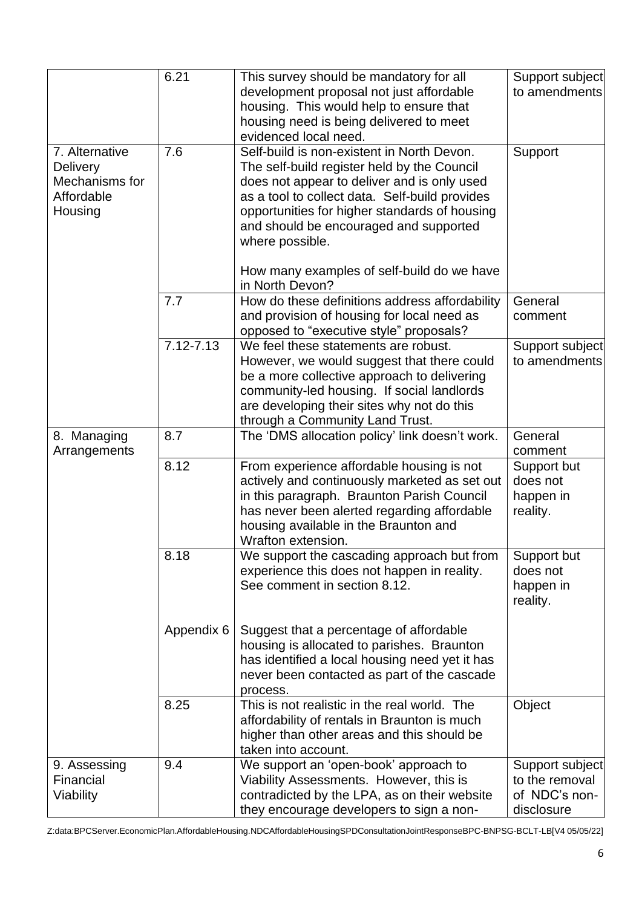| | | | |
|---|---|---|---|
| | 6.21 | This survey should be mandatory for all development proposal not just affordable housing. This would help to ensure that housing need is being delivered to meet evidenced local need. | Support subject to amendments |
| 7. Alternative Delivery Mechanisms for Affordable Housing | 7.6 | Self-build is non-existent in North Devon. The self-build register held by the Council does not appear to deliver and is only used as a tool to collect data. Self-build provides opportunities for higher standards of housing and should be encouraged and supported where possible.<br><br>How many examples of self-build do we have in North Devon? | Support |
| | 7.7 | How do these definitions address affordability and provision of housing for local need as opposed to "executive style" proposals? | General comment |
| | 7.12-7.13 | We feel these statements are robust. However, we would suggest that there could be a more collective approach to delivering community-led housing. If social landlords are developing their sites why not do this through a Community Land Trust. | Support subject to amendments |
| 8. Managing Arrangements | 8.7 | The 'DMS allocation policy' link doesn't work. | General comment |
| | 8.12 | From experience affordable housing is not actively and continuously marketed as set out in this paragraph. Braunton Parish Council has never been alerted regarding affordable housing available in the Braunton and Wrafton extension. | Support but does not happen in reality. |
| | 8.18<br><br>Appendix 6 | We support the cascading approach but from experience this does not happen in reality. See comment in section 8.12.<br><br>Suggest that a percentage of affordable housing is allocated to parishes. Braunton has identified a local housing need yet it has never been contacted as part of the cascade process. | Support but does not happen in reality. |
| | 8.25 | This is not realistic in the real world. The affordability of rentals in Braunton is much higher than other areas and this should be taken into account. | Object |
| 9. Assessing Financial Viability | 9.4 | We support an 'open-book' approach to Viability Assessments. However, this is contradicted by the LPA, as on their website they encourage developers to sign a non- | Support subject to the removal of NDC's non-disclosure |

Z:data:BPCServer.EconomicPlan.AffordableHousing.NDCAffordableHousingSPDConsultationJointResponseBPC-BNPSG-BCLT-LB[V4 05/05/22]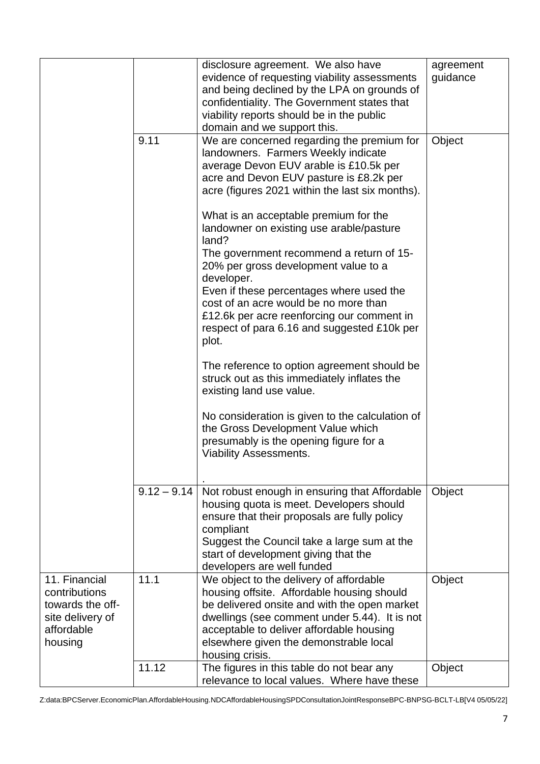| | | | |
|---|---|---|---|
| | | disclosure agreement. We also have evidence of requesting viability assessments and being declined by the LPA on grounds of confidentiality. The Government states that viability reports should be in the public domain and we support this. | agreement guidance |
| | 9.11 | We are concerned regarding the premium for landowners. Farmers Weekly indicate average Devon EUV arable is £10.5k per acre and Devon EUV pasture is £8.2k per acre (figures 2021 within the last six months).<br><br>What is an acceptable premium for the landowner on existing use arable/pasture land?<br>The government recommend a return of 15-20% per gross development value to a developer.<br>Even if these percentages where used the cost of an acre would be no more than £12.6k per acre reenforcing our comment in respect of para 6.16 and suggested £10k per plot.<br><br>The reference to option agreement should be struck out as this immediately inflates the existing land use value.<br><br>No consideration is given to the calculation of the Gross Development Value which presumably is the opening figure for a Viability Assessments.<br><br>. | Object |
| | 9.12 – 9.14 | Not robust enough in ensuring that Affordable housing quota is meet. Developers should ensure that their proposals are fully policy compliant<br>Suggest the Council take a large sum at the start of development giving that the developers are well funded | Object |
| 11. Financial contributions towards the off-site delivery of affordable housing | 11.1 | We object to the delivery of affordable housing offsite. Affordable housing should be delivered onsite and with the open market dwellings (see comment under 5.44). It is not acceptable to deliver affordable housing elsewhere given the demonstrable local housing crisis. | Object |
| | 11.12 | The figures in this table do not bear any relevance to local values. Where have these | Object |

Z:data:BPCServer.EconomicPlan.AffordableHousing.NDCAffordableHousingSPDConsultationJointResponseBPC-BNPSG-BCLT-LB[V4 05/05/22]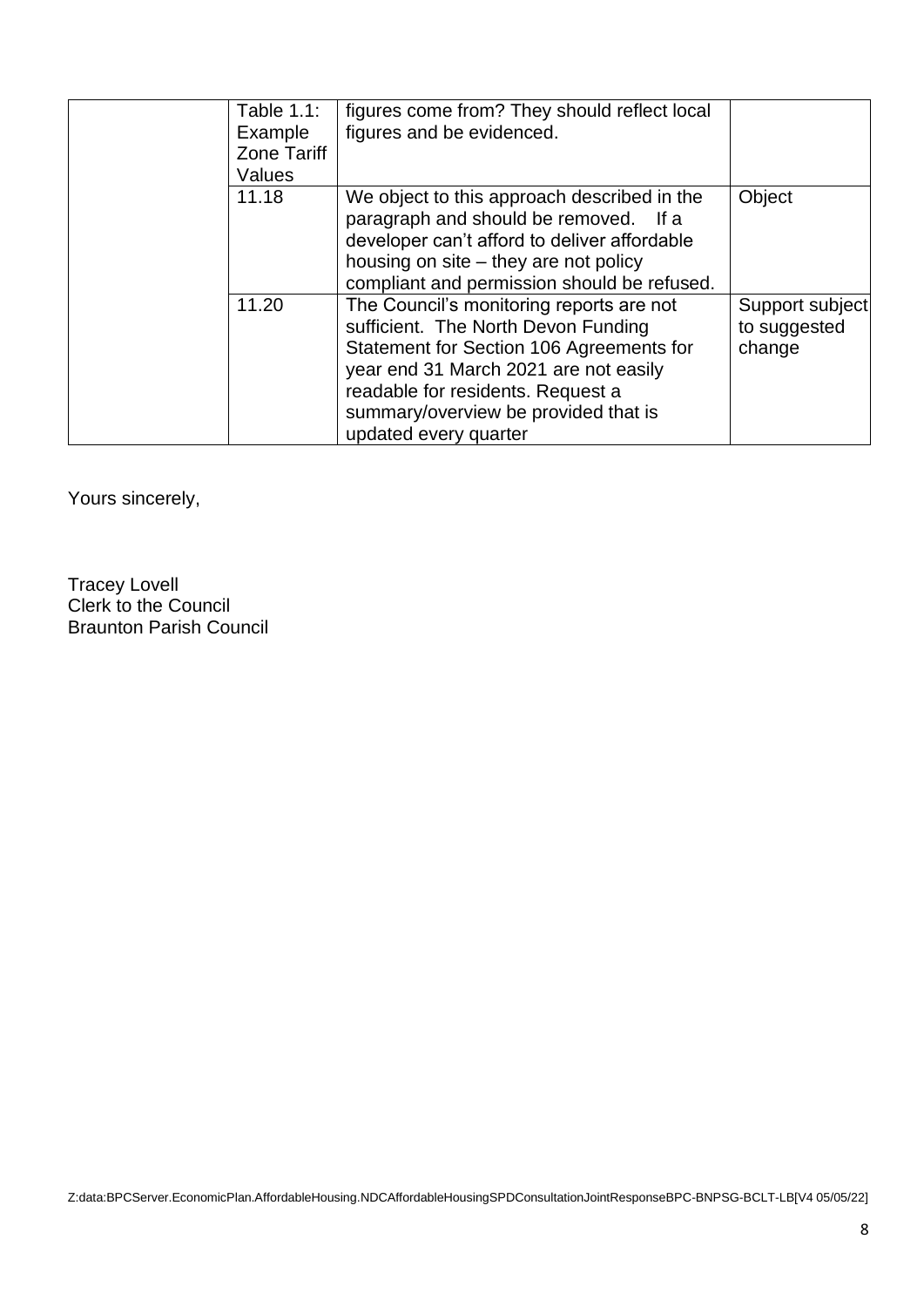| | | | |
|---|---|---|---|
| | Table 1.1: Example Zone Tariff Values | figures come from? They should reflect local figures and be evidenced. | |
| | 11.18 | We object to this approach described in the paragraph and should be removed. If a developer can't afford to deliver affordable housing on site – they are not policy compliant and permission should be refused. | Object |
| | 11.20 | The Council's monitoring reports are not sufficient. The North Devon Funding Statement for Section 106 Agreements for year end 31 March 2021 are not easily readable for residents. Request a summary/overview be provided that is updated every quarter | Support subject to suggested change |

Yours sincerely,

Tracey Lovell
Clerk to the Council
Braunton Parish Council

Z:data:BPCServer.EconomicPlan.AffordableHousing.NDCAffordableHousingSPDConsultationJointResponseBPC-BNPSG-BCLT-LB[V4 05/05/22]